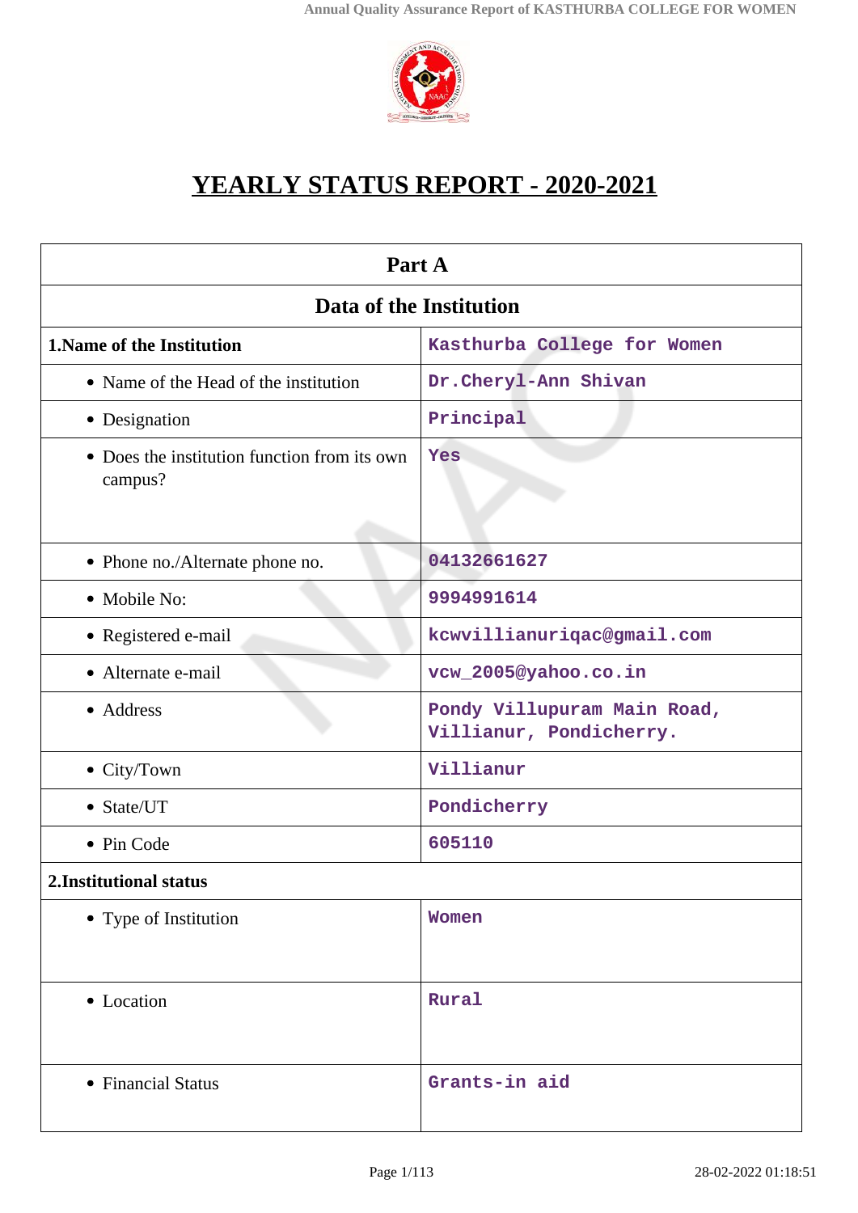# YEARLY STATUS REPORT - 2020-2021

| Part A | |
|---|---|
| **Data of the Institution** | |
| **1.Name of the Institution** | Kasthurba College for Women |
| • Name of the Head of the institution | Dr.Cheryl-Ann Shivan |
| • Designation | Principal |
| • Does the institution function from its own campus? | Yes |
| • Phone no./Alternate phone no. | 04132661627 |
| • Mobile No: | 9994991614 |
| • Registered e-mail | kcwvillianuriqac@gmail.com |
| • Alternate e-mail | vcw_2005@yahoo.co.in |
| • Address | Pondy Villupuram Main Road, Villianur, Pondicherry. |
| • City/Town | Villianur |
| • State/UT | Pondicherry |
| • Pin Code | 605110 |
| **2.Institutional status** | |
| • Type of Institution | Women |
| • Location | Rural |
| • Financial Status | Grants-in aid |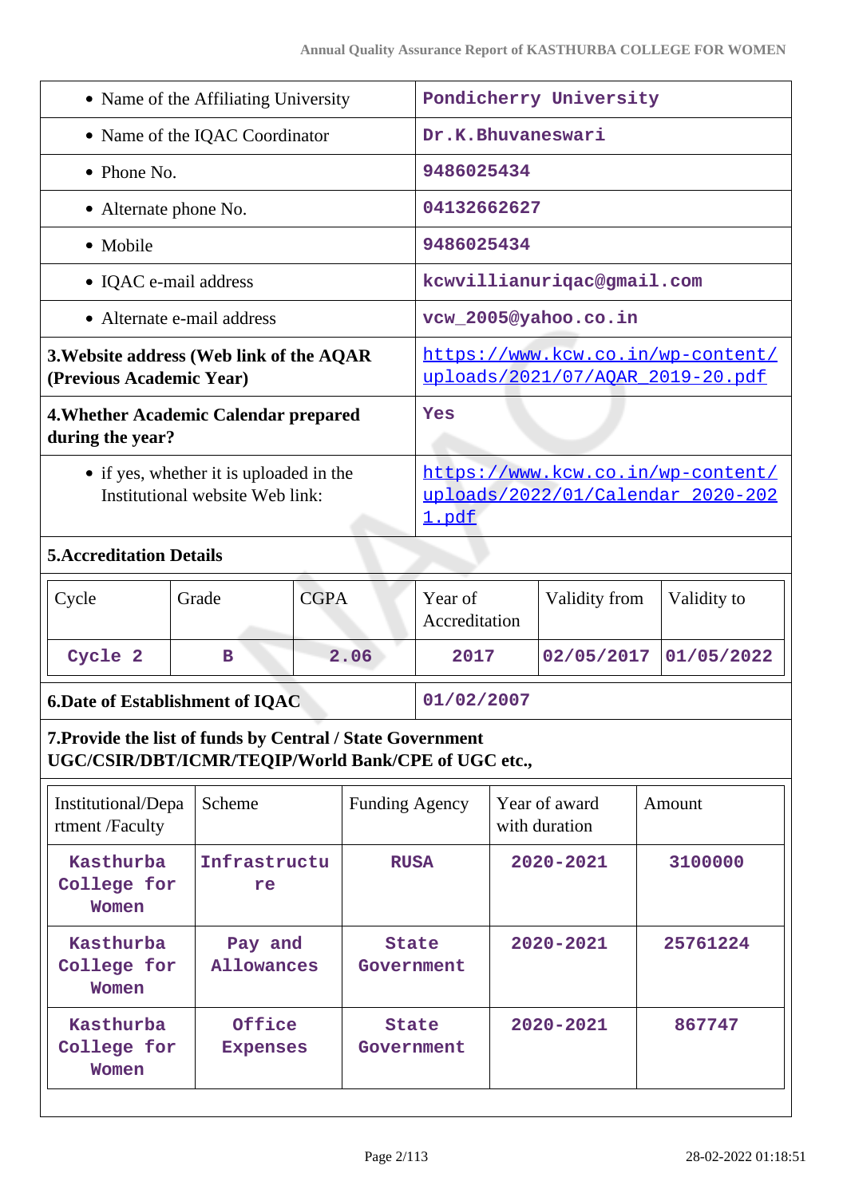| | |
|---|---|
| • Name of the Affiliating University | Pondicherry University |
| • Name of the IQAC Coordinator | Dr.K.Bhuvaneswari |
| • Phone No. | 9486025434 |
| • Alternate phone No. | 04132662627 |
| • Mobile | 9486025434 |
| • IQAC e-mail address | kcwvillianuriqac@gmail.com |
| • Alternate e-mail address | vcw_2005@yahoo.co.in |
| **3.Website address (Web link of the AQAR (Previous Academic Year)** | https://www.kcw.co.in/wp-content/uploads/2021/07/AQAR_2019-20.pdf |
| **4.Whether Academic Calendar prepared during the year?** | Yes |
| • if yes, whether it is uploaded in the Institutional website Web link: | https://www.kcw.co.in/wp-content/uploads/2022/01/Calendar_2020-2021.pdf |

**5.Accreditation Details**

| Cycle | Grade | CGPA | Year of Accreditation | Validity from | Validity to |
|---|---|---|---|---|---|
| Cycle 2 | B | 2.06 | 2017 | 02/05/2017 | 01/05/2022 |

| | |
|---|---|
| **6.Date of Establishment of IQAC** | 01/02/2007 |

**7.Provide the list of funds by Central / State Government UGC/CSIR/DBT/ICMR/TEQIP/World Bank/CPE of UGC etc.,**

| Institutional/Department /Faculty | Scheme | Funding Agency | Year of award with duration | Amount |
|---|---|---|---|---|
| Kasthurba College for Women | Infrastructure | RUSA | 2020-2021 | 3100000 |
| Kasthurba College for Women | Pay and Allowances | State Government | 2020-2021 | 25761224 |
| Kasthurba College for Women | Office Expenses | State Government | 2020-2021 | 867747 |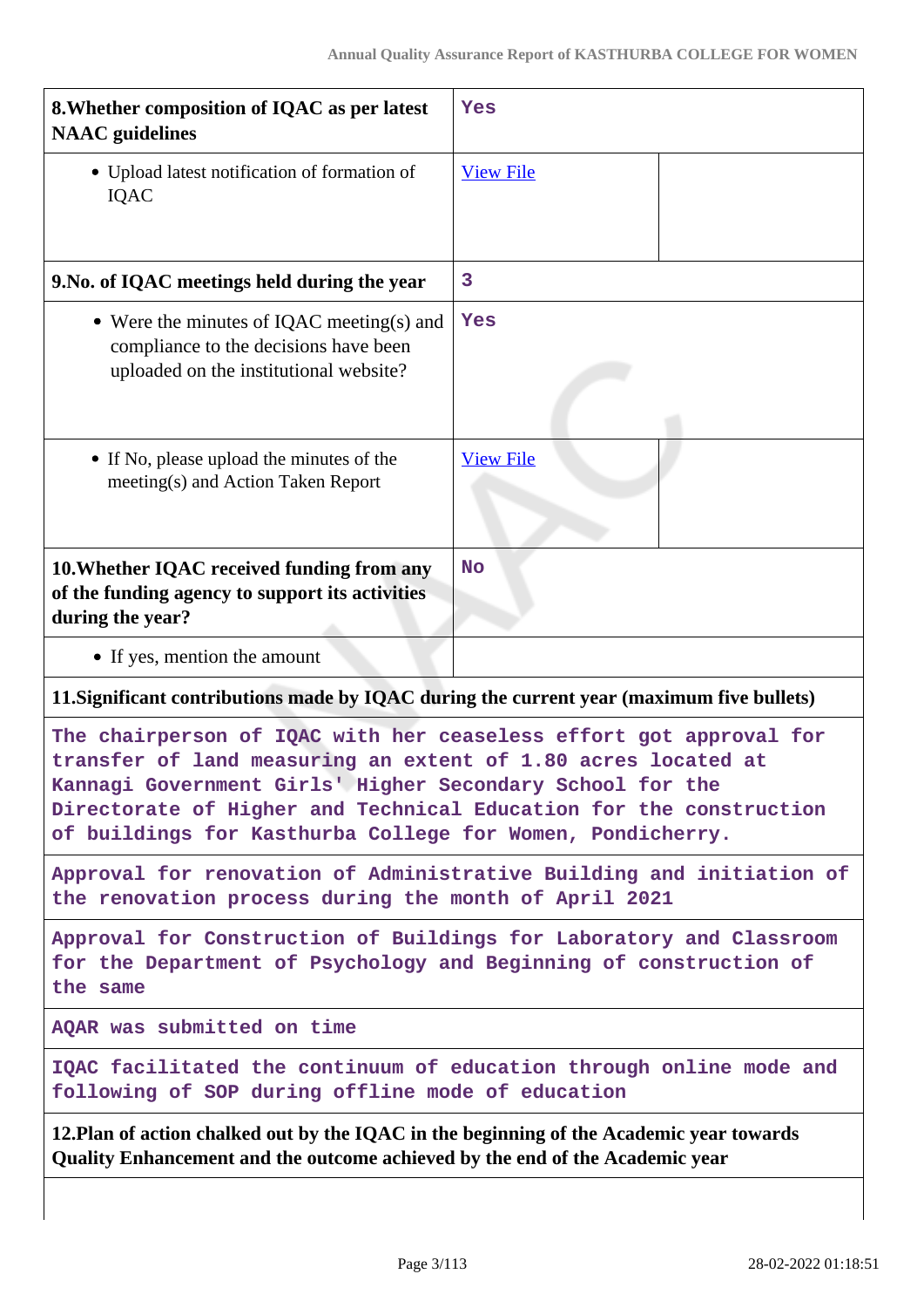| 8.Whether composition of IQAC as per latest NAAC guidelines | Yes | |
|---|---|---|
| • Upload latest notification of formation of IQAC | View File | |
| **9.No. of IQAC meetings held during the year** | 3 | |
| • Were the minutes of IQAC meeting(s) and compliance to the decisions have been uploaded on the institutional website? | Yes | |
| • If No, please upload the minutes of the meeting(s) and Action Taken Report | View File | |
| **10.Whether IQAC received funding from any of the funding agency to support its activities during the year?** | No | |
| • If yes, mention the amount | | |

**11.Significant contributions made by IQAC during the current year (maximum five bullets)**

The chairperson of IQAC with her ceaseless effort got approval for transfer of land measuring an extent of 1.80 acres located at Kannagi Government Girls' Higher Secondary School for the Directorate of Higher and Technical Education for the construction of buildings for Kasthurba College for Women, Pondicherry.

Approval for renovation of Administrative Building and initiation of the renovation process during the month of April 2021

Approval for Construction of Buildings for Laboratory and Classroom for the Department of Psychology and Beginning of construction of the same

AQAR was submitted on time

IQAC facilitated the continuum of education through online mode and following of SOP during offline mode of education

**12.Plan of action chalked out by the IQAC in the beginning of the Academic year towards Quality Enhancement and the outcome achieved by the end of the Academic year**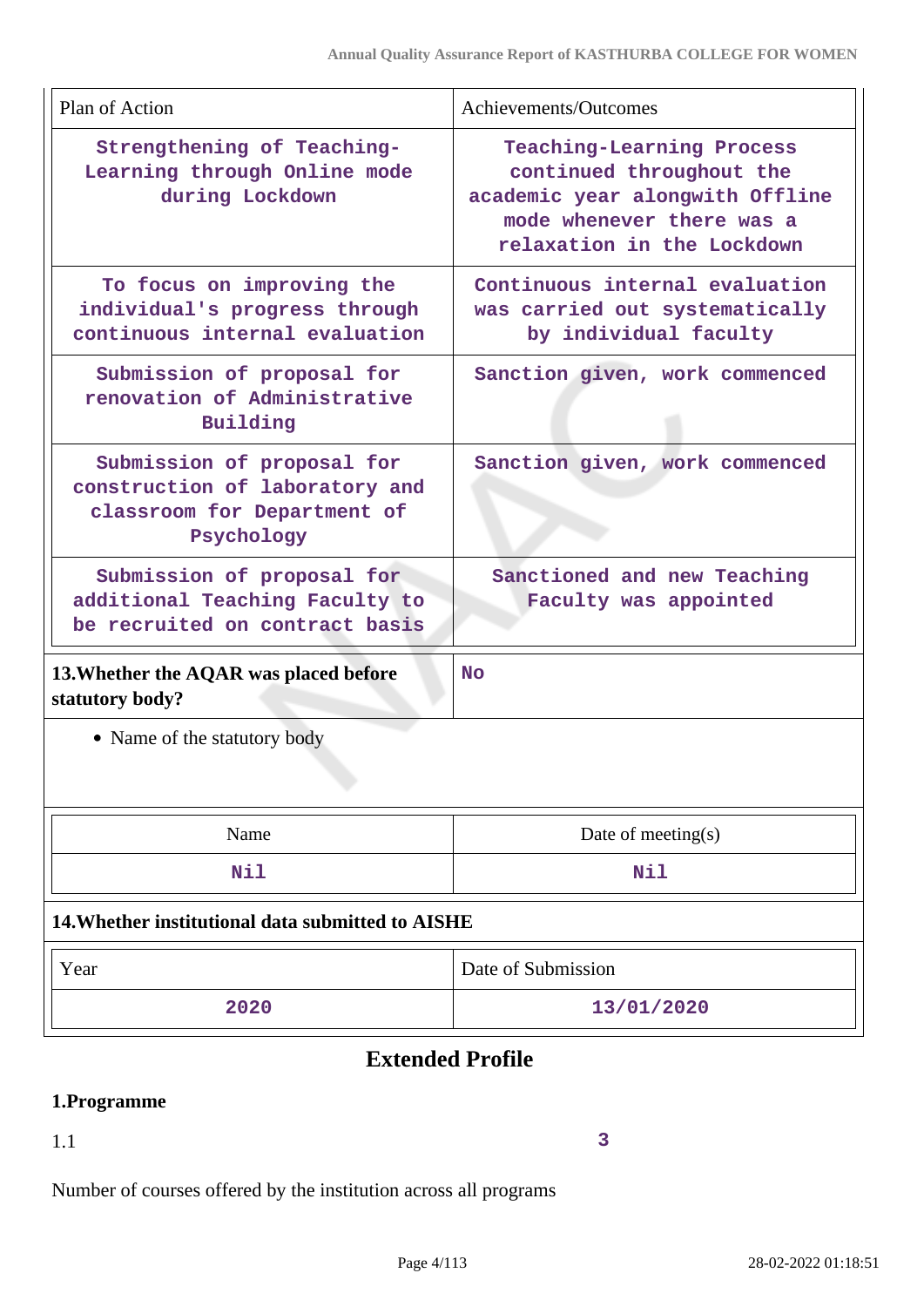| Plan of Action | Achievements/Outcomes |
|---|---|
| Strengthening of Teaching-Learning through Online mode during Lockdown | Teaching-Learning Process continued throughout the academic year alongwith Offline mode whenever there was a relaxation in the Lockdown |
| To focus on improving the individual's progress through continuous internal evaluation | Continuous internal evaluation was carried out systematically by individual faculty |
| Submission of proposal for renovation of Administrative Building | Sanction given, work commenced |
| Submission of proposal for construction of laboratory and classroom for Department of Psychology | Sanction given, work commenced |
| Submission of proposal for additional Teaching Faculty to be recruited on contract basis | Sanctioned and new Teaching Faculty was appointed |

| **13.Whether the AQAR was placed before statutory body?** | No |
|---|---|

- Name of the statutory body

| Name | Date of meeting(s) |
|---|---|
| Nil | Nil |

**14.Whether institutional data submitted to AISHE**

| Year | Date of Submission |
|---|---|
| 2020 | 13/01/2020 |

## Extended Profile

### 1.Programme

| 1.1 | 3 |
|---|---|

Number of courses offered by the institution across all programs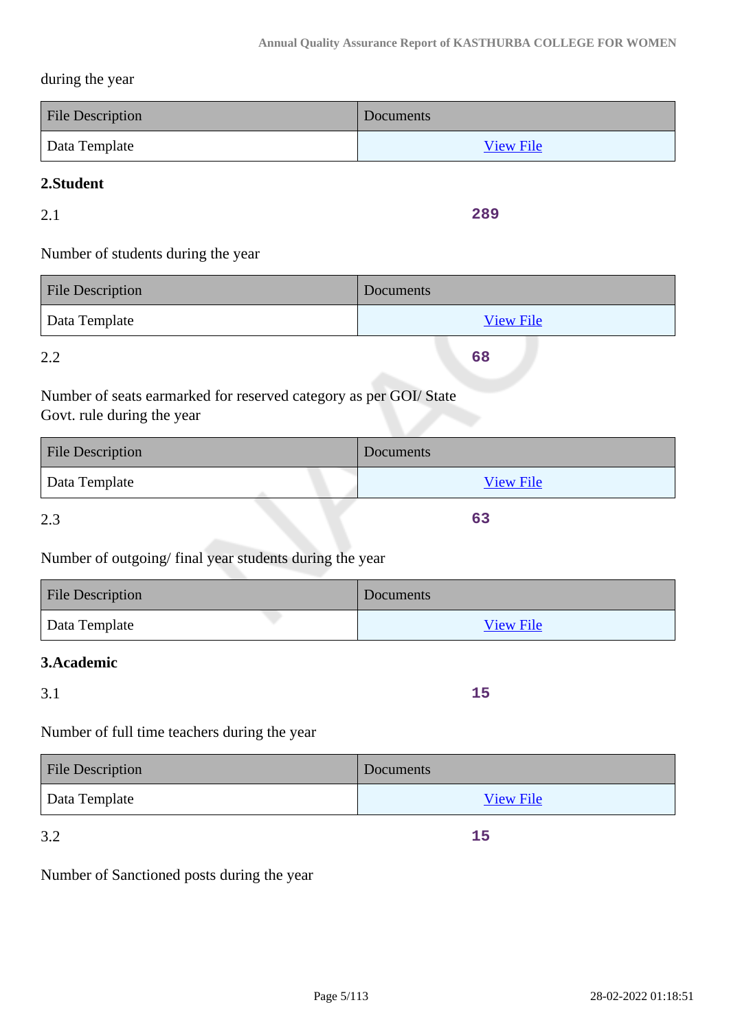during the year

| File Description | Documents |
|---|---|
| Data Template | View File |

**2.Student**

2.1 **289**

Number of students during the year

| File Description | Documents |
|---|---|
| Data Template | View File |

2.2 **68**

Number of seats earmarked for reserved category as per GOI/ State Govt. rule during the year

| File Description | Documents |
|---|---|
| Data Template | View File |

2.3 **63**

Number of outgoing/ final year students during the year

| File Description | Documents |
|---|---|
| Data Template | View File |

**3.Academic**

3.1 **15**

Number of full time teachers during the year

| File Description | Documents |
|---|---|
| Data Template | View File |

3.2 **15**

Number of Sanctioned posts during the year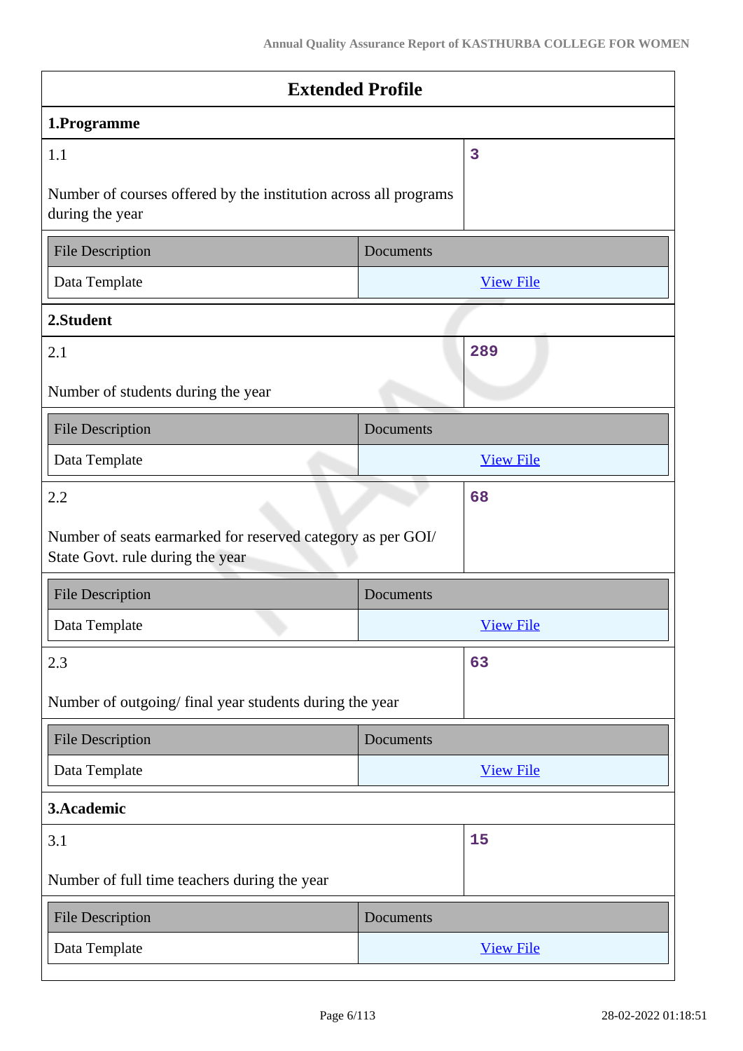## Extended Profile

### 1.Programme

| 1.1 | 3 |
|---|---|
| Number of courses offered by the institution across all programs during the year | |

| File Description | Documents |
|---|---|
| Data Template | View File |

### 2.Student

| 2.1 | 289 |
|---|---|
| Number of students during the year | |

| File Description | Documents |
|---|---|
| Data Template | View File |

| 2.2 | 68 |
|---|---|
| Number of seats earmarked for reserved category as per GOI/ State Govt. rule during the year | |

| File Description | Documents |
|---|---|
| Data Template | View File |

| 2.3 | 63 |
|---|---|
| Number of outgoing/ final year students during the year | |

| File Description | Documents |
|---|---|
| Data Template | View File |

### 3.Academic

| 3.1 | 15 |
|---|---|
| Number of full time teachers during the year | |

| File Description | Documents |
|---|---|
| Data Template | View File |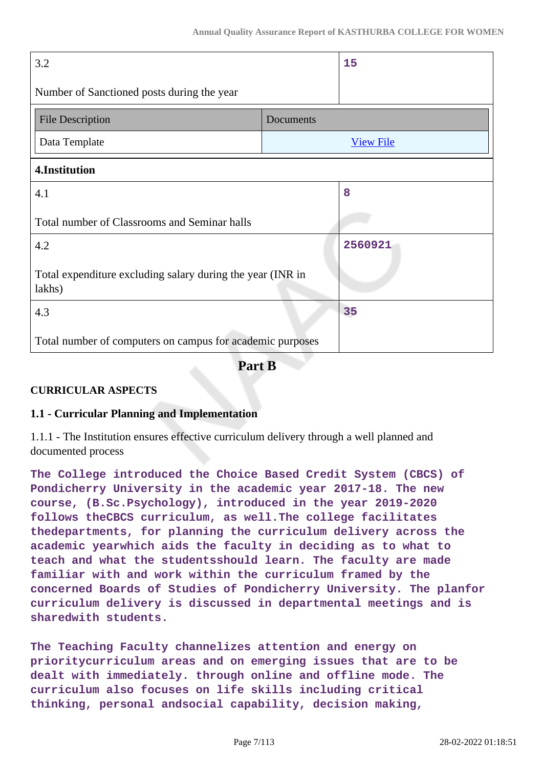| 3.2<br><br>Number of Sanctioned posts during the year | 15 |
|---|---|

| File Description | Documents |
|---|---|
| Data Template | [View File]() |

| **4.Institution** | |
|---|---|
| 4.1<br><br>Total number of Classrooms and Seminar halls | 8 |
| 4.2<br><br>Total expenditure excluding salary during the year (INR in lakhs) | 2560921 |
| 4.3<br><br>Total number of computers on campus for academic purposes | 35 |

## Part B

### CURRICULAR ASPECTS

#### 1.1 - Curricular Planning and Implementation

1.1.1 - The Institution ensures effective curriculum delivery through a well planned and documented process

The College introduced the Choice Based Credit System (CBCS) of Pondicherry University in the academic year 2017-18. The new course, (B.Sc.Psychology), introduced in the year 2019-2020 follows theCBCS curriculum, as well.The college facilitates thedepartments, for planning the curriculum delivery across the academic yearwhich aids the faculty in deciding as to what to teach and what the studentsshould learn. The faculty are made familiar with and work within the curriculum framed by the concerned Boards of Studies of Pondicherry University. The planfor curriculum delivery is discussed in departmental meetings and is sharedwith students.

The Teaching Faculty channelizes attention and energy on prioritycurriculum areas and on emerging issues that are to be dealt with immediately. through online and offline mode. The curriculum also focuses on life skills including critical thinking, personal andsocial capability, decision making,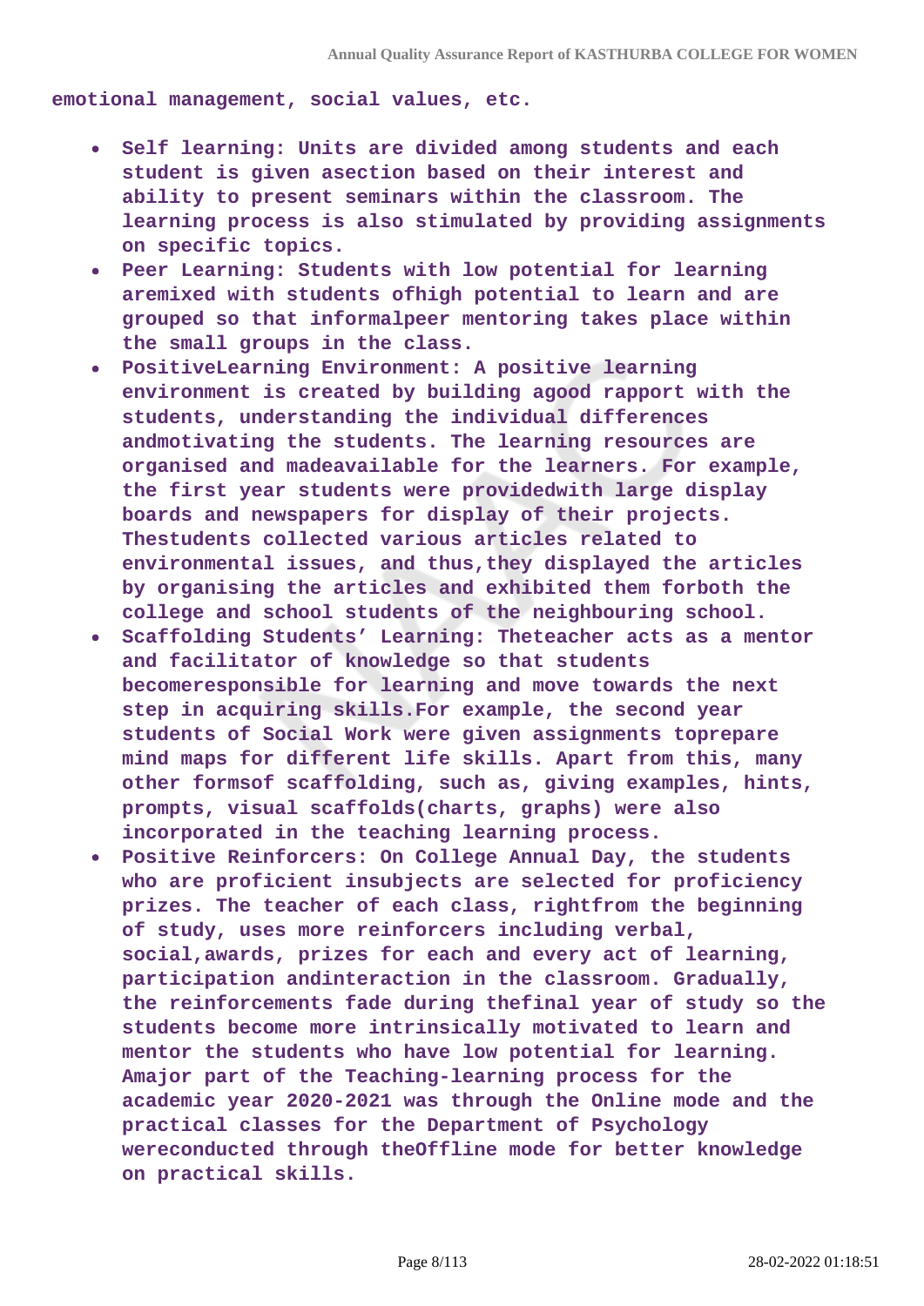emotional management, social values, etc.

- **Self learning: Units are divided among students and each student is given asection based on their interest and ability to present seminars within the classroom. The learning process is also stimulated by providing assignments on specific topics.**
- **Peer Learning: Students with low potential for learning aremixed with students ofhigh potential to learn and are grouped so that informalpeer mentoring takes place within the small groups in the class.**
- **PositiveLearning Environment: A positive learning environment is created by building agood rapport with the students, understanding the individual differences andmotivating the students. The learning resources are organised and madeavailable for the learners. For example, the first year students were providedwith large display boards and newspapers for display of their projects. Thestudents collected various articles related to environmental issues, and thus,they displayed the articles by organising the articles and exhibited them forboth the college and school students of the neighbouring school.**
- **Scaffolding Students' Learning: Theteacher acts as a mentor and facilitator of knowledge so that students becomeresponsible for learning and move towards the next step in acquiring skills.For example, the second year students of Social Work were given assignments toprepare mind maps for different life skills. Apart from this, many other formsof scaffolding, such as, giving examples, hints, prompts, visual scaffolds(charts, graphs) were also incorporated in the teaching learning process.**
- **Positive Reinforcers: On College Annual Day, the students who are proficient insubjects are selected for proficiency prizes. The teacher of each class, rightfrom the beginning of study, uses more reinforcers including verbal, social,awards, prizes for each and every act of learning, participation andinteraction in the classroom. Gradually, the reinforcements fade during thefinal year of study so the students become more intrinsically motivated to learn and mentor the students who have low potential for learning. Amajor part of the Teaching-learning process for the academic year 2020-2021 was through the Online mode and the practical classes for the Department of Psychology wereconducted through theOffline mode for better knowledge on practical skills.**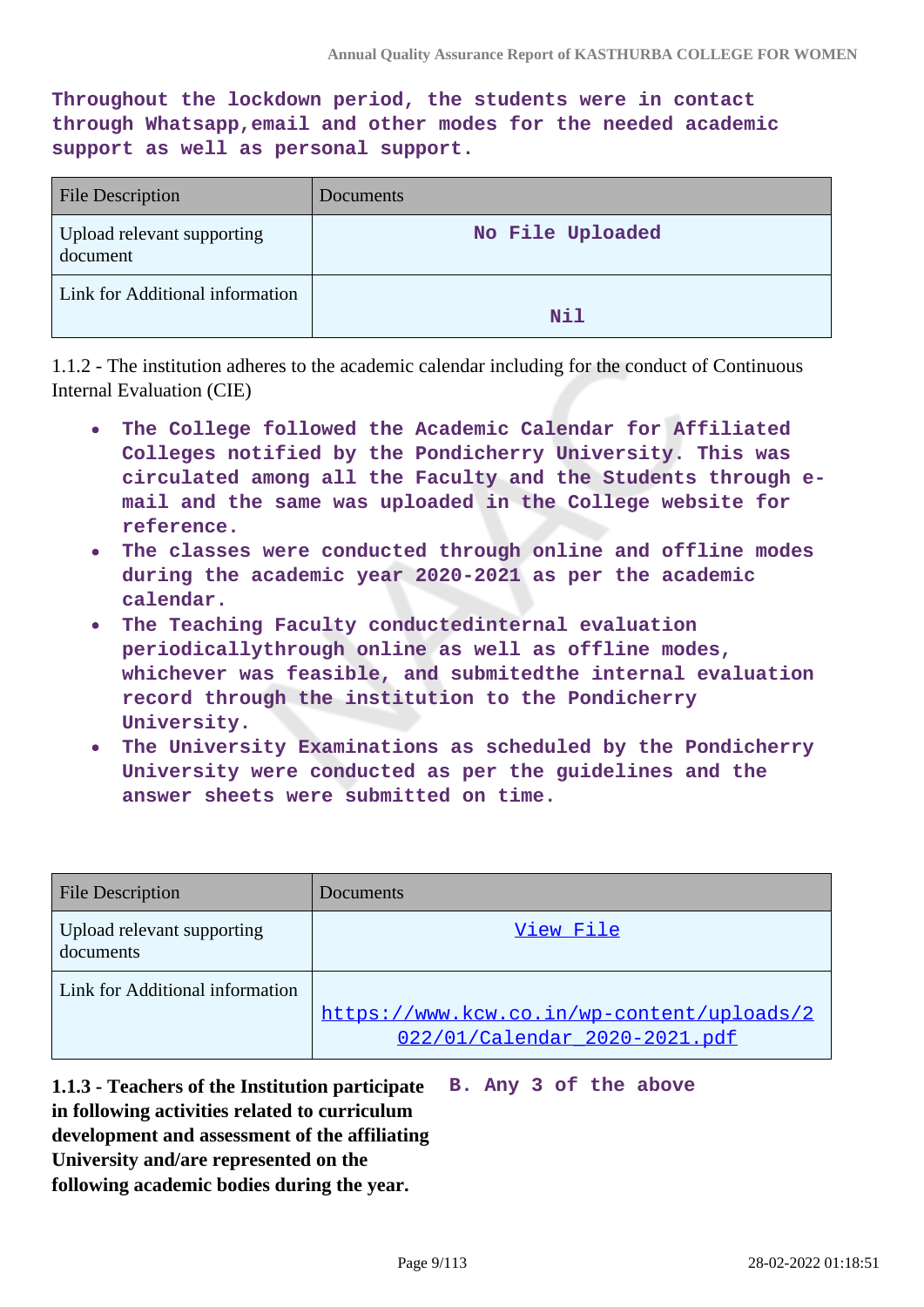**Throughout the lockdown period, the students were in contact through Whatsapp,email and other modes for the needed academic support as well as personal support.**

| File Description | Documents |
|---|---|
| Upload relevant supporting document | No File Uploaded |
| Link for Additional information | Nil |

1.1.2 - The institution adheres to the academic calendar including for the conduct of Continuous Internal Evaluation (CIE)

- **The College followed the Academic Calendar for Affiliated Colleges notified by the Pondicherry University. This was circulated among all the Faculty and the Students through e-mail and the same was uploaded in the College website for reference.**
- **The classes were conducted through online and offline modes during the academic year 2020-2021 as per the academic calendar.**
- **The Teaching Faculty conductedinternal evaluation periodicallythrough online as well as offline modes, whichever was feasible, and submitedthe internal evaluation record through the institution to the Pondicherry University.**
- **The University Examinations as scheduled by the Pondicherry University were conducted as per the guidelines and the answer sheets were submitted on time.**

| File Description | Documents |
|---|---|
| Upload relevant supporting documents | View File |
| Link for Additional information | https://www.kcw.co.in/wp-content/uploads/2022/01/Calendar_2020-2021.pdf |

**1.1.3 - Teachers of the Institution participate in following activities related to curriculum development and assessment of the affiliating University and/are represented on the following academic bodies during the year.**

**B. Any 3 of the above**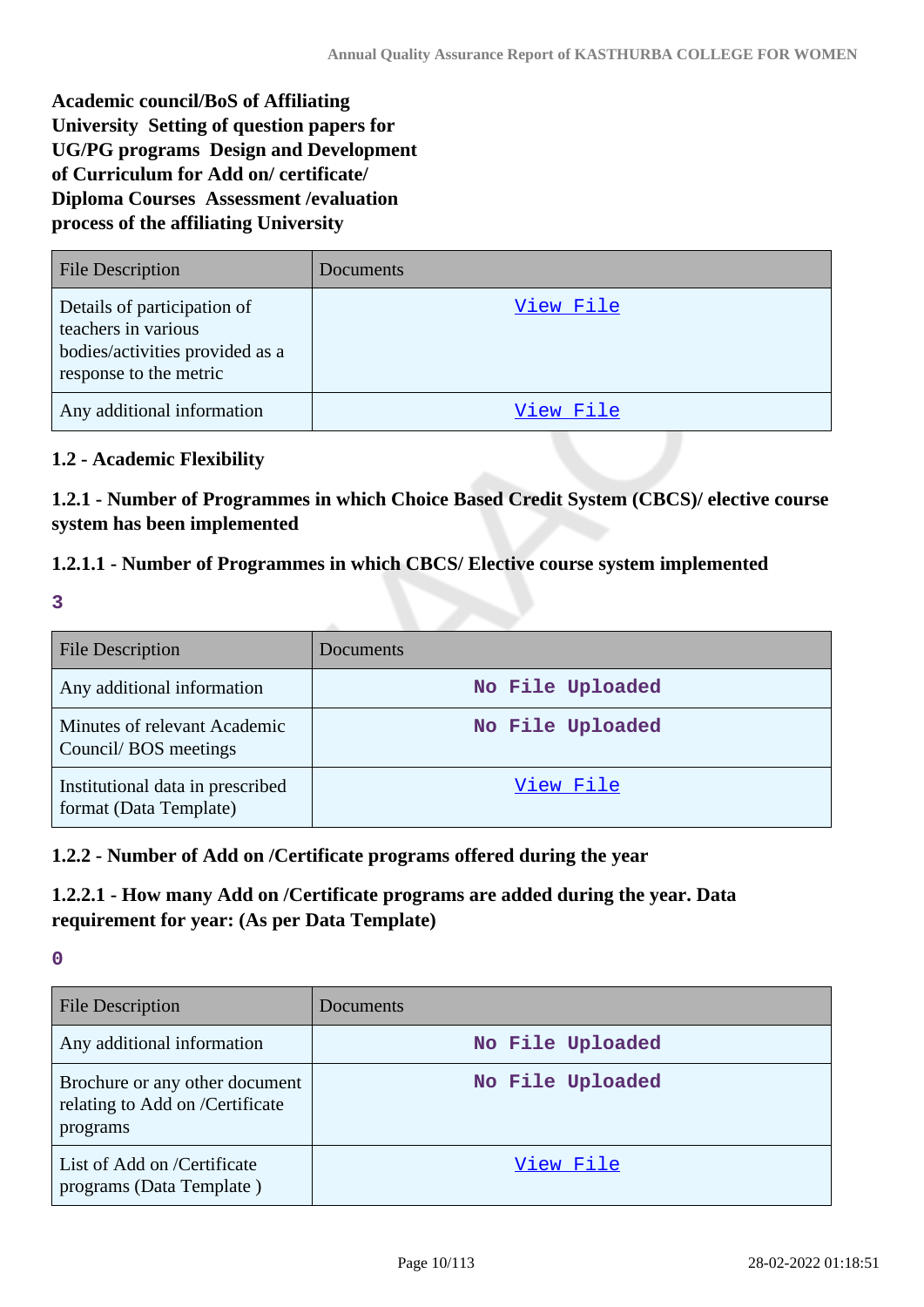**Academic council/BoS of Affiliating University Setting of question papers for UG/PG programs Design and Development of Curriculum for Add on/ certificate/ Diploma Courses Assessment /evaluation process of the affiliating University**

| File Description | Documents |
| --- | --- |
| Details of participation of teachers in various bodies/activities provided as a response to the metric | View File |
| Any additional information | View File |

### 1.2 - Academic Flexibility

#### 1.2.1 - Number of Programmes in which Choice Based Credit System (CBCS)/ elective course system has been implemented

#### 1.2.1.1 - Number of Programmes in which CBCS/ Elective course system implemented

**3**

| File Description | Documents |
| --- | --- |
| Any additional information | No File Uploaded |
| Minutes of relevant Academic Council/ BOS meetings | No File Uploaded |
| Institutional data in prescribed format (Data Template) | View File |

#### 1.2.2 - Number of Add on /Certificate programs offered during the year

#### 1.2.2.1 - How many Add on /Certificate programs are added during the year. Data requirement for year: (As per Data Template)

**0**

| File Description | Documents |
| --- | --- |
| Any additional information | No File Uploaded |
| Brochure or any other document relating to Add on /Certificate programs | No File Uploaded |
| List of Add on /Certificate programs (Data Template ) | View File |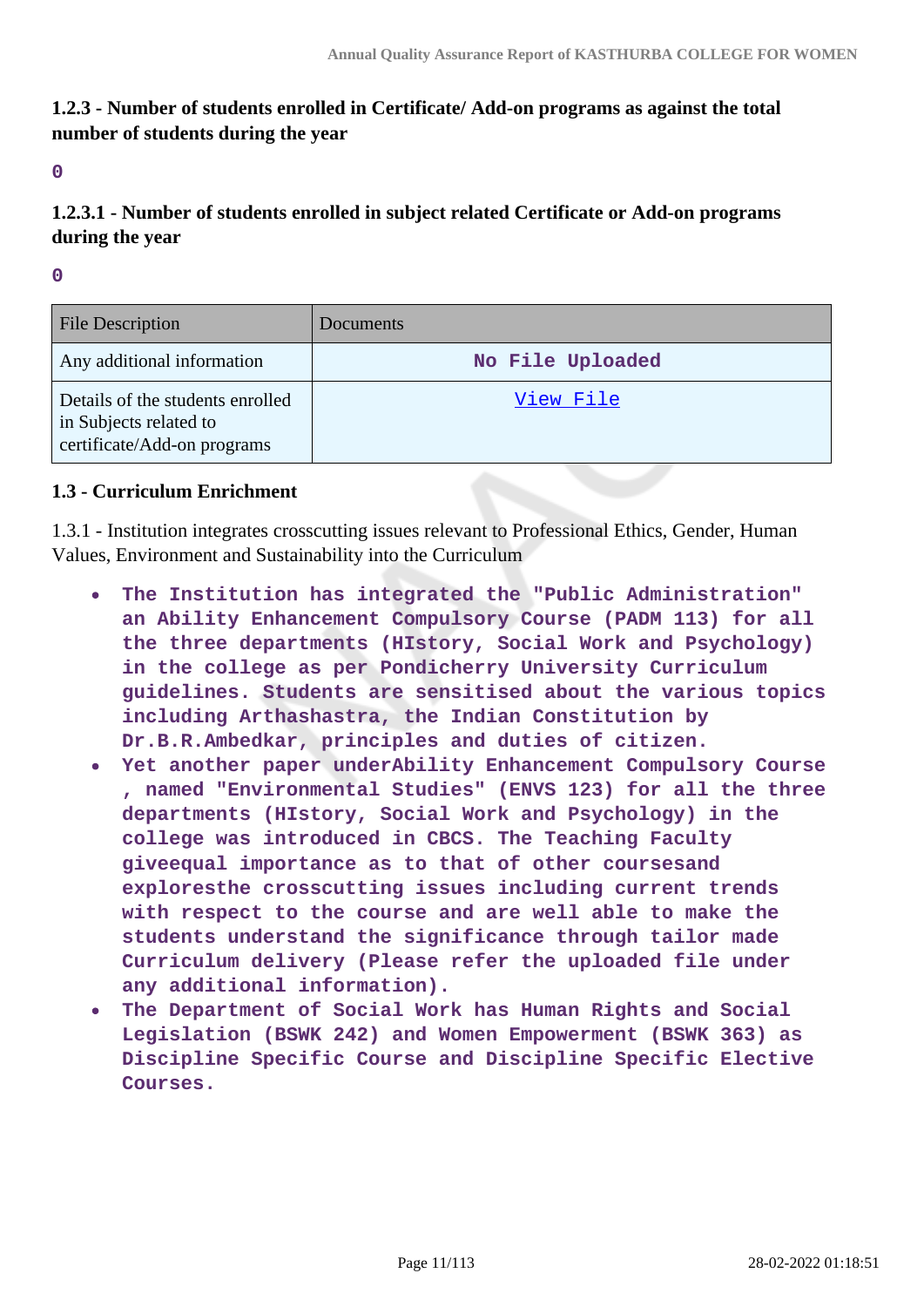### 1.2.3 - Number of students enrolled in Certificate/ Add-on programs as against the total number of students during the year

**0**

### 1.2.3.1 - Number of students enrolled in subject related Certificate or Add-on programs during the year

**0**

| File Description | Documents |
| --- | --- |
| Any additional information | No File Uploaded |
| Details of the students enrolled in Subjects related to certificate/Add-on programs | View File |

### 1.3 - Curriculum Enrichment

1.3.1 - Institution integrates crosscutting issues relevant to Professional Ethics, Gender, Human Values, Environment and Sustainability into the Curriculum

- **The Institution has integrated the "Public Administration" an Ability Enhancement Compulsory Course (PADM 113) for all the three departments (HIstory, Social Work and Psychology) in the college as per Pondicherry University Curriculum guidelines. Students are sensitised about the various topics including Arthashastra, the Indian Constitution by Dr.B.R.Ambedkar, principles and duties of citizen.**
- **Yet another paper underAbility Enhancement Compulsory Course , named "Environmental Studies" (ENVS 123) for all the three departments (HIstory, Social Work and Psychology) in the college was introduced in CBCS. The Teaching Faculty giveequal importance as to that of other coursesand exploresthe crosscutting issues including current trends with respect to the course and are well able to make the students understand the significance through tailor made Curriculum delivery (Please refer the uploaded file under any additional information).**
- **The Department of Social Work has Human Rights and Social Legislation (BSWK 242) and Women Empowerment (BSWK 363) as Discipline Specific Course and Discipline Specific Elective Courses.**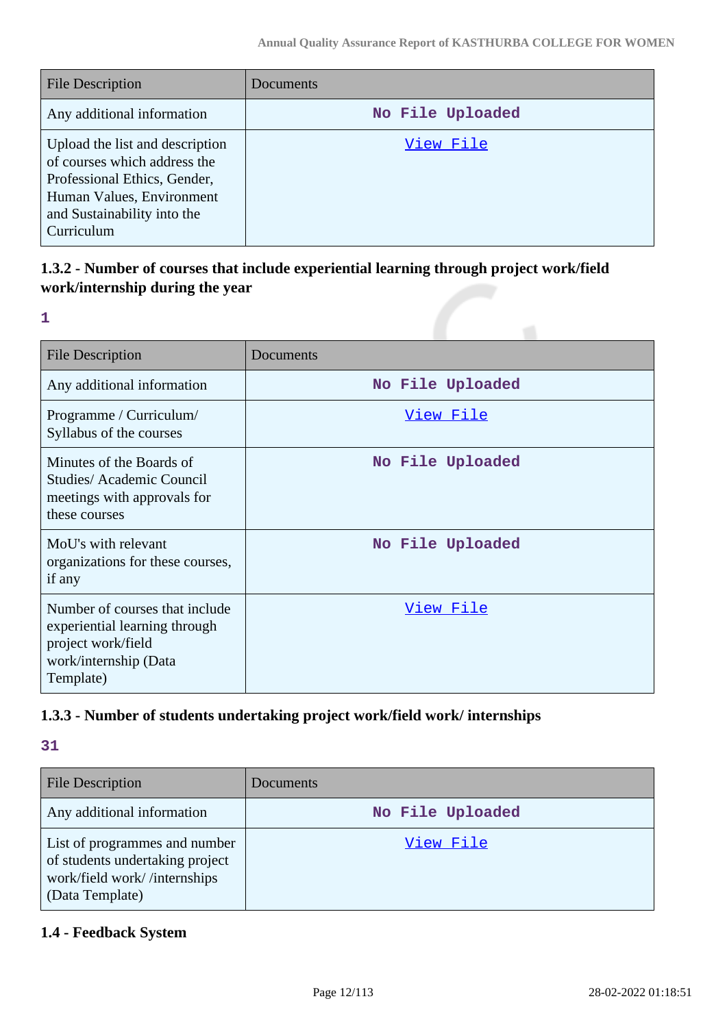| File Description | Documents |
|---|---|
| Any additional information | No File Uploaded |
| Upload the list and description of courses which address the Professional Ethics, Gender, Human Values, Environment and Sustainability into the Curriculum | View File |

### 1.3.2 - Number of courses that include experiential learning through project work/field work/internship during the year

1

| File Description | Documents |
|---|---|
| Any additional information | No File Uploaded |
| Programme / Curriculum/ Syllabus of the courses | View File |
| Minutes of the Boards of Studies/ Academic Council meetings with approvals for these courses | No File Uploaded |
| MoU's with relevant organizations for these courses, if any | No File Uploaded |
| Number of courses that include experiential learning through project work/field work/internship (Data Template) | View File |

### 1.3.3 - Number of students undertaking project work/field work/ internships

31

| File Description | Documents |
|---|---|
| Any additional information | No File Uploaded |
| List of programmes and number of students undertaking project work/field work/ /internships (Data Template) | View File |

## 1.4 - Feedback System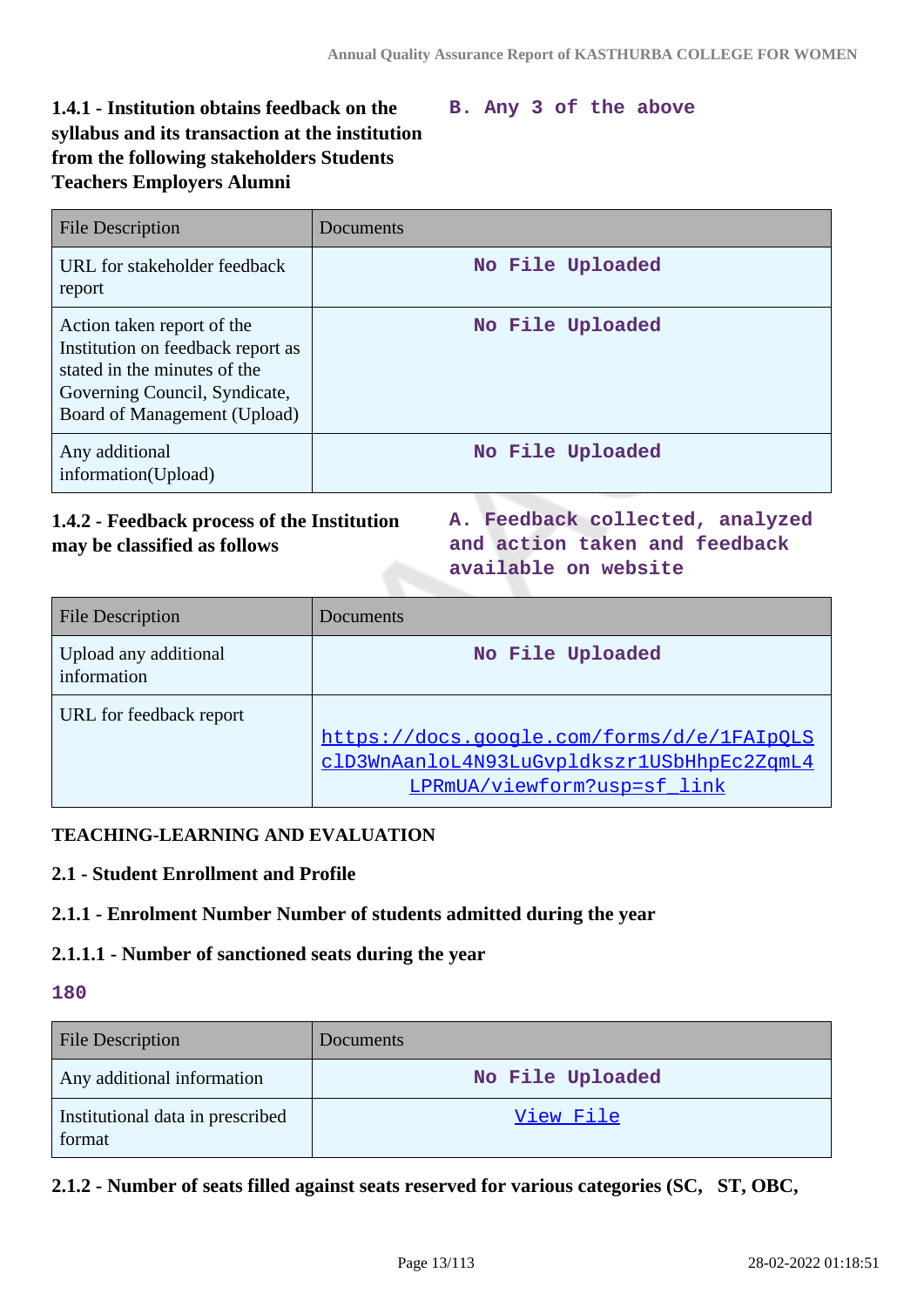**1.4.1 - Institution obtains feedback on the syllabus and its transaction at the institution from the following stakeholders Students Teachers Employers Alumni**

**B. Any 3 of the above**

| File Description | Documents |
|---|---|
| URL for stakeholder feedback report | No File Uploaded |
| Action taken report of the Institution on feedback report as stated in the minutes of the Governing Council, Syndicate, Board of Management (Upload) | No File Uploaded |
| Any additional information(Upload) | No File Uploaded |

**1.4.2 - Feedback process of the Institution may be classified as follows**

**A. Feedback collected, analyzed and action taken and feedback available on website**

| File Description | Documents |
|---|---|
| Upload any additional information | No File Uploaded |
| URL for feedback report | https://docs.google.com/forms/d/e/1FAIpQLSclD3WnAanloL4N93LuGvpldkszr1USbHhpEc2ZqmL4LPRmUA/viewform?usp=sf_link |

**TEACHING-LEARNING AND EVALUATION**

**2.1 - Student Enrollment and Profile**

**2.1.1 - Enrolment Number Number of students admitted during the year**

**2.1.1.1 - Number of sanctioned seats during the year**

**180**

| File Description | Documents |
|---|---|
| Any additional information | No File Uploaded |
| Institutional data in prescribed format | View File |

**2.1.2 - Number of seats filled against seats reserved for various categories (SC, ST, OBC,**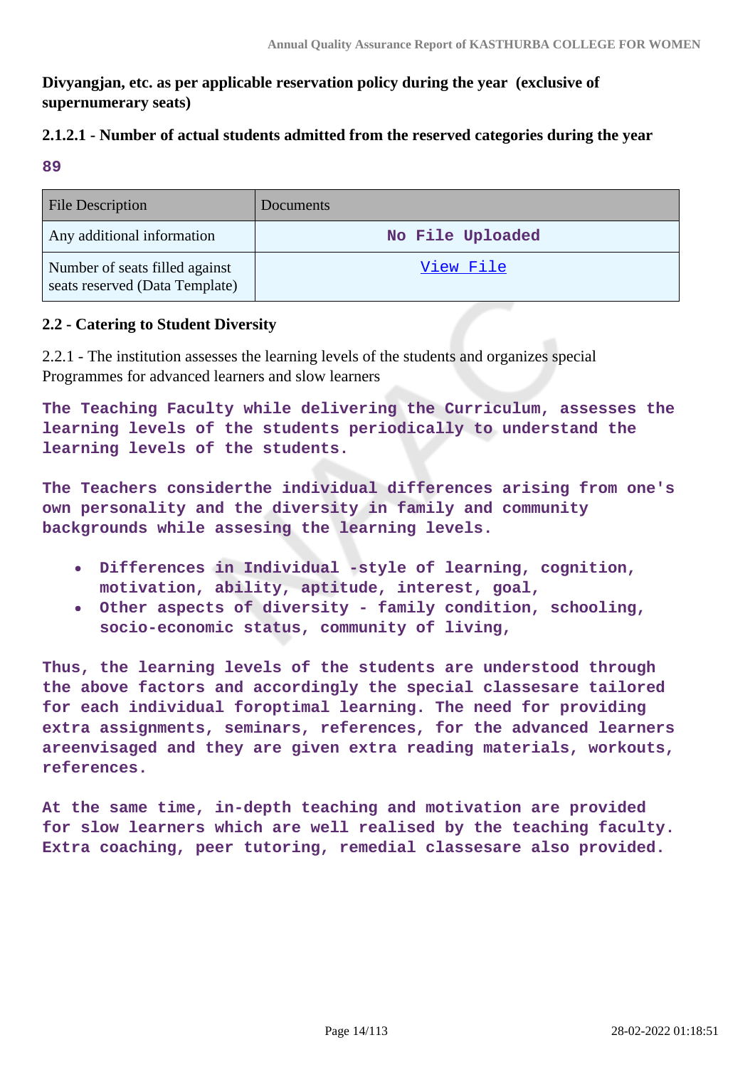**Divyangjan, etc. as per applicable reservation policy during the year (exclusive of supernumerary seats)**

**2.1.2.1 - Number of actual students admitted from the reserved categories during the year**

**89**

| File Description | Documents |
|---|---|
| Any additional information | No File Uploaded |
| Number of seats filled against seats reserved (Data Template) | View File |

**2.2 - Catering to Student Diversity**

2.2.1 - The institution assesses the learning levels of the students and organizes special Programmes for advanced learners and slow learners

**The Teaching Faculty while delivering the Curriculum, assesses the learning levels of the students periodically to understand the learning levels of the students.**

**The Teachers considerthe individual differences arising from one's own personality and the diversity in family and community backgrounds while assesing the learning levels.**

- **Differences in Individual -style of learning, cognition, motivation, ability, aptitude, interest, goal,**
- **Other aspects of diversity - family condition, schooling, socio-economic status, community of living,**

**Thus, the learning levels of the students are understood through the above factors and accordingly the special classesare tailored for each individual foroptimal learning. The need for providing extra assignments, seminars, references, for the advanced learners areenvisaged and they are given extra reading materials, workouts, references.**

**At the same time, in-depth teaching and motivation are provided for slow learners which are well realised by the teaching faculty. Extra coaching, peer tutoring, remedial classesare also provided.**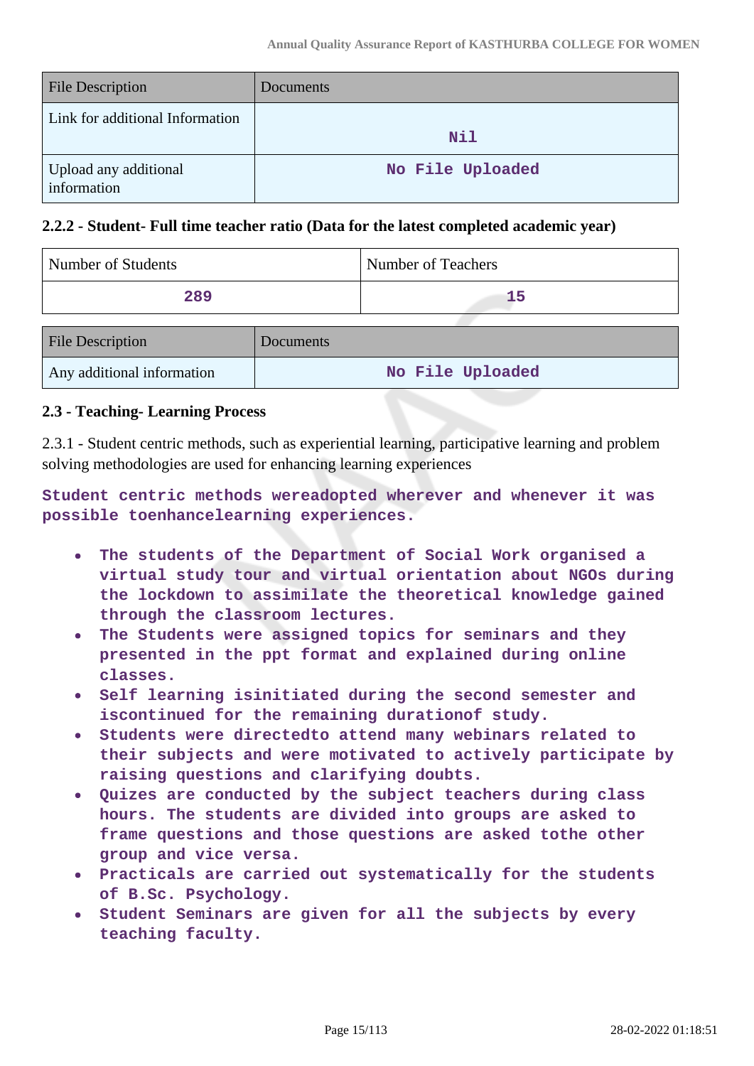| File Description | Documents |
| --- | --- |
| Link for additional Information | Nil |
| Upload any additional information | No File Uploaded |

### 2.2.2 - Student- Full time teacher ratio (Data for the latest completed academic year)

| Number of Students | Number of Teachers |
| --- | --- |
| 289 | 15 |

| File Description | Documents |
| --- | --- |
| Any additional information | No File Uploaded |

### 2.3 - Teaching- Learning Process

2.3.1 - Student centric methods, such as experiential learning, participative learning and problem solving methodologies are used for enhancing learning experiences

Student centric methods wereadopted wherever and whenever it was possible toenhancelearning experiences.

- The students of the Department of Social Work organised a virtual study tour and virtual orientation about NGOs during the lockdown to assimilate the theoretical knowledge gained through the classroom lectures.
- The Students were assigned topics for seminars and they presented in the ppt format and explained during online classes.
- Self learning isinitiated during the second semester and iscontinued for the remaining durationof study.
- Students were directedto attend many webinars related to their subjects and were motivated to actively participate by raising questions and clarifying doubts.
- Quizes are conducted by the subject teachers during class hours. The students are divided into groups are asked to frame questions and those questions are asked tothe other group and vice versa.
- Practicals are carried out systematically for the students of B.Sc. Psychology.
- Student Seminars are given for all the subjects by every teaching faculty.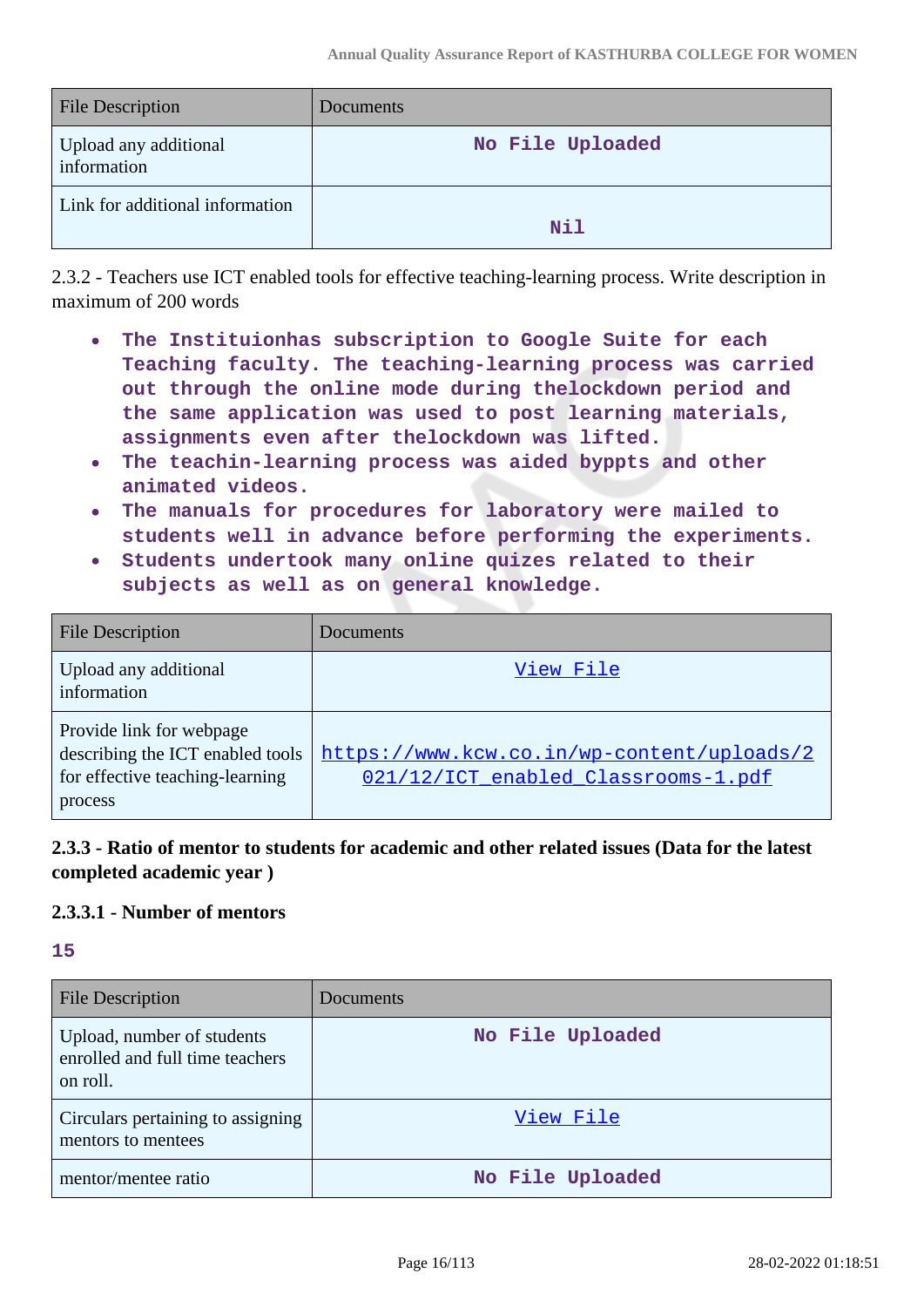| File Description | Documents |
| --- | --- |
| Upload any additional information | No File Uploaded |
| Link for additional information | Nil |

2.3.2 - Teachers use ICT enabled tools for effective teaching-learning process. Write description in maximum of 200 words

- The Instituionhas subscription to Google Suite for each Teaching faculty. The teaching-learning process was carried out through the online mode during thelockdown period and the same application was used to post learning materials, assignments even after thelockdown was lifted.
- The teachin-learning process was aided byppts and other animated videos.
- The manuals for procedures for laboratory were mailed to students well in advance before performing the experiments.
- Students undertook many online quizes related to their subjects as well as on general knowledge.

| File Description | Documents |
| --- | --- |
| Upload any additional information | View File |
| Provide link for webpage describing the ICT enabled tools for effective teaching-learning process | https://www.kcw.co.in/wp-content/uploads/2021/12/ICT_enabled_Classrooms-1.pdf |

**2.3.3 - Ratio of mentor to students for academic and other related issues (Data for the latest completed academic year )**

**2.3.3.1 - Number of mentors**

15

| File Description | Documents |
| --- | --- |
| Upload, number of students enrolled and full time teachers on roll. | No File Uploaded |
| Circulars pertaining to assigning mentors to mentees | View File |
| mentor/mentee ratio | No File Uploaded |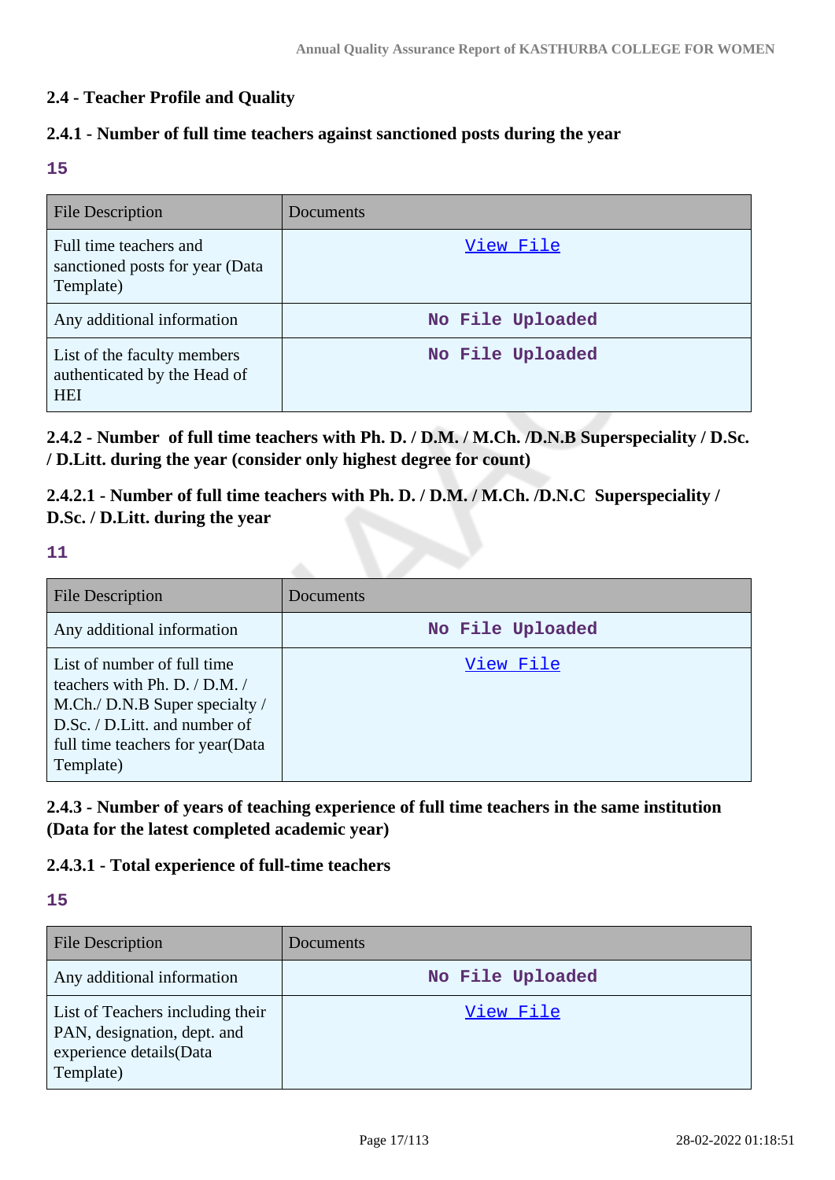## 2.4 - Teacher Profile and Quality

### 2.4.1 - Number of full time teachers against sanctioned posts during the year

15

| File Description | Documents |
|---|---|
| Full time teachers and sanctioned posts for year (Data Template) | View File |
| Any additional information | No File Uploaded |
| List of the faculty members authenticated by the Head of HEI | No File Uploaded |

### 2.4.2 - Number of full time teachers with Ph. D. / D.M. / M.Ch. /D.N.B Superspeciality / D.Sc. / D.Litt. during the year (consider only highest degree for count)

### 2.4.2.1 - Number of full time teachers with Ph. D. / D.M. / M.Ch. /D.N.C Superspeciality / D.Sc. / D.Litt. during the year

11

| File Description | Documents |
|---|---|
| Any additional information | No File Uploaded |
| List of number of full time teachers with Ph. D. / D.M. / M.Ch./ D.N.B Super specialty / D.Sc. / D.Litt. and number of full time teachers for year(Data Template) | View File |

### 2.4.3 - Number of years of teaching experience of full time teachers in the same institution (Data for the latest completed academic year)

### 2.4.3.1 - Total experience of full-time teachers

15

| File Description | Documents |
|---|---|
| Any additional information | No File Uploaded |
| List of Teachers including their PAN, designation, dept. and experience details(Data Template) | View File |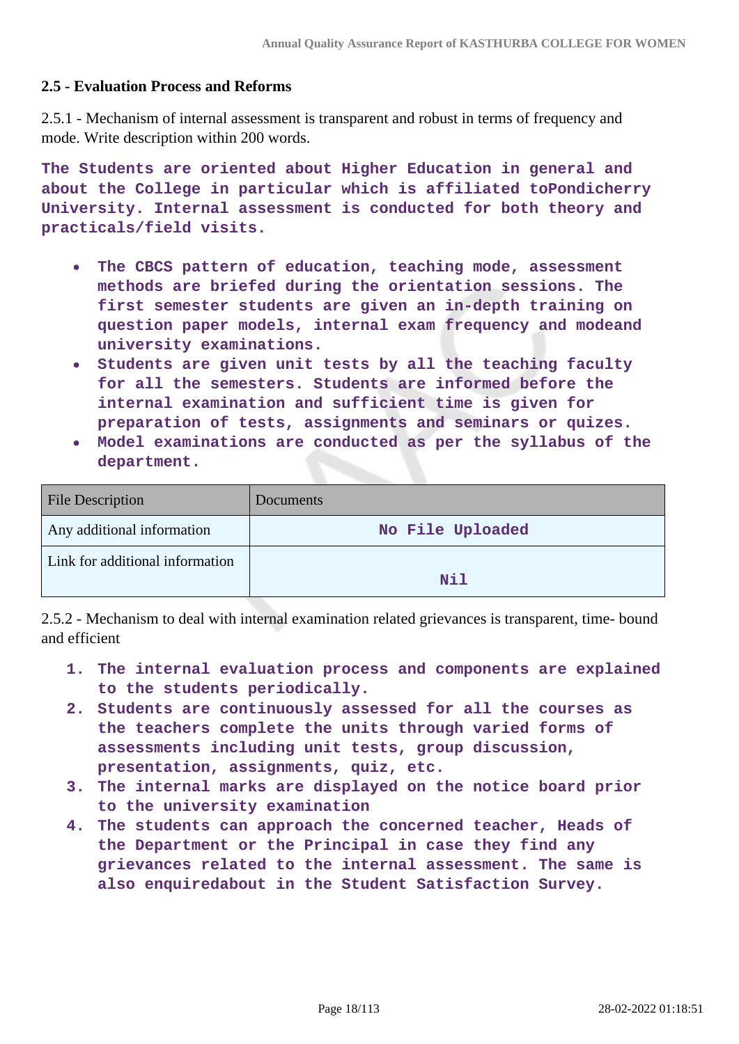**2.5 - Evaluation Process and Reforms**

2.5.1 - Mechanism of internal assessment is transparent and robust in terms of frequency and mode. Write description within 200 words.

**The Students are oriented about Higher Education in general and about the College in particular which is affiliated toPondicherry University. Internal assessment is conducted for both theory and practicals/field visits.**

- **The CBCS pattern of education, teaching mode, assessment methods are briefed during the orientation sessions. The first semester students are given an in-depth training on question paper models, internal exam frequency and modeand university examinations.**
- **Students are given unit tests by all the teaching faculty for all the semesters. Students are informed before the internal examination and sufficient time is given for preparation of tests, assignments and seminars or quizes.**
- **Model examinations are conducted as per the syllabus of the department.**

| File Description | Documents |
|---|---|
| Any additional information | **No File Uploaded** |
| Link for additional information | **Nil** |

2.5.2 - Mechanism to deal with internal examination related grievances is transparent, time- bound and efficient

1. **The internal evaluation process and components are explained to the students periodically.**
2. **Students are continuously assessed for all the courses as the teachers complete the units through varied forms of assessments including unit tests, group discussion, presentation, assignments, quiz, etc.**
3. **The internal marks are displayed on the notice board prior to the university examination**
4. **The students can approach the concerned teacher, Heads of the Department or the Principal in case they find any grievances related to the internal assessment. The same is also enquiredabout in the Student Satisfaction Survey.**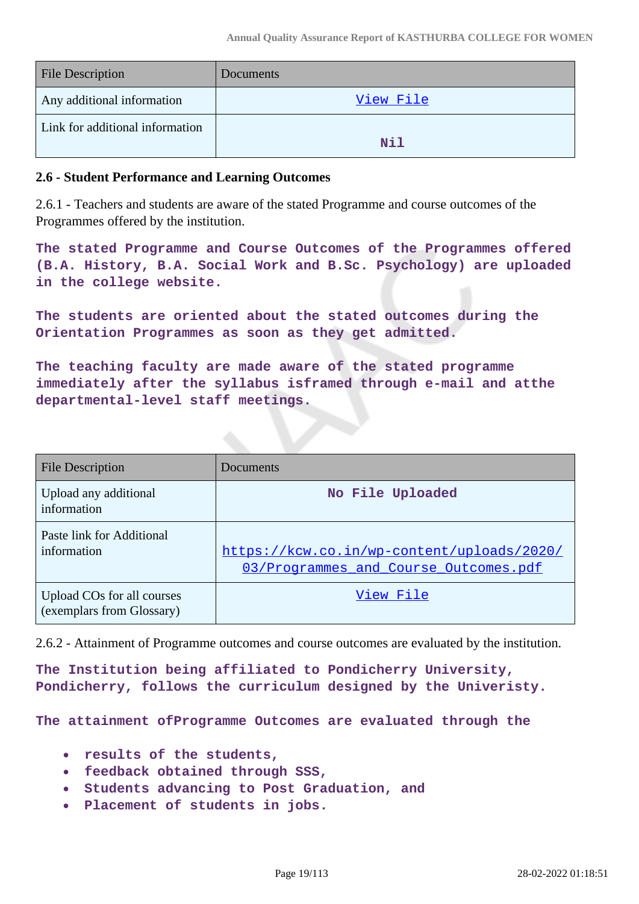| File Description | Documents |
| --- | --- |
| Any additional information | View File |
| Link for additional information | Nil |

### 2.6 - Student Performance and Learning Outcomes

2.6.1 - Teachers and students are aware of the stated Programme and course outcomes of the Programmes offered by the institution.

**The stated Programme and Course Outcomes of the Programmes offered (B.A. History, B.A. Social Work and B.Sc. Psychology) are uploaded in the college website.**

**The students are oriented about the stated outcomes during the Orientation Programmes as soon as they get admitted.**

**The teaching faculty are made aware of the stated programme immediately after the syllabus isframed through e-mail and atthe departmental-level staff meetings.**

| File Description | Documents |
| --- | --- |
| Upload any additional information | No File Uploaded |
| Paste link for Additional information | https://kcw.co.in/wp-content/uploads/2020/03/Programmes_and_Course_Outcomes.pdf |
| Upload COs for all courses (exemplars from Glossary) | View File |

2.6.2 - Attainment of Programme outcomes and course outcomes are evaluated by the institution.

**The Institution being affiliated to Pondicherry University, Pondicherry, follows the curriculum designed by the Univeristy.**

**The attainment ofProgramme Outcomes are evaluated through the**

- **results of the students,**
- **feedback obtained through SSS,**
- **Students advancing to Post Graduation, and**
- **Placement of students in jobs.**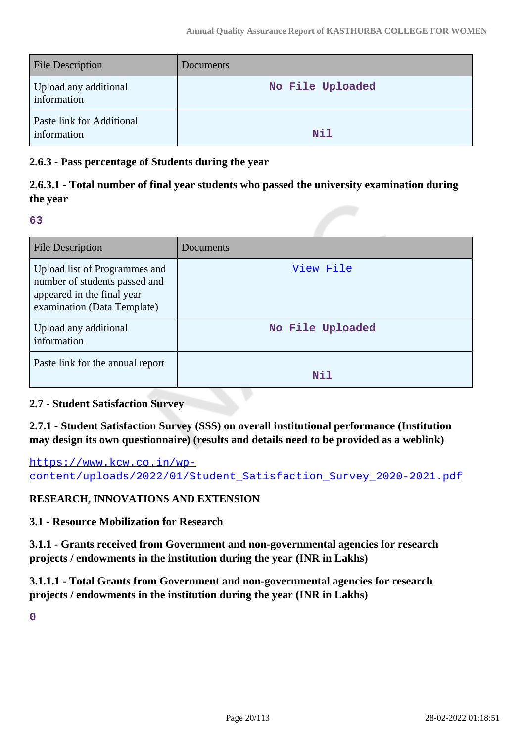| File Description | Documents |
| --- | --- |
| Upload any additional information | No File Uploaded |
| Paste link for Additional information | Nil |

**2.6.3 - Pass percentage of Students during the year**

**2.6.3.1 - Total number of final year students who passed the university examination during the year**

63

| File Description | Documents |
| --- | --- |
| Upload list of Programmes and number of students passed and appeared in the final year examination (Data Template) | View File |
| Upload any additional information | No File Uploaded |
| Paste link for the annual report | Nil |

**2.7 - Student Satisfaction Survey**

**2.7.1 - Student Satisfaction Survey (SSS) on overall institutional performance (Institution may design its own questionnaire) (results and details need to be provided as a weblink)**

https://www.kcw.co.in/wp-content/uploads/2022/01/Student_Satisfaction_Survey_2020-2021.pdf

**RESEARCH, INNOVATIONS AND EXTENSION**

**3.1 - Resource Mobilization for Research**

**3.1.1 - Grants received from Government and non-governmental agencies for research projects / endowments in the institution during the year (INR in Lakhs)**

**3.1.1.1 - Total Grants from Government and non-governmental agencies for research projects / endowments in the institution during the year (INR in Lakhs)**

0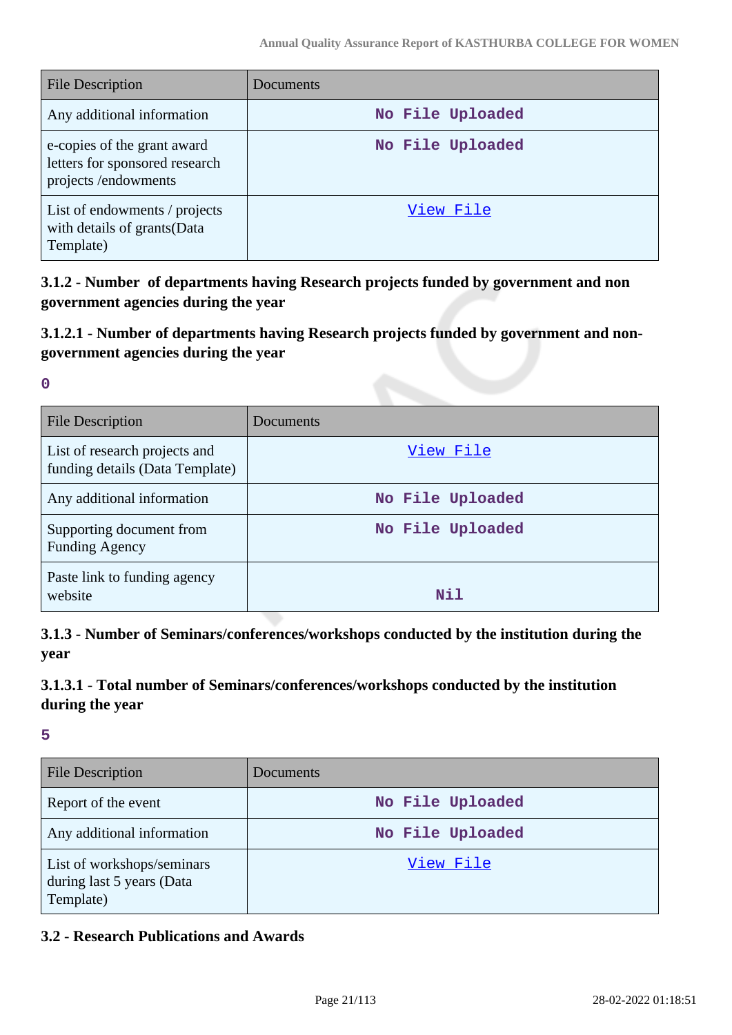| File Description | Documents |
|---|---|
| Any additional information | No File Uploaded |
| e-copies of the grant award letters for sponsored research projects /endowments | No File Uploaded |
| List of endowments / projects with details of grants(Data Template) | View File |

### 3.1.2 - Number of departments having Research projects funded by government and non government agencies during the year

### 3.1.2.1 - Number of departments having Research projects funded by government and non-government agencies during the year

**0**

| File Description | Documents |
|---|---|
| List of research projects and funding details (Data Template) | View File |
| Any additional information | No File Uploaded |
| Supporting document from Funding Agency | No File Uploaded |
| Paste link to funding agency website | Nil |

### 3.1.3 - Number of Seminars/conferences/workshops conducted by the institution during the year

### 3.1.3.1 - Total number of Seminars/conferences/workshops conducted by the institution during the year

**5**

| File Description | Documents |
|---|---|
| Report of the event | No File Uploaded |
| Any additional information | No File Uploaded |
| List of workshops/seminars during last 5 years (Data Template) | View File |

### 3.2 - Research Publications and Awards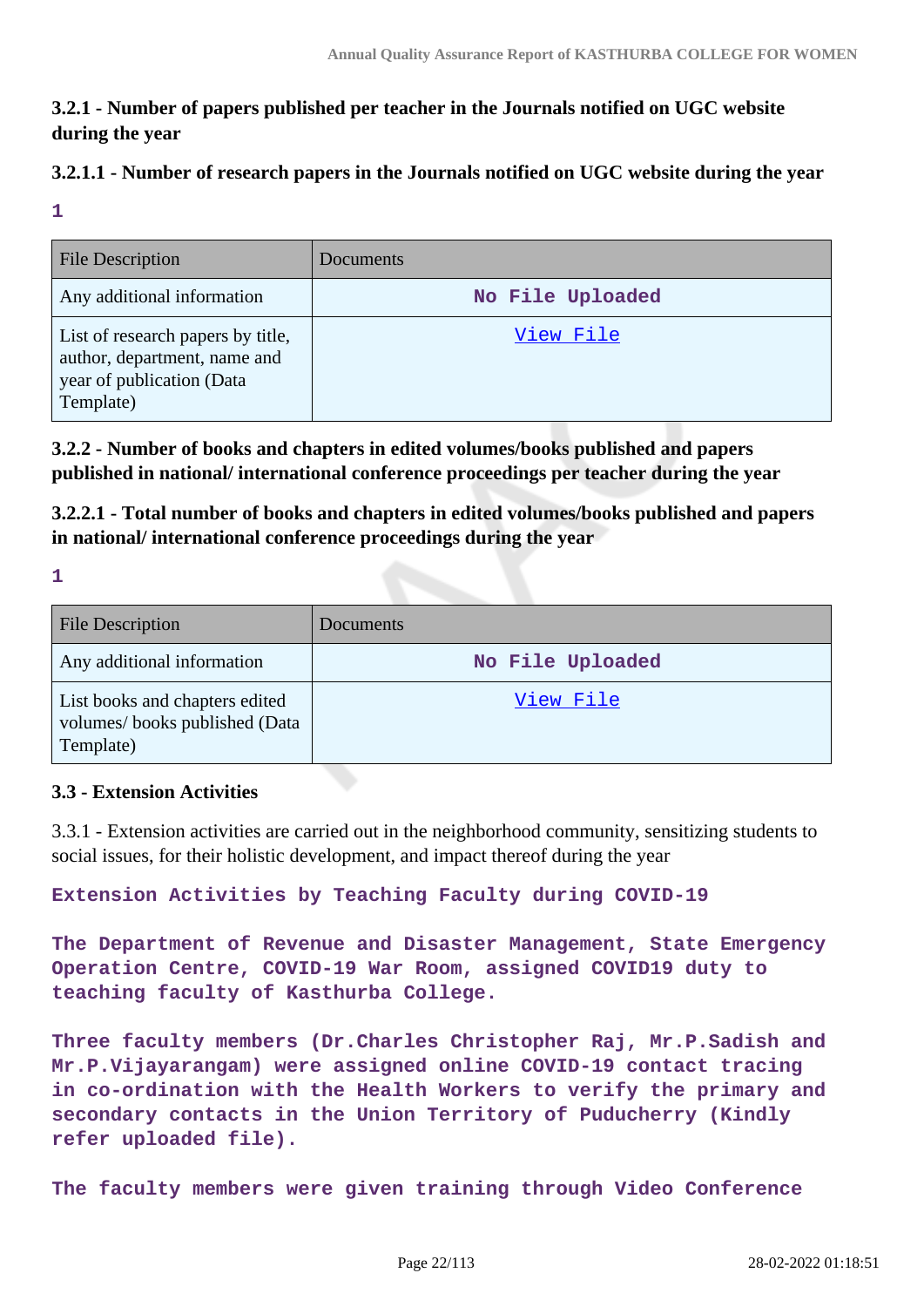### 3.2.1 - Number of papers published per teacher in the Journals notified on UGC website during the year

### 3.2.1.1 - Number of research papers in the Journals notified on UGC website during the year

1

| File Description | Documents |
|---|---|
| Any additional information | No File Uploaded |
| List of research papers by title, author, department, name and year of publication (Data Template) | View File |

### 3.2.2 - Number of books and chapters in edited volumes/books published and papers published in national/ international conference proceedings per teacher during the year

### 3.2.2.1 - Total number of books and chapters in edited volumes/books published and papers in national/ international conference proceedings during the year

1

| File Description | Documents |
|---|---|
| Any additional information | No File Uploaded |
| List books and chapters edited volumes/ books published (Data Template) | View File |

### 3.3 - Extension Activities

3.3.1 - Extension activities are carried out in the neighborhood community, sensitizing students to social issues, for their holistic development, and impact thereof during the year

Extension Activities by Teaching Faculty during COVID-19

The Department of Revenue and Disaster Management, State Emergency Operation Centre, COVID-19 War Room, assigned COVID19 duty to teaching faculty of Kasthurba College.

Three faculty members (Dr.Charles Christopher Raj, Mr.P.Sadish and Mr.P.Vijayarangam) were assigned online COVID-19 contact tracing in co-ordination with the Health Workers to verify the primary and secondary contacts in the Union Territory of Puducherry (Kindly refer uploaded file).

The faculty members were given training through Video Conference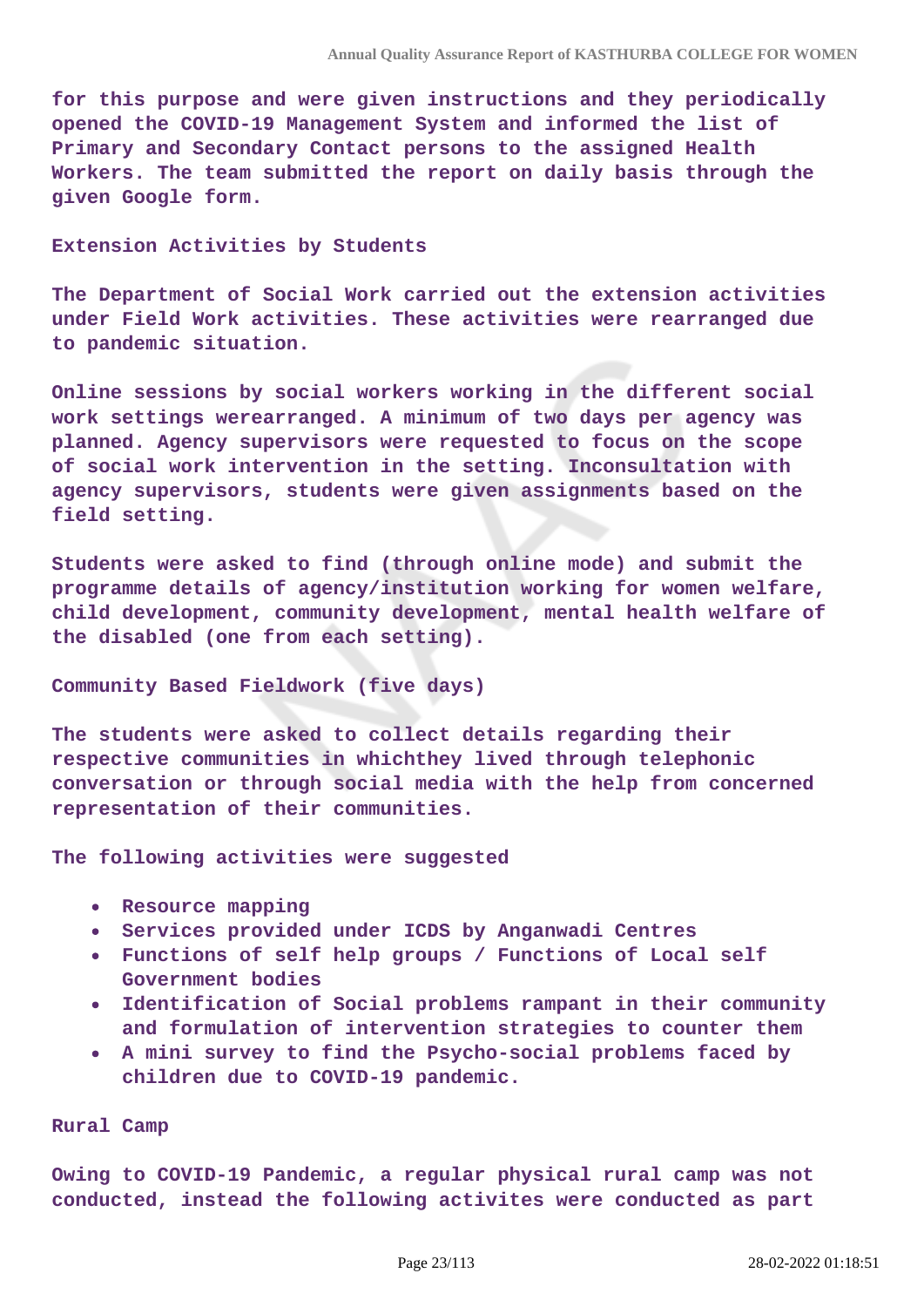for this purpose and were given instructions and they periodically opened the COVID-19 Management System and informed the list of Primary and Secondary Contact persons to the assigned Health Workers. The team submitted the report on daily basis through the given Google form.

Extension Activities by Students

The Department of Social Work carried out the extension activities under Field Work activities. These activities were rearranged due to pandemic situation.

Online sessions by social workers working in the different social work settings werearranged. A minimum of two days per agency was planned. Agency supervisors were requested to focus on the scope of social work intervention in the setting. Inconsultation with agency supervisors, students were given assignments based on the field setting.

Students were asked to find (through online mode) and submit the programme details of agency/institution working for women welfare, child development, community development, mental health welfare of the disabled (one from each setting).

Community Based Fieldwork (five days)

The students were asked to collect details regarding their respective communities in whichthey lived through telephonic conversation or through social media with the help from concerned representation of their communities.

The following activities were suggested

- Resource mapping
- Services provided under ICDS by Anganwadi Centres
- Functions of self help groups / Functions of Local self Government bodies
- Identification of Social problems rampant in their community and formulation of intervention strategies to counter them
- A mini survey to find the Psycho-social problems faced by children due to COVID-19 pandemic.

Rural Camp

Owing to COVID-19 Pandemic, a regular physical rural camp was not conducted, instead the following activites were conducted as part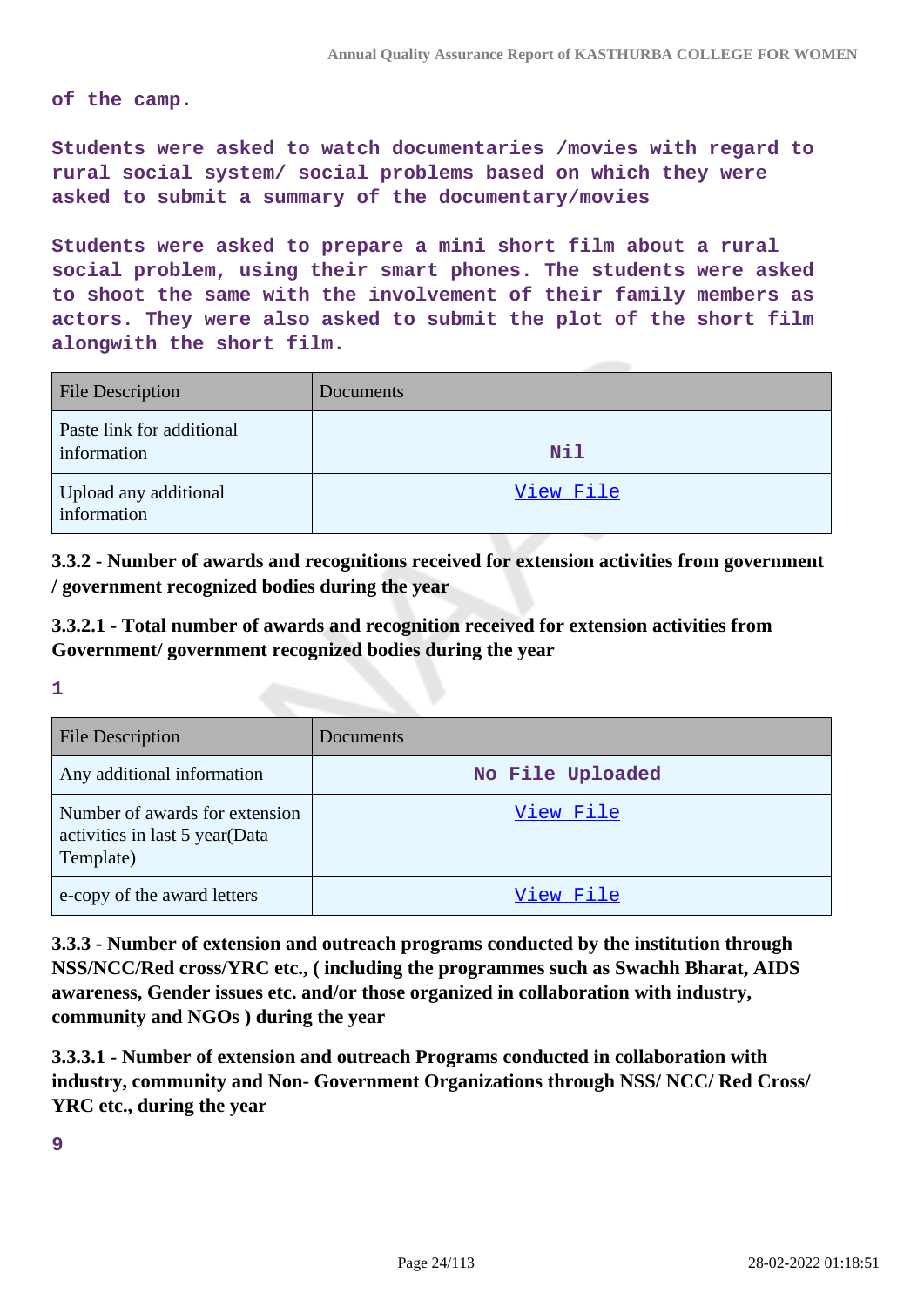of the camp.

Students were asked to watch documentaries /movies with regard to rural social system/ social problems based on which they were asked to submit a summary of the documentary/movies

Students were asked to prepare a mini short film about a rural social problem, using their smart phones. The students were asked to shoot the same with the involvement of their family members as actors. They were also asked to submit the plot of the short film alongwith the short film.

| File Description | Documents |
| --- | --- |
| Paste link for additional information | Nil |
| Upload any additional information | View File |

**3.3.2 - Number of awards and recognitions received for extension activities from government / government recognized bodies during the year**

**3.3.2.1 - Total number of awards and recognition received for extension activities from Government/ government recognized bodies during the year**

1

| File Description | Documents |
| --- | --- |
| Any additional information | No File Uploaded |
| Number of awards for extension activities in last 5 year(Data Template) | View File |
| e-copy of the award letters | View File |

**3.3.3 - Number of extension and outreach programs conducted by the institution through NSS/NCC/Red cross/YRC etc., ( including the programmes such as Swachh Bharat, AIDS awareness, Gender issues etc. and/or those organized in collaboration with industry, community and NGOs ) during the year**

**3.3.3.1 - Number of extension and outreach Programs conducted in collaboration with industry, community and Non- Government Organizations through NSS/ NCC/ Red Cross/ YRC etc., during the year**

9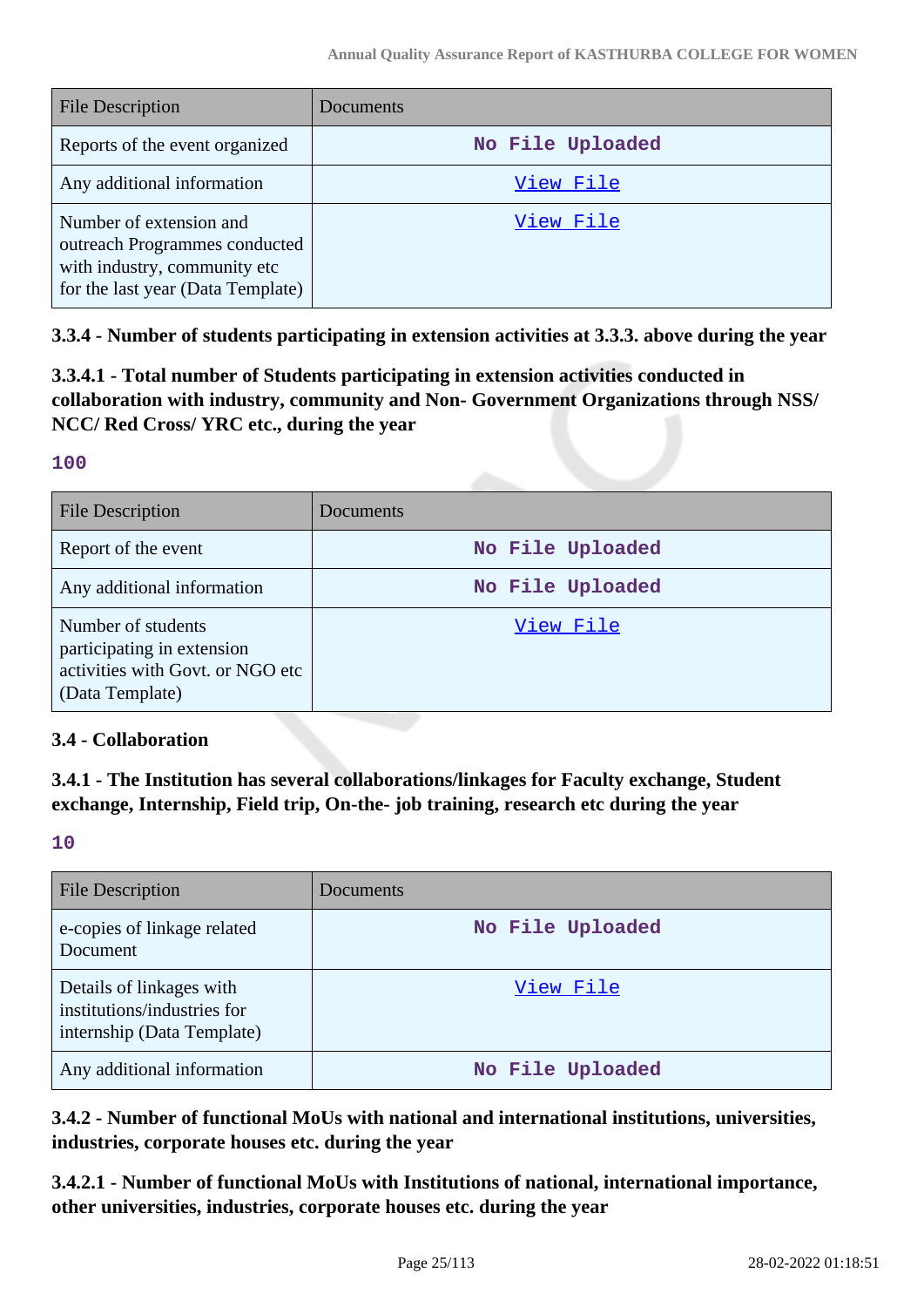| File Description | Documents |
| --- | --- |
| Reports of the event organized | No File Uploaded |
| Any additional information | View File |
| Number of extension and outreach Programmes conducted with industry, community etc for the last year (Data Template) | View File |

**3.3.4 - Number of students participating in extension activities at 3.3.3. above during the year**

**3.3.4.1 - Total number of Students participating in extension activities conducted in collaboration with industry, community and Non- Government Organizations through NSS/ NCC/ Red Cross/ YRC etc., during the year**

**100**

| File Description | Documents |
| --- | --- |
| Report of the event | No File Uploaded |
| Any additional information | No File Uploaded |
| Number of students participating in extension activities with Govt. or NGO etc (Data Template) | View File |

**3.4 - Collaboration**

**3.4.1 - The Institution has several collaborations/linkages for Faculty exchange, Student exchange, Internship, Field trip, On-the- job training, research etc during the year**

**10**

| File Description | Documents |
| --- | --- |
| e-copies of linkage related Document | No File Uploaded |
| Details of linkages with institutions/industries for internship (Data Template) | View File |
| Any additional information | No File Uploaded |

**3.4.2 - Number of functional MoUs with national and international institutions, universities, industries, corporate houses etc. during the year**

**3.4.2.1 - Number of functional MoUs with Institutions of national, international importance, other universities, industries, corporate houses etc. during the year**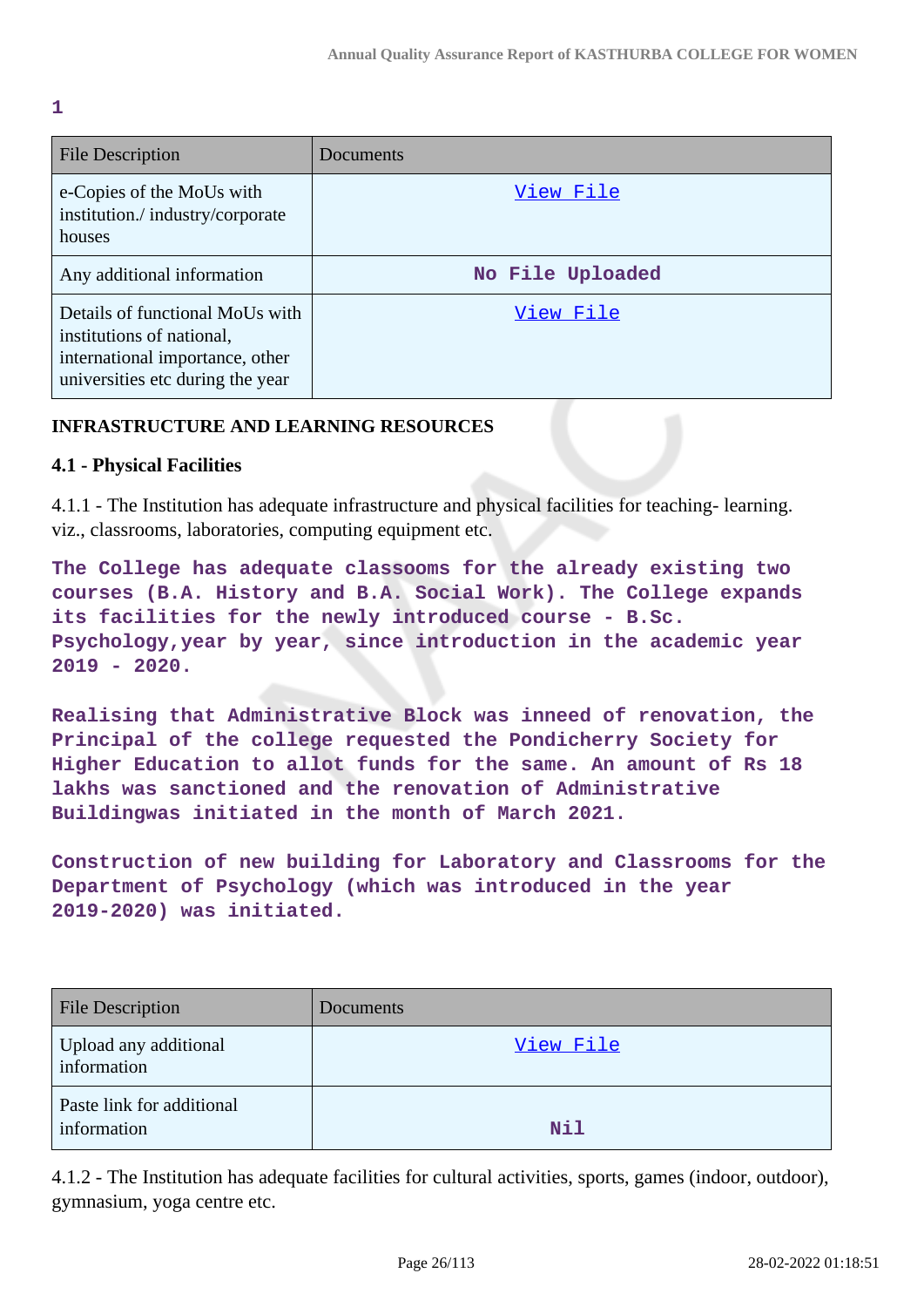1

| File Description | Documents |
|---|---|
| e-Copies of the MoUs with institution./ industry/corporate houses | View File |
| Any additional information | No File Uploaded |
| Details of functional MoUs with institutions of national, international importance, other universities etc during the year | View File |

**INFRASTRUCTURE AND LEARNING RESOURCES**

**4.1 - Physical Facilities**

4.1.1 - The Institution has adequate infrastructure and physical facilities for teaching- learning. viz., classrooms, laboratories, computing equipment etc.

**The College has adequate classooms for the already existing two courses (B.A. History and B.A. Social Work). The College expands its facilities for the newly introduced course - B.Sc. Psychology,year by year, since introduction in the academic year 2019 - 2020.**

**Realising that Administrative Block was inneed of renovation, the Principal of the college requested the Pondicherry Society for Higher Education to allot funds for the same. An amount of Rs 18 lakhs was sanctioned and the renovation of Administrative Buildingwas initiated in the month of March 2021.**

**Construction of new building for Laboratory and Classrooms for the Department of Psychology (which was introduced in the year 2019-2020) was initiated.**

| File Description | Documents |
|---|---|
| Upload any additional information | View File |
| Paste link for additional information | Nil |

4.1.2 - The Institution has adequate facilities for cultural activities, sports, games (indoor, outdoor), gymnasium, yoga centre etc.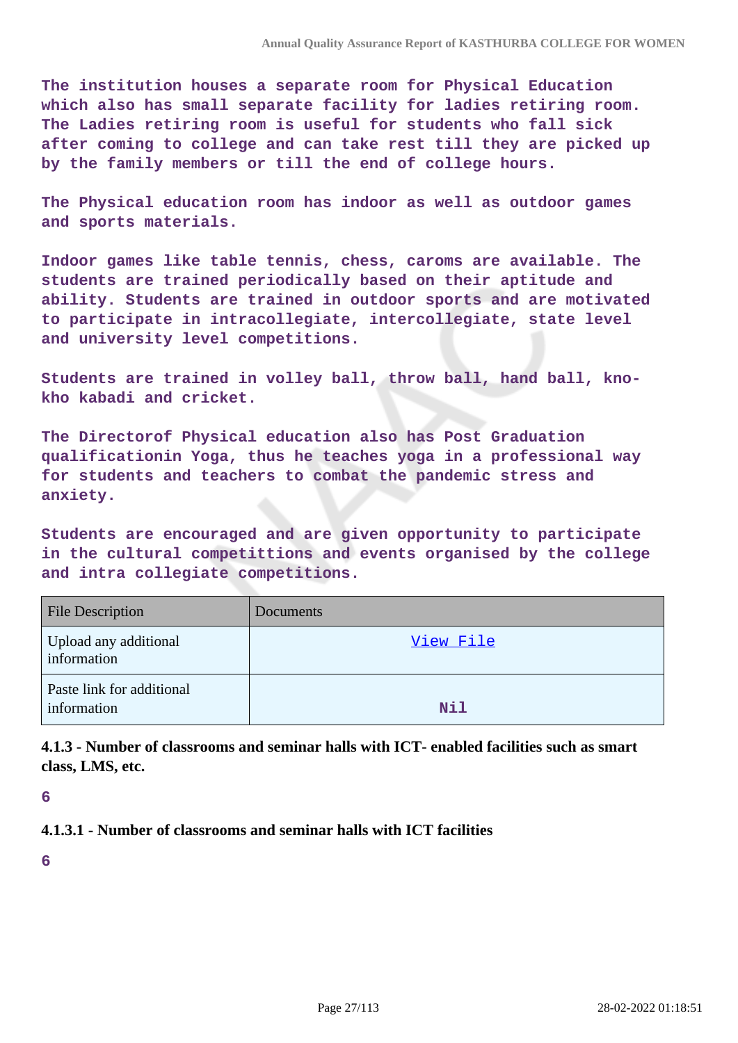The institution houses a separate room for Physical Education which also has small separate facility for ladies retiring room. The Ladies retiring room is useful for students who fall sick after coming to college and can take rest till they are picked up by the family members or till the end of college hours.

The Physical education room has indoor as well as outdoor games and sports materials.

Indoor games like table tennis, chess, caroms are available. The students are trained periodically based on their aptitude and ability. Students are trained in outdoor sports and are motivated to participate in intracollegiate, intercollegiate, state level and university level competitions.

Students are trained in volley ball, throw ball, hand ball, kno-kho kabadi and cricket.

The Directorof Physical education also has Post Graduation qualificationin Yoga, thus he teaches yoga in a professional way for students and teachers to combat the pandemic stress and anxiety.

Students are encouraged and are given opportunity to participate in the cultural competittions and events organised by the college and intra collegiate competitions.

| File Description | Documents |
| --- | --- |
| Upload any additional information | View File |
| Paste link for additional information | Nil |

**4.1.3 - Number of classrooms and seminar halls with ICT- enabled facilities such as smart class, LMS, etc.**

6

**4.1.3.1 - Number of classrooms and seminar halls with ICT facilities**

6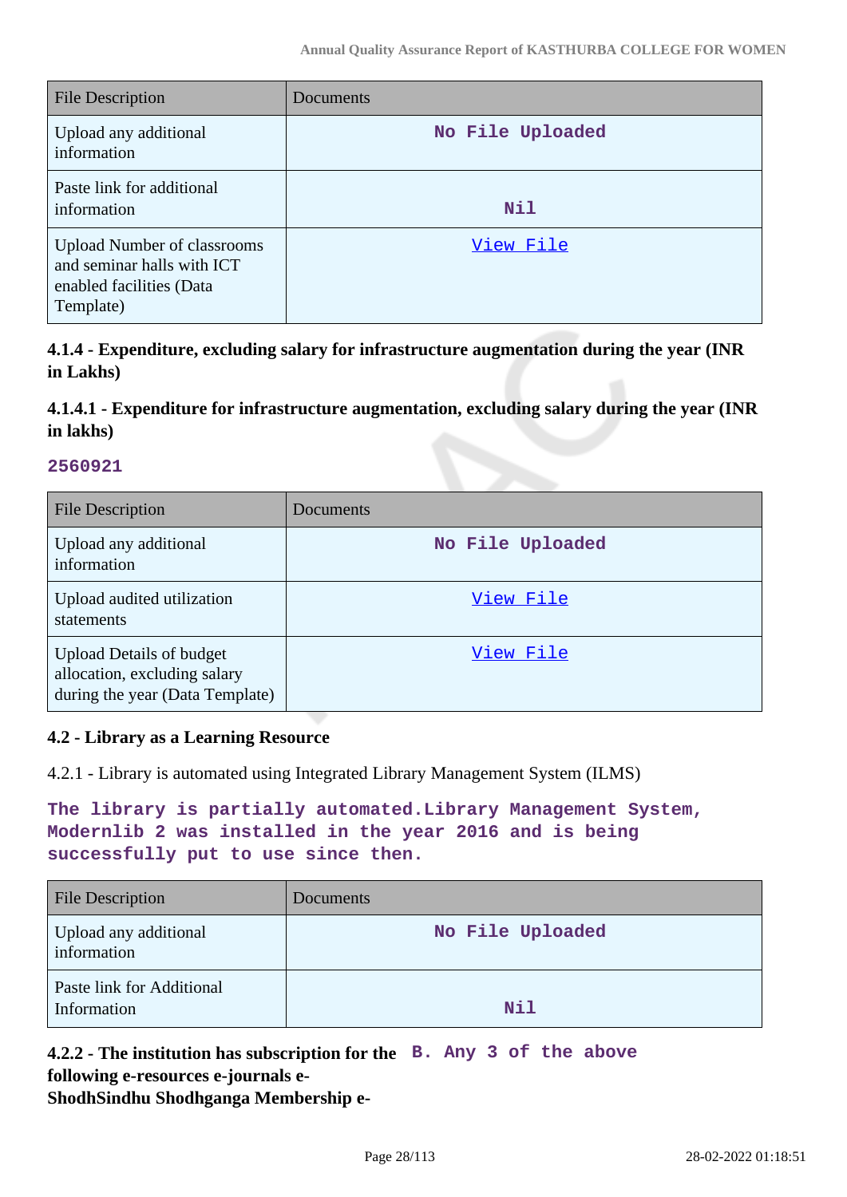| File Description | Documents |
|---|---|
| Upload any additional information | **No File Uploaded** |
| Paste link for additional information | **Nil** |
| Upload Number of classrooms and seminar halls with ICT enabled facilities (Data Template) | [View File] |

**4.1.4 - Expenditure, excluding salary for infrastructure augmentation during the year (INR in Lakhs)**

**4.1.4.1 - Expenditure for infrastructure augmentation, excluding salary during the year (INR in lakhs)**

**2560921**

| File Description | Documents |
|---|---|
| Upload any additional information | **No File Uploaded** |
| Upload audited utilization statements | [View File] |
| Upload Details of budget allocation, excluding salary during the year (Data Template) | [View File] |

**4.2 - Library as a Learning Resource**

4.2.1 - Library is automated using Integrated Library Management System (ILMS)

**The library is partially automated.Library Management System, Modernlib 2 was installed in the year 2016 and is being successfully put to use since then.**

| File Description | Documents |
|---|---|
| Upload any additional information | **No File Uploaded** |
| Paste link for Additional Information | **Nil** |

**4.2.2 - The institution has subscription for the following e-resources e-journals e-ShodhSindhu Shodhganga Membership e-**

**B. Any 3 of the above**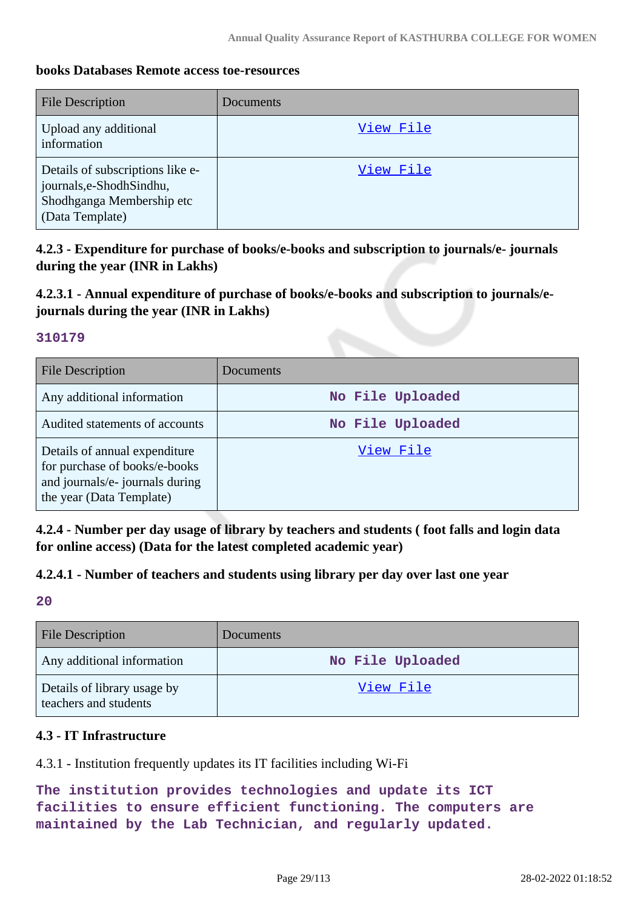**books Databases Remote access toe-resources**

| File Description | Documents |
|---|---|
| Upload any additional information | View File |
| Details of subscriptions like e-journals,e-ShodhSindhu, Shodhganga Membership etc (Data Template) | View File |

**4.2.3 - Expenditure for purchase of books/e-books and subscription to journals/e- journals during the year (INR in Lakhs)**

**4.2.3.1 - Annual expenditure of purchase of books/e-books and subscription to journals/e-journals during the year (INR in Lakhs)**

**310179**

| File Description | Documents |
|---|---|
| Any additional information | No File Uploaded |
| Audited statements of accounts | No File Uploaded |
| Details of annual expenditure for purchase of books/e-books and journals/e- journals during the year (Data Template) | View File |

**4.2.4 - Number per day usage of library by teachers and students ( foot falls and login data for online access) (Data for the latest completed academic year)**

**4.2.4.1 - Number of teachers and students using library per day over last one year**

**20**

| File Description | Documents |
|---|---|
| Any additional information | No File Uploaded |
| Details of library usage by teachers and students | View File |

**4.3 - IT Infrastructure**

4.3.1 - Institution frequently updates its IT facilities including Wi-Fi

**The institution provides technologies and update its ICT facilities to ensure efficient functioning. The computers are maintained by the Lab Technician, and regularly updated.**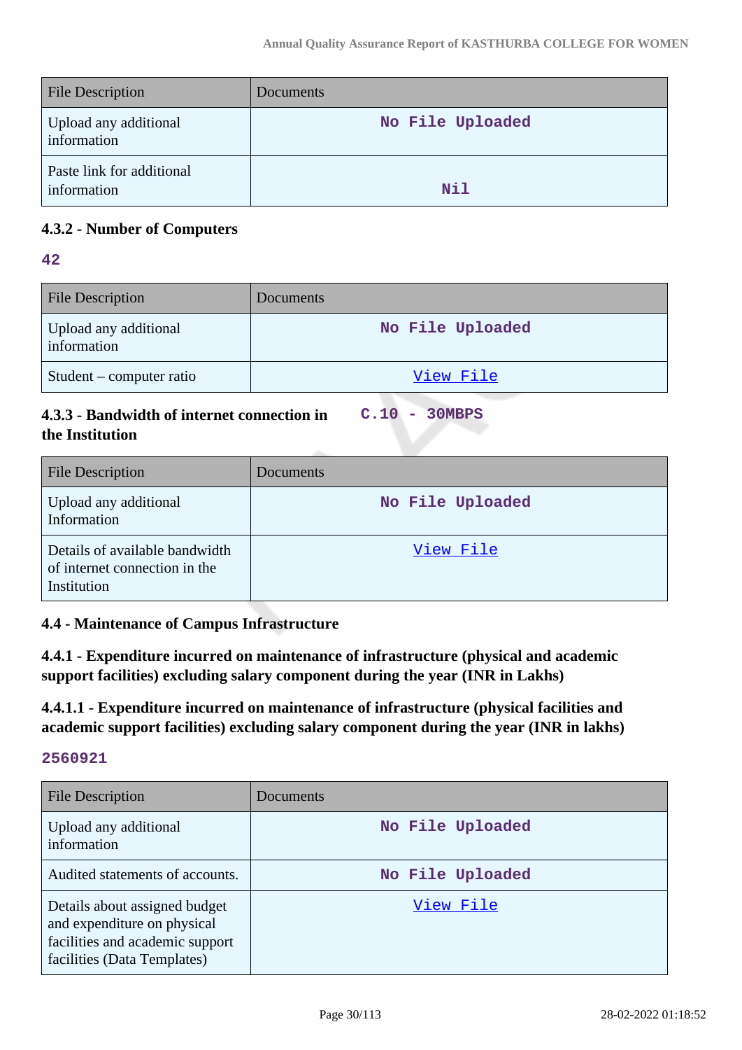| File Description | Documents |
| --- | --- |
| Upload any additional information | No File Uploaded |
| Paste link for additional information | Nil |

### 4.3.2 - Number of Computers

**42**

| File Description | Documents |
| --- | --- |
| Upload any additional information | No File Uploaded |
| Student – computer ratio | View File |

### 4.3.3 - Bandwidth of internet connection in the Institution

**C.10 - 30MBPS**

| File Description | Documents |
| --- | --- |
| Upload any additional Information | No File Uploaded |
| Details of available bandwidth of internet connection in the Institution | View File |

### 4.4 - Maintenance of Campus Infrastructure

### 4.4.1 - Expenditure incurred on maintenance of infrastructure (physical and academic support facilities) excluding salary component during the year (INR in Lakhs)

### 4.4.1.1 - Expenditure incurred on maintenance of infrastructure (physical facilities and academic support facilities) excluding salary component during the year (INR in lakhs)

**2560921**

| File Description | Documents |
| --- | --- |
| Upload any additional information | No File Uploaded |
| Audited statements of accounts. | No File Uploaded |
| Details about assigned budget and expenditure on physical facilities and academic support facilities (Data Templates) | View File |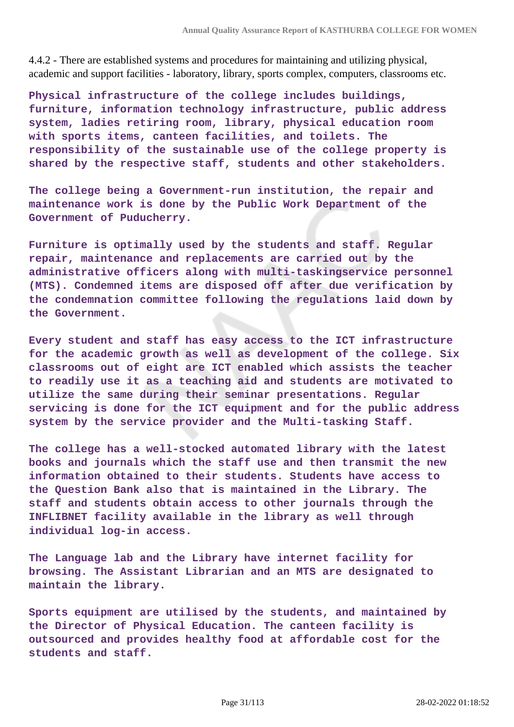4.4.2 - There are established systems and procedures for maintaining and utilizing physical, academic and support facilities - laboratory, library, sports complex, computers, classrooms etc.

**Physical infrastructure of the college includes buildings, furniture, information technology infrastructure, public address system, ladies retiring room, library, physical education room with sports items, canteen facilities, and toilets. The responsibility of the sustainable use of the college property is shared by the respective staff, students and other stakeholders.**

**The college being a Government-run institution, the repair and maintenance work is done by the Public Work Department of the Government of Puducherry.**

**Furniture is optimally used by the students and staff. Regular repair, maintenance and replacements are carried out by the administrative officers along with multi-taskingservice personnel (MTS). Condemned items are disposed off after due verification by the condemnation committee following the regulations laid down by the Government.**

**Every student and staff has easy access to the ICT infrastructure for the academic growth as well as development of the college. Six classrooms out of eight are ICT enabled which assists the teacher to readily use it as a teaching aid and students are motivated to utilize the same during their seminar presentations. Regular servicing is done for the ICT equipment and for the public address system by the service provider and the Multi-tasking Staff.**

**The college has a well-stocked automated library with the latest books and journals which the staff use and then transmit the new information obtained to their students. Students have access to the Question Bank also that is maintained in the Library. The staff and students obtain access to other journals through the INFLIBNET facility available in the library as well through individual log-in access.**

**The Language lab and the Library have internet facility for browsing. The Assistant Librarian and an MTS are designated to maintain the library.**

**Sports equipment are utilised by the students, and maintained by the Director of Physical Education. The canteen facility is outsourced and provides healthy food at affordable cost for the students and staff.**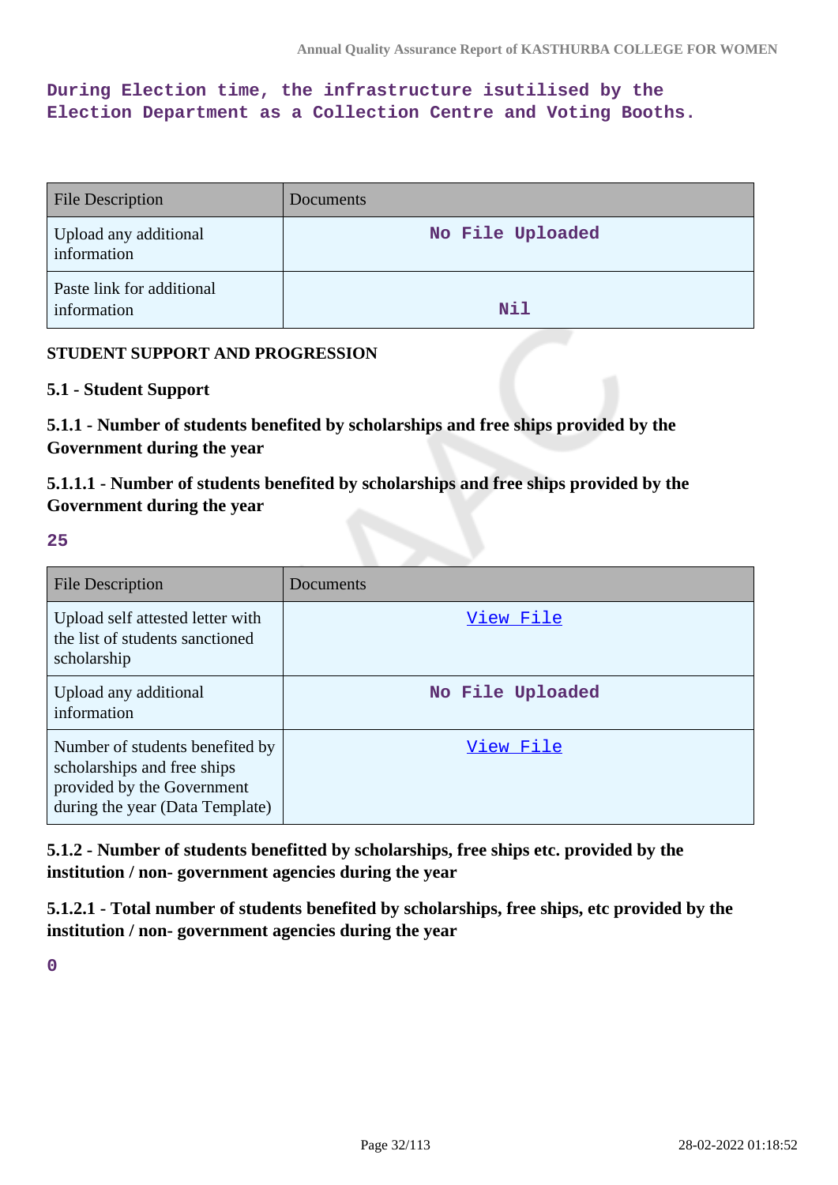During Election time, the infrastructure isutilised by the Election Department as a Collection Centre and Voting Booths.

| File Description | Documents |
| --- | --- |
| Upload any additional information | No File Uploaded |
| Paste link for additional information | Nil |

**STUDENT SUPPORT AND PROGRESSION**

**5.1 - Student Support**

**5.1.1 - Number of students benefited by scholarships and free ships provided by the Government during the year**

**5.1.1.1 - Number of students benefited by scholarships and free ships provided by the Government during the year**

25

| File Description | Documents |
| --- | --- |
| Upload self attested letter with the list of students sanctioned scholarship | View File |
| Upload any additional information | No File Uploaded |
| Number of students benefited by scholarships and free ships provided by the Government during the year (Data Template) | View File |

**5.1.2 - Number of students benefitted by scholarships, free ships etc. provided by the institution / non- government agencies during the year**

**5.1.2.1 - Total number of students benefited by scholarships, free ships, etc provided by the institution / non- government agencies during the year**

0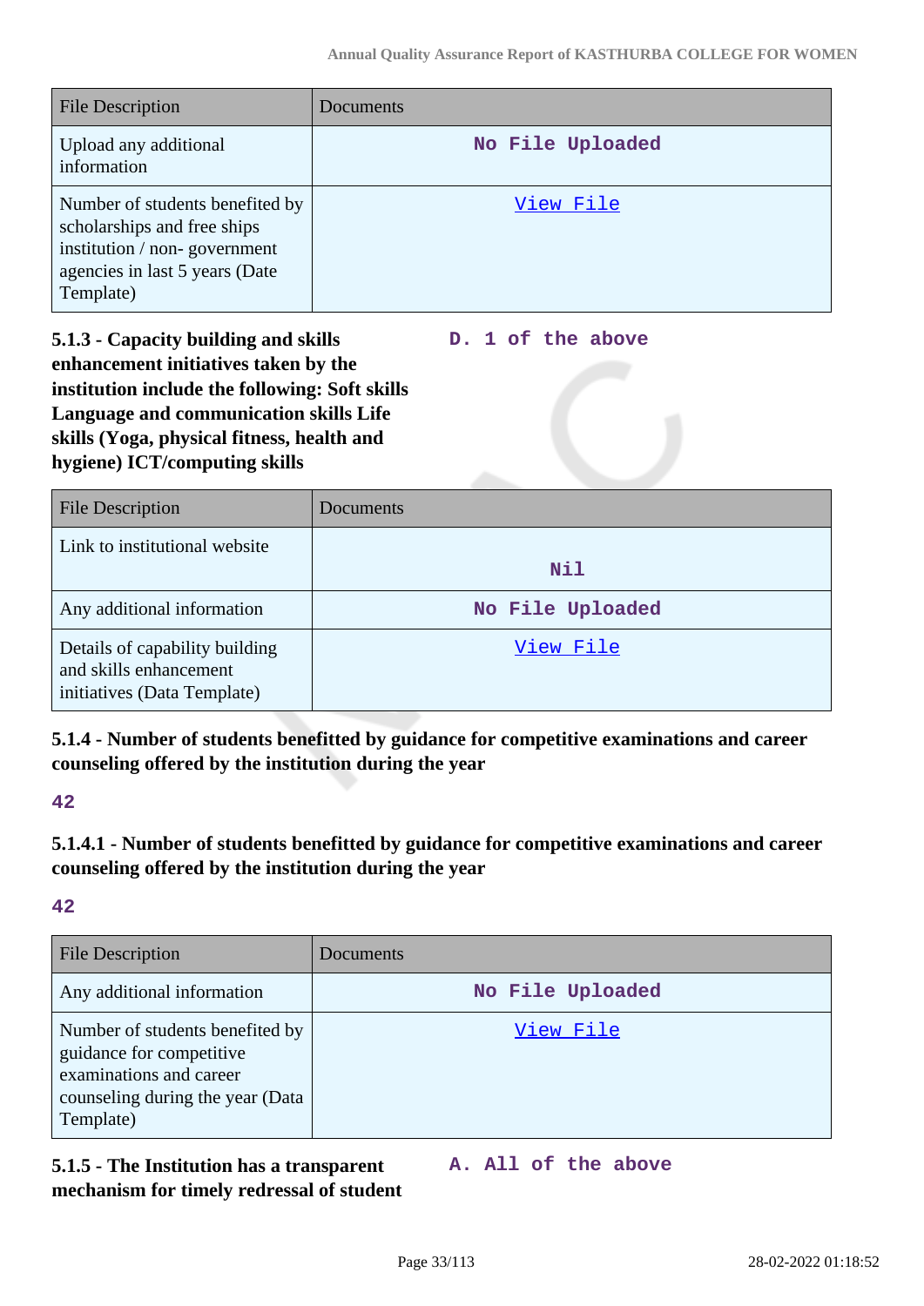| File Description | Documents |
| --- | --- |
| Upload any additional information | No File Uploaded |
| Number of students benefited by scholarships and free ships institution / non- government agencies in last 5 years (Date Template) | View File |

**5.1.3 - Capacity building and skills enhancement initiatives taken by the institution include the following: Soft skills Language and communication skills Life skills (Yoga, physical fitness, health and hygiene) ICT/computing skills**

D. 1 of the above

| File Description | Documents |
| --- | --- |
| Link to institutional website | Nil |
| Any additional information | No File Uploaded |
| Details of capability building and skills enhancement initiatives (Data Template) | View File |

**5.1.4 - Number of students benefitted by guidance for competitive examinations and career counseling offered by the institution during the year**

42

**5.1.4.1 - Number of students benefitted by guidance for competitive examinations and career counseling offered by the institution during the year**

42

| File Description | Documents |
| --- | --- |
| Any additional information | No File Uploaded |
| Number of students benefited by guidance for competitive examinations and career counseling during the year (Data Template) | View File |

**5.1.5 - The Institution has a transparent mechanism for timely redressal of student**

A. All of the above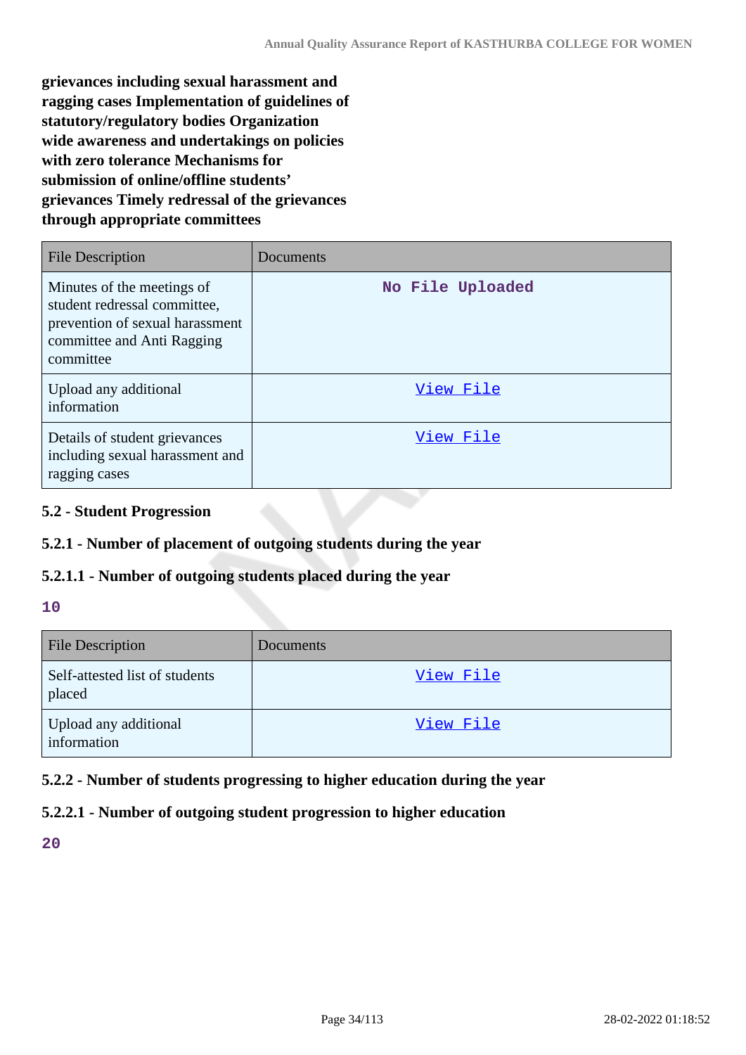**grievances including sexual harassment and ragging cases Implementation of guidelines of statutory/regulatory bodies Organization wide awareness and undertakings on policies with zero tolerance Mechanisms for submission of online/offline students' grievances Timely redressal of the grievances through appropriate committees**

| File Description | Documents |
|---|---|
| Minutes of the meetings of student redressal committee, prevention of sexual harassment committee and Anti Ragging committee | No File Uploaded |
| Upload any additional information | View File |
| Details of student grievances including sexual harassment and ragging cases | View File |

### 5.2 - Student Progression

### 5.2.1 - Number of placement of outgoing students during the year

### 5.2.1.1 - Number of outgoing students placed during the year

10

| File Description | Documents |
|---|---|
| Self-attested list of students placed | View File |
| Upload any additional information | View File |

### 5.2.2 - Number of students progressing to higher education during the year

### 5.2.2.1 - Number of outgoing student progression to higher education

20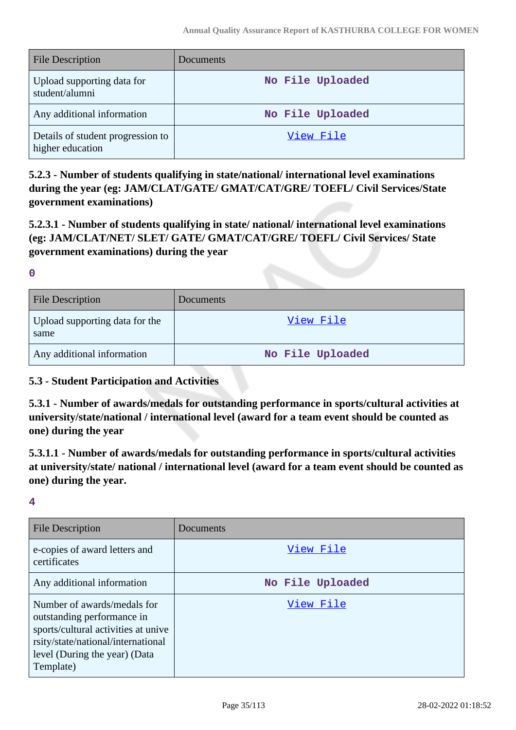| File Description | Documents |
| --- | --- |
| Upload supporting data for student/alumni | No File Uploaded |
| Any additional information | No File Uploaded |
| Details of student progression to higher education | View File |

**5.2.3 - Number of students qualifying in state/national/ international level examinations during the year (eg: JAM/CLAT/GATE/ GMAT/CAT/GRE/ TOEFL/ Civil Services/State government examinations)**

**5.2.3.1 - Number of students qualifying in state/ national/ international level examinations (eg: JAM/CLAT/NET/ SLET/ GATE/ GMAT/CAT/GRE/ TOEFL/ Civil Services/ State government examinations) during the year**

**0**

| File Description | Documents |
| --- | --- |
| Upload supporting data for the same | View File |
| Any additional information | No File Uploaded |

**5.3 - Student Participation and Activities**

**5.3.1 - Number of awards/medals for outstanding performance in sports/cultural activities at university/state/national / international level (award for a team event should be counted as one) during the year**

**5.3.1.1 - Number of awards/medals for outstanding performance in sports/cultural activities at university/state/ national / international level (award for a team event should be counted as one) during the year.**

**4**

| File Description | Documents |
| --- | --- |
| e-copies of award letters and certificates | View File |
| Any additional information | No File Uploaded |
| Number of awards/medals for outstanding performance in sports/cultural activities at university/state/national/international level (During the year) (Data Template) | View File |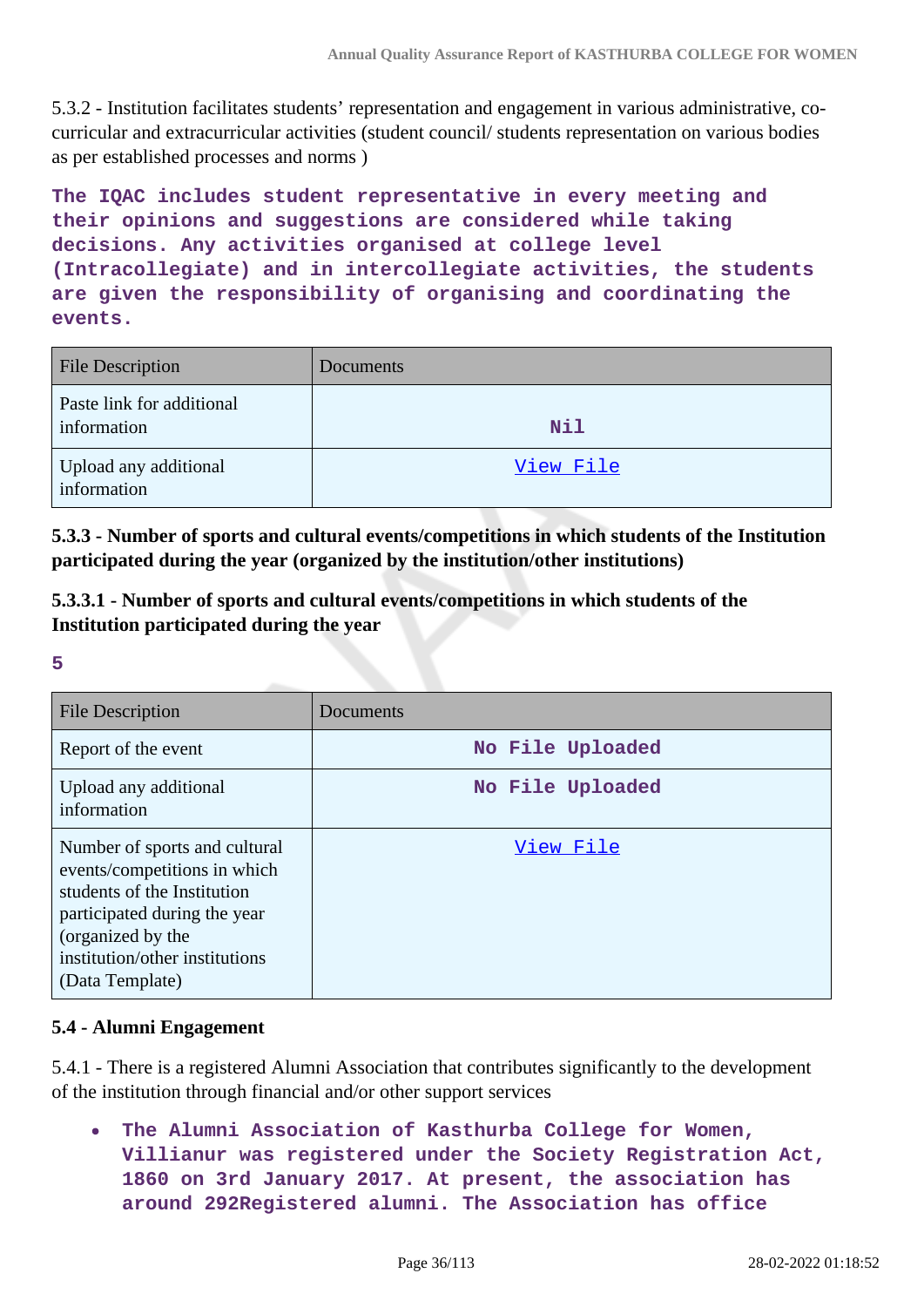5.3.2 - Institution facilitates students' representation and engagement in various administrative, co-curricular and extracurricular activities (student council/ students representation on various bodies as per established processes and norms )

**The IQAC includes student representative in every meeting and their opinions and suggestions are considered while taking decisions. Any activities organised at college level (Intracollegiate) and in intercollegiate activities, the students are given the responsibility of organising and coordinating the events.**

| File Description | Documents |
|---|---|
| Paste link for additional information | Nil |
| Upload any additional information | View File |

**5.3.3 - Number of sports and cultural events/competitions in which students of the Institution participated during the year (organized by the institution/other institutions)**

**5.3.3.1 - Number of sports and cultural events/competitions in which students of the Institution participated during the year**

**5**

| File Description | Documents |
|---|---|
| Report of the event | No File Uploaded |
| Upload any additional information | No File Uploaded |
| Number of sports and cultural events/competitions in which students of the Institution participated during the year (organized by the institution/other institutions (Data Template) | View File |

**5.4 - Alumni Engagement**

5.4.1 - There is a registered Alumni Association that contributes significantly to the development of the institution through financial and/or other support services

- **The Alumni Association of Kasthurba College for Women, Villianur was registered under the Society Registration Act, 1860 on 3rd January 2017. At present, the association has around 292Registered alumni. The Association has office**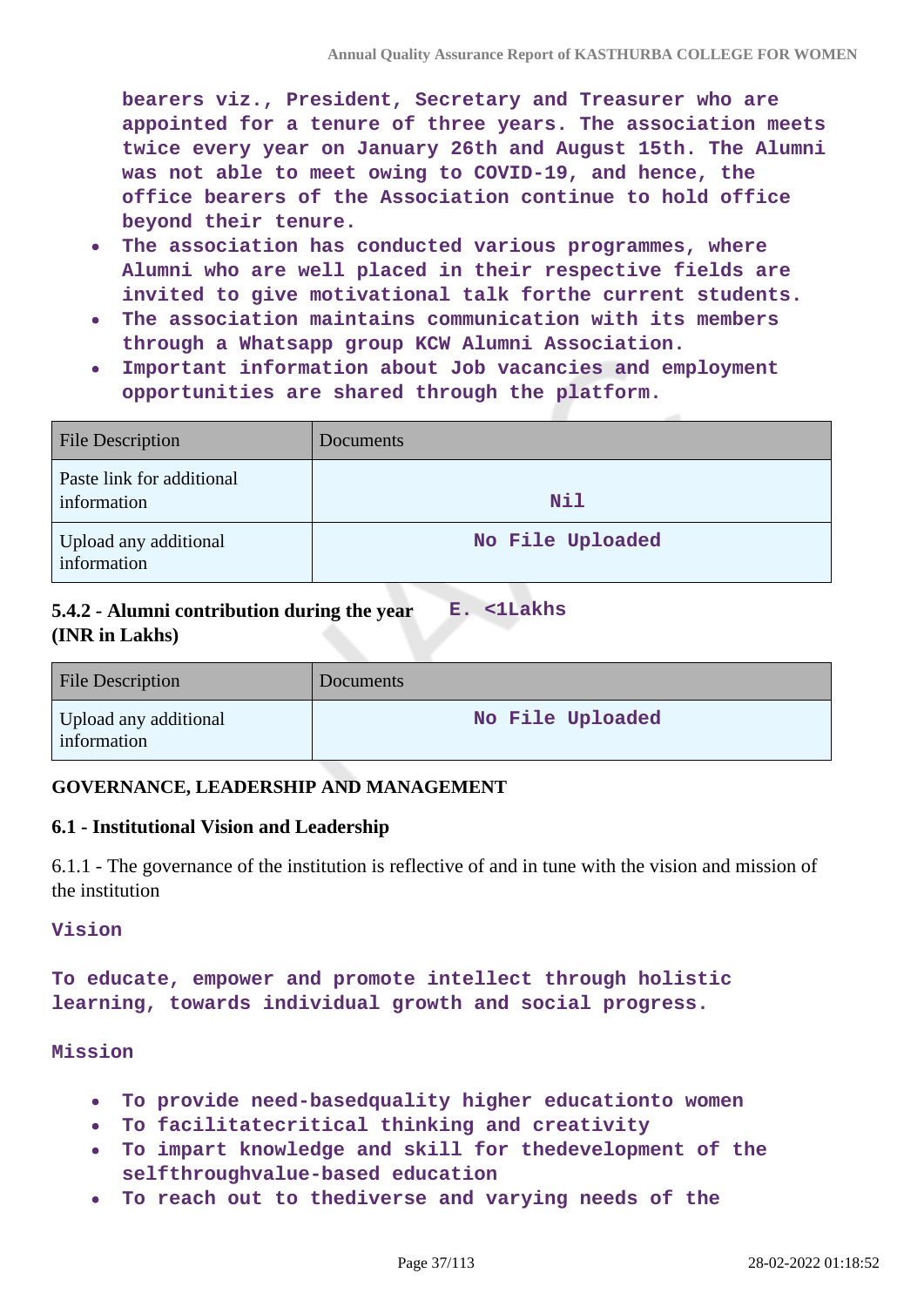bearers viz., President, Secretary and Treasurer who are appointed for a tenure of three years. The association meets twice every year on January 26th and August 15th. The Alumni was not able to meet owing to COVID-19, and hence, the office bearers of the Association continue to hold office beyond their tenure.

- The association has conducted various programmes, where Alumni who are well placed in their respective fields are invited to give motivational talk forthe current students.
- The association maintains communication with its members through a Whatsapp group KCW Alumni Association.
- Important information about Job vacancies and employment opportunities are shared through the platform.

| File Description | Documents |
|---|---|
| Paste link for additional information | Nil |
| Upload any additional information | No File Uploaded |

**5.4.2 - Alumni contribution during the year (INR in Lakhs)** E. <1Lakhs

| File Description | Documents |
|---|---|
| Upload any additional information | No File Uploaded |

## GOVERNANCE, LEADERSHIP AND MANAGEMENT

### 6.1 - Institutional Vision and Leadership

6.1.1 - The governance of the institution is reflective of and in tune with the vision and mission of the institution

Vision

To educate, empower and promote intellect through holistic learning, towards individual growth and social progress.

Mission

- To provide need-basedquality higher educationto women
- To facilitatecritical thinking and creativity
- To impart knowledge and skill for thedevelopment of the selfthroughvalue-based education
- To reach out to thediverse and varying needs of the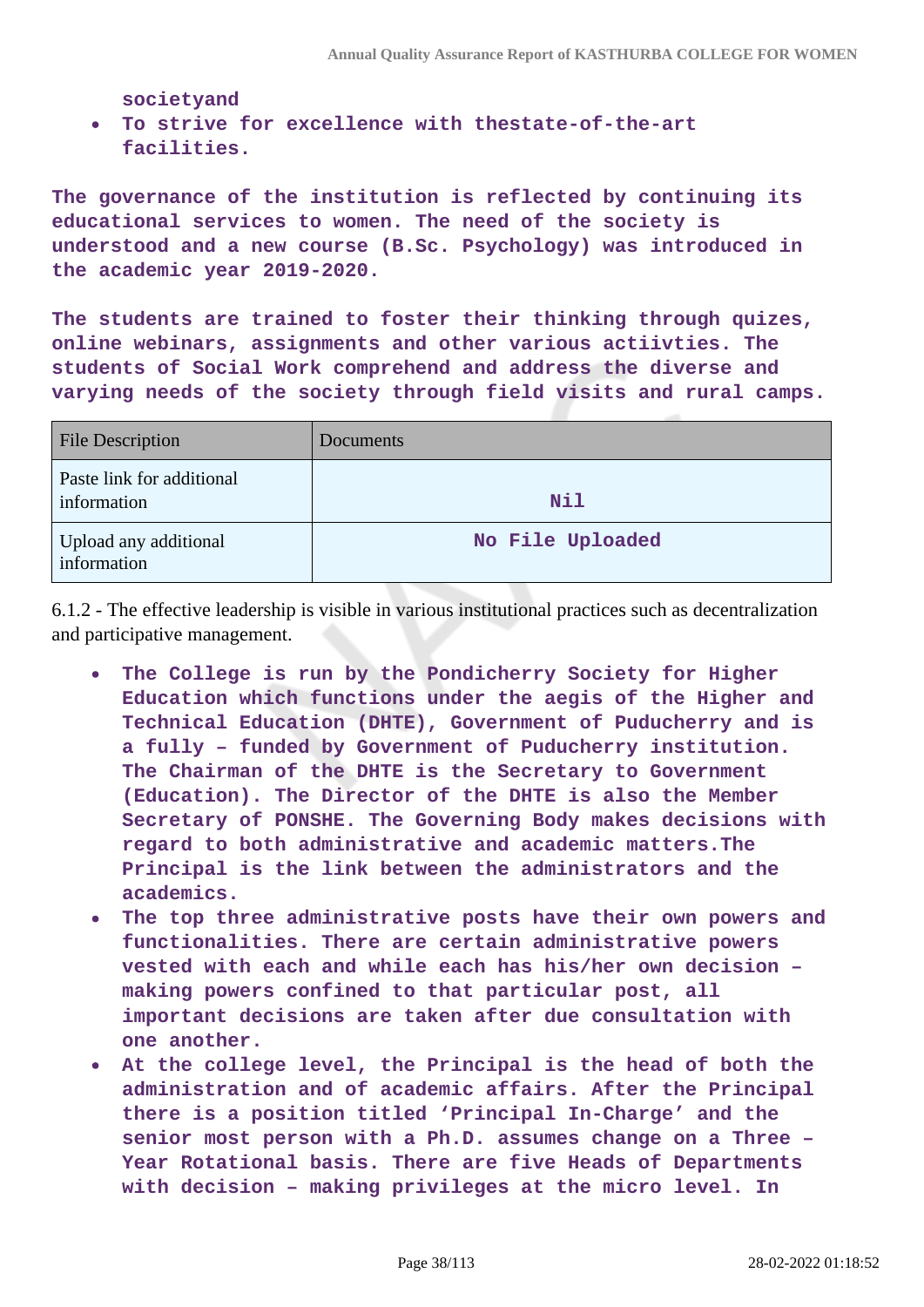societyand

- To strive for excellence with thestate-of-the-art facilities.

**The governance of the institution is reflected by continuing its educational services to women. The need of the society is understood and a new course (B.Sc. Psychology) was introduced in the academic year 2019-2020.**

**The students are trained to foster their thinking through quizes, online webinars, assignments and other various actiivties. The students of Social Work comprehend and address the diverse and varying needs of the society through field visits and rural camps.**

| File Description | Documents |
|---|---|
| Paste link for additional information | Nil |
| Upload any additional information | No File Uploaded |

6.1.2 - The effective leadership is visible in various institutional practices such as decentralization and participative management.

- **The College is run by the Pondicherry Society for Higher Education which functions under the aegis of the Higher and Technical Education (DHTE), Government of Puducherry and is a fully – funded by Government of Puducherry institution. The Chairman of the DHTE is the Secretary to Government (Education). The Director of the DHTE is also the Member Secretary of PONSHE. The Governing Body makes decisions with regard to both administrative and academic matters.The Principal is the link between the administrators and the academics.**
- **The top three administrative posts have their own powers and functionalities. There are certain administrative powers vested with each and while each has his/her own decision – making powers confined to that particular post, all important decisions are taken after due consultation with one another.**
- **At the college level, the Principal is the head of both the administration and of academic affairs. After the Principal there is a position titled 'Principal In-Charge' and the senior most person with a Ph.D. assumes change on a Three – Year Rotational basis. There are five Heads of Departments with decision – making privileges at the micro level. In**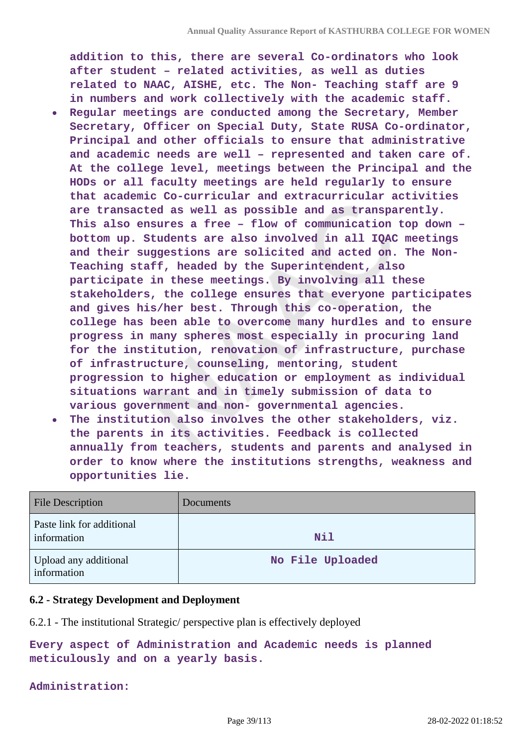**addition to this, there are several Co-ordinators who look after student – related activities, as well as duties related to NAAC, AISHE, etc. The Non- Teaching staff are 9 in numbers and work collectively with the academic staff.**

- **Regular meetings are conducted among the Secretary, Member Secretary, Officer on Special Duty, State RUSA Co-ordinator, Principal and other officials to ensure that administrative and academic needs are well – represented and taken care of. At the college level, meetings between the Principal and the HODs or all faculty meetings are held regularly to ensure that academic Co-curricular and extracurricular activities are transacted as well as possible and as transparently. This also ensures a free – flow of communication top down – bottom up. Students are also involved in all IQAC meetings and their suggestions are solicited and acted on. The Non-Teaching staff, headed by the Superintendent, also participate in these meetings. By involving all these stakeholders, the college ensures that everyone participates and gives his/her best. Through this co-operation, the college has been able to overcome many hurdles and to ensure progress in many spheres most especially in procuring land for the institution, renovation of infrastructure, purchase of infrastructure, counseling, mentoring, student progression to higher education or employment as individual situations warrant and in timely submission of data to various government and non- governmental agencies.**
- **The institution also involves the other stakeholders, viz. the parents in its activities. Feedback is collected annually from teachers, students and parents and analysed in order to know where the institutions strengths, weakness and opportunities lie.**

| File Description | Documents |
|---|---|
| Paste link for additional information | Nil |
| Upload any additional information | No File Uploaded |

### 6.2 - Strategy Development and Deployment

6.2.1 - The institutional Strategic/ perspective plan is effectively deployed

**Every aspect of Administration and Academic needs is planned meticulously and on a yearly basis.**

**Administration:**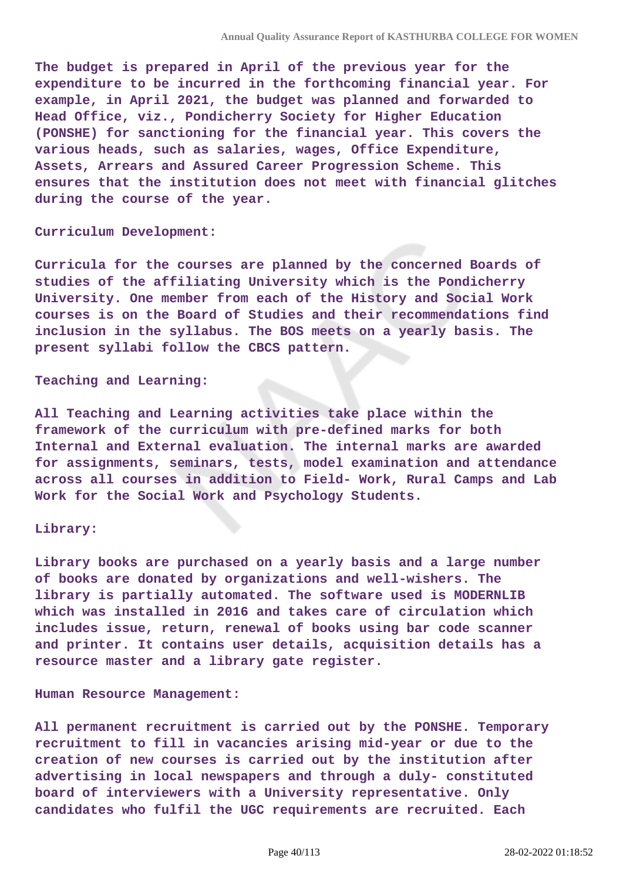The budget is prepared in April of the previous year for the expenditure to be incurred in the forthcoming financial year. For example, in April 2021, the budget was planned and forwarded to Head Office, viz., Pondicherry Society for Higher Education (PONSHE) for sanctioning for the financial year. This covers the various heads, such as salaries, wages, Office Expenditure, Assets, Arrears and Assured Career Progression Scheme. This ensures that the institution does not meet with financial glitches during the course of the year.

Curriculum Development:

Curricula for the courses are planned by the concerned Boards of studies of the affiliating University which is the Pondicherry University. One member from each of the History and Social Work courses is on the Board of Studies and their recommendations find inclusion in the syllabus. The BOS meets on a yearly basis. The present syllabi follow the CBCS pattern.

Teaching and Learning:

All Teaching and Learning activities take place within the framework of the curriculum with pre-defined marks for both Internal and External evaluation. The internal marks are awarded for assignments, seminars, tests, model examination and attendance across all courses in addition to Field- Work, Rural Camps and Lab Work for the Social Work and Psychology Students.

Library:

Library books are purchased on a yearly basis and a large number of books are donated by organizations and well-wishers. The library is partially automated. The software used is MODERNLIB which was installed in 2016 and takes care of circulation which includes issue, return, renewal of books using bar code scanner and printer. It contains user details, acquisition details has a resource master and a library gate register.

Human Resource Management:

All permanent recruitment is carried out by the PONSHE. Temporary recruitment to fill in vacancies arising mid-year or due to the creation of new courses is carried out by the institution after advertising in local newspapers and through a duly- constituted board of interviewers with a University representative. Only candidates who fulfil the UGC requirements are recruited. Each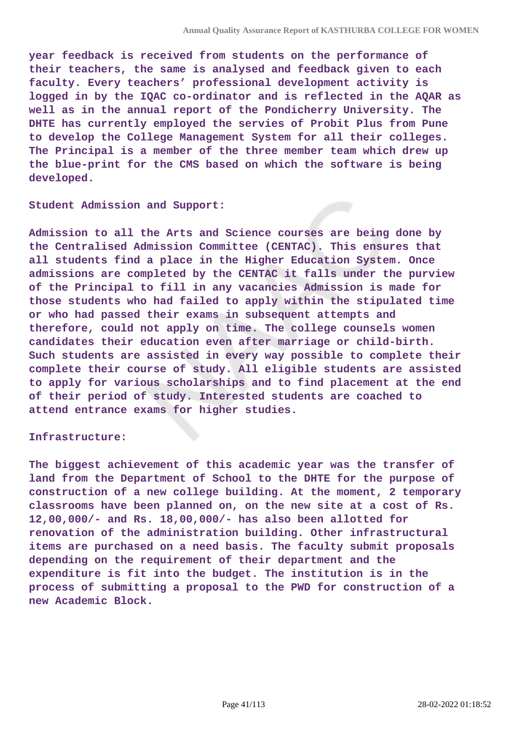year feedback is received from students on the performance of their teachers, the same is analysed and feedback given to each faculty. Every teachers' professional development activity is logged in by the IQAC co-ordinator and is reflected in the AQAR as well as in the annual report of the Pondicherry University. The DHTE has currently employed the servies of Probit Plus from Pune to develop the College Management System for all their colleges. The Principal is a member of the three member team which drew up the blue-print for the CMS based on which the software is being developed.

Student Admission and Support:

Admission to all the Arts and Science courses are being done by the Centralised Admission Committee (CENTAC). This ensures that all students find a place in the Higher Education System. Once admissions are completed by the CENTAC it falls under the purview of the Principal to fill in any vacancies Admission is made for those students who had failed to apply within the stipulated time or who had passed their exams in subsequent attempts and therefore, could not apply on time. The college counsels women candidates their education even after marriage or child-birth. Such students are assisted in every way possible to complete their complete their course of study. All eligible students are assisted to apply for various scholarships and to find placement at the end of their period of study. Interested students are coached to attend entrance exams for higher studies.

Infrastructure:

The biggest achievement of this academic year was the transfer of land from the Department of School to the DHTE for the purpose of construction of a new college building. At the moment, 2 temporary classrooms have been planned on, on the new site at a cost of Rs. 12,00,000/- and Rs. 18,00,000/- has also been allotted for renovation of the administration building. Other infrastructural items are purchased on a need basis. The faculty submit proposals depending on the requirement of their department and the expenditure is fit into the budget. The institution is in the process of submitting a proposal to the PWD for construction of a new Academic Block.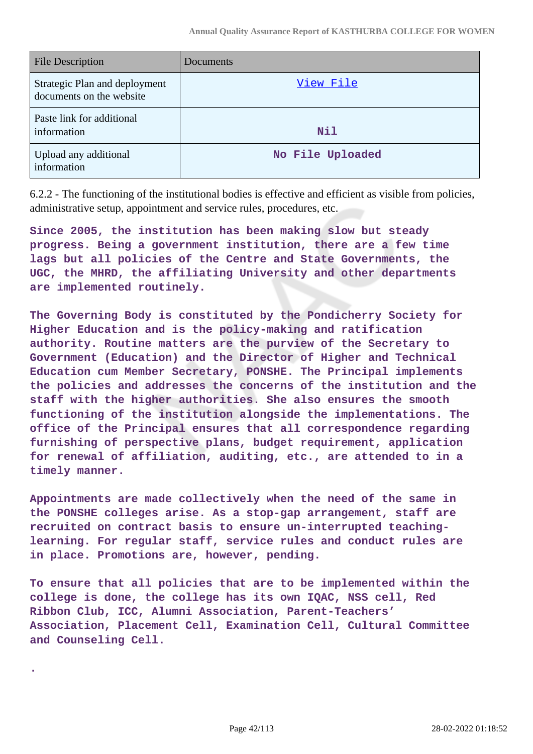| File Description | Documents |
|---|---|
| Strategic Plan and deployment documents on the website | View File |
| Paste link for additional information | Nil |
| Upload any additional information | No File Uploaded |

6.2.2 - The functioning of the institutional bodies is effective and efficient as visible from policies, administrative setup, appointment and service rules, procedures, etc.

**Since 2005, the institution has been making slow but steady progress. Being a government institution, there are a few time lags but all policies of the Centre and State Governments, the UGC, the MHRD, the affiliating University and other departments are implemented routinely.**

**The Governing Body is constituted by the Pondicherry Society for Higher Education and is the policy-making and ratification authority. Routine matters are the purview of the Secretary to Government (Education) and the Director of Higher and Technical Education cum Member Secretary, PONSHE. The Principal implements the policies and addresses the concerns of the institution and the staff with the higher authorities. She also ensures the smooth functioning of the institution alongside the implementations. The office of the Principal ensures that all correspondence regarding furnishing of perspective plans, budget requirement, application for renewal of affiliation, auditing, etc., are attended to in a timely manner.**

**Appointments are made collectively when the need of the same in the PONSHE colleges arise. As a stop-gap arrangement, staff are recruited on contract basis to ensure un-interrupted teaching-learning. For regular staff, service rules and conduct rules are in place. Promotions are, however, pending.**

**To ensure that all policies that are to be implemented within the college is done, the college has its own IQAC, NSS cell, Red Ribbon Club, ICC, Alumni Association, Parent-Teachers' Association, Placement Cell, Examination Cell, Cultural Committee and Counseling Cell.**

.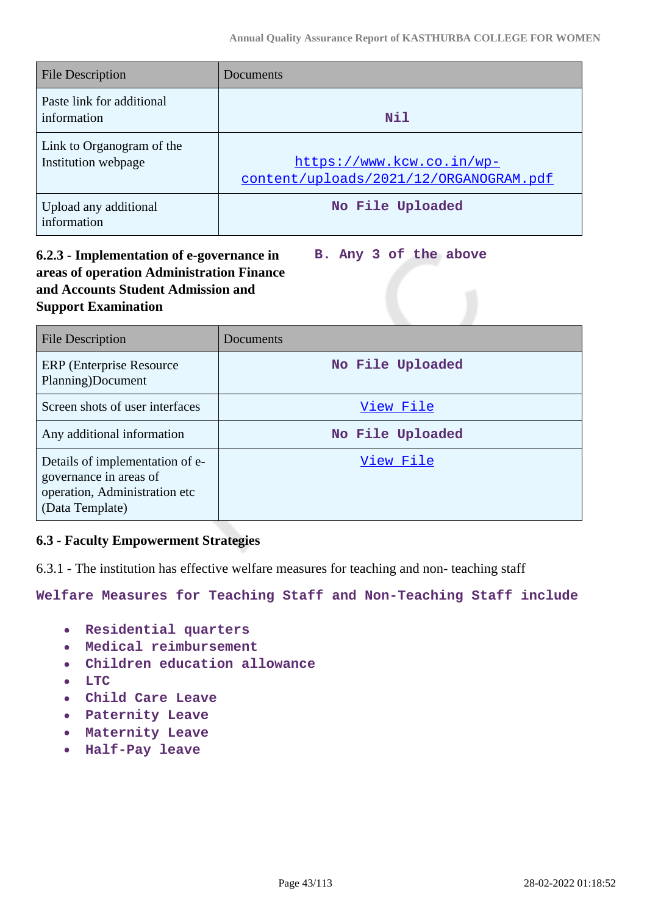| File Description | Documents |
| --- | --- |
| Paste link for additional information | Nil |
| Link to Organogram of the Institution webpage | https://www.kcw.co.in/wp-content/uploads/2021/12/ORGANOGRAM.pdf |
| Upload any additional information | No File Uploaded |

**6.2.3 - Implementation of e-governance in areas of operation Administration Finance and Accounts Student Admission and Support Examination**

**B. Any 3 of the above**

| File Description | Documents |
| --- | --- |
| ERP (Enterprise Resource Planning)Document | No File Uploaded |
| Screen shots of user interfaces | View File |
| Any additional information | No File Uploaded |
| Details of implementation of e-governance in areas of operation, Administration etc (Data Template) | View File |

**6.3 - Faculty Empowerment Strategies**

6.3.1 - The institution has effective welfare measures for teaching and non- teaching staff

Welfare Measures for Teaching Staff and Non-Teaching Staff include

- Residential quarters
- Medical reimbursement
- Children education allowance
- LTC
- Child Care Leave
- Paternity Leave
- Maternity Leave
- Half-Pay leave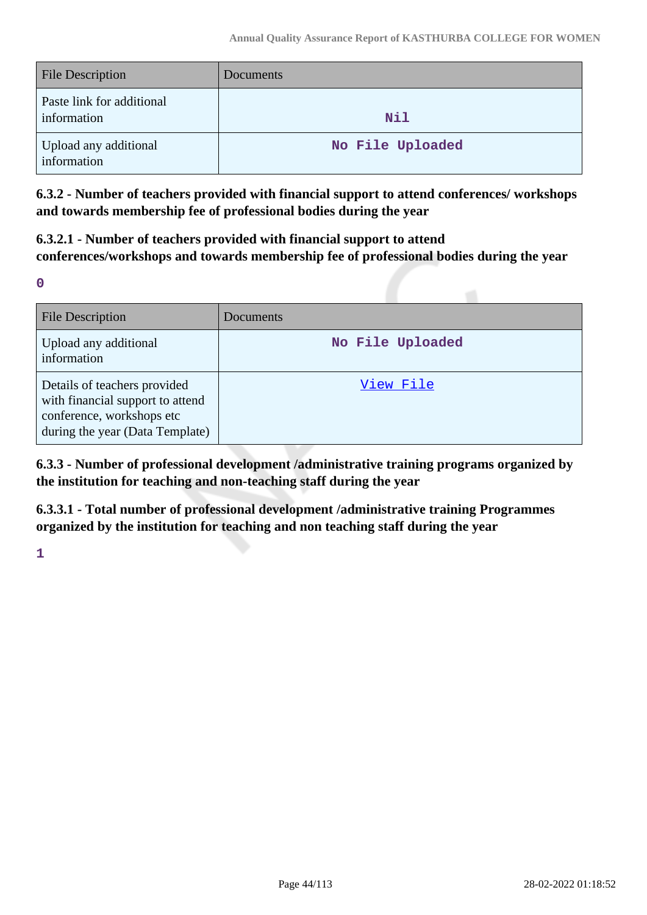| File Description | Documents |
|---|---|
| Paste link for additional information | Nil |
| Upload any additional information | No File Uploaded |

**6.3.2 - Number of teachers provided with financial support to attend conferences/ workshops and towards membership fee of professional bodies during the year**

**6.3.2.1 - Number of teachers provided with financial support to attend conferences/workshops and towards membership fee of professional bodies during the year**

0

| File Description | Documents |
|---|---|
| Upload any additional information | No File Uploaded |
| Details of teachers provided with financial support to attend conference, workshops etc during the year (Data Template) | View File |

**6.3.3 - Number of professional development /administrative training programs organized by the institution for teaching and non-teaching staff during the year**

**6.3.3.1 - Total number of professional development /administrative training Programmes organized by the institution for teaching and non teaching staff during the year**

1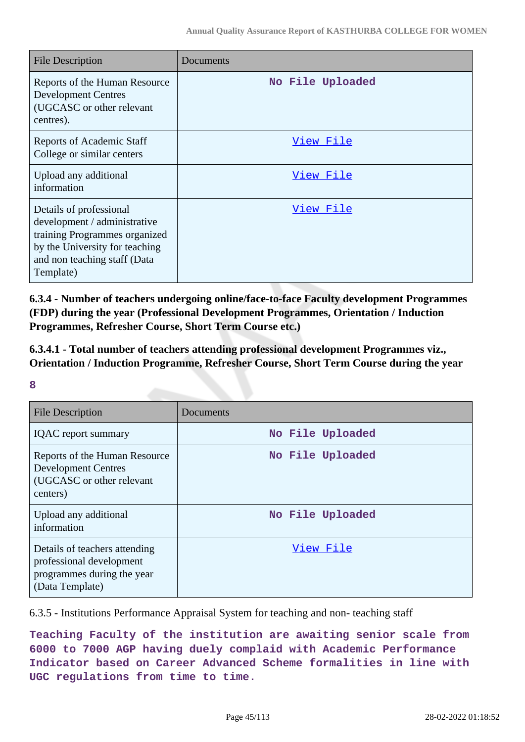| File Description | Documents |
| --- | --- |
| Reports of the Human Resource Development Centres (UGCASC or other relevant centres). | No File Uploaded |
| Reports of Academic Staff College or similar centers | View File |
| Upload any additional information | View File |
| Details of professional development / administrative training Programmes organized by the University for teaching and non teaching staff (Data Template) | View File |

**6.3.4 - Number of teachers undergoing online/face-to-face Faculty development Programmes (FDP) during the year (Professional Development Programmes, Orientation / Induction Programmes, Refresher Course, Short Term Course etc.)**

**6.3.4.1 - Total number of teachers attending professional development Programmes viz., Orientation / Induction Programme, Refresher Course, Short Term Course during the year**

**8**

| File Description | Documents |
| --- | --- |
| IQAC report summary | No File Uploaded |
| Reports of the Human Resource Development Centres (UGCASC or other relevant centers) | No File Uploaded |
| Upload any additional information | No File Uploaded |
| Details of teachers attending professional development programmes during the year (Data Template) | View File |

6.3.5 - Institutions Performance Appraisal System for teaching and non- teaching staff

**Teaching Faculty of the institution are awaiting senior scale from 6000 to 7000 AGP having duely complaid with Academic Performance Indicator based on Career Advanced Scheme formalities in line with UGC regulations from time to time.**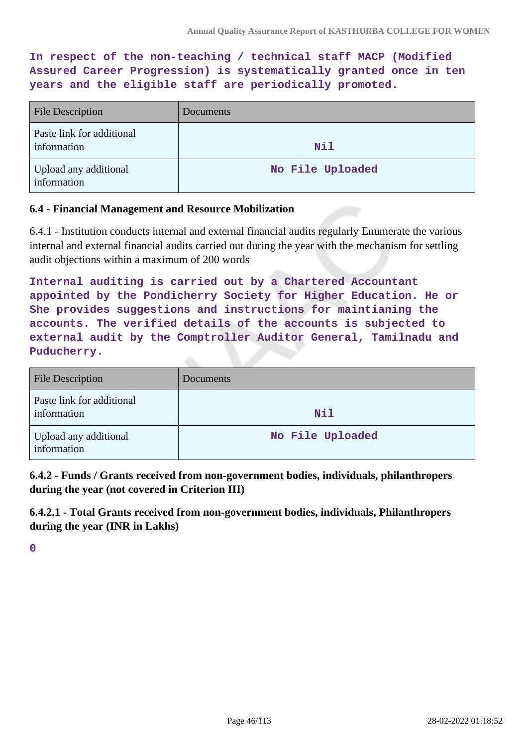**In respect of the non-teaching / technical staff MACP (Modified Assured Career Progression) is systematically granted once in ten years and the eligible staff are periodically promoted.**

| File Description | Documents |
|---|---|
| Paste link for additional information | Nil |
| Upload any additional information | No File Uploaded |

### 6.4 - Financial Management and Resource Mobilization

6.4.1 - Institution conducts internal and external financial audits regularly Enumerate the various internal and external financial audits carried out during the year with the mechanism for settling audit objections within a maximum of 200 words

**Internal auditing is carried out by a Chartered Accountant appointed by the Pondicherry Society for Higher Education. He or She provides suggestions and instructions for maintaining the accounts. The verified details of the accounts is subjected to external audit by the Comptroller Auditor General, Tamilnadu and Puducherry.**

| File Description | Documents |
|---|---|
| Paste link for additional information | Nil |
| Upload any additional information | No File Uploaded |

**6.4.2 - Funds / Grants received from non-government bodies, individuals, philanthropers during the year (not covered in Criterion III)**

**6.4.2.1 - Total Grants received from non-government bodies, individuals, Philanthropers during the year (INR in Lakhs)**

**0**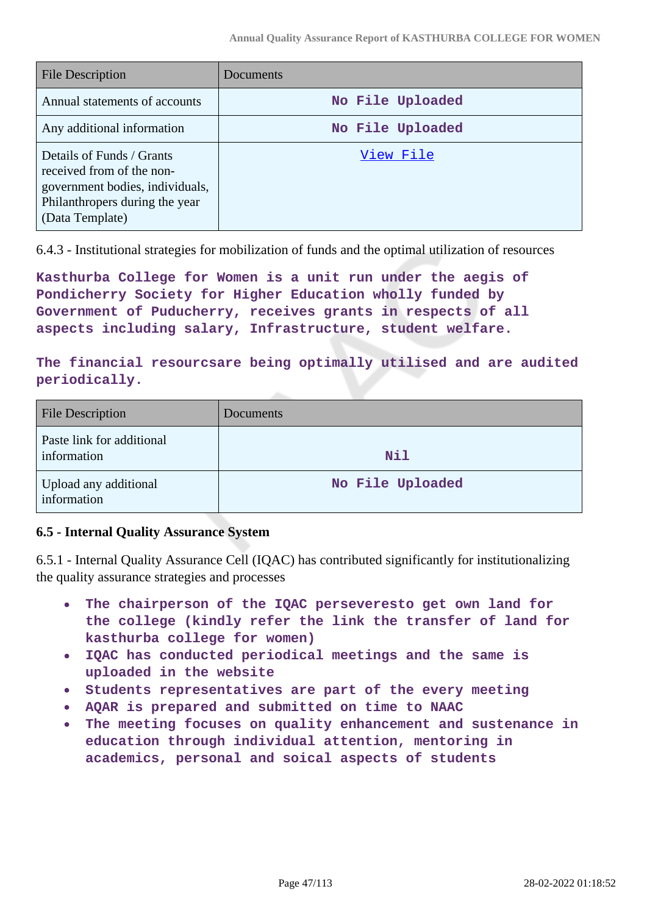| File Description | Documents |
| --- | --- |
| Annual statements of accounts | No File Uploaded |
| Any additional information | No File Uploaded |
| Details of Funds / Grants received from of the non-government bodies, individuals, Philanthropers during the year (Data Template) | View File |

6.4.3 - Institutional strategies for mobilization of funds and the optimal utilization of resources

**Kasthurba College for Women is a unit run under the aegis of Pondicherry Society for Higher Education wholly funded by Government of Puducherry, receives grants in respects of all aspects including salary, Infrastructure, student welfare.**

**The financial resourcsare being optimally utilised and are audited periodically.**

| File Description | Documents |
| --- | --- |
| Paste link for additional information | Nil |
| Upload any additional information | No File Uploaded |

### 6.5 - Internal Quality Assurance System

6.5.1 - Internal Quality Assurance Cell (IQAC) has contributed significantly for institutionalizing the quality assurance strategies and processes

- **The chairperson of the IQAC perseveresto get own land for the college (kindly refer the link the transfer of land for kasthurba college for women)**
- **IQAC has conducted periodical meetings and the same is uploaded in the website**
- **Students representatives are part of the every meeting**
- **AQAR is prepared and submitted on time to NAAC**
- **The meeting focuses on quality enhancement and sustenance in education through individual attention, mentoring in academics, personal and soical aspects of students**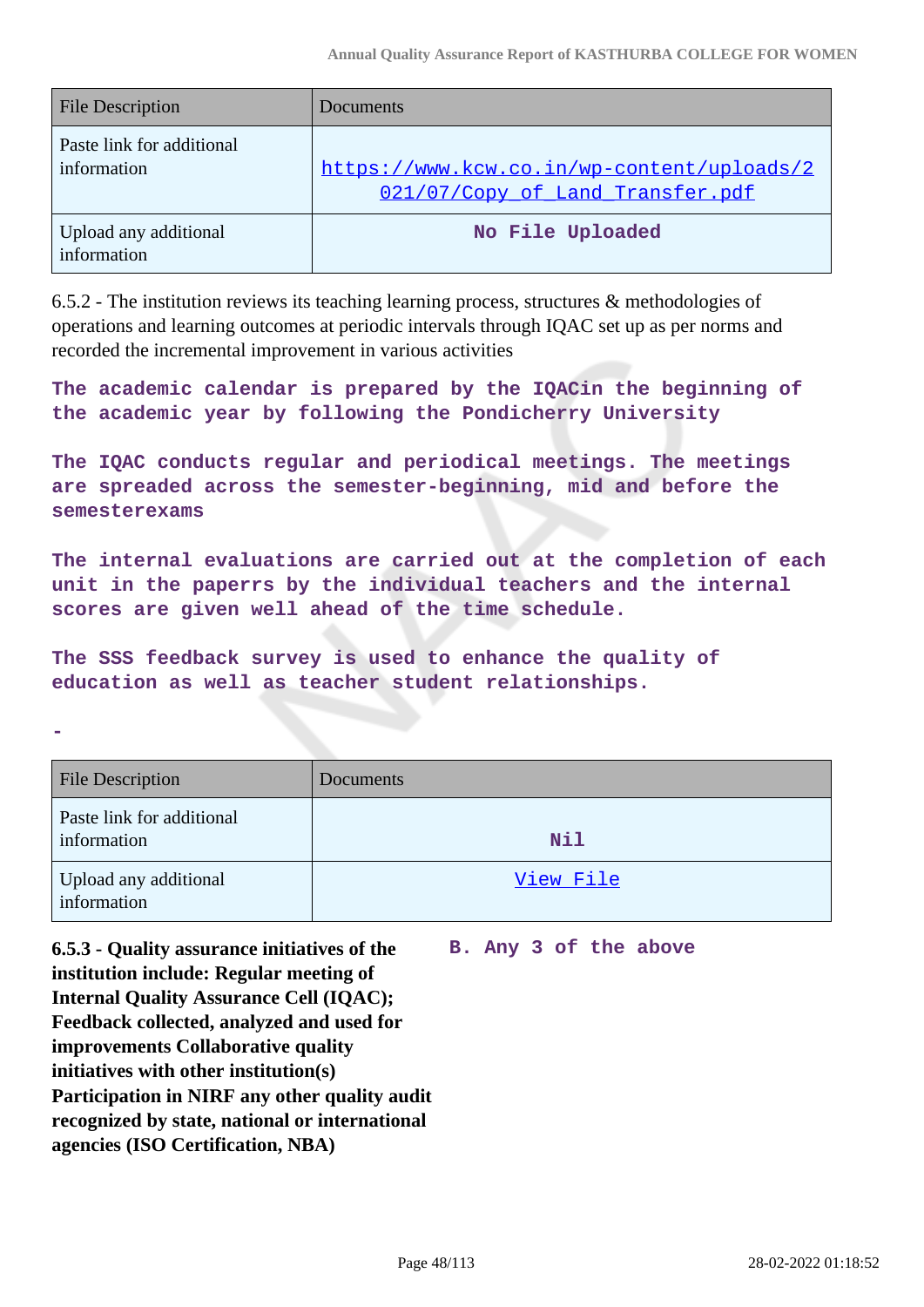| File Description | Documents |
|---|---|
| Paste link for additional information | https://www.kcw.co.in/wp-content/uploads/2021/07/Copy_of_Land_Transfer.pdf |
| Upload any additional information | No File Uploaded |

6.5.2 - The institution reviews its teaching learning process, structures & methodologies of operations and learning outcomes at periodic intervals through IQAC set up as per norms and recorded the incremental improvement in various activities

The academic calendar is prepared by the IQACin the beginning of the academic year by following the Pondicherry University

The IQAC conducts regular and periodical meetings. The meetings are spreaded across the semester-beginning, mid and before the semesterexams

The internal evaluations are carried out at the completion of each unit in the paperrs by the individual teachers and the internal scores are given well ahead of the time schedule.

The SSS feedback survey is used to enhance the quality of education as well as teacher student relationships.

-

| File Description | Documents |
|---|---|
| Paste link for additional information | Nil |
| Upload any additional information | View File |

**6.5.3 - Quality assurance initiatives of the institution include: Regular meeting of Internal Quality Assurance Cell (IQAC); Feedback collected, analyzed and used for improvements Collaborative quality initiatives with other institution(s) Participation in NIRF any other quality audit recognized by state, national or international agencies (ISO Certification, NBA)**

B. Any 3 of the above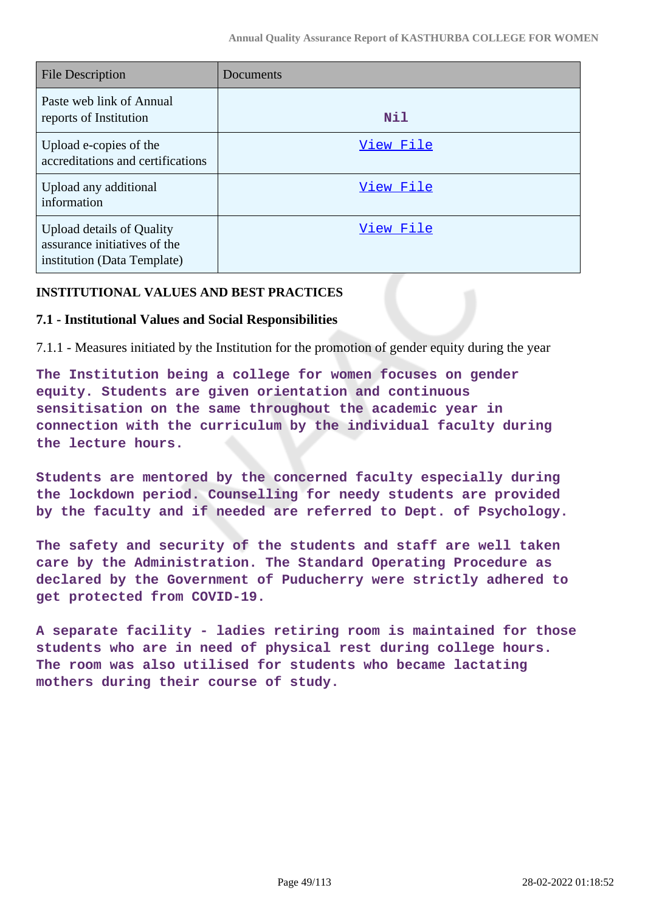| File Description | Documents |
|---|---|
| Paste web link of Annual reports of Institution | Nil |
| Upload e-copies of the accreditations and certifications | View File |
| Upload any additional information | View File |
| Upload details of Quality assurance initiatives of the institution (Data Template) | View File |

**INSTITUTIONAL VALUES AND BEST PRACTICES**

**7.1 - Institutional Values and Social Responsibilities**

7.1.1 - Measures initiated by the Institution for the promotion of gender equity during the year

The Institution being a college for women focuses on gender equity. Students are given orientation and continuous sensitisation on the same throughout the academic year in connection with the curriculum by the individual faculty during the lecture hours.

Students are mentored by the concerned faculty especially during the lockdown period. Counselling for needy students are provided by the faculty and if needed are referred to Dept. of Psychology.

The safety and security of the students and staff are well taken care by the Administration. The Standard Operating Procedure as declared by the Government of Puducherry were strictly adhered to get protected from COVID-19.

A separate facility - ladies retiring room is maintained for those students who are in need of physical rest during college hours. The room was also utilised for students who became lactating mothers during their course of study.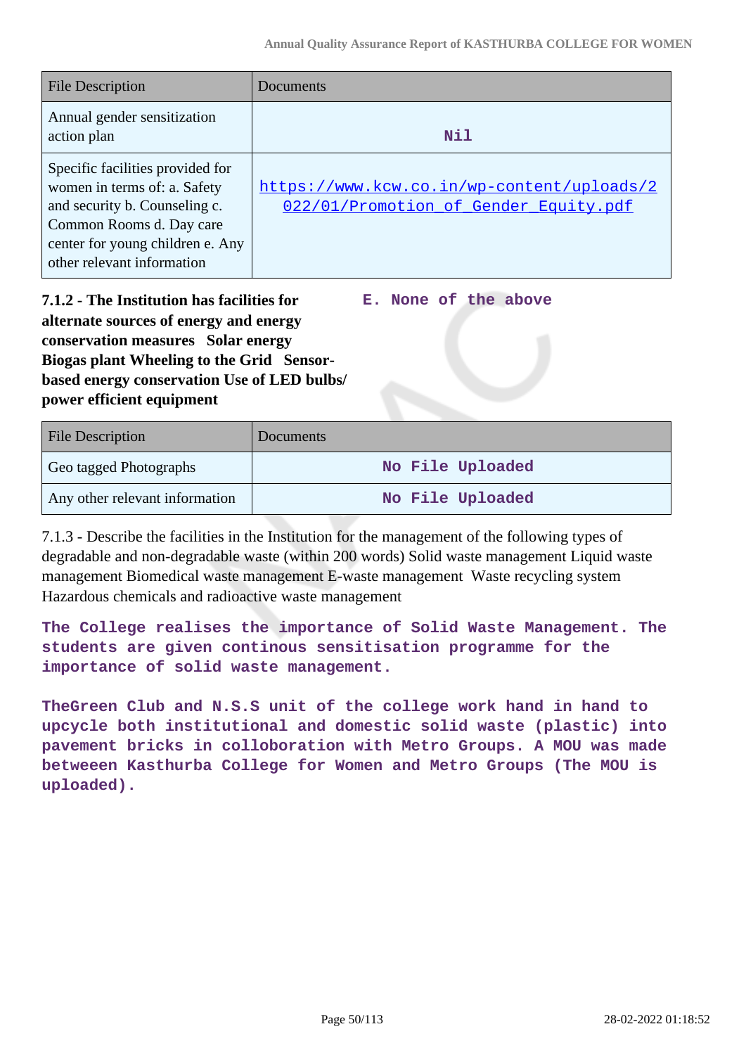| File Description | Documents |
|---|---|
| Annual gender sensitization action plan | Nil |
| Specific facilities provided for women in terms of: a. Safety and security b. Counseling c. Common Rooms d. Day care center for young children e. Any other relevant information | https://www.kcw.co.in/wp-content/uploads/2022/01/Promotion_of_Gender_Equity.pdf |

**7.1.2 - The Institution has facilities for alternate sources of energy and energy conservation measures Solar energy Biogas plant Wheeling to the Grid Sensor-based energy conservation Use of LED bulbs/ power efficient equipment**

E. None of the above

| File Description | Documents |
|---|---|
| Geo tagged Photographs | No File Uploaded |
| Any other relevant information | No File Uploaded |

7.1.3 - Describe the facilities in the Institution for the management of the following types of degradable and non-degradable waste (within 200 words) Solid waste management Liquid waste management Biomedical waste management E-waste management Waste recycling system Hazardous chemicals and radioactive waste management

The College realises the importance of Solid Waste Management. The students are given continous sensitisation programme for the importance of solid waste management.

TheGreen Club and N.S.S unit of the college work hand in hand to upcycle both institutional and domestic solid waste (plastic) into pavement bricks in colloboration with Metro Groups. A MOU was made betweeen Kasthurba College for Women and Metro Groups (The MOU is uploaded).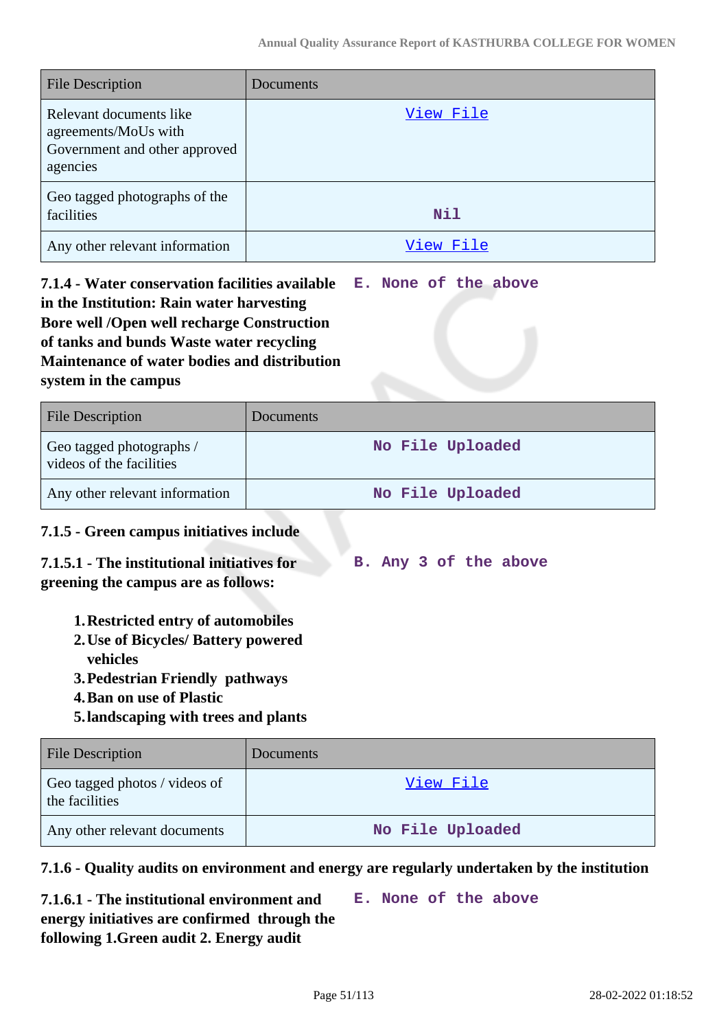| File Description | Documents |
| --- | --- |
| Relevant documents like agreements/MoUs with Government and other approved agencies | View File |
| Geo tagged photographs of the facilities | Nil |
| Any other relevant information | View File |

**7.1.4 - Water conservation facilities available in the Institution: Rain water harvesting Bore well /Open well recharge Construction of tanks and bunds Waste water recycling Maintenance of water bodies and distribution system in the campus**

E. None of the above

| File Description | Documents |
| --- | --- |
| Geo tagged photographs / videos of the facilities | No File Uploaded |
| Any other relevant information | No File Uploaded |

**7.1.5 - Green campus initiatives include**

**7.1.5.1 - The institutional initiatives for greening the campus are as follows:**

B. Any 3 of the above

1. **Restricted entry of automobiles**
2. **Use of Bicycles/ Battery powered vehicles**
3. **Pedestrian Friendly pathways**
4. **Ban on use of Plastic**
5. **landscaping with trees and plants**

| File Description | Documents |
| --- | --- |
| Geo tagged photos / videos of the facilities | View File |
| Any other relevant documents | No File Uploaded |

**7.1.6 - Quality audits on environment and energy are regularly undertaken by the institution**

**7.1.6.1 - The institutional environment and energy initiatives are confirmed through the following 1.Green audit 2. Energy audit**

E. None of the above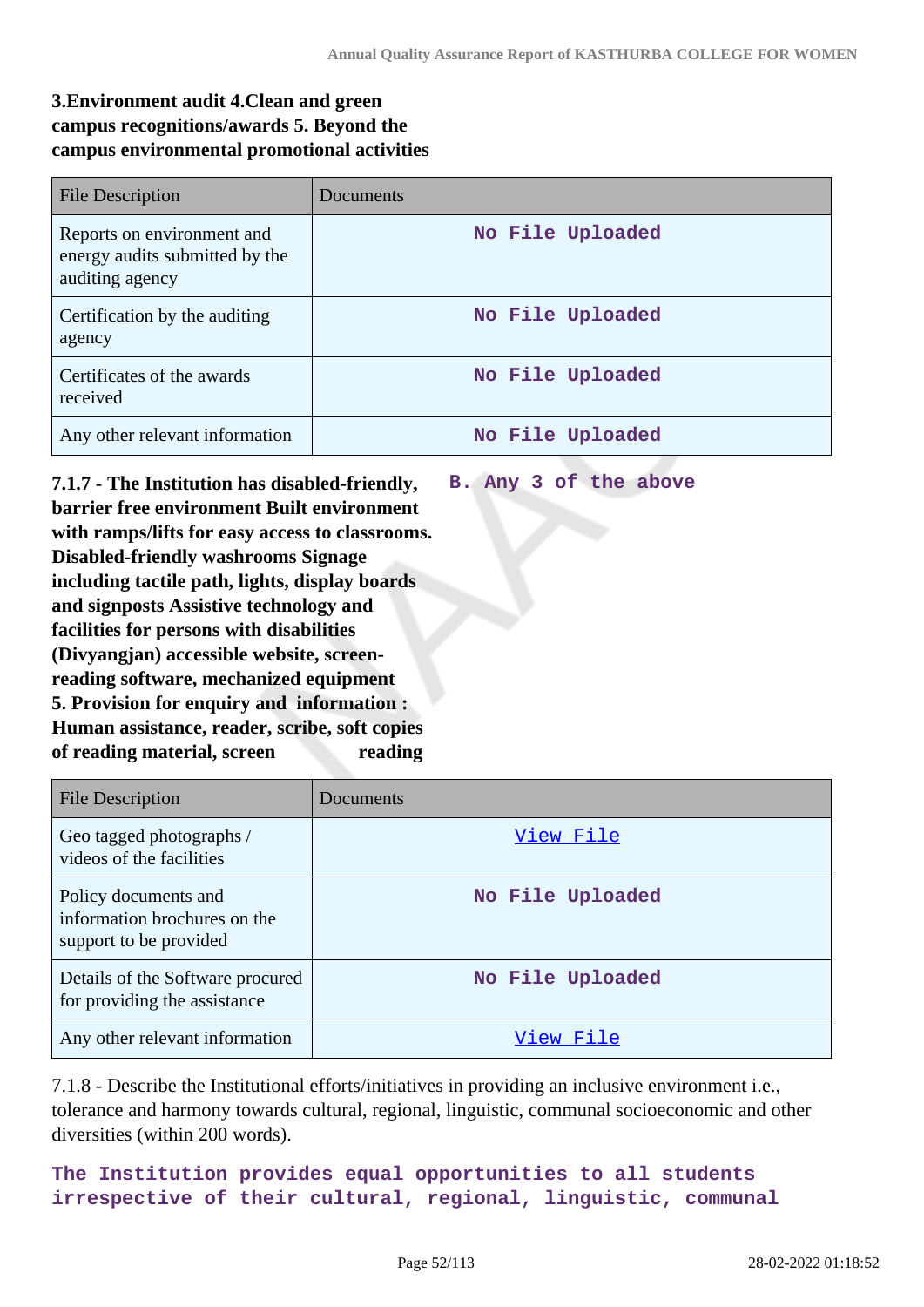**3.Environment audit 4.Clean and green campus recognitions/awards 5. Beyond the campus environmental promotional activities**

| File Description | Documents |
|---|---|
| Reports on environment and energy audits submitted by the auditing agency | No File Uploaded |
| Certification by the auditing agency | No File Uploaded |
| Certificates of the awards received | No File Uploaded |
| Any other relevant information | No File Uploaded |

**7.1.7 - The Institution has disabled-friendly, barrier free environment Built environment with ramps/lifts for easy access to classrooms. Disabled-friendly washrooms Signage including tactile path, lights, display boards and signposts Assistive technology and facilities for persons with disabilities (Divyangjan) accessible website, screen-reading software, mechanized equipment 5. Provision for enquiry and information : Human assistance, reader, scribe, soft copies of reading material, screen reading**

**B. Any 3 of the above**

| File Description | Documents |
|---|---|
| Geo tagged photographs / videos of the facilities | View File |
| Policy documents and information brochures on the support to be provided | No File Uploaded |
| Details of the Software procured for providing the assistance | No File Uploaded |
| Any other relevant information | View File |

7.1.8 - Describe the Institutional efforts/initiatives in providing an inclusive environment i.e., tolerance and harmony towards cultural, regional, linguistic, communal socioeconomic and other diversities (within 200 words).

**The Institution provides equal opportunities to all students irrespective of their cultural, regional, linguistic, communal**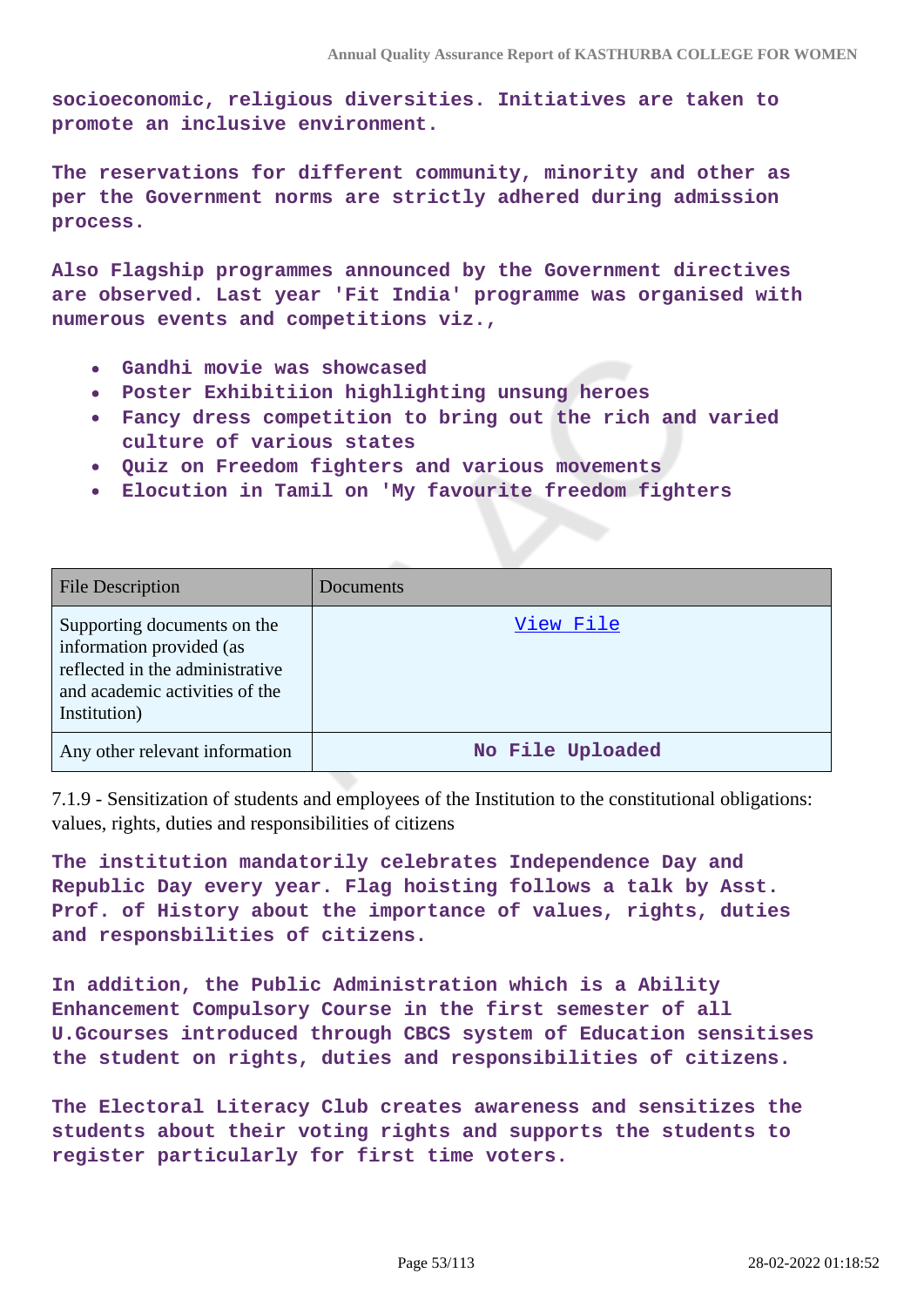socioeconomic, religious diversities. Initiatives are taken to promote an inclusive environment.

The reservations for different community, minority and other as per the Government norms are strictly adhered during admission process.

Also Flagship programmes announced by the Government directives are observed. Last year 'Fit India' programme was organised with numerous events and competitions viz.,

- Gandhi movie was showcased
- Poster Exhibitiion highlighting unsung heroes
- Fancy dress competition to bring out the rich and varied culture of various states
- Quiz on Freedom fighters and various movements
- Elocution in Tamil on 'My favourite freedom fighters

| File Description | Documents |
|---|---|
| Supporting documents on the information provided (as reflected in the administrative and academic activities of the Institution) | View File |
| Any other relevant information | No File Uploaded |

7.1.9 - Sensitization of students and employees of the Institution to the constitutional obligations: values, rights, duties and responsibilities of citizens

The institution mandatorily celebrates Independence Day and Republic Day every year. Flag hoisting follows a talk by Asst. Prof. of History about the importance of values, rights, duties and responsbilities of citizens.

In addition, the Public Administration which is a Ability Enhancement Compulsory Course in the first semester of all U.Gcourses introduced through CBCS system of Education sensitises the student on rights, duties and responsibilities of citizens.

The Electoral Literacy Club creates awareness and sensitizes the students about their voting rights and supports the students to register particularly for first time voters.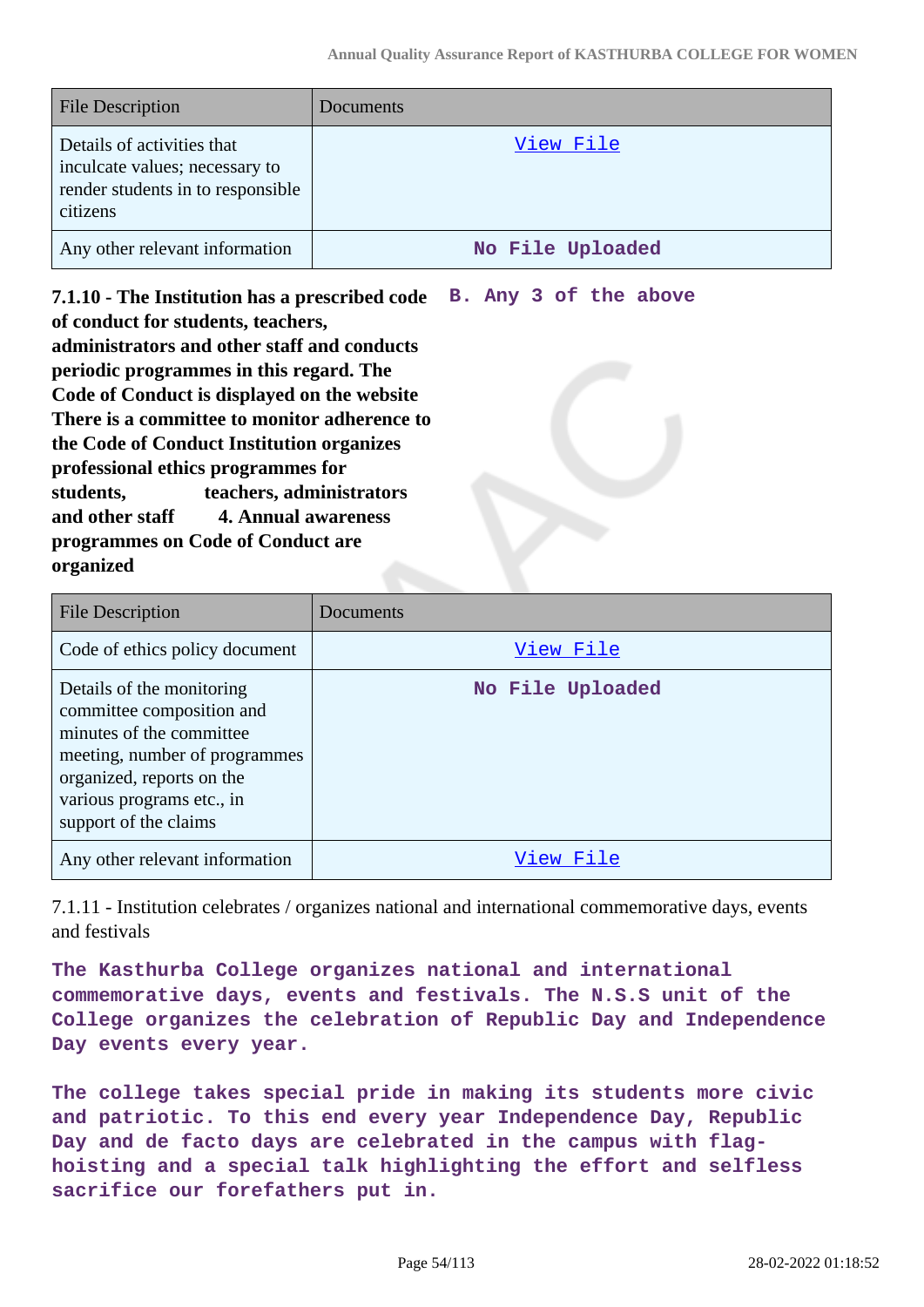| File Description | Documents |
|---|---|
| Details of activities that inculcate values; necessary to render students in to responsible citizens | View File |
| Any other relevant information | No File Uploaded |

**7.1.10 - The Institution has a prescribed code of conduct for students, teachers, administrators and other staff and conducts periodic programmes in this regard. The Code of Conduct is displayed on the website There is a committee to monitor adherence to the Code of Conduct Institution organizes professional ethics programmes for students, teachers, administrators and other staff 4. Annual awareness programmes on Code of Conduct are organized**

**B. Any 3 of the above**

| File Description | Documents |
|---|---|
| Code of ethics policy document | View File |
| Details of the monitoring committee composition and minutes of the committee meeting, number of programmes organized, reports on the various programs etc., in support of the claims | No File Uploaded |
| Any other relevant information | View File |

7.1.11 - Institution celebrates / organizes national and international commemorative days, events and festivals

**The Kasthurba College organizes national and international commemorative days, events and festivals. The N.S.S unit of the College organizes the celebration of Republic Day and Independence Day events every year.**

**The college takes special pride in making its students more civic and patriotic. To this end every year Independence Day, Republic Day and de facto days are celebrated in the campus with flag-hoisting and a special talk highlighting the effort and selfless sacrifice our forefathers put in.**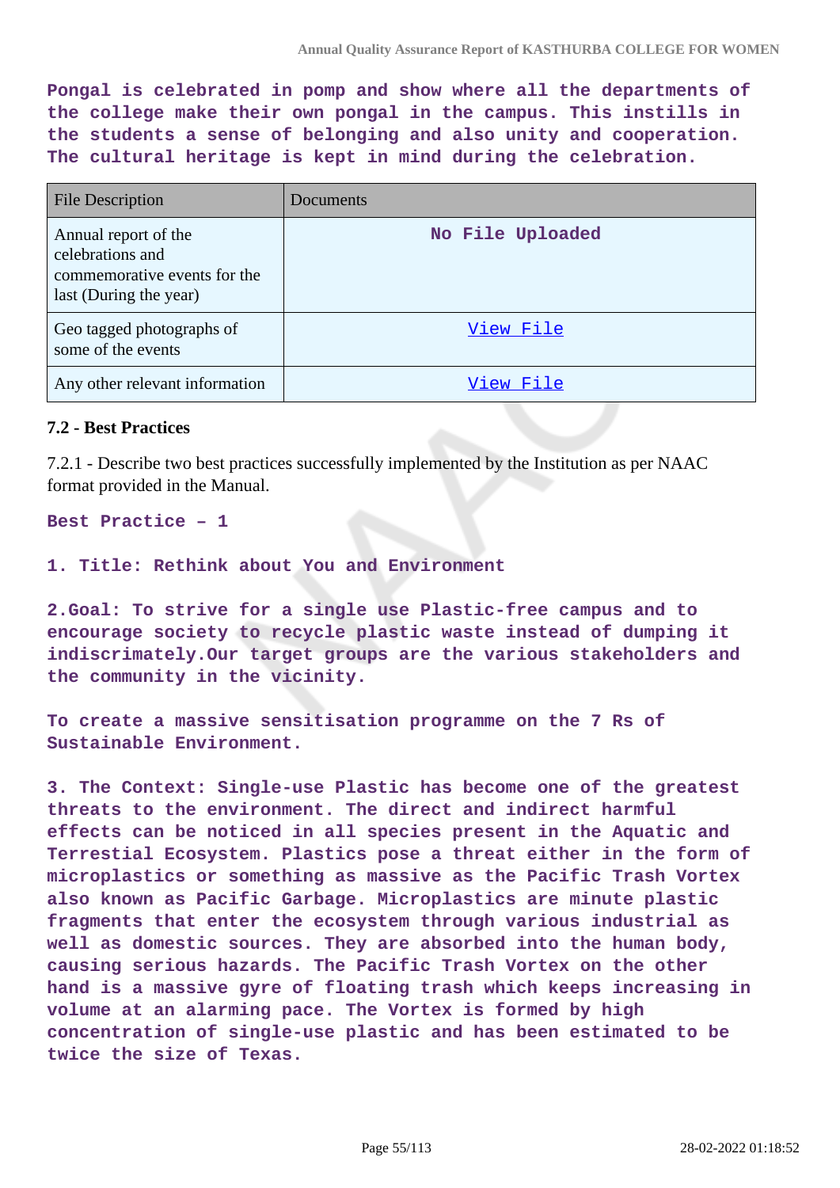**Pongal is celebrated in pomp and show where all the departments of the college make their own pongal in the campus. This instills in the students a sense of belonging and also unity and cooperation. The cultural heritage is kept in mind during the celebration.**

| File Description | Documents |
|---|---|
| Annual report of the celebrations and commemorative events for the last (During the year) | No File Uploaded |
| Geo tagged photographs of some of the events | View File |
| Any other relevant information | View File |

### 7.2 - Best Practices

7.2.1 - Describe two best practices successfully implemented by the Institution as per NAAC format provided in the Manual.

**Best Practice – 1**

**1. Title: Rethink about You and Environment**

**2.Goal: To strive for a single use Plastic-free campus and to encourage society to recycle plastic waste instead of dumping it indiscrimately.Our target groups are the various stakeholders and the community in the vicinity.**

**To create a massive sensitisation programme on the 7 Rs of Sustainable Environment.**

**3. The Context: Single-use Plastic has become one of the greatest threats to the environment. The direct and indirect harmful effects can be noticed in all species present in the Aquatic and Terrestial Ecosystem. Plastics pose a threat either in the form of microplastics or something as massive as the Pacific Trash Vortex also known as Pacific Garbage. Microplastics are minute plastic fragments that enter the ecosystem through various industrial as well as domestic sources. They are absorbed into the human body, causing serious hazards. The Pacific Trash Vortex on the other hand is a massive gyre of floating trash which keeps increasing in volume at an alarming pace. The Vortex is formed by high concentration of single-use plastic and has been estimated to be twice the size of Texas.**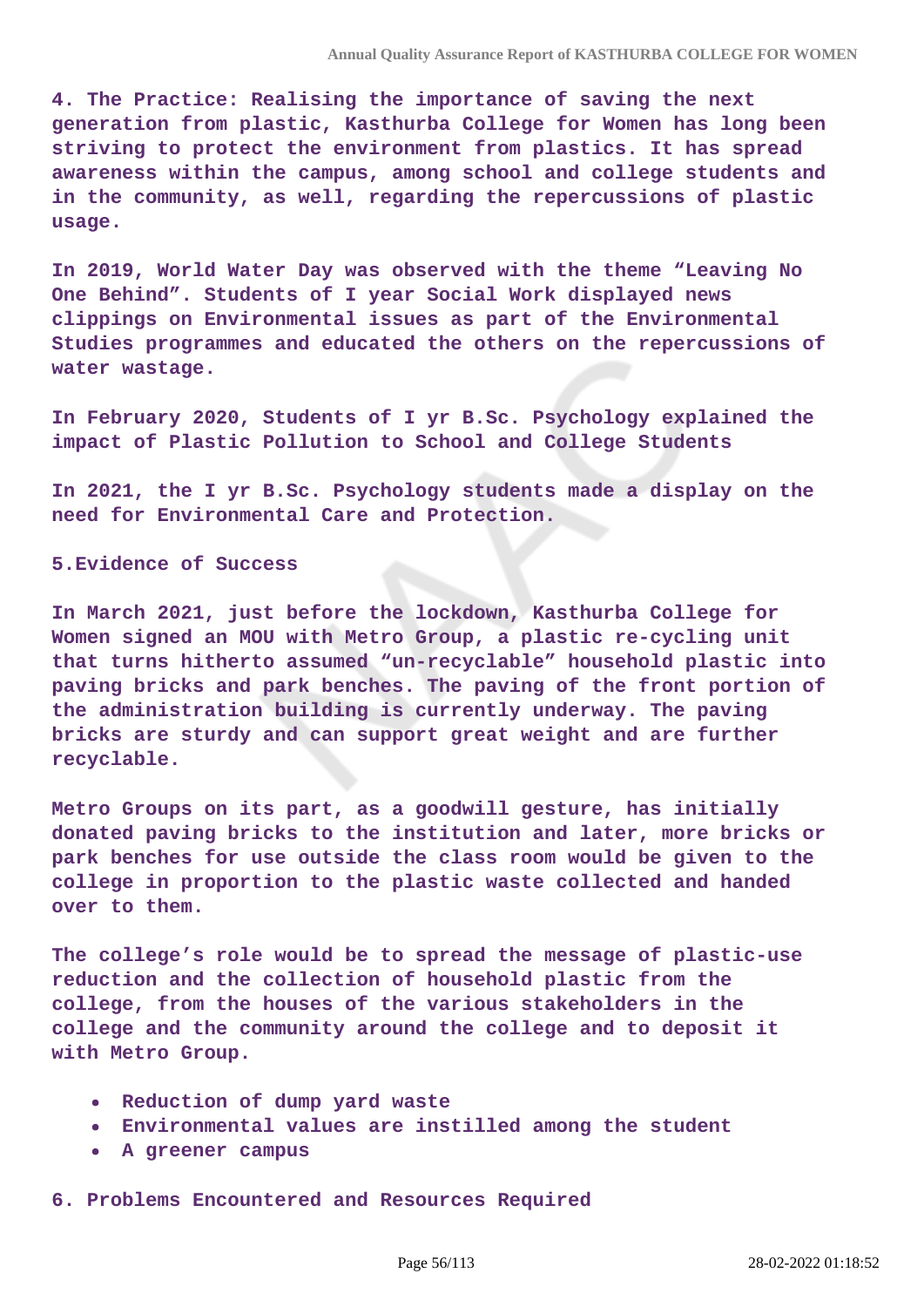**4. The Practice: Realising the importance of saving the next generation from plastic, Kasthurba College for Women has long been striving to protect the environment from plastics. It has spread awareness within the campus, among school and college students and in the community, as well, regarding the repercussions of plastic usage.**

**In 2019, World Water Day was observed with the theme "Leaving No One Behind". Students of I year Social Work displayed news clippings on Environmental issues as part of the Environmental Studies programmes and educated the others on the repercussions of water wastage.**

**In February 2020, Students of I yr B.Sc. Psychology explained the impact of Plastic Pollution to School and College Students**

**In 2021, the I yr B.Sc. Psychology students made a display on the need for Environmental Care and Protection.**

**5.Evidence of Success**

**In March 2021, just before the lockdown, Kasthurba College for Women signed an MOU with Metro Group, a plastic re-cycling unit that turns hitherto assumed "un-recyclable" household plastic into paving bricks and park benches. The paving of the front portion of the administration building is currently underway. The paving bricks are sturdy and can support great weight and are further recyclable.**

**Metro Groups on its part, as a goodwill gesture, has initially donated paving bricks to the institution and later, more bricks or park benches for use outside the class room would be given to the college in proportion to the plastic waste collected and handed over to them.**

**The college's role would be to spread the message of plastic-use reduction and the collection of household plastic from the college, from the houses of the various stakeholders in the college and the community around the college and to deposit it with Metro Group.**

- **Reduction of dump yard waste**
- **Environmental values are instilled among the student**
- **A greener campus**

**6. Problems Encountered and Resources Required**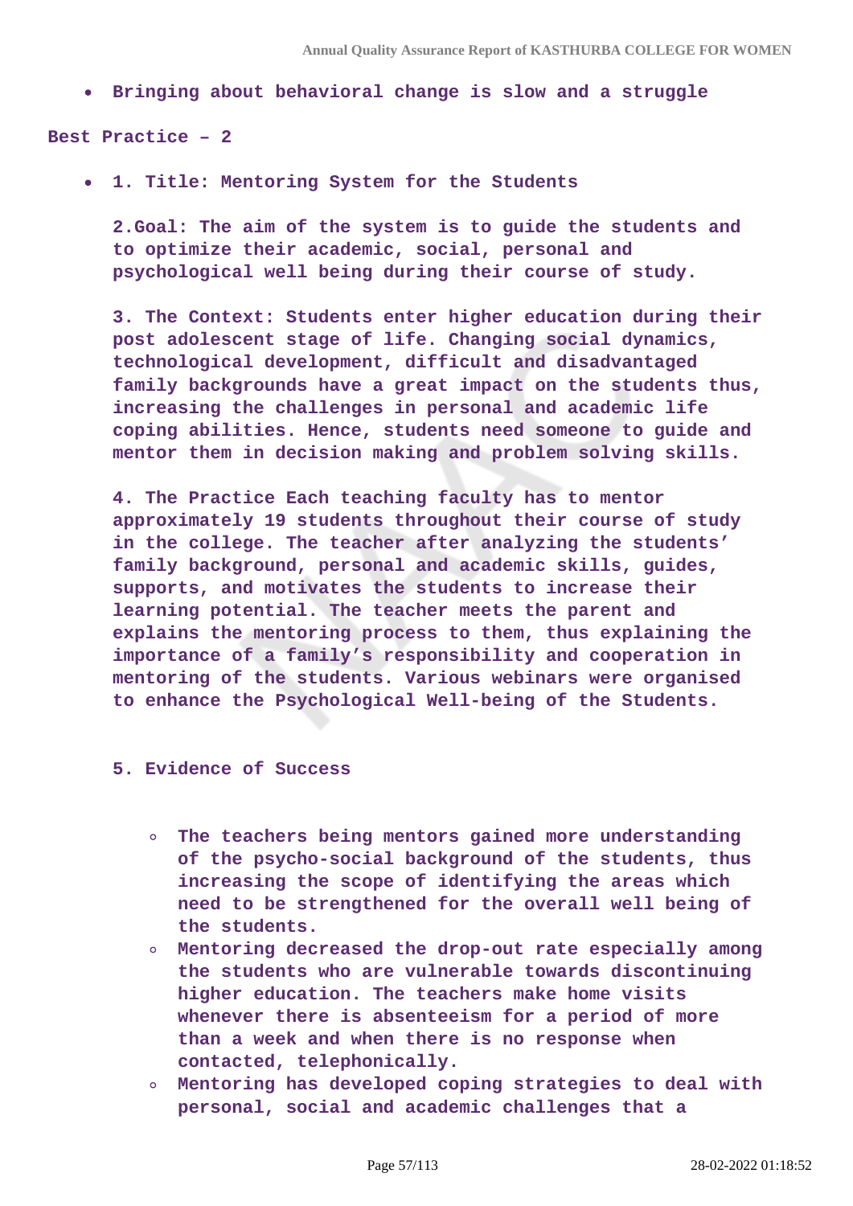- **Bringing about behavioral change is slow and a struggle**

**Best Practice – 2**

- **1. Title: Mentoring System for the Students**

  **2.Goal: The aim of the system is to guide the students and to optimize their academic, social, personal and psychological well being during their course of study.**

  **3. The Context: Students enter higher education during their post adolescent stage of life. Changing social dynamics, technological development, difficult and disadvantaged family backgrounds have a great impact on the students thus, increasing the challenges in personal and academic life coping abilities. Hence, students need someone to guide and mentor them in decision making and problem solving skills.**

  **4. The Practice Each teaching faculty has to mentor approximately 19 students throughout their course of study in the college. The teacher after analyzing the students' family background, personal and academic skills, guides, supports, and motivates the students to increase their learning potential. The teacher meets the parent and explains the mentoring process to them, thus explaining the importance of a family's responsibility and cooperation in mentoring of the students. Various webinars were organised to enhance the Psychological Well-being of the Students.**

  **5. Evidence of Success**

  - **The teachers being mentors gained more understanding of the psycho-social background of the students, thus increasing the scope of identifying the areas which need to be strengthened for the overall well being of the students.**
  - **Mentoring decreased the drop-out rate especially among the students who are vulnerable towards discontinuing higher education. The teachers make home visits whenever there is absenteeism for a period of more than a week and when there is no response when contacted, telephonically.**
  - **Mentoring has developed coping strategies to deal with personal, social and academic challenges that a**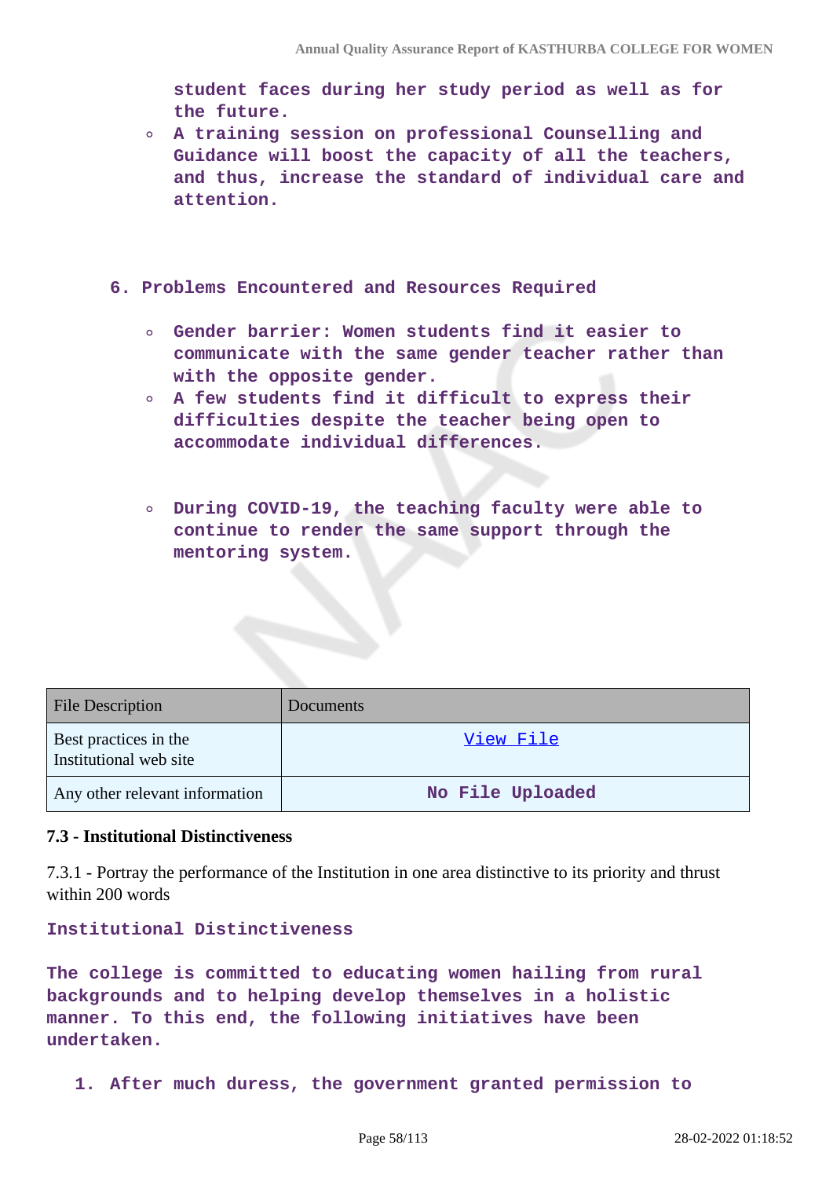student faces during her study period as well as for the future.

- A training session on professional Counselling and Guidance will boost the capacity of all the teachers, and thus, increase the standard of individual care and attention.

6. Problems Encountered and Resources Required

- Gender barrier: Women students find it easier to communicate with the same gender teacher rather than with the opposite gender.
- A few students find it difficult to express their difficulties despite the teacher being open to accommodate individual differences.

- During COVID-19, the teaching faculty were able to continue to render the same support through the mentoring system.

| File Description | Documents |
|---|---|
| Best practices in the Institutional web site | View File |
| Any other relevant information | No File Uploaded |

### 7.3 - Institutional Distinctiveness

7.3.1 - Portray the performance of the Institution in one area distinctive to its priority and thrust within 200 words

**Institutional Distinctiveness**

**The college is committed to educating women hailing from rural backgrounds and to helping develop themselves in a holistic manner. To this end, the following initiatives have been undertaken.**

1. After much duress, the government granted permission to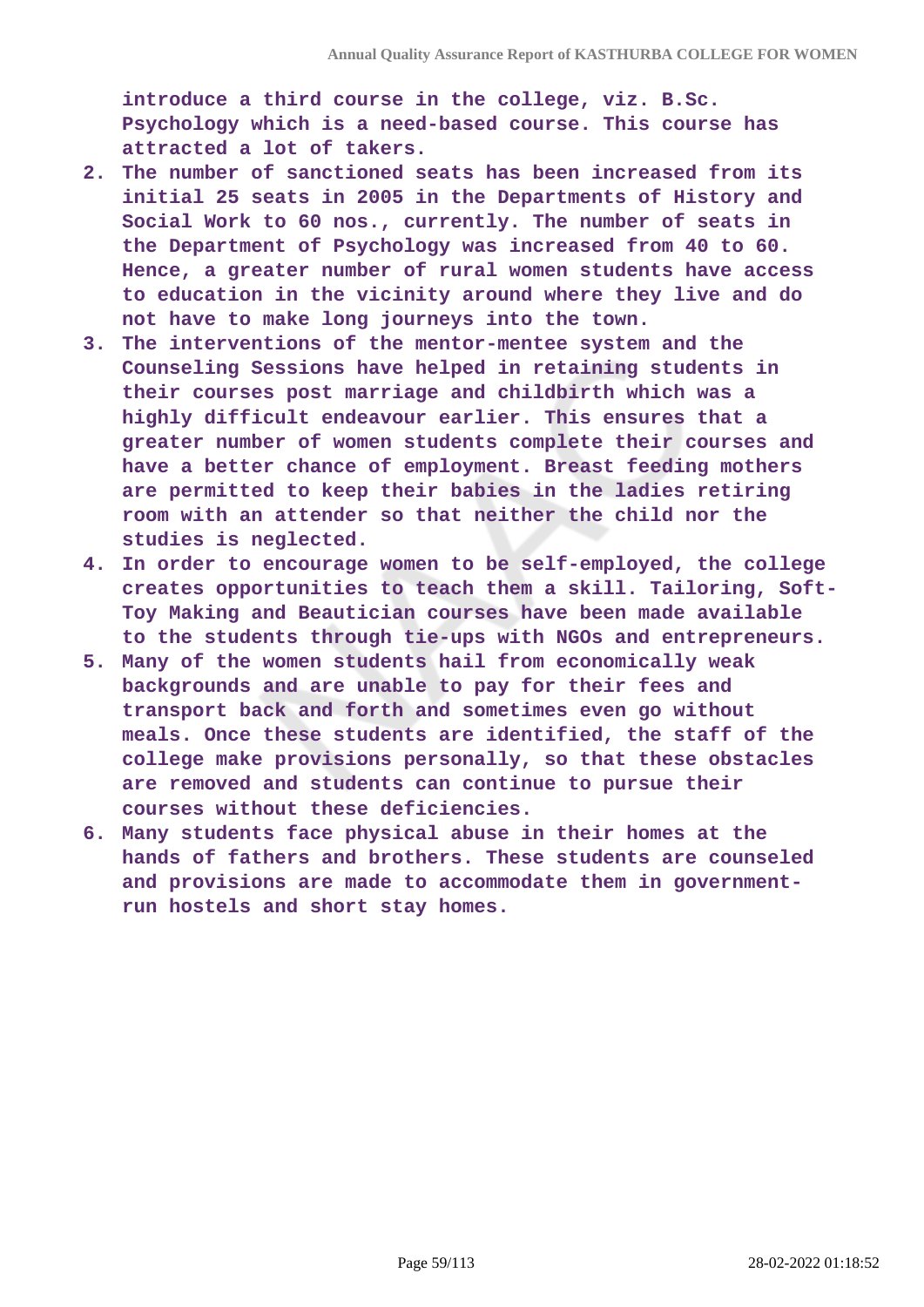introduce a third course in the college, viz. B.Sc. Psychology which is a need-based course. This course has attracted a lot of takers.

2. The number of sanctioned seats has been increased from its initial 25 seats in 2005 in the Departments of History and Social Work to 60 nos., currently. The number of seats in the Department of Psychology was increased from 40 to 60. Hence, a greater number of rural women students have access to education in the vicinity around where they live and do not have to make long journeys into the town.
3. The interventions of the mentor-mentee system and the Counseling Sessions have helped in retaining students in their courses post marriage and childbirth which was a highly difficult endeavour earlier. This ensures that a greater number of women students complete their courses and have a better chance of employment. Breast feeding mothers are permitted to keep their babies in the ladies retiring room with an attender so that neither the child nor the studies is neglected.
4. In order to encourage women to be self-employed, the college creates opportunities to teach them a skill. Tailoring, Soft-Toy Making and Beautician courses have been made available to the students through tie-ups with NGOs and entrepreneurs.
5. Many of the women students hail from economically weak backgrounds and are unable to pay for their fees and transport back and forth and sometimes even go without meals. Once these students are identified, the staff of the college make provisions personally, so that these obstacles are removed and students can continue to pursue their courses without these deficiencies.
6. Many students face physical abuse in their homes at the hands of fathers and brothers. These students are counseled and provisions are made to accommodate them in government-run hostels and short stay homes.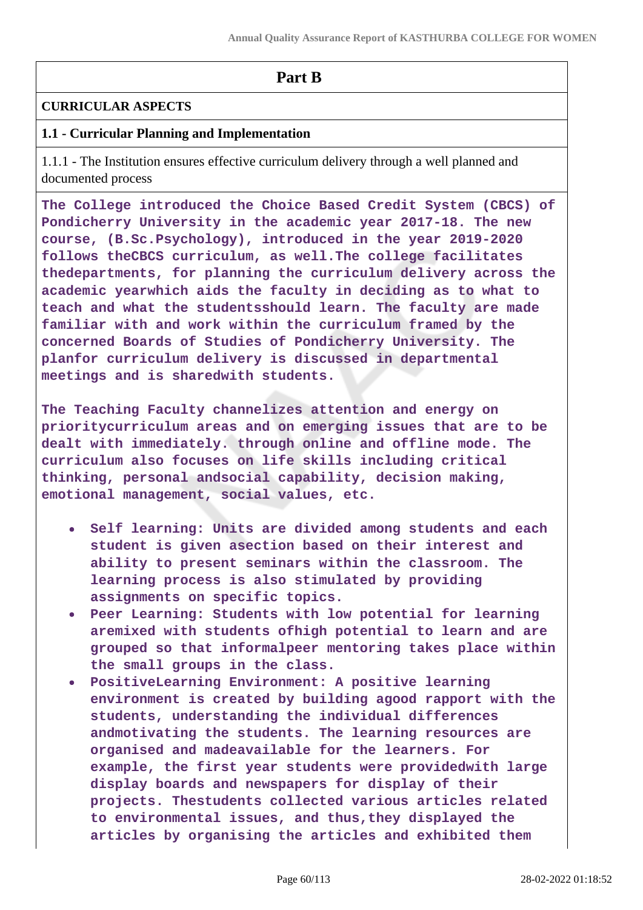## Part B

**CURRICULAR ASPECTS**

**1.1 - Curricular Planning and Implementation**

1.1.1 - The Institution ensures effective curriculum delivery through a well planned and documented process

**The College introduced the Choice Based Credit System (CBCS) of Pondicherry University in the academic year 2017-18. The new course, (B.Sc.Psychology), introduced in the year 2019-2020 follows theCBCS curriculum, as well.The college facilitates thedepartments, for planning the curriculum delivery across the academic yearwhich aids the faculty in deciding as to what to teach and what the studentsshould learn. The faculty are made familiar with and work within the curriculum framed by the concerned Boards of Studies of Pondicherry University. The planfor curriculum delivery is discussed in departmental meetings and is sharedwith students.**

**The Teaching Faculty channelizes attention and energy on prioritycurriculum areas and on emerging issues that are to be dealt with immediately. through online and offline mode. The curriculum also focuses on life skills including critical thinking, personal andsocial capability, decision making, emotional management, social values, etc.**

- **Self learning: Units are divided among students and each student is given asection based on their interest and ability to present seminars within the classroom. The learning process is also stimulated by providing assignments on specific topics.**
- **Peer Learning: Students with low potential for learning aremixed with students ofhigh potential to learn and are grouped so that informalpeer mentoring takes place within the small groups in the class.**
- **PositiveLearning Environment: A positive learning environment is created by building agood rapport with the students, understanding the individual differences andmotivating the students. The learning resources are organised and madeavailable for the learners. For example, the first year students were providedwith large display boards and newspapers for display of their projects. Thestudents collected various articles related to environmental issues, and thus,they displayed the articles by organising the articles and exhibited them**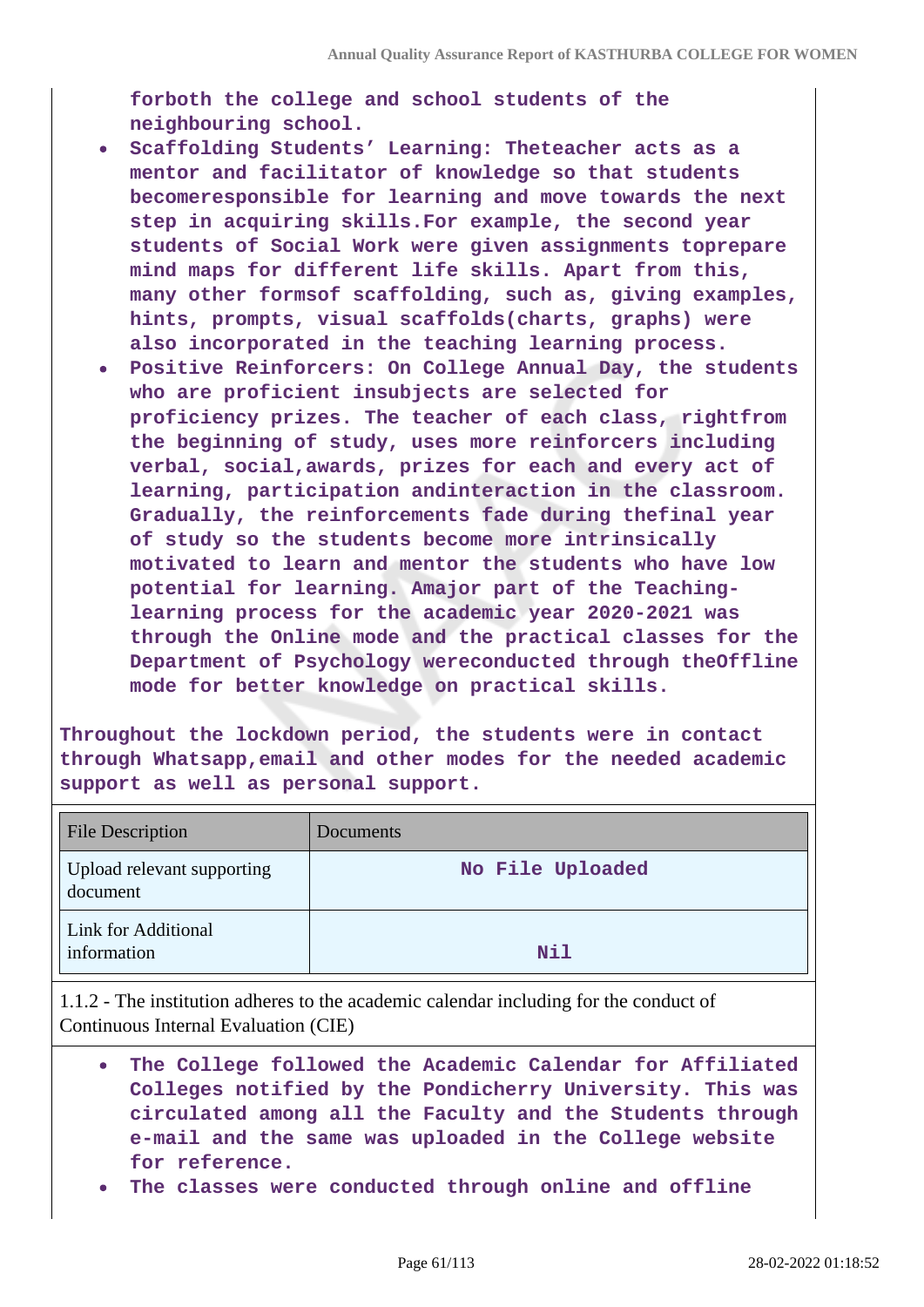**forboth the college and school students of the neighbouring school.**

- **Scaffolding Students' Learning: Theteacher acts as a mentor and facilitator of knowledge so that students becomeresponsible for learning and move towards the next step in acquiring skills.For example, the second year students of Social Work were given assignments toprepare mind maps for different life skills. Apart from this, many other formsof scaffolding, such as, giving examples, hints, prompts, visual scaffolds(charts, graphs) were also incorporated in the teaching learning process.**
- **Positive Reinforcers: On College Annual Day, the students who are proficient insubjects are selected for proficiency prizes. The teacher of each class, rightfrom the beginning of study, uses more reinforcers including verbal, social,awards, prizes for each and every act of learning, participation andinteraction in the classroom. Gradually, the reinforcements fade during thefinal year of study so the students become more intrinsically motivated to learn and mentor the students who have low potential for learning. Amajor part of the Teaching-learning process for the academic year 2020-2021 was through the Online mode and the practical classes for the Department of Psychology wereconducted through theOffline mode for better knowledge on practical skills.**

**Throughout the lockdown period, the students were in contact through Whatsapp,email and other modes for the needed academic support as well as personal support.**

| File Description | Documents |
|---|---|
| Upload relevant supporting document | **No File Uploaded** |
| Link for Additional information | **Nil** |

1.1.2 - The institution adheres to the academic calendar including for the conduct of Continuous Internal Evaluation (CIE)

- **The College followed the Academic Calendar for Affiliated Colleges notified by the Pondicherry University. This was circulated among all the Faculty and the Students through e-mail and the same was uploaded in the College website for reference.**
- **The classes were conducted through online and offline**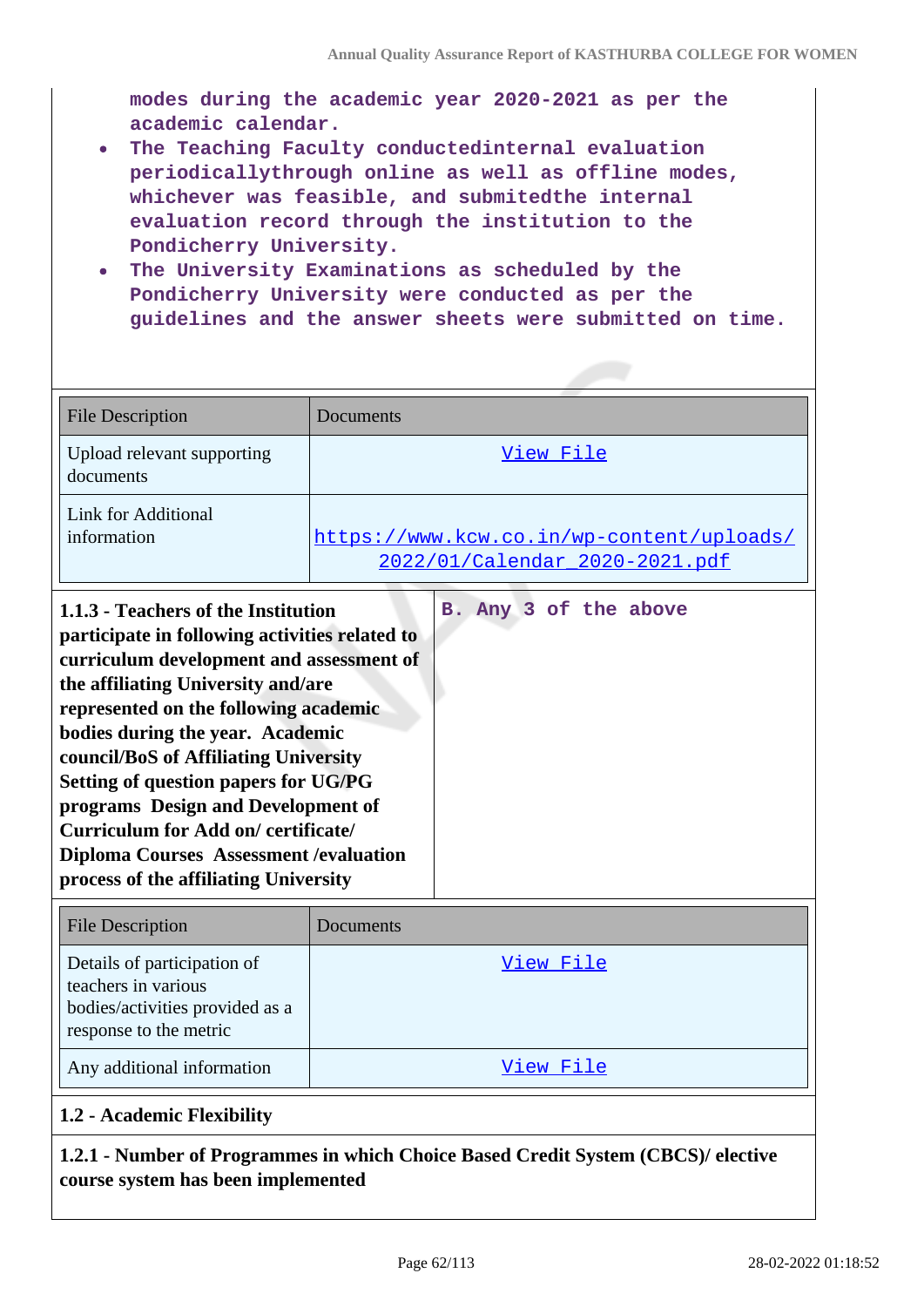modes during the academic year 2020-2021 as per the academic calendar.

- The Teaching Faculty conductedinternal evaluation periodicallythrough online as well as offline modes, whichever was feasible, and submitedthe internal evaluation record through the institution to the Pondicherry University.
- The University Examinations as scheduled by the Pondicherry University were conducted as per the guidelines and the answer sheets were submitted on time.

| File Description | Documents |
|---|---|
| Upload relevant supporting documents | View File |
| Link for Additional information | https://www.kcw.co.in/wp-content/uploads/2022/01/Calendar_2020-2021.pdf |

| **1.1.3 - Teachers of the Institution participate in following activities related to curriculum development and assessment of the affiliating University and/are represented on the following academic bodies during the year. Academic council/BoS of Affiliating University Setting of question papers for UG/PG programs Design and Development of Curriculum for Add on/ certificate/ Diploma Courses Assessment /evaluation process of the affiliating University** | B. Any 3 of the above |
|---|---|

| File Description | Documents |
|---|---|
| Details of participation of teachers in various bodies/activities provided as a response to the metric | View File |
| Any additional information | View File |

**1.2 - Academic Flexibility**

**1.2.1 - Number of Programmes in which Choice Based Credit System (CBCS)/ elective course system has been implemented**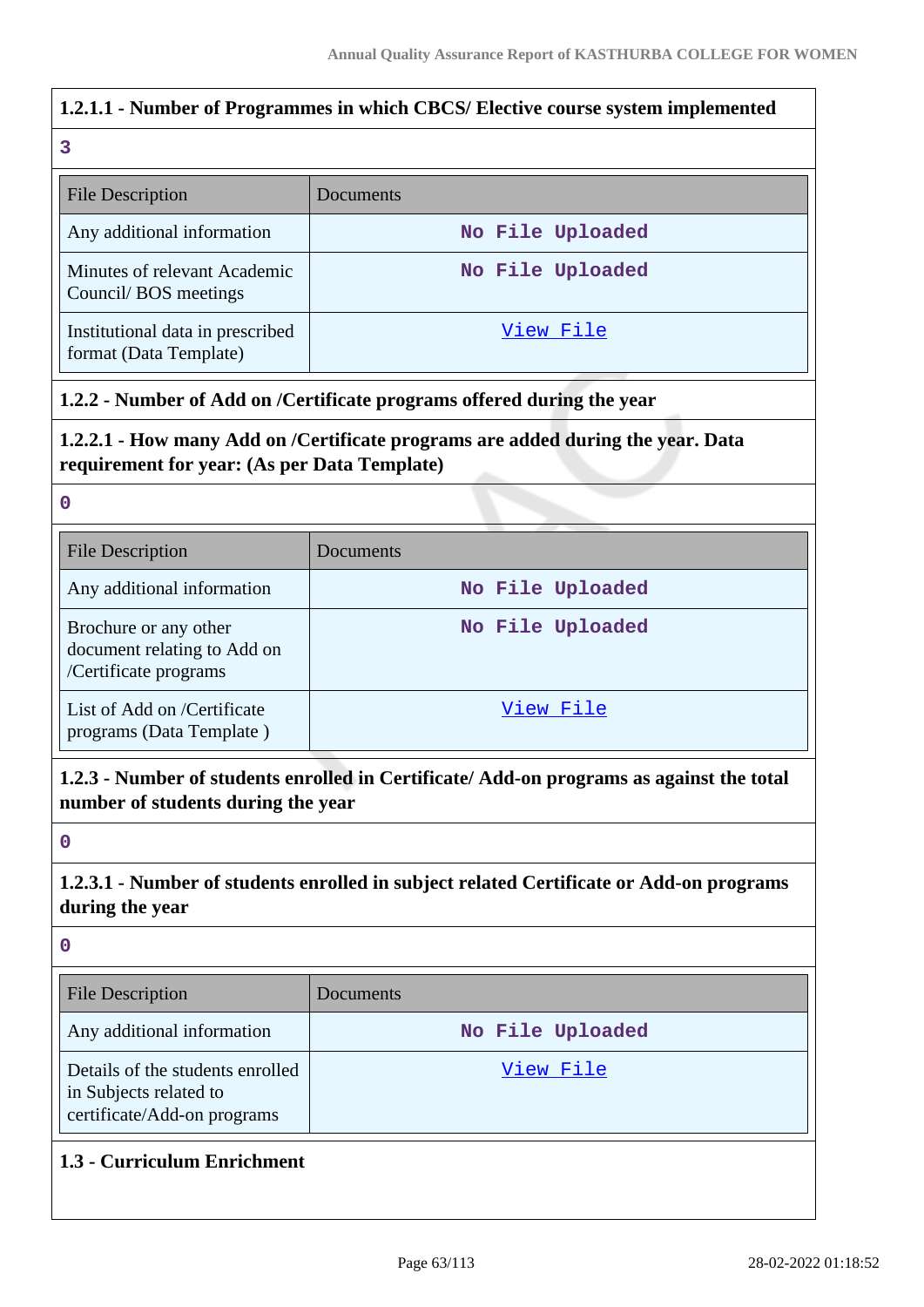**1.2.1.1 - Number of Programmes in which CBCS/ Elective course system implemented**

3

| File Description | Documents |
|---|---|
| Any additional information | No File Uploaded |
| Minutes of relevant Academic Council/ BOS meetings | No File Uploaded |
| Institutional data in prescribed format (Data Template) | View File |

**1.2.2 - Number of Add on /Certificate programs offered during the year**

**1.2.2.1 - How many Add on /Certificate programs are added during the year. Data requirement for year: (As per Data Template)**

0

| File Description | Documents |
|---|---|
| Any additional information | No File Uploaded |
| Brochure or any other document relating to Add on /Certificate programs | No File Uploaded |
| List of Add on /Certificate programs (Data Template ) | View File |

**1.2.3 - Number of students enrolled in Certificate/ Add-on programs as against the total number of students during the year**

0

**1.2.3.1 - Number of students enrolled in subject related Certificate or Add-on programs during the year**

0

| File Description | Documents |
|---|---|
| Any additional information | No File Uploaded |
| Details of the students enrolled in Subjects related to certificate/Add-on programs | View File |

**1.3 - Curriculum Enrichment**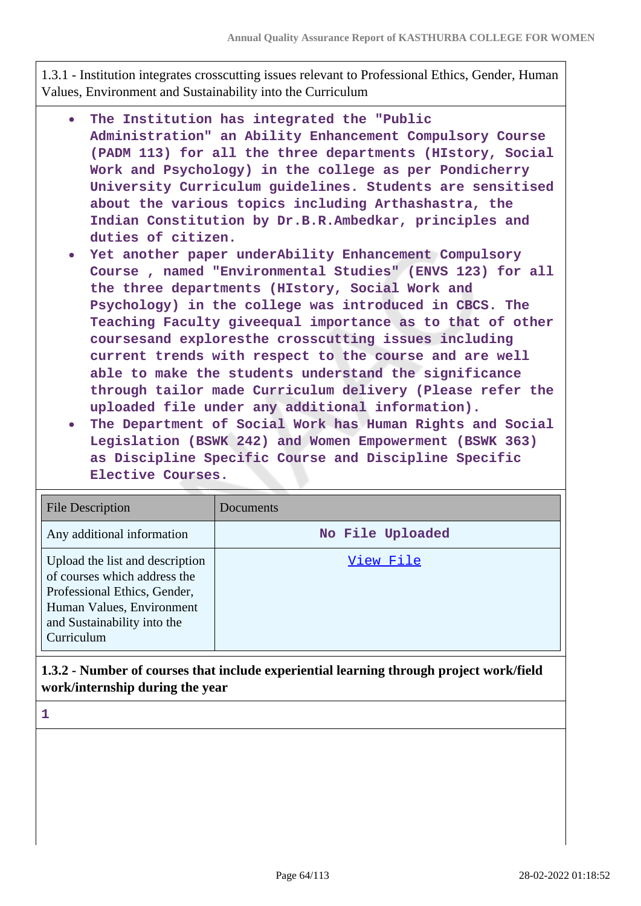1.3.1 - Institution integrates crosscutting issues relevant to Professional Ethics, Gender, Human Values, Environment and Sustainability into the Curriculum

- **The Institution has integrated the "Public Administration" an Ability Enhancement Compulsory Course (PADM 113) for all the three departments (HIstory, Social Work and Psychology) in the college as per Pondicherry University Curriculum guidelines. Students are sensitised about the various topics including Arthashastra, the Indian Constitution by Dr.B.R.Ambedkar, principles and duties of citizen.**
- **Yet another paper underAbility Enhancement Compulsory Course , named "Environmental Studies" (ENVS 123) for all the three departments (HIstory, Social Work and Psychology) in the college was introduced in CBCS. The Teaching Faculty giveequal importance as to that of other coursesand exploresthe crosscutting issues including current trends with respect to the course and are well able to make the students understand the significance through tailor made Curriculum delivery (Please refer the uploaded file under any additional information).**
- **The Department of Social Work has Human Rights and Social Legislation (BSWK 242) and Women Empowerment (BSWK 363) as Discipline Specific Course and Discipline Specific Elective Courses.**

| File Description | Documents |
|---|---|
| Any additional information | No File Uploaded |
| Upload the list and description of courses which address the Professional Ethics, Gender, Human Values, Environment and Sustainability into the Curriculum | View File |

**1.3.2 - Number of courses that include experiential learning through project work/field work/internship during the year**

**1**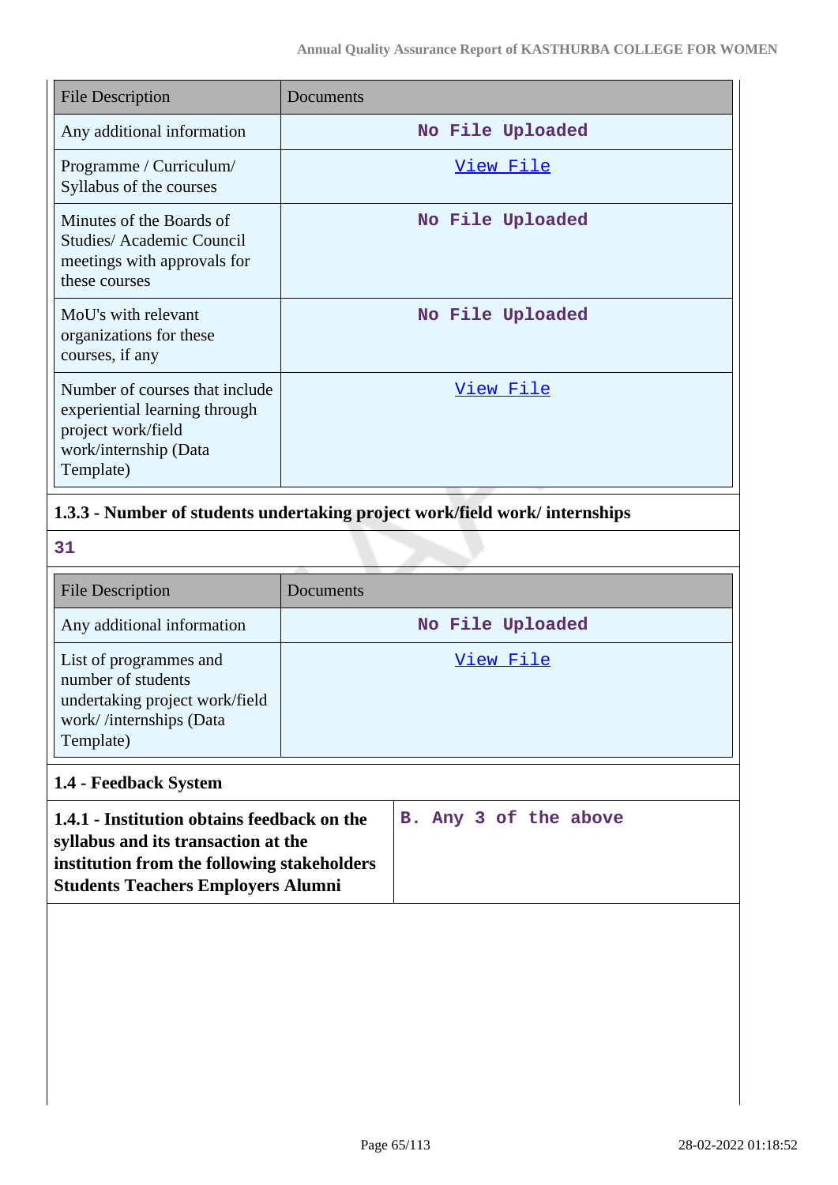| File Description | Documents |
|---|---|
| Any additional information | No File Uploaded |
| Programme / Curriculum/ Syllabus of the courses | View File |
| Minutes of the Boards of Studies/ Academic Council meetings with approvals for these courses | No File Uploaded |
| MoU's with relevant organizations for these courses, if any | No File Uploaded |
| Number of courses that include experiential learning through project work/field work/internship (Data Template) | View File |

**1.3.3 - Number of students undertaking project work/field work/ internships**

31

| File Description | Documents |
|---|---|
| Any additional information | No File Uploaded |
| List of programmes and number of students undertaking project work/field work/ /internships (Data Template) | View File |

**1.4 - Feedback System**

| **1.4.1 - Institution obtains feedback on the syllabus and its transaction at the institution from the following stakeholders Students Teachers Employers Alumni** | B. Any 3 of the above |
|---|---|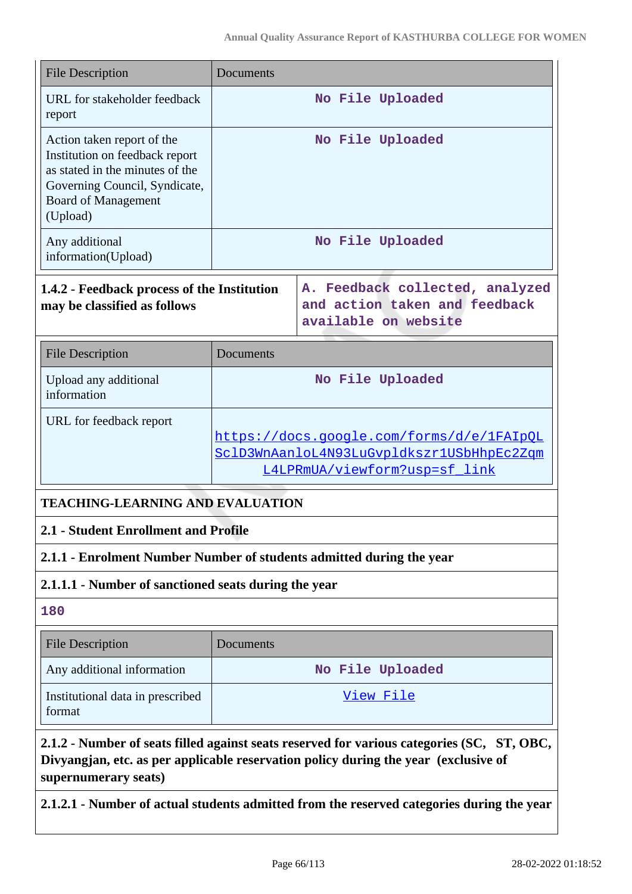| File Description | Documents |
|---|---|
| URL for stakeholder feedback report | No File Uploaded |
| Action taken report of the Institution on feedback report as stated in the minutes of the Governing Council, Syndicate, Board of Management (Upload) | No File Uploaded |
| Any additional information(Upload) | No File Uploaded |

| **1.4.2 - Feedback process of the Institution may be classified as follows** | A. Feedback collected, analyzed and action taken and feedback available on website |
|---|---|

| File Description | Documents |
|---|---|
| Upload any additional information | No File Uploaded |
| URL for feedback report | https://docs.google.com/forms/d/e/1FAIpQLScID3WnAanloL4N93LuGvpldkszr1USbHhpEc2ZqmL4LPRmUA/viewform?usp=sf_link |

**TEACHING-LEARNING AND EVALUATION**

**2.1 - Student Enrollment and Profile**

**2.1.1 - Enrolment Number Number of students admitted during the year**

**2.1.1.1 - Number of sanctioned seats during the year**

180

| File Description | Documents |
|---|---|
| Any additional information | No File Uploaded |
| Institutional data in prescribed format | View File |

**2.1.2 - Number of seats filled against seats reserved for various categories (SC, ST, OBC, Divyangjan, etc. as per applicable reservation policy during the year (exclusive of supernumerary seats)**

**2.1.2.1 - Number of actual students admitted from the reserved categories during the year**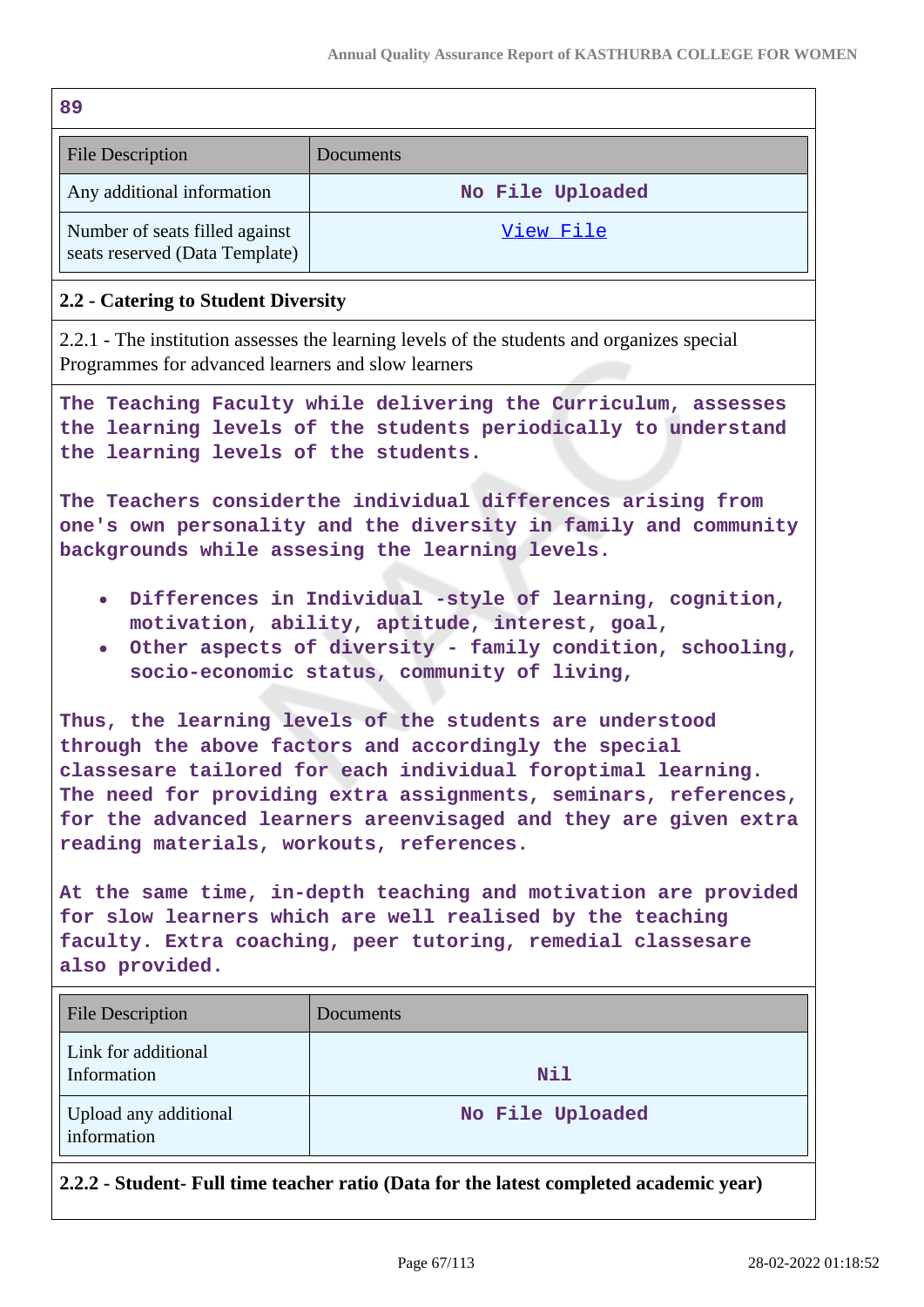89

| File Description | Documents |
|---|---|
| Any additional information | No File Uploaded |
| Number of seats filled against seats reserved (Data Template) | View File |

**2.2 - Catering to Student Diversity**

2.2.1 - The institution assesses the learning levels of the students and organizes special Programmes for advanced learners and slow learners

**The Teaching Faculty while delivering the Curriculum, assesses the learning levels of the students periodically to understand the learning levels of the students.**

**The Teachers considerthe individual differences arising from one's own personality and the diversity in family and community backgrounds while assesing the learning levels.**

- **Differences in Individual -style of learning, cognition, motivation, ability, aptitude, interest, goal,**
- **Other aspects of diversity - family condition, schooling, socio-economic status, community of living,**

**Thus, the learning levels of the students are understood through the above factors and accordingly the special classesare tailored for each individual foroptimal learning. The need for providing extra assignments, seminars, references, for the advanced learners areenvisaged and they are given extra reading materials, workouts, references.**

**At the same time, in-depth teaching and motivation are provided for slow learners which are well realised by the teaching faculty. Extra coaching, peer tutoring, remedial classesare also provided.**

| File Description | Documents |
|---|---|
| Link for additional Information | Nil |
| Upload any additional information | No File Uploaded |

**2.2.2 - Student- Full time teacher ratio (Data for the latest completed academic year)**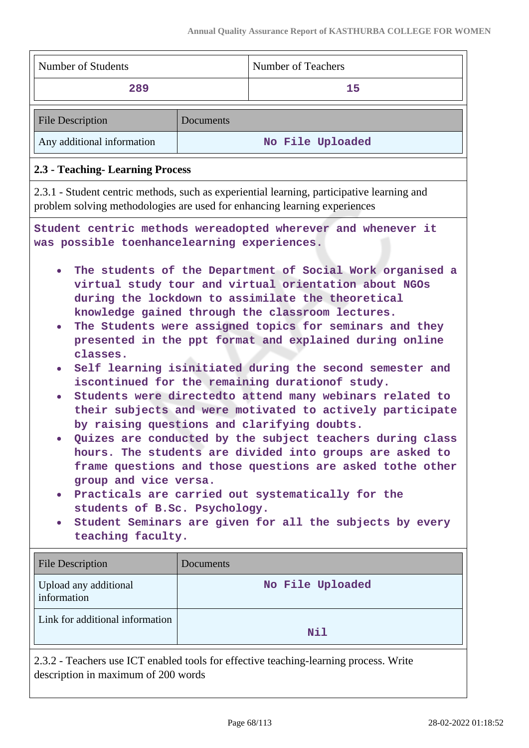| Number of Students | Number of Teachers |
|---|---|
| 289 | 15 |

| File Description | Documents |
|---|---|
| Any additional information | No File Uploaded |

### 2.3 - Teaching- Learning Process

2.3.1 - Student centric methods, such as experiential learning, participative learning and problem solving methodologies are used for enhancing learning experiences

Student centric methods wereadopted wherever and whenever it was possible toenhancelearning experiences.

- The students of the Department of Social Work organised a virtual study tour and virtual orientation about NGOs during the lockdown to assimilate the theoretical knowledge gained through the classroom lectures.
- The Students were assigned topics for seminars and they presented in the ppt format and explained during online classes.
- Self learning isinitiated during the second semester and iscontinued for the remaining durationof study.
- Students were directedto attend many webinars related to their subjects and were motivated to actively participate by raising questions and clarifying doubts.
- Quizes are conducted by the subject teachers during class hours. The students are divided into groups are asked to frame questions and those questions are asked tothe other group and vice versa.
- Practicals are carried out systematically for the students of B.Sc. Psychology.
- Student Seminars are given for all the subjects by every teaching faculty.

| File Description | Documents |
|---|---|
| Upload any additional information | No File Uploaded |
| Link for additional information | Nil |

2.3.2 - Teachers use ICT enabled tools for effective teaching-learning process. Write description in maximum of 200 words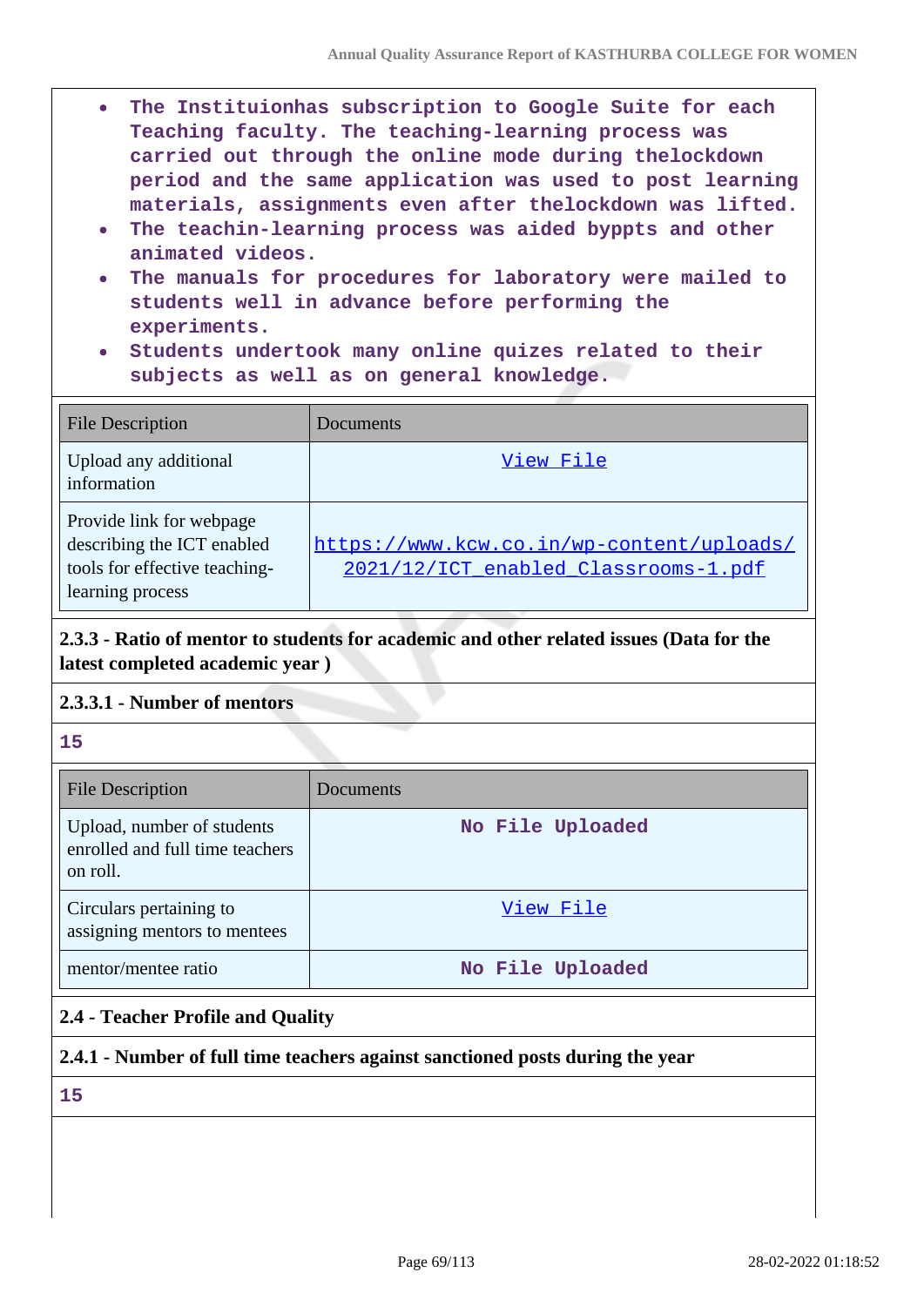- The Instituionhas subscription to Google Suite for each Teaching faculty. The teaching-learning process was carried out through the online mode during thelockdown period and the same application was used to post learning materials, assignments even after thelockdown was lifted.
- The teachin-learning process was aided byppts and other animated videos.
- The manuals for procedures for laboratory were mailed to students well in advance before performing the experiments.
- Students undertook many online quizes related to their subjects as well as on general knowledge.

| File Description | Documents |
| --- | --- |
| Upload any additional information | View File |
| Provide link for webpage describing the ICT enabled tools for effective teaching-learning process | https://www.kcw.co.in/wp-content/uploads/2021/12/ICT_enabled_Classrooms-1.pdf |

**2.3.3 - Ratio of mentor to students for academic and other related issues (Data for the latest completed academic year )**

**2.3.3.1 - Number of mentors**

15

| File Description | Documents |
| --- | --- |
| Upload, number of students enrolled and full time teachers on roll. | No File Uploaded |
| Circulars pertaining to assigning mentors to mentees | View File |
| mentor/mentee ratio | No File Uploaded |

**2.4 - Teacher Profile and Quality**

**2.4.1 - Number of full time teachers against sanctioned posts during the year**

15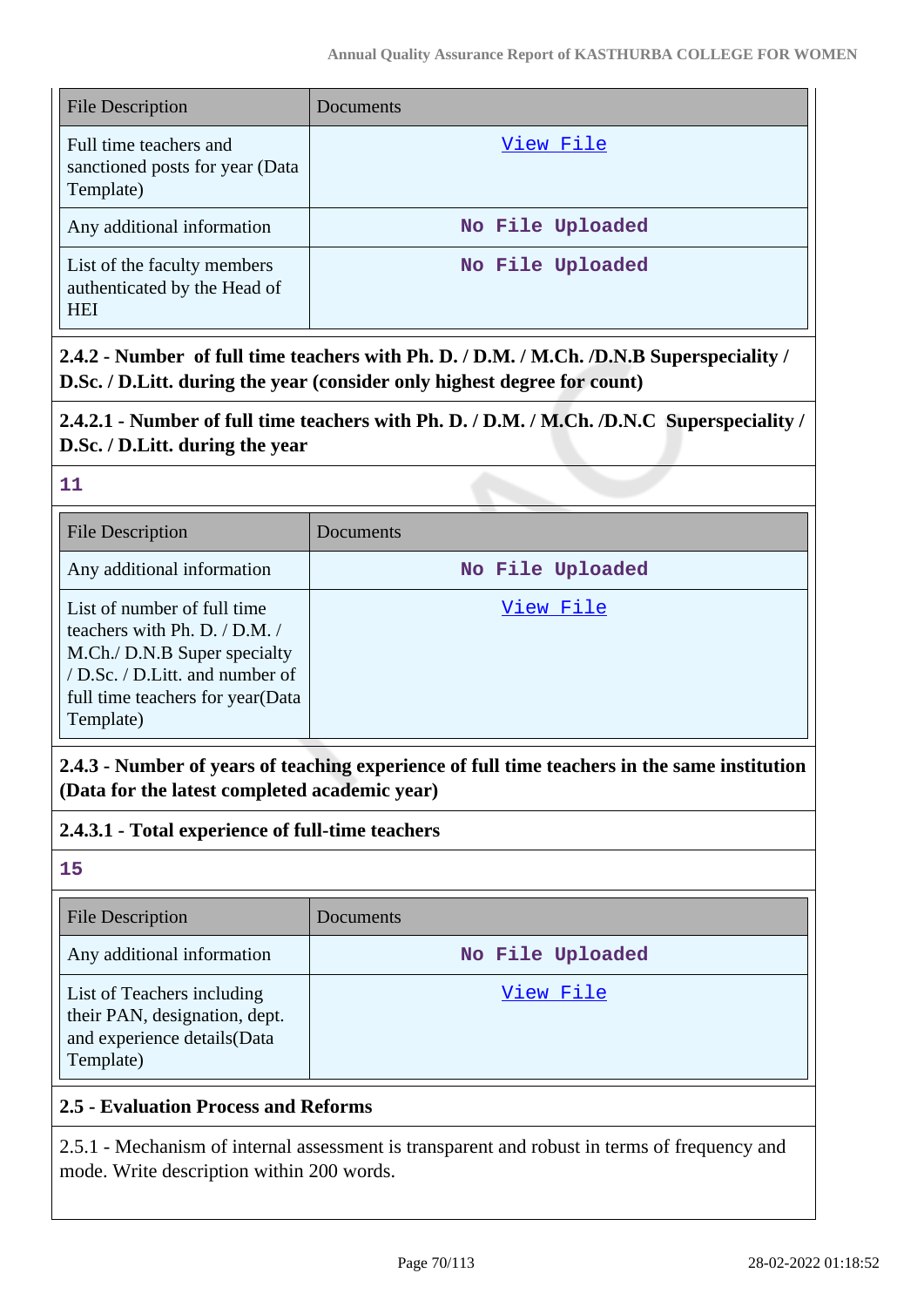| File Description | Documents |
| --- | --- |
| Full time teachers and sanctioned posts for year (Data Template) | View File |
| Any additional information | No File Uploaded |
| List of the faculty members authenticated by the Head of HEI | No File Uploaded |

**2.4.2 - Number of full time teachers with Ph. D. / D.M. / M.Ch. /D.N.B Superspeciality / D.Sc. / D.Litt. during the year (consider only highest degree for count)**

**2.4.2.1 - Number of full time teachers with Ph. D. / D.M. / M.Ch. /D.N.C Superspeciality / D.Sc. / D.Litt. during the year**

**11**

| File Description | Documents |
| --- | --- |
| Any additional information | No File Uploaded |
| List of number of full time teachers with Ph. D. / D.M. / M.Ch./ D.N.B Super specialty / D.Sc. / D.Litt. and number of full time teachers for year(Data Template) | View File |

**2.4.3 - Number of years of teaching experience of full time teachers in the same institution (Data for the latest completed academic year)**

**2.4.3.1 - Total experience of full-time teachers**

**15**

| File Description | Documents |
| --- | --- |
| Any additional information | No File Uploaded |
| List of Teachers including their PAN, designation, dept. and experience details(Data Template) | View File |

**2.5 - Evaluation Process and Reforms**

2.5.1 - Mechanism of internal assessment is transparent and robust in terms of frequency and mode. Write description within 200 words.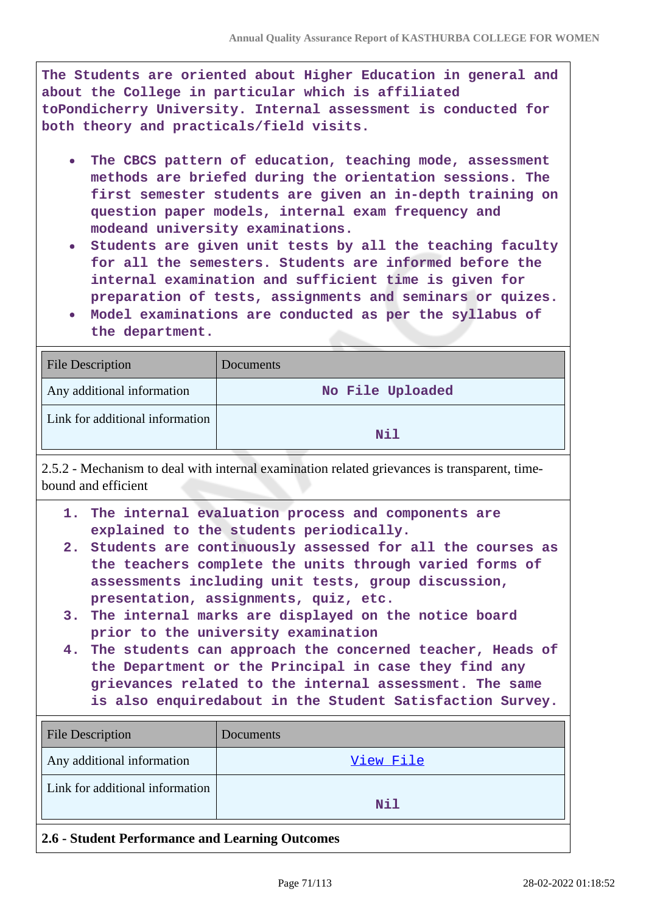The Students are oriented about Higher Education in general and about the College in particular which is affiliated toPondicherry University. Internal assessment is conducted for both theory and practicals/field visits.

- The CBCS pattern of education, teaching mode, assessment methods are briefed during the orientation sessions. The first semester students are given an in-depth training on question paper models, internal exam frequency and modeand university examinations.
- Students are given unit tests by all the teaching faculty for all the semesters. Students are informed before the internal examination and sufficient time is given for preparation of tests, assignments and seminars or quizes.
- Model examinations are conducted as per the syllabus of the department.

| File Description | Documents |
|---|---|
| Any additional information | No File Uploaded |
| Link for additional information | Nil |

2.5.2 - Mechanism to deal with internal examination related grievances is transparent, time-bound and efficient

1. The internal evaluation process and components are explained to the students periodically.
2. Students are continuously assessed for all the courses as the teachers complete the units through varied forms of assessments including unit tests, group discussion, presentation, assignments, quiz, etc.
3. The internal marks are displayed on the notice board prior to the university examination
4. The students can approach the concerned teacher, Heads of the Department or the Principal in case they find any grievances related to the internal assessment. The same is also enquiredabout in the Student Satisfaction Survey.

| File Description | Documents |
|---|---|
| Any additional information | View File |
| Link for additional information | Nil |

**2.6 - Student Performance and Learning Outcomes**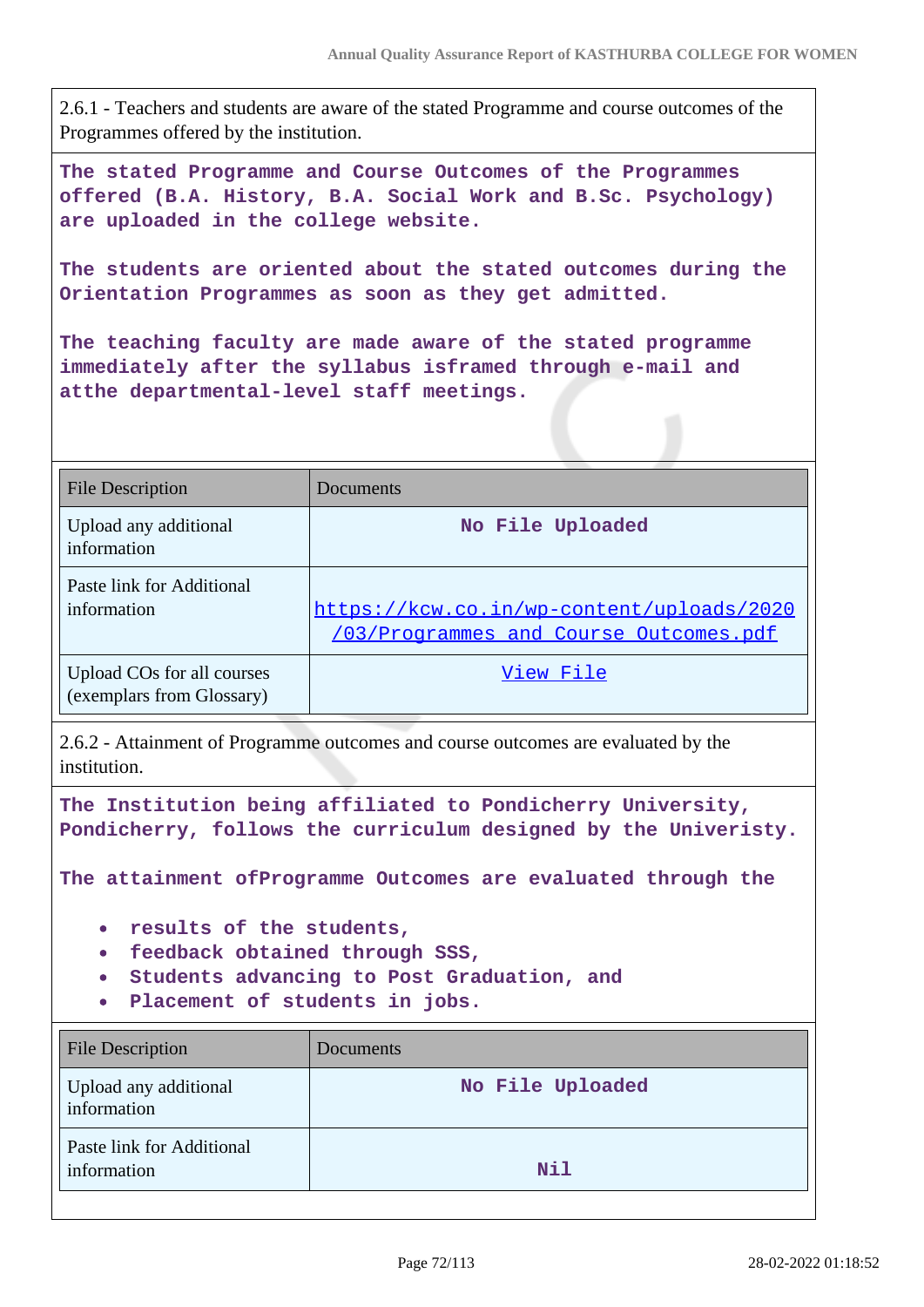2.6.1 - Teachers and students are aware of the stated Programme and course outcomes of the Programmes offered by the institution.

The stated Programme and Course Outcomes of the Programmes offered (B.A. History, B.A. Social Work and B.Sc. Psychology) are uploaded in the college website.

The students are oriented about the stated outcomes during the Orientation Programmes as soon as they get admitted.

The teaching faculty are made aware of the stated programme immediately after the syllabus isframed through e-mail and atthe departmental-level staff meetings.

| File Description | Documents |
| --- | --- |
| Upload any additional information | No File Uploaded |
| Paste link for Additional information | https://kcw.co.in/wp-content/uploads/2020/03/Programmes_and_Course_Outcomes.pdf |
| Upload COs for all courses (exemplars from Glossary) | View File |

2.6.2 - Attainment of Programme outcomes and course outcomes are evaluated by the institution.

The Institution being affiliated to Pondicherry University, Pondicherry, follows the curriculum designed by the Univeristy.

The attainment ofProgramme Outcomes are evaluated through the

- results of the students,
- feedback obtained through SSS,
- Students advancing to Post Graduation, and
- Placement of students in jobs.

| File Description | Documents |
| --- | --- |
| Upload any additional information | No File Uploaded |
| Paste link for Additional information | Nil |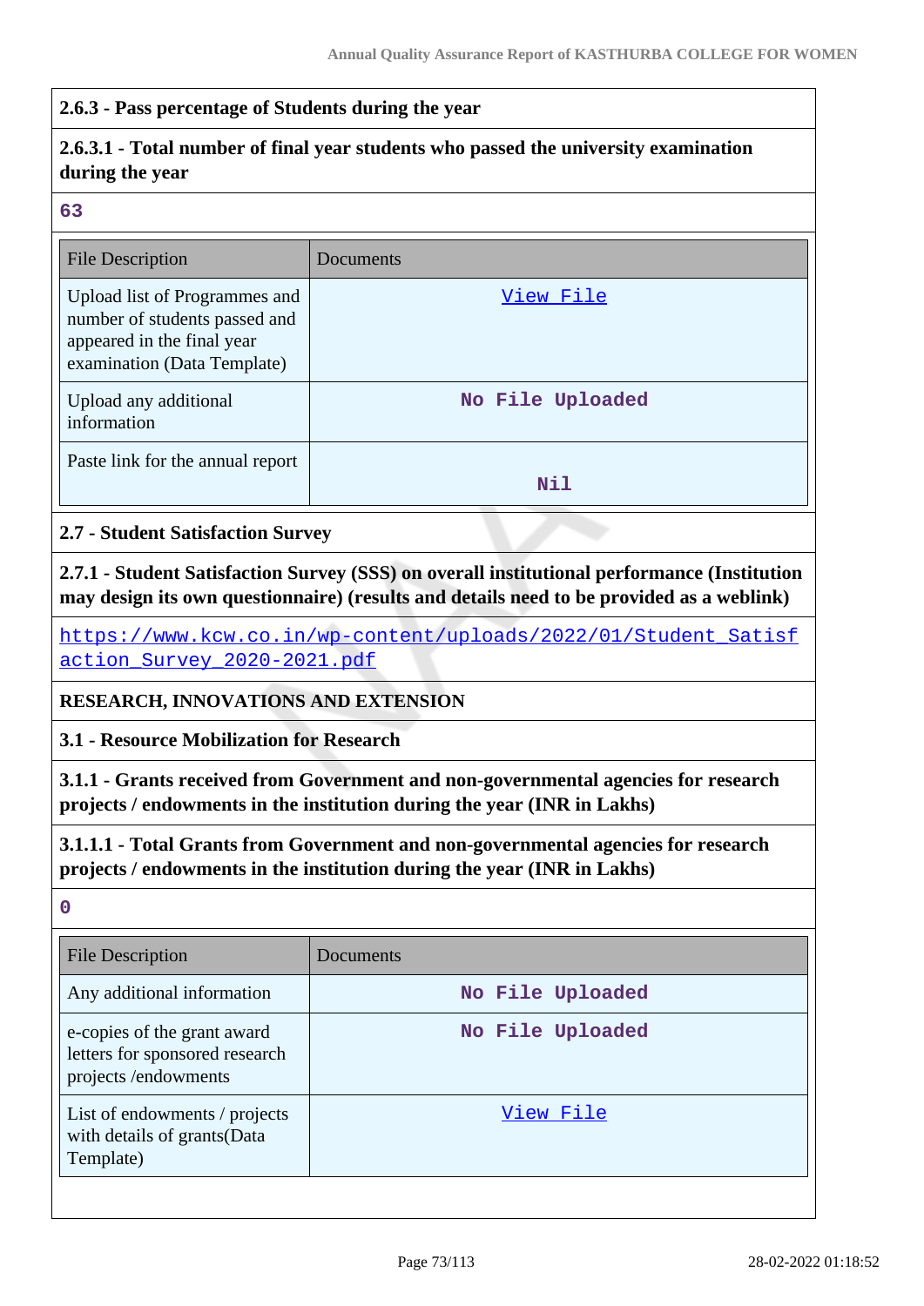**2.6.3 - Pass percentage of Students during the year**

**2.6.3.1 - Total number of final year students who passed the university examination during the year**

63

| File Description | Documents |
|---|---|
| Upload list of Programmes and number of students passed and appeared in the final year examination (Data Template) | View File |
| Upload any additional information | No File Uploaded |
| Paste link for the annual report | Nil |

**2.7 - Student Satisfaction Survey**

**2.7.1 - Student Satisfaction Survey (SSS) on overall institutional performance (Institution may design its own questionnaire) (results and details need to be provided as a weblink)**

https://www.kcw.co.in/wp-content/uploads/2022/01/Student_Satisfaction_Survey_2020-2021.pdf

**RESEARCH, INNOVATIONS AND EXTENSION**

**3.1 - Resource Mobilization for Research**

**3.1.1 - Grants received from Government and non-governmental agencies for research projects / endowments in the institution during the year (INR in Lakhs)**

**3.1.1.1 - Total Grants from Government and non-governmental agencies for research projects / endowments in the institution during the year (INR in Lakhs)**

0

| File Description | Documents |
|---|---|
| Any additional information | No File Uploaded |
| e-copies of the grant award letters for sponsored research projects /endowments | No File Uploaded |
| List of endowments / projects with details of grants(Data Template) | View File |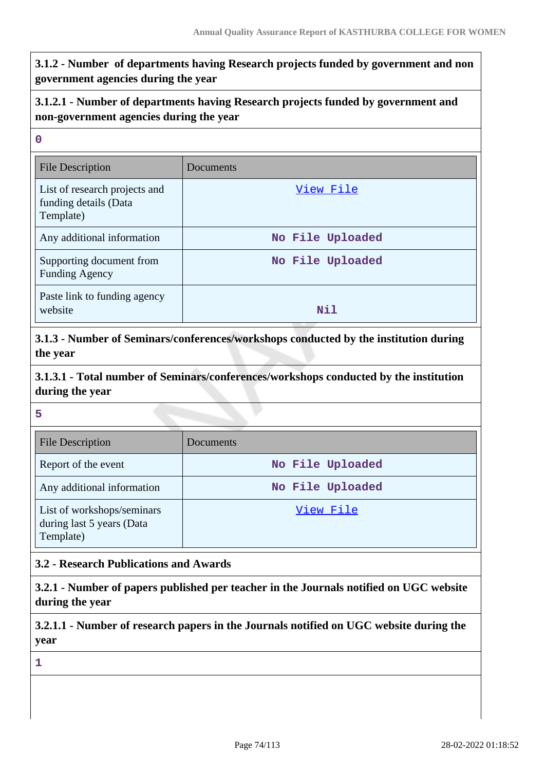**3.1.2 - Number of departments having Research projects funded by government and non government agencies during the year**

**3.1.2.1 - Number of departments having Research projects funded by government and non-government agencies during the year**

0

| File Description | Documents |
|---|---|
| List of research projects and funding details (Data Template) | View File |
| Any additional information | No File Uploaded |
| Supporting document from Funding Agency | No File Uploaded |
| Paste link to funding agency website | Nil |

**3.1.3 - Number of Seminars/conferences/workshops conducted by the institution during the year**

**3.1.3.1 - Total number of Seminars/conferences/workshops conducted by the institution during the year**

5

| File Description | Documents |
|---|---|
| Report of the event | No File Uploaded |
| Any additional information | No File Uploaded |
| List of workshops/seminars during last 5 years (Data Template) | View File |

**3.2 - Research Publications and Awards**

**3.2.1 - Number of papers published per teacher in the Journals notified on UGC website during the year**

**3.2.1.1 - Number of research papers in the Journals notified on UGC website during the year**

1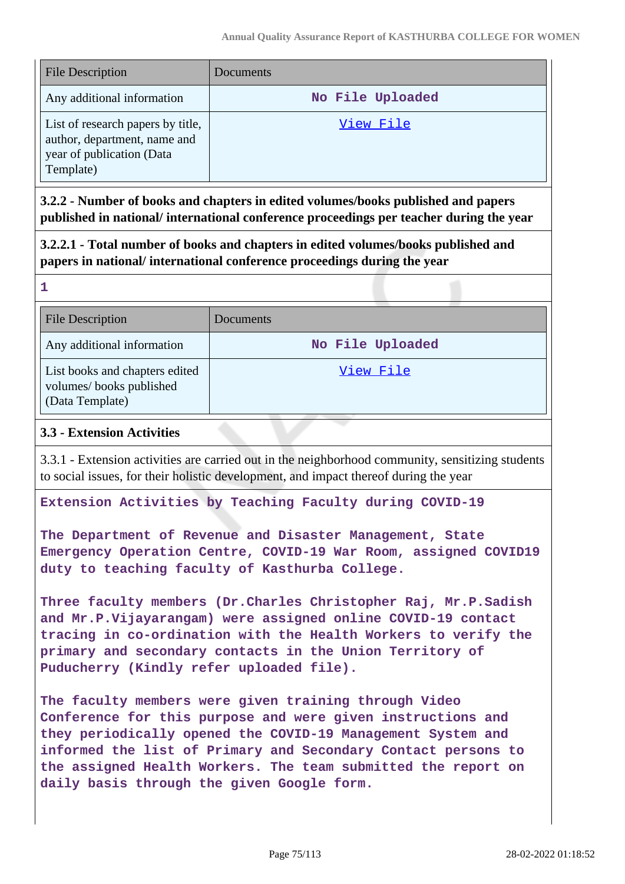| File Description | Documents |
| --- | --- |
| Any additional information | No File Uploaded |
| List of research papers by title, author, department, name and year of publication (Data Template) | View File |

**3.2.2 - Number of books and chapters in edited volumes/books published and papers published in national/ international conference proceedings per teacher during the year**

**3.2.2.1 - Total number of books and chapters in edited volumes/books published and papers in national/ international conference proceedings during the year**

**1**

| File Description | Documents |
| --- | --- |
| Any additional information | No File Uploaded |
| List books and chapters edited volumes/ books published (Data Template) | View File |

**3.3 - Extension Activities**

3.3.1 - Extension activities are carried out in the neighborhood community, sensitizing students to social issues, for their holistic development, and impact thereof during the year

**Extension Activities by Teaching Faculty during COVID-19**

**The Department of Revenue and Disaster Management, State Emergency Operation Centre, COVID-19 War Room, assigned COVID19 duty to teaching faculty of Kasthurba College.**

**Three faculty members (Dr.Charles Christopher Raj, Mr.P.Sadish and Mr.P.Vijayarangam) were assigned online COVID-19 contact tracing in co-ordination with the Health Workers to verify the primary and secondary contacts in the Union Territory of Puducherry (Kindly refer uploaded file).**

**The faculty members were given training through Video Conference for this purpose and were given instructions and they periodically opened the COVID-19 Management System and informed the list of Primary and Secondary Contact persons to the assigned Health Workers. The team submitted the report on daily basis through the given Google form.**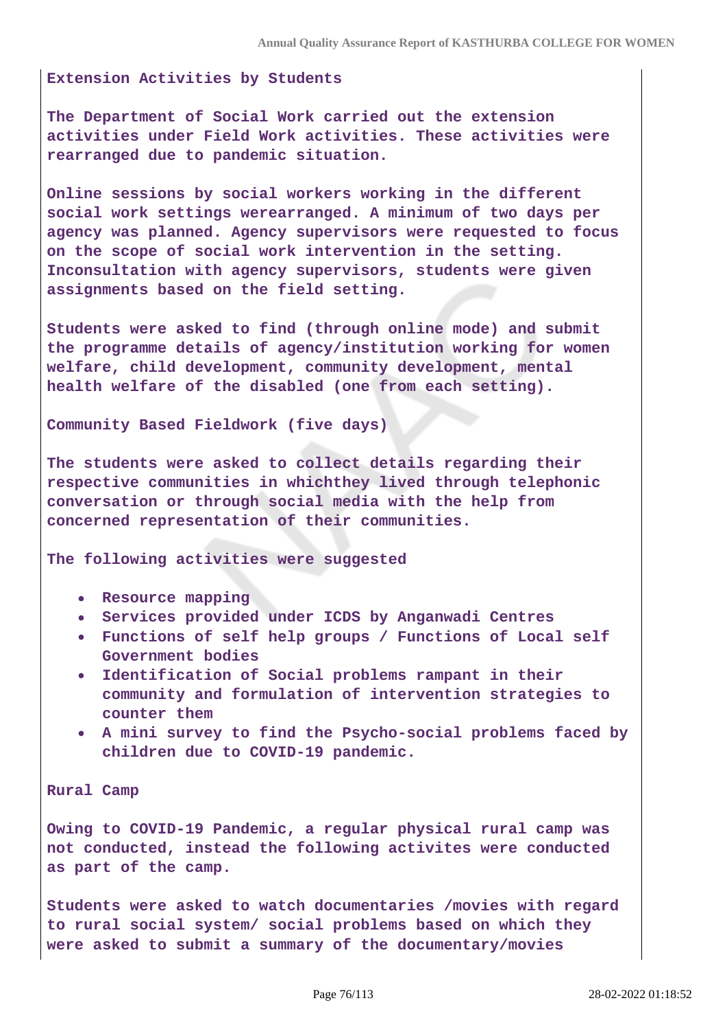**Extension Activities by Students**

**The Department of Social Work carried out the extension activities under Field Work activities. These activities were rearranged due to pandemic situation.**

**Online sessions by social workers working in the different social work settings werearranged. A minimum of two days per agency was planned. Agency supervisors were requested to focus on the scope of social work intervention in the setting. Inconsultation with agency supervisors, students were given assignments based on the field setting.**

**Students were asked to find (through online mode) and submit the programme details of agency/institution working for women welfare, child development, community development, mental health welfare of the disabled (one from each setting).**

**Community Based Fieldwork (five days)**

**The students were asked to collect details regarding their respective communities in whichthey lived through telephonic conversation or through social media with the help from concerned representation of their communities.**

**The following activities were suggested**

- **Resource mapping**
- **Services provided under ICDS by Anganwadi Centres**
- **Functions of self help groups / Functions of Local self Government bodies**
- **Identification of Social problems rampant in their community and formulation of intervention strategies to counter them**
- **A mini survey to find the Psycho-social problems faced by children due to COVID-19 pandemic.**

**Rural Camp**

**Owing to COVID-19 Pandemic, a regular physical rural camp was not conducted, instead the following activites were conducted as part of the camp.**

**Students were asked to watch documentaries /movies with regard to rural social system/ social problems based on which they were asked to submit a summary of the documentary/movies**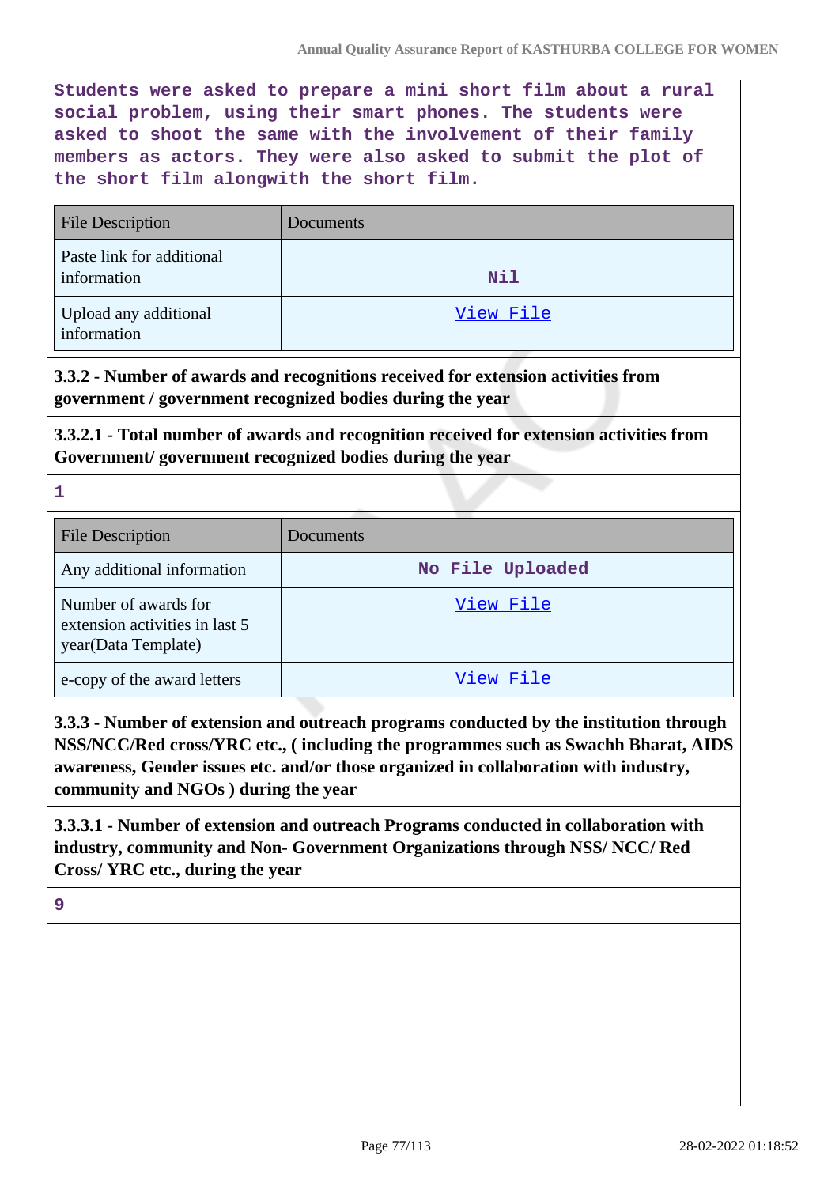Students were asked to prepare a mini short film about a rural social problem, using their smart phones. The students were asked to shoot the same with the involvement of their family members as actors. They were also asked to submit the plot of the short film alongwith the short film.

| File Description | Documents |
| --- | --- |
| Paste link for additional information | Nil |
| Upload any additional information | View File |

**3.3.2 - Number of awards and recognitions received for extension activities from government / government recognized bodies during the year**

**3.3.2.1 - Total number of awards and recognition received for extension activities from Government/ government recognized bodies during the year**

1

| File Description | Documents |
| --- | --- |
| Any additional information | No File Uploaded |
| Number of awards for extension activities in last 5 year(Data Template) | View File |
| e-copy of the award letters | View File |

**3.3.3 - Number of extension and outreach programs conducted by the institution through NSS/NCC/Red cross/YRC etc., ( including the programmes such as Swachh Bharat, AIDS awareness, Gender issues etc. and/or those organized in collaboration with industry, community and NGOs ) during the year**

**3.3.3.1 - Number of extension and outreach Programs conducted in collaboration with industry, community and Non- Government Organizations through NSS/ NCC/ Red Cross/ YRC etc., during the year**

9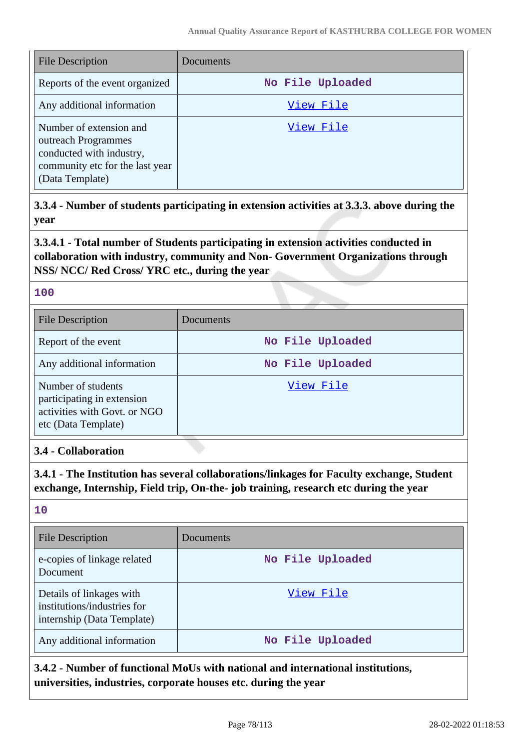| File Description | Documents |
| --- | --- |
| Reports of the event organized | No File Uploaded |
| Any additional information | View File |
| Number of extension and outreach Programmes conducted with industry, community etc for the last year (Data Template) | View File |

**3.3.4 - Number of students participating in extension activities at 3.3.3. above during the year**

**3.3.4.1 - Total number of Students participating in extension activities conducted in collaboration with industry, community and Non- Government Organizations through NSS/ NCC/ Red Cross/ YRC etc., during the year**

100

| File Description | Documents |
| --- | --- |
| Report of the event | No File Uploaded |
| Any additional information | No File Uploaded |
| Number of students participating in extension activities with Govt. or NGO etc (Data Template) | View File |

**3.4 - Collaboration**

**3.4.1 - The Institution has several collaborations/linkages for Faculty exchange, Student exchange, Internship, Field trip, On-the- job training, research etc during the year**

10

| File Description | Documents |
| --- | --- |
| e-copies of linkage related Document | No File Uploaded |
| Details of linkages with institutions/industries for internship (Data Template) | View File |
| Any additional information | No File Uploaded |

**3.4.2 - Number of functional MoUs with national and international institutions, universities, industries, corporate houses etc. during the year**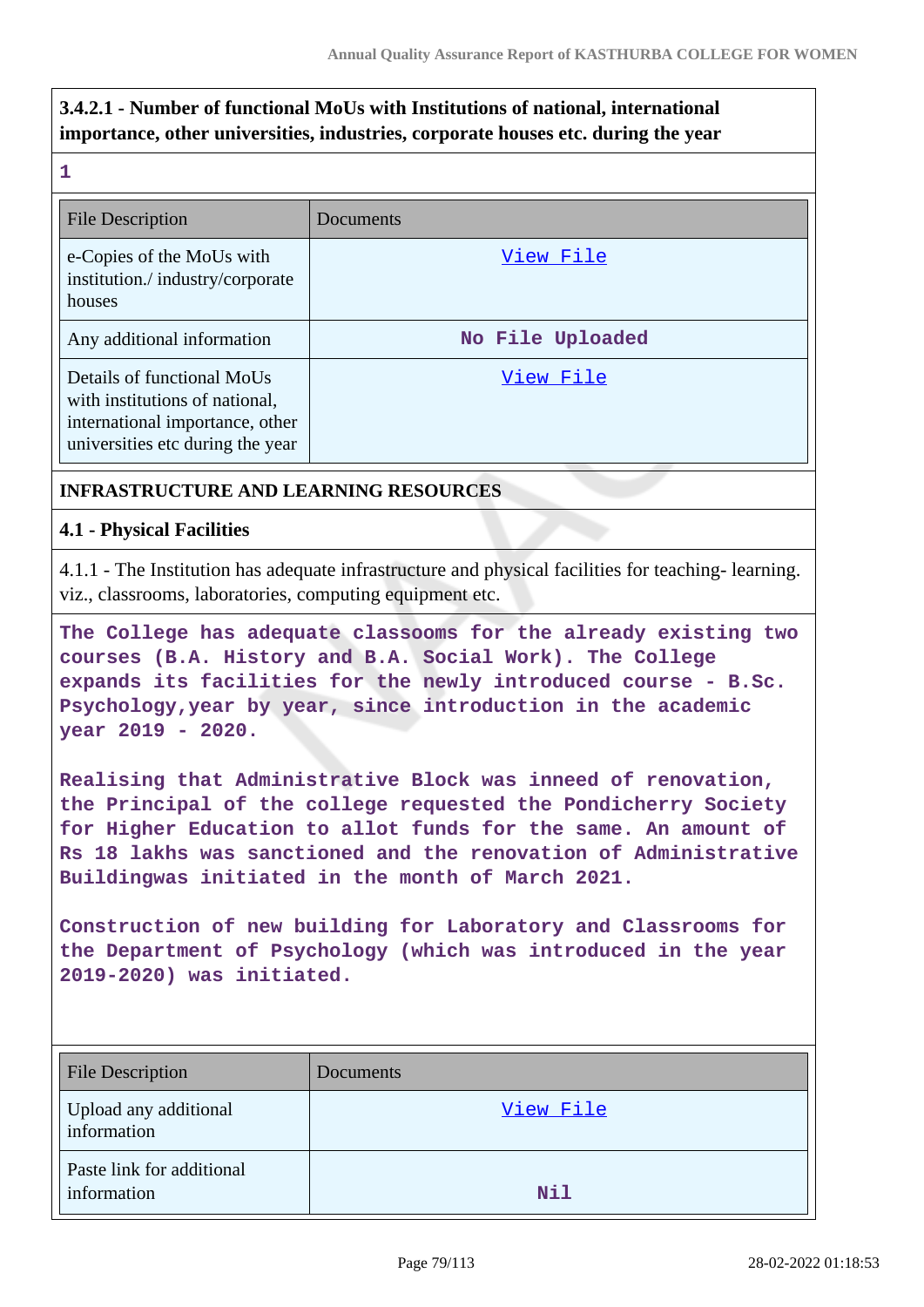**3.4.2.1 - Number of functional MoUs with Institutions of national, international importance, other universities, industries, corporate houses etc. during the year**

**1**

| File Description | Documents |
| --- | --- |
| e-Copies of the MoUs with institution./ industry/corporate houses | View File |
| Any additional information | No File Uploaded |
| Details of functional MoUs with institutions of national, international importance, other universities etc during the year | View File |

## INFRASTRUCTURE AND LEARNING RESOURCES

### 4.1 - Physical Facilities

4.1.1 - The Institution has adequate infrastructure and physical facilities for teaching- learning. viz., classrooms, laboratories, computing equipment etc.

The College has adequate classooms for the already existing two courses (B.A. History and B.A. Social Work). The College expands its facilities for the newly introduced course - B.Sc. Psychology,year by year, since introduction in the academic year 2019 - 2020.

Realising that Administrative Block was inneed of renovation, the Principal of the college requested the Pondicherry Society for Higher Education to allot funds for the same. An amount of Rs 18 lakhs was sanctioned and the renovation of Administrative Buildingwas initiated in the month of March 2021.

Construction of new building for Laboratory and Classrooms for the Department of Psychology (which was introduced in the year 2019-2020) was initiated.

| File Description | Documents |
| --- | --- |
| Upload any additional information | View File |
| Paste link for additional information | Nil |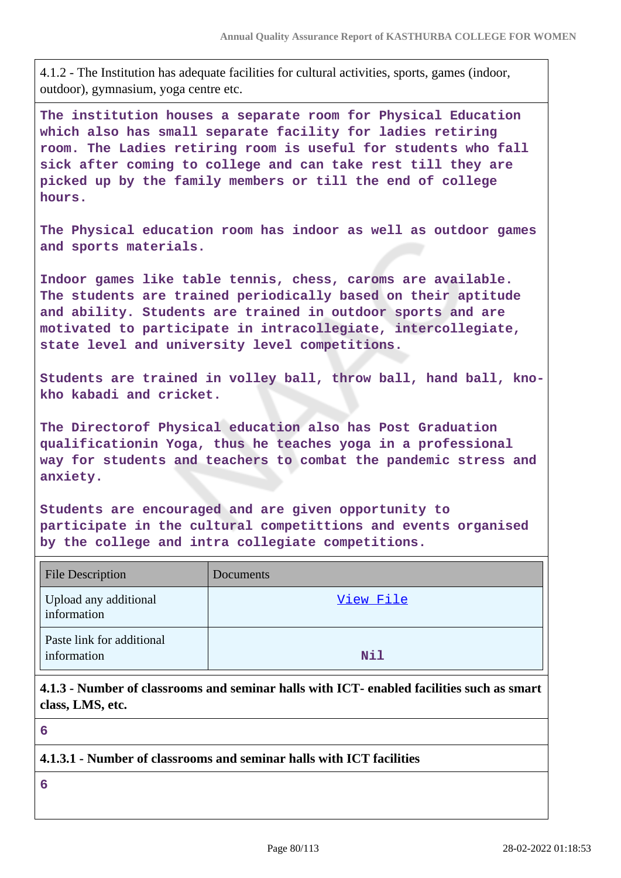4.1.2 - The Institution has adequate facilities for cultural activities, sports, games (indoor, outdoor), gymnasium, yoga centre etc.

The institution houses a separate room for Physical Education which also has small separate facility for ladies retiring room. The Ladies retiring room is useful for students who fall sick after coming to college and can take rest till they are picked up by the family members or till the end of college hours.

The Physical education room has indoor as well as outdoor games and sports materials.

Indoor games like table tennis, chess, caroms are available. The students are trained periodically based on their aptitude and ability. Students are trained in outdoor sports and are motivated to participate in intracollegiate, intercollegiate, state level and university level competitions.

Students are trained in volley ball, throw ball, hand ball, kno-kho kabadi and cricket.

The Directorof Physical education also has Post Graduation qualificationin Yoga, thus he teaches yoga in a professional way for students and teachers to combat the pandemic stress and anxiety.

Students are encouraged and are given opportunity to participate in the cultural competittions and events organised by the college and intra collegiate competitions.

| File Description | Documents |
|---|---|
| Upload any additional information | View File |
| Paste link for additional information | Nil |

**4.1.3 - Number of classrooms and seminar halls with ICT- enabled facilities such as smart class, LMS, etc.**

6

**4.1.3.1 - Number of classrooms and seminar halls with ICT facilities**

6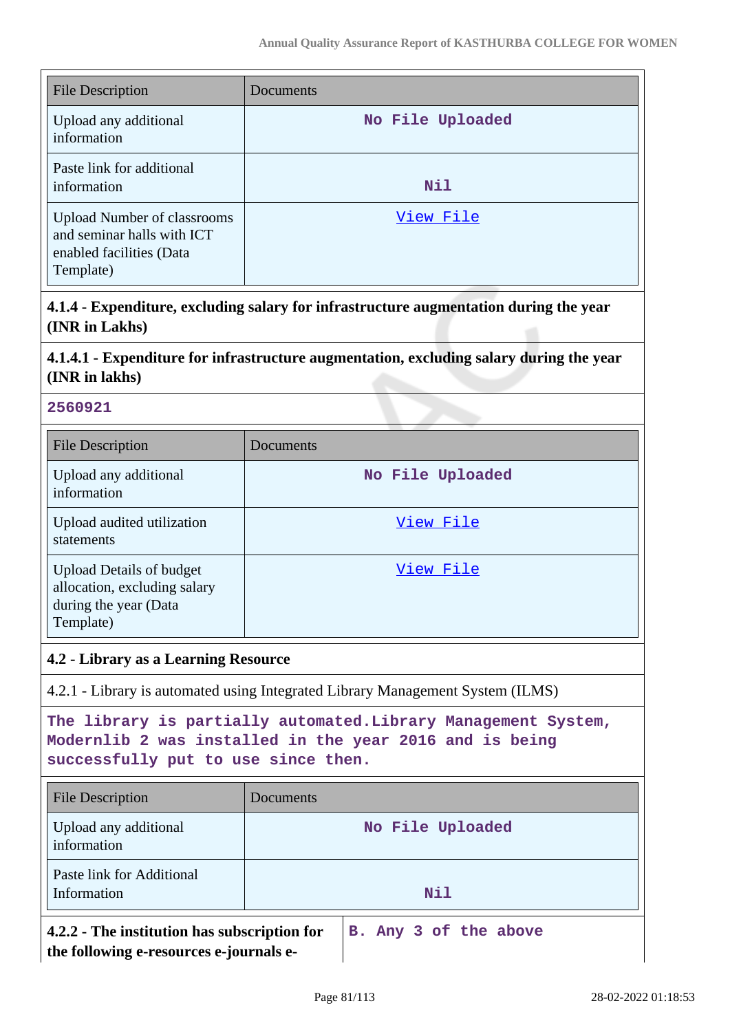| File Description | Documents |
| --- | --- |
| Upload any additional information | No File Uploaded |
| Paste link for additional information | Nil |
| Upload Number of classrooms and seminar halls with ICT enabled facilities (Data Template) | View File |

**4.1.4 - Expenditure, excluding salary for infrastructure augmentation during the year (INR in Lakhs)**

**4.1.4.1 - Expenditure for infrastructure augmentation, excluding salary during the year (INR in lakhs)**

2560921

| File Description | Documents |
| --- | --- |
| Upload any additional information | No File Uploaded |
| Upload audited utilization statements | View File |
| Upload Details of budget allocation, excluding salary during the year (Data Template) | View File |

**4.2 - Library as a Learning Resource**

4.2.1 - Library is automated using Integrated Library Management System (ILMS)

The library is partially automated.Library Management System, Modernlib 2 was installed in the year 2016 and is being successfully put to use since then.

| File Description | Documents |
| --- | --- |
| Upload any additional information | No File Uploaded |
| Paste link for Additional Information | Nil |

| **4.2.2 - The institution has subscription for the following e-resources e-journals e-** | B. Any 3 of the above |
| --- | --- |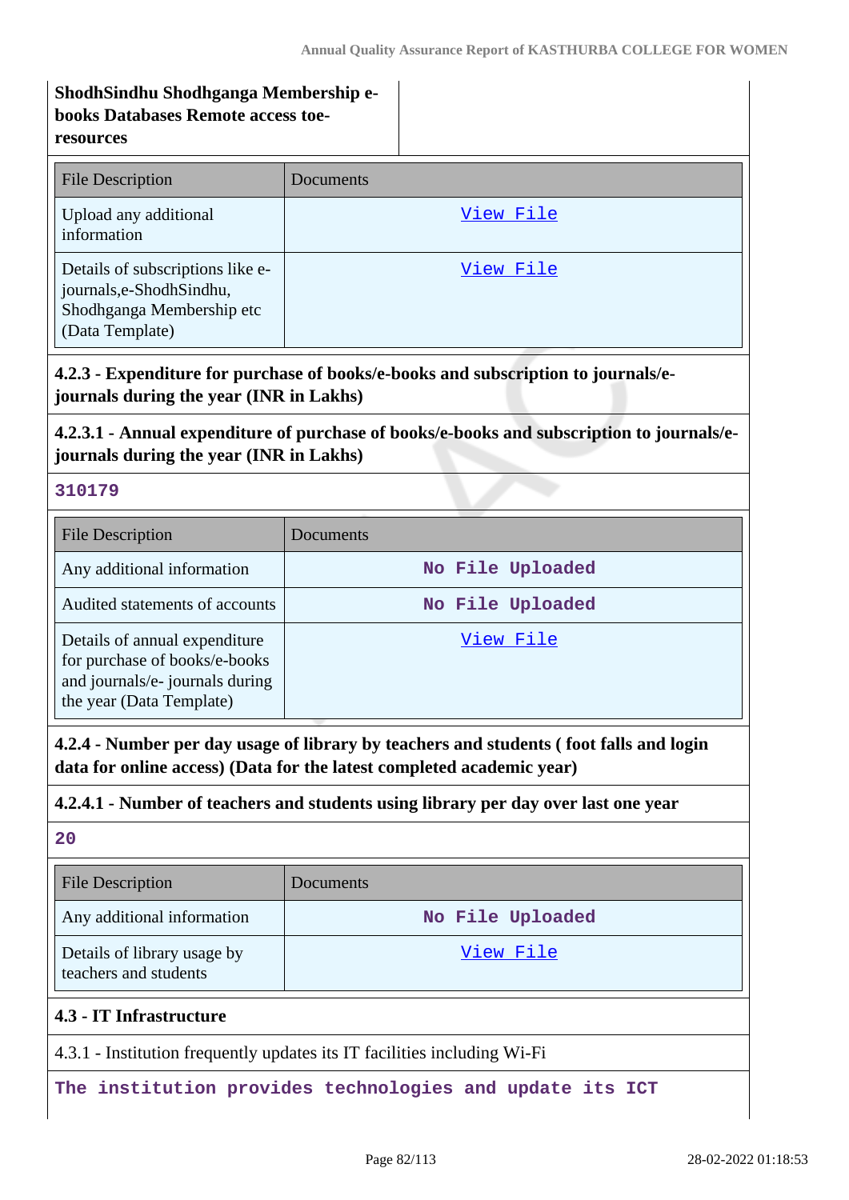**ShodhSindhu Shodhganga Membership e-books Databases Remote access toe-resources**

| File Description | Documents |
|---|---|
| Upload any additional information | View File |
| Details of subscriptions like e-journals,e-ShodhSindhu, Shodhganga Membership etc (Data Template) | View File |

**4.2.3 - Expenditure for purchase of books/e-books and subscription to journals/e-journals during the year (INR in Lakhs)**

**4.2.3.1 - Annual expenditure of purchase of books/e-books and subscription to journals/e-journals during the year (INR in Lakhs)**

**310179**

| File Description | Documents |
|---|---|
| Any additional information | No File Uploaded |
| Audited statements of accounts | No File Uploaded |
| Details of annual expenditure for purchase of books/e-books and journals/e- journals during the year (Data Template) | View File |

**4.2.4 - Number per day usage of library by teachers and students ( foot falls and login data for online access) (Data for the latest completed academic year)**

**4.2.4.1 - Number of teachers and students using library per day over last one year**

**20**

| File Description | Documents |
|---|---|
| Any additional information | No File Uploaded |
| Details of library usage by teachers and students | View File |

**4.3 - IT Infrastructure**

4.3.1 - Institution frequently updates its IT facilities including Wi-Fi

**The institution provides technologies and update its ICT**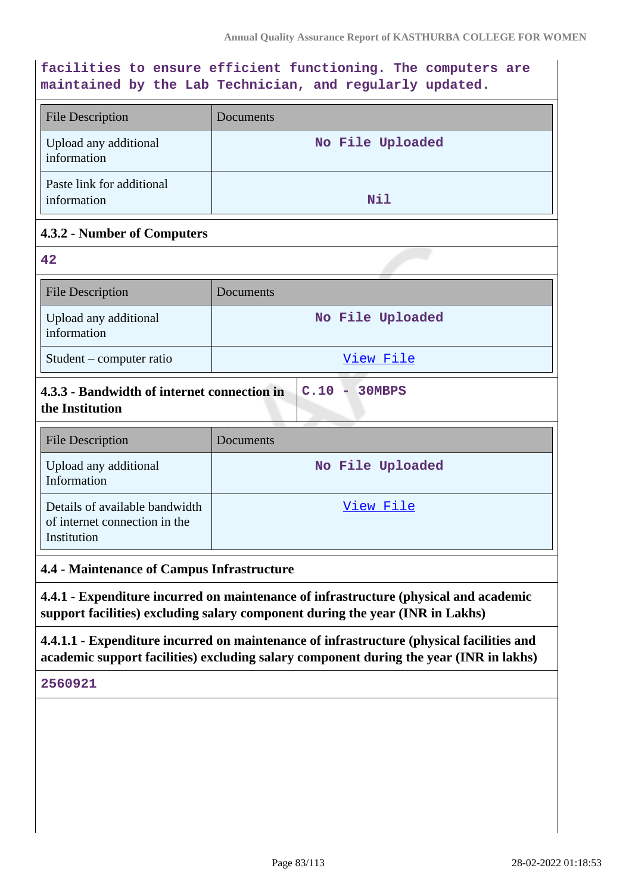facilities to ensure efficient functioning. The computers are maintained by the Lab Technician, and regularly updated.

| File Description | Documents |
|---|---|
| Upload any additional information | No File Uploaded |
| Paste link for additional information | Nil |

### 4.3.2 - Number of Computers

42

| File Description | Documents |
|---|---|
| Upload any additional information | No File Uploaded |
| Student – computer ratio | View File |

### 4.3.3 - Bandwidth of internet connection in the Institution

C.10 - 30MBPS

| File Description | Documents |
|---|---|
| Upload any additional Information | No File Uploaded |
| Details of available bandwidth of internet connection in the Institution | View File |

## 4.4 - Maintenance of Campus Infrastructure

### 4.4.1 - Expenditure incurred on maintenance of infrastructure (physical and academic support facilities) excluding salary component during the year (INR in Lakhs)

### 4.4.1.1 - Expenditure incurred on maintenance of infrastructure (physical facilities and academic support facilities) excluding salary component during the year (INR in lakhs)

2560921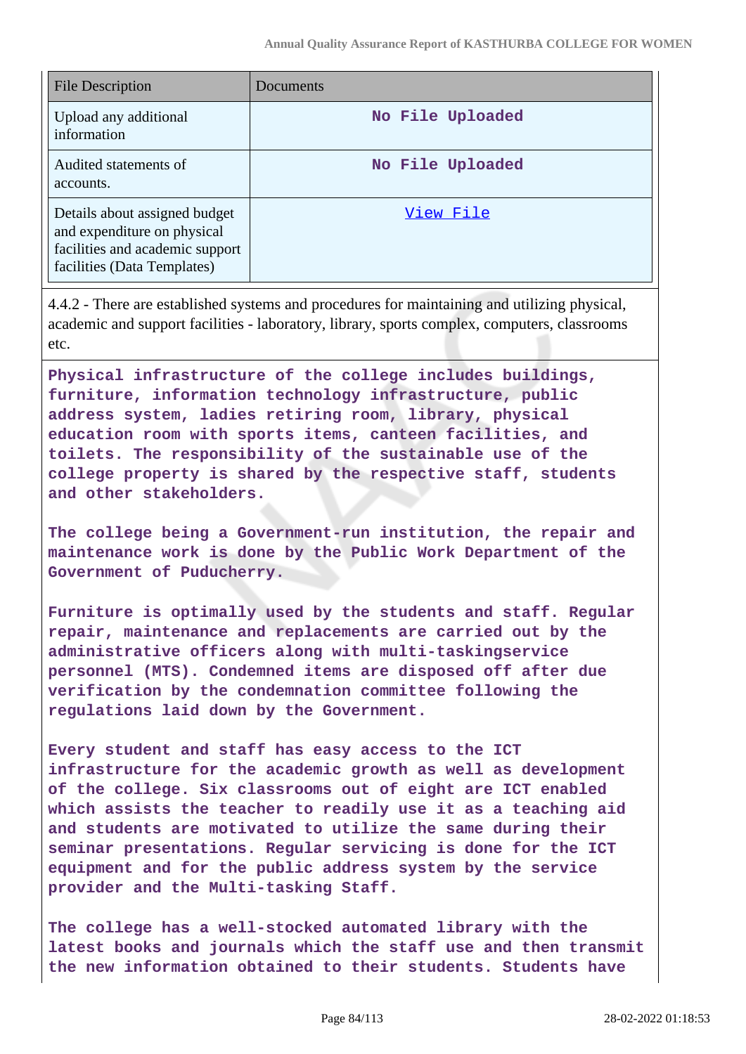| File Description | Documents |
| --- | --- |
| Upload any additional information | No File Uploaded |
| Audited statements of accounts. | No File Uploaded |
| Details about assigned budget and expenditure on physical facilities and academic support facilities (Data Templates) | View File |

4.4.2 - There are established systems and procedures for maintaining and utilizing physical, academic and support facilities - laboratory, library, sports complex, computers, classrooms etc.

**Physical infrastructure of the college includes buildings, furniture, information technology infrastructure, public address system, ladies retiring room, library, physical education room with sports items, canteen facilities, and toilets. The responsibility of the sustainable use of the college property is shared by the respective staff, students and other stakeholders.**

**The college being a Government-run institution, the repair and maintenance work is done by the Public Work Department of the Government of Puducherry.**

**Furniture is optimally used by the students and staff. Regular repair, maintenance and replacements are carried out by the administrative officers along with multi-taskingservice personnel (MTS). Condemned items are disposed off after due verification by the condemnation committee following the regulations laid down by the Government.**

**Every student and staff has easy access to the ICT infrastructure for the academic growth as well as development of the college. Six classrooms out of eight are ICT enabled which assists the teacher to readily use it as a teaching aid and students are motivated to utilize the same during their seminar presentations. Regular servicing is done for the ICT equipment and for the public address system by the service provider and the Multi-tasking Staff.**

**The college has a well-stocked automated library with the latest books and journals which the staff use and then transmit the new information obtained to their students. Students have**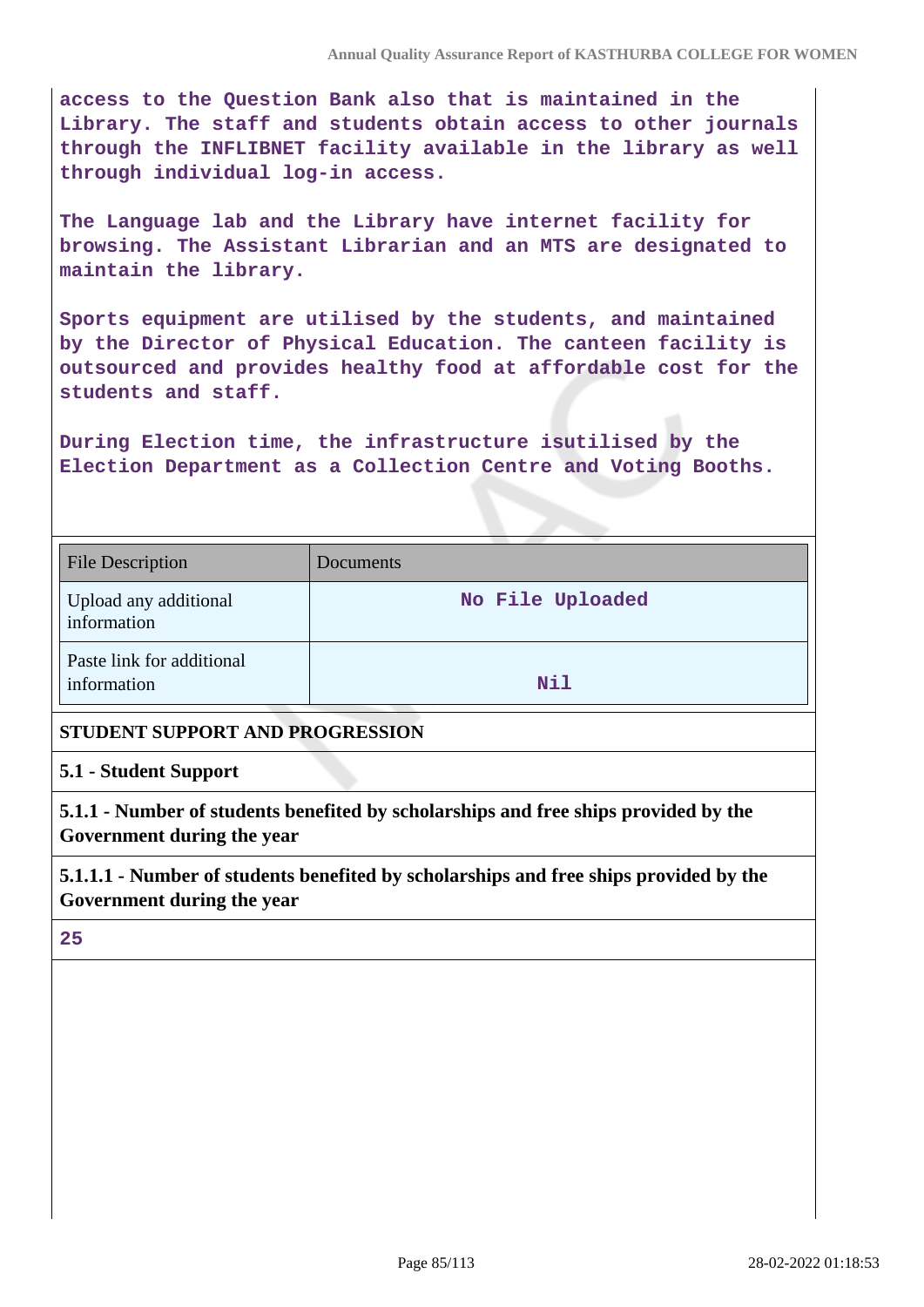access to the Question Bank also that is maintained in the Library. The staff and students obtain access to other journals through the INFLIBNET facility available in the library as well through individual log-in access.

The Language lab and the Library have internet facility for browsing. The Assistant Librarian and an MTS are designated to maintain the library.

Sports equipment are utilised by the students, and maintained by the Director of Physical Education. The canteen facility is outsourced and provides healthy food at affordable cost for the students and staff.

During Election time, the infrastructure isutilised by the Election Department as a Collection Centre and Voting Booths.

| File Description | Documents |
|---|---|
| Upload any additional information | No File Uploaded |
| Paste link for additional information | Nil |

**STUDENT SUPPORT AND PROGRESSION**

**5.1 - Student Support**

**5.1.1 - Number of students benefited by scholarships and free ships provided by the Government during the year**

**5.1.1.1 - Number of students benefited by scholarships and free ships provided by the Government during the year**

25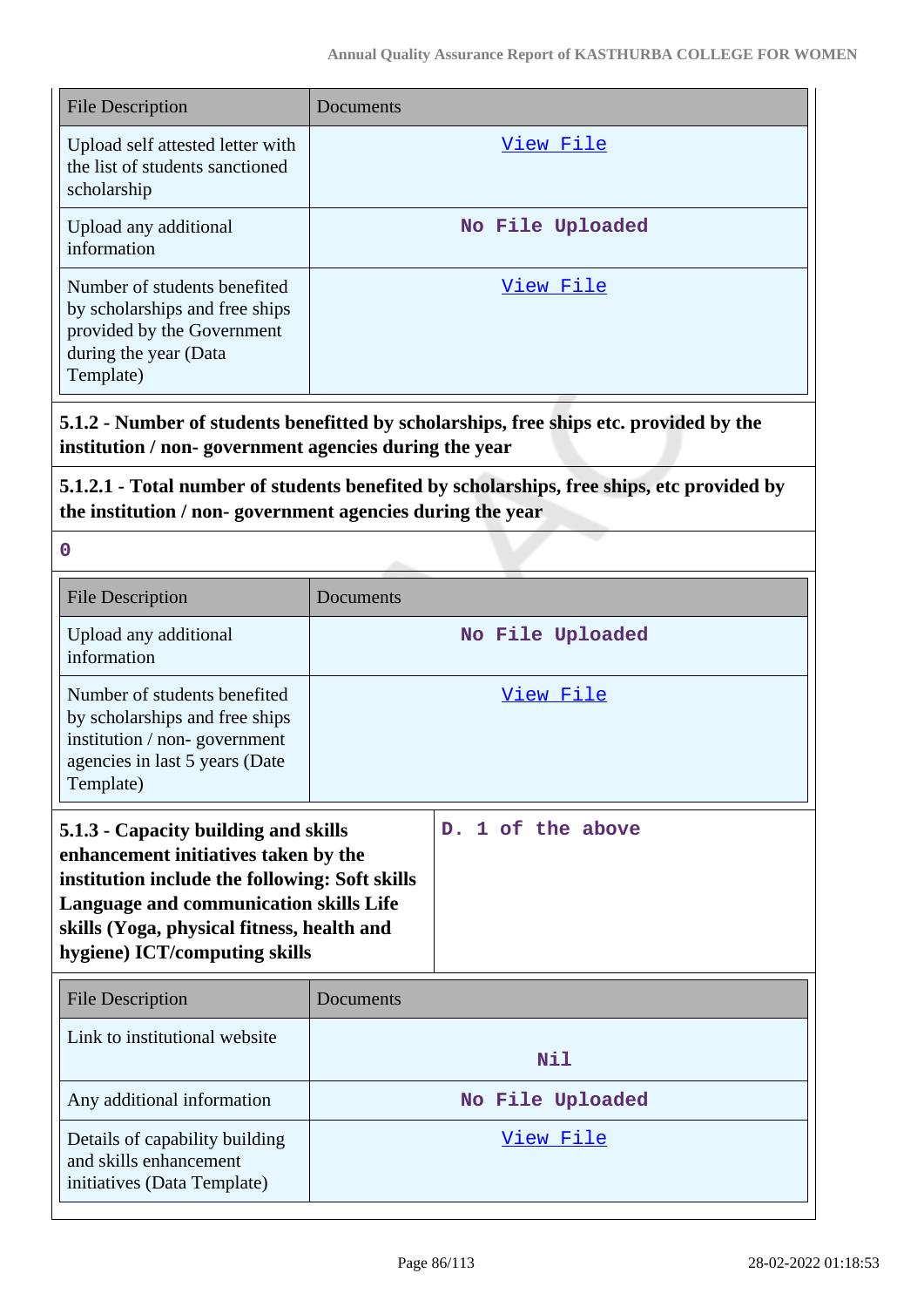| File Description | Documents |
|---|---|
| Upload self attested letter with the list of students sanctioned scholarship | View File |
| Upload any additional information | No File Uploaded |
| Number of students benefited by scholarships and free ships provided by the Government during the year (Data Template) | View File |

**5.1.2 - Number of students benefitted by scholarships, free ships etc. provided by the institution / non- government agencies during the year**

**5.1.2.1 - Total number of students benefited by scholarships, free ships, etc provided by the institution / non- government agencies during the year**

0

| File Description | Documents |
|---|---|
| Upload any additional information | No File Uploaded |
| Number of students benefited by scholarships and free ships institution / non- government agencies in last 5 years (Date Template) | View File |

| **5.1.3 - Capacity building and skills enhancement initiatives taken by the institution include the following: Soft skills Language and communication skills Life skills (Yoga, physical fitness, health and hygiene) ICT/computing skills** | D. 1 of the above |
|---|---|

| File Description | Documents |
|---|---|
| Link to institutional website | Nil |
| Any additional information | No File Uploaded |
| Details of capability building and skills enhancement initiatives (Data Template) | View File |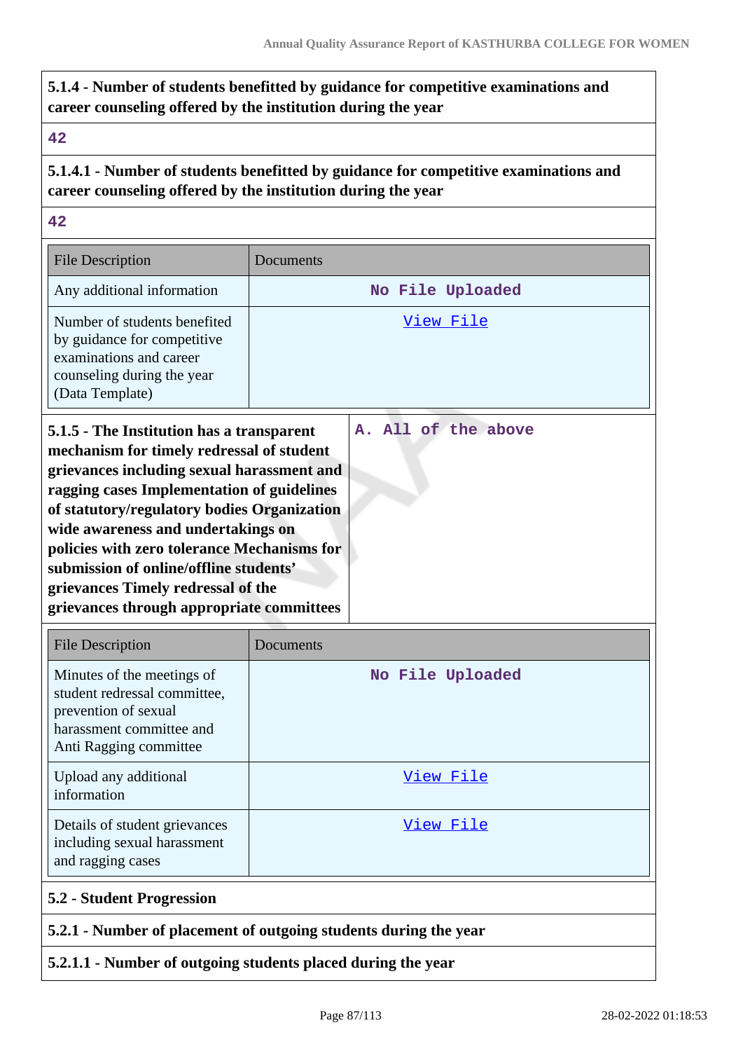**5.1.4 - Number of students benefitted by guidance for competitive examinations and career counseling offered by the institution during the year**

42

**5.1.4.1 - Number of students benefitted by guidance for competitive examinations and career counseling offered by the institution during the year**

42

| File Description | Documents |
|---|---|
| Any additional information | No File Uploaded |
| Number of students benefited by guidance for competitive examinations and career counseling during the year (Data Template) | View File |

**5.1.5 - The Institution has a transparent mechanism for timely redressal of student grievances including sexual harassment and ragging cases Implementation of guidelines of statutory/regulatory bodies Organization wide awareness and undertakings on policies with zero tolerance Mechanisms for submission of online/offline students' grievances Timely redressal of the grievances through appropriate committees**

A. All of the above

| File Description | Documents |
|---|---|
| Minutes of the meetings of student redressal committee, prevention of sexual harassment committee and Anti Ragging committee | No File Uploaded |
| Upload any additional information | View File |
| Details of student grievances including sexual harassment and ragging cases | View File |

**5.2 - Student Progression**

**5.2.1 - Number of placement of outgoing students during the year**

**5.2.1.1 - Number of outgoing students placed during the year**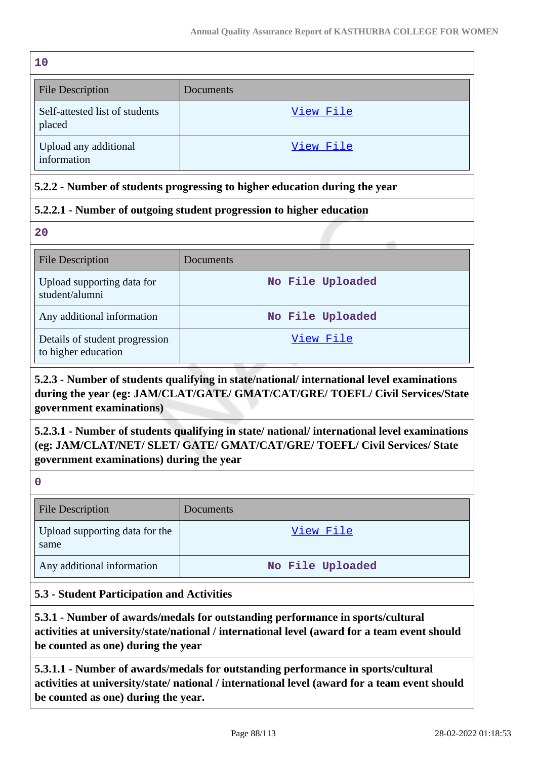10

| File Description | Documents |
|---|---|
| Self-attested list of students placed | View File |
| Upload any additional information | View File |

**5.2.2 - Number of students progressing to higher education during the year**

**5.2.2.1 - Number of outgoing student progression to higher education**

20

| File Description | Documents |
|---|---|
| Upload supporting data for student/alumni | No File Uploaded |
| Any additional information | No File Uploaded |
| Details of student progression to higher education | View File |

**5.2.3 - Number of students qualifying in state/national/ international level examinations during the year (eg: JAM/CLAT/GATE/ GMAT/CAT/GRE/ TOEFL/ Civil Services/State government examinations)**

**5.2.3.1 - Number of students qualifying in state/ national/ international level examinations (eg: JAM/CLAT/NET/ SLET/ GATE/ GMAT/CAT/GRE/ TOEFL/ Civil Services/ State government examinations) during the year**

0

| File Description | Documents |
|---|---|
| Upload supporting data for the same | View File |
| Any additional information | No File Uploaded |

**5.3 - Student Participation and Activities**

**5.3.1 - Number of awards/medals for outstanding performance in sports/cultural activities at university/state/national / international level (award for a team event should be counted as one) during the year**

**5.3.1.1 - Number of awards/medals for outstanding performance in sports/cultural activities at university/state/ national / international level (award for a team event should be counted as one) during the year.**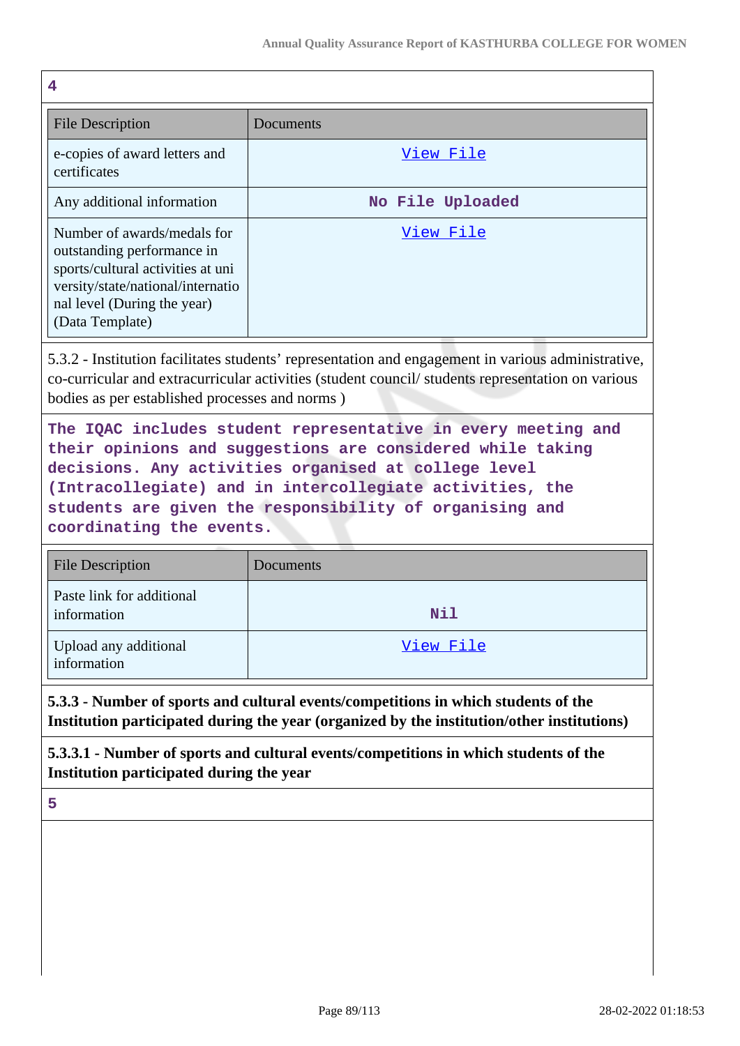4

| File Description | Documents |
|---|---|
| e-copies of award letters and certificates | View File |
| Any additional information | No File Uploaded |
| Number of awards/medals for outstanding performance in sports/cultural activities at university/state/national/international level (During the year) (Data Template) | View File |

5.3.2 - Institution facilitates students' representation and engagement in various administrative, co-curricular and extracurricular activities (student council/ students representation on various bodies as per established processes and norms )

The IQAC includes student representative in every meeting and their opinions and suggestions are considered while taking decisions. Any activities organised at college level (Intracollegiate) and in intercollegiate activities, the students are given the responsibility of organising and coordinating the events.

| File Description | Documents |
|---|---|
| Paste link for additional information | Nil |
| Upload any additional information | View File |

**5.3.3 - Number of sports and cultural events/competitions in which students of the Institution participated during the year (organized by the institution/other institutions)**

**5.3.3.1 - Number of sports and cultural events/competitions in which students of the Institution participated during the year**

5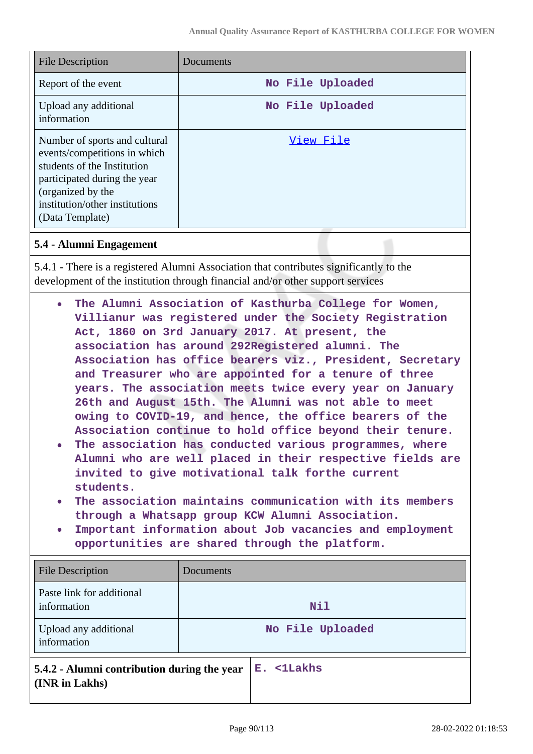| File Description | Documents |
|---|---|
| Report of the event | No File Uploaded |
| Upload any additional information | No File Uploaded |
| Number of sports and cultural events/competitions in which students of the Institution participated during the year (organized by the institution/other institutions (Data Template) | View File |

### 5.4 - Alumni Engagement

5.4.1 - There is a registered Alumni Association that contributes significantly to the development of the institution through financial and/or other support services

- The Alumni Association of Kasthurba College for Women, Villianur was registered under the Society Registration Act, 1860 on 3rd January 2017. At present, the association has around 292Registered alumni. The Association has office bearers viz., President, Secretary and Treasurer who are appointed for a tenure of three years. The association meets twice every year on January 26th and August 15th. The Alumni was not able to meet owing to COVID-19, and hence, the office bearers of the Association continue to hold office beyond their tenure.
- The association has conducted various programmes, where Alumni who are well placed in their respective fields are invited to give motivational talk forthe current students.
- The association maintains communication with its members through a Whatsapp group KCW Alumni Association.
- Important information about Job vacancies and employment opportunities are shared through the platform.

| File Description | Documents |
|---|---|
| Paste link for additional information | Nil |
| Upload any additional information | No File Uploaded |

| **5.4.2 - Alumni contribution during the year (INR in Lakhs)** | E. <1Lakhs |
|---|---|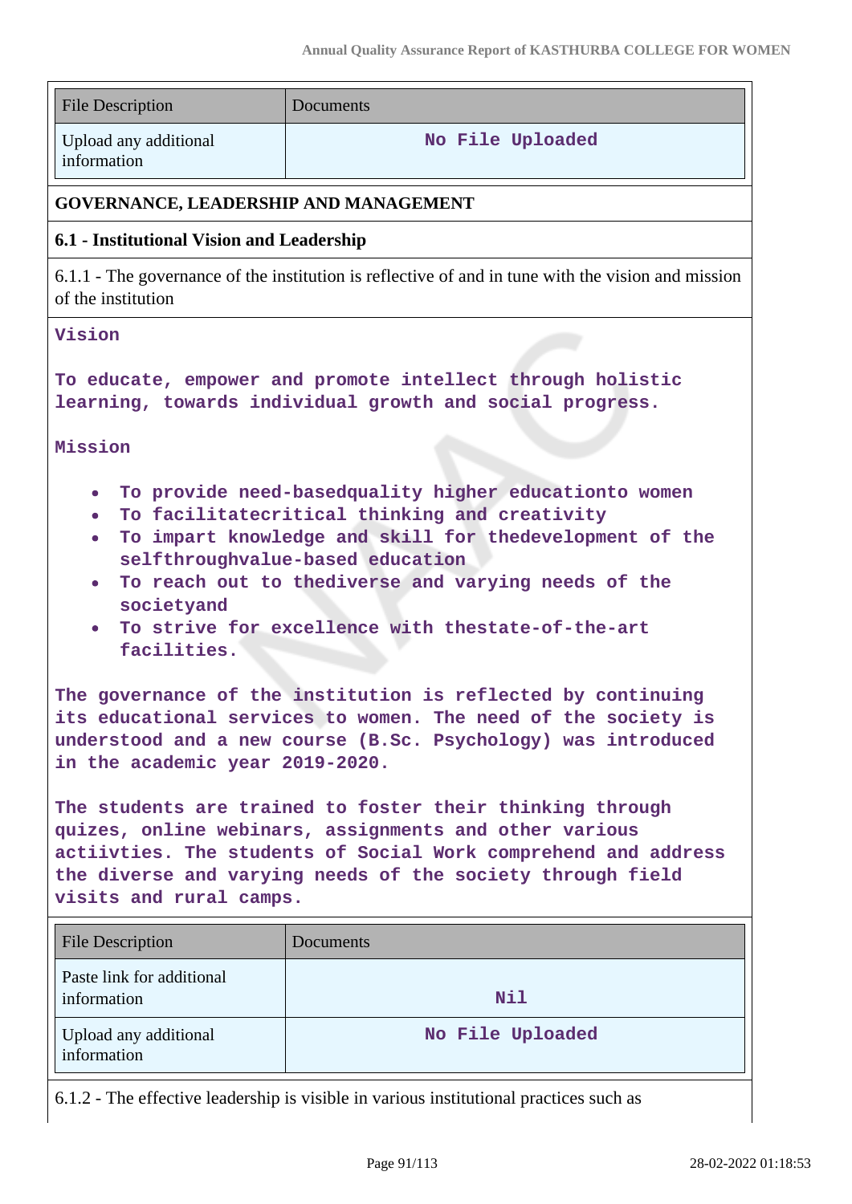| File Description | Documents |
|---|---|
| Upload any additional information | No File Uploaded |

## GOVERNANCE, LEADERSHIP AND MANAGEMENT

### 6.1 - Institutional Vision and Leadership

6.1.1 - The governance of the institution is reflective of and in tune with the vision and mission of the institution

Vision

To educate, empower and promote intellect through holistic learning, towards individual growth and social progress.

Mission

- To provide need-basedquality higher educationto women
- To facilitatecritical thinking and creativity
- To impart knowledge and skill for thedevelopment of the selfthroughvalue-based education
- To reach out to thediverse and varying needs of the societyand
- To strive for excellence with thestate-of-the-art facilities.

The governance of the institution is reflected by continuing its educational services to women. The need of the society is understood and a new course (B.Sc. Psychology) was introduced in the academic year 2019-2020.

The students are trained to foster their thinking through quizes, online webinars, assignments and other various actiivties. The students of Social Work comprehend and address the diverse and varying needs of the society through field visits and rural camps.

| File Description | Documents |
|---|---|
| Paste link for additional information | Nil |
| Upload any additional information | No File Uploaded |

6.1.2 - The effective leadership is visible in various institutional practices such as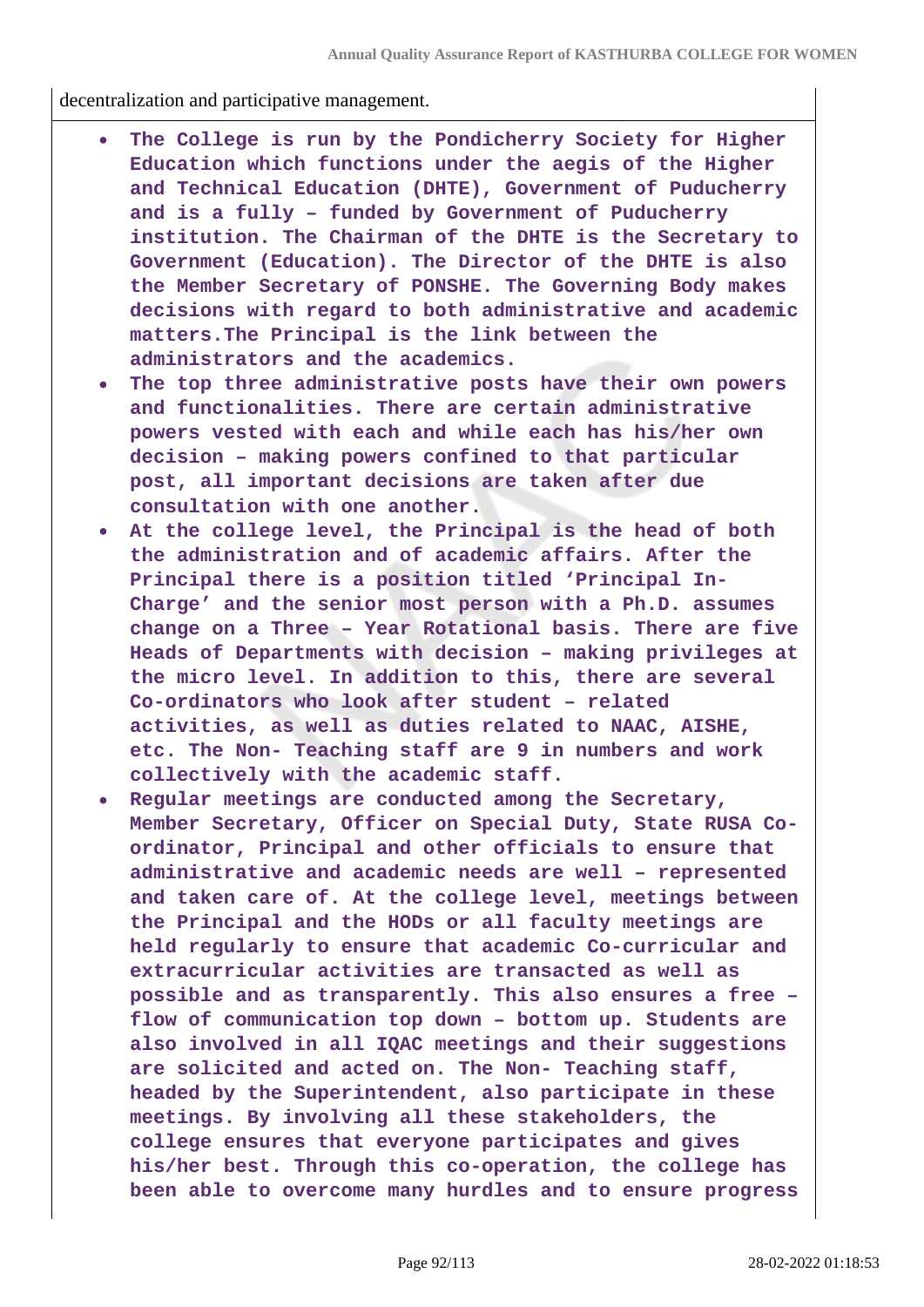decentralization and participative management.

- **The College is run by the Pondicherry Society for Higher Education which functions under the aegis of the Higher and Technical Education (DHTE), Government of Puducherry and is a fully – funded by Government of Puducherry institution. The Chairman of the DHTE is the Secretary to Government (Education). The Director of the DHTE is also the Member Secretary of PONSHE. The Governing Body makes decisions with regard to both administrative and academic matters.The Principal is the link between the administrators and the academics.**
- **The top three administrative posts have their own powers and functionalities. There are certain administrative powers vested with each and while each has his/her own decision – making powers confined to that particular post, all important decisions are taken after due consultation with one another.**
- **At the college level, the Principal is the head of both the administration and of academic affairs. After the Principal there is a position titled 'Principal In-Charge' and the senior most person with a Ph.D. assumes change on a Three – Year Rotational basis. There are five Heads of Departments with decision – making privileges at the micro level. In addition to this, there are several Co-ordinators who look after student – related activities, as well as duties related to NAAC, AISHE, etc. The Non- Teaching staff are 9 in numbers and work collectively with the academic staff.**
- **Regular meetings are conducted among the Secretary, Member Secretary, Officer on Special Duty, State RUSA Co-ordinator, Principal and other officials to ensure that administrative and academic needs are well – represented and taken care of. At the college level, meetings between the Principal and the HODs or all faculty meetings are held regularly to ensure that academic Co-curricular and extracurricular activities are transacted as well as possible and as transparently. This also ensures a free – flow of communication top down – bottom up. Students are also involved in all IQAC meetings and their suggestions are solicited and acted on. The Non- Teaching staff, headed by the Superintendent, also participate in these meetings. By involving all these stakeholders, the college ensures that everyone participates and gives his/her best. Through this co-operation, the college has been able to overcome many hurdles and to ensure progress**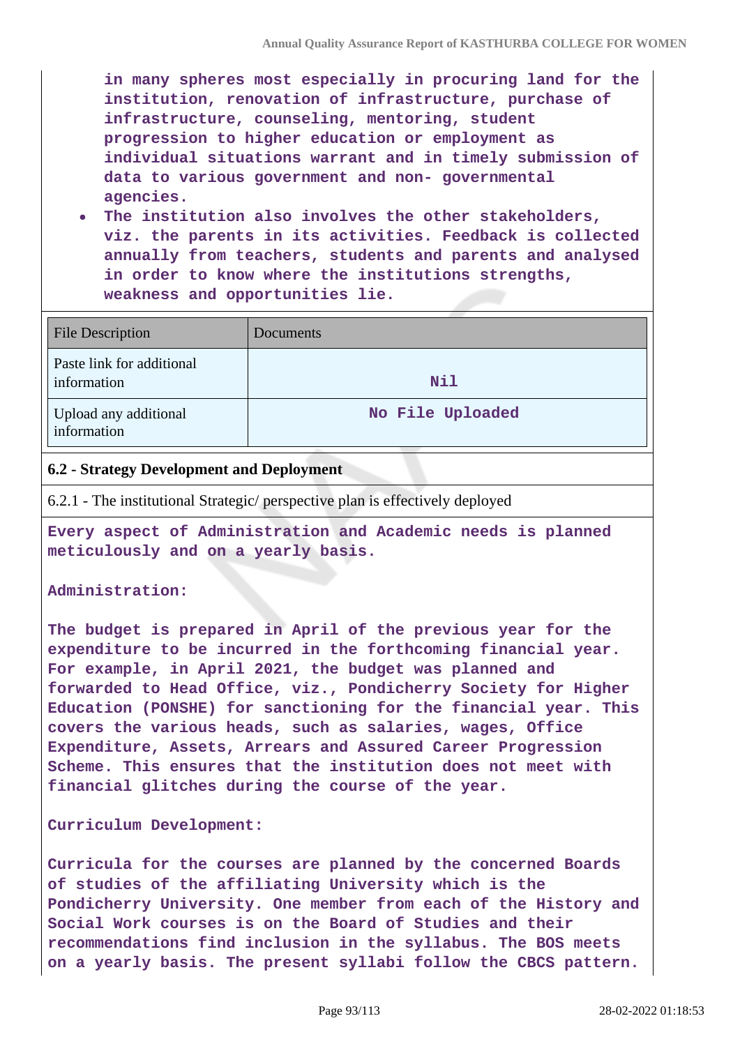in many spheres most especially in procuring land for the institution, renovation of infrastructure, purchase of infrastructure, counseling, mentoring, student progression to higher education or employment as individual situations warrant and in timely submission of data to various government and non- governmental agencies.

- The institution also involves the other stakeholders, viz. the parents in its activities. Feedback is collected annually from teachers, students and parents and analysed in order to know where the institutions strengths, weakness and opportunities lie.

| File Description | Documents |
| --- | --- |
| Paste link for additional information | Nil |
| Upload any additional information | No File Uploaded |

**6.2 - Strategy Development and Deployment**

6.2.1 - The institutional Strategic/ perspective plan is effectively deployed

Every aspect of Administration and Academic needs is planned meticulously and on a yearly basis.

Administration:

The budget is prepared in April of the previous year for the expenditure to be incurred in the forthcoming financial year. For example, in April 2021, the budget was planned and forwarded to Head Office, viz., Pondicherry Society for Higher Education (PONSHE) for sanctioning for the financial year. This covers the various heads, such as salaries, wages, Office Expenditure, Assets, Arrears and Assured Career Progression Scheme. This ensures that the institution does not meet with financial glitches during the course of the year.

Curriculum Development:

Curricula for the courses are planned by the concerned Boards of studies of the affiliating University which is the Pondicherry University. One member from each of the History and Social Work courses is on the Board of Studies and their recommendations find inclusion in the syllabus. The BOS meets on a yearly basis. The present syllabi follow the CBCS pattern.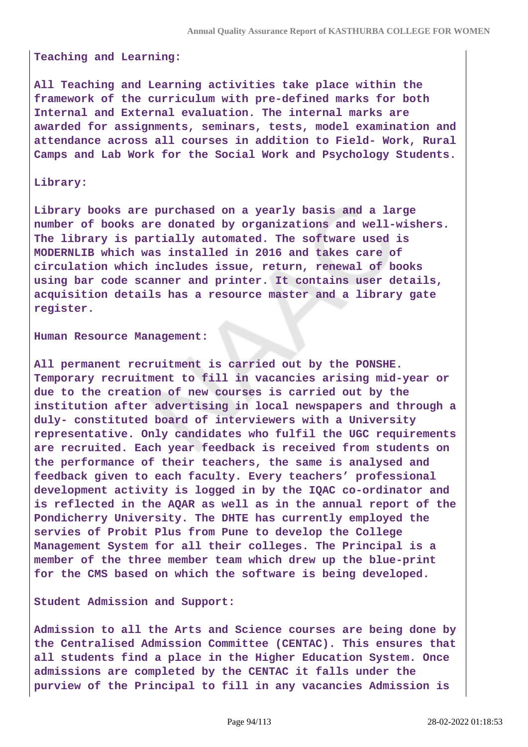**Teaching and Learning:**

All Teaching and Learning activities take place within the framework of the curriculum with pre-defined marks for both Internal and External evaluation. The internal marks are awarded for assignments, seminars, tests, model examination and attendance across all courses in addition to Field- Work, Rural Camps and Lab Work for the Social Work and Psychology Students.

**Library:**

Library books are purchased on a yearly basis and a large number of books are donated by organizations and well-wishers. The library is partially automated. The software used is MODERNLIB which was installed in 2016 and takes care of circulation which includes issue, return, renewal of books using bar code scanner and printer. It contains user details, acquisition details has a resource master and a library gate register.

**Human Resource Management:**

All permanent recruitment is carried out by the PONSHE. Temporary recruitment to fill in vacancies arising mid-year or due to the creation of new courses is carried out by the institution after advertising in local newspapers and through a duly- constituted board of interviewers with a University representative. Only candidates who fulfil the UGC requirements are recruited. Each year feedback is received from students on the performance of their teachers, the same is analysed and feedback given to each faculty. Every teachers' professional development activity is logged in by the IQAC co-ordinator and is reflected in the AQAR as well as in the annual report of the Pondicherry University. The DHTE has currently employed the servies of Probit Plus from Pune to develop the College Management System for all their colleges. The Principal is a member of the three member team which drew up the blue-print for the CMS based on which the software is being developed.

**Student Admission and Support:**

Admission to all the Arts and Science courses are being done by the Centralised Admission Committee (CENTAC). This ensures that all students find a place in the Higher Education System. Once admissions are completed by the CENTAC it falls under the purview of the Principal to fill in any vacancies Admission is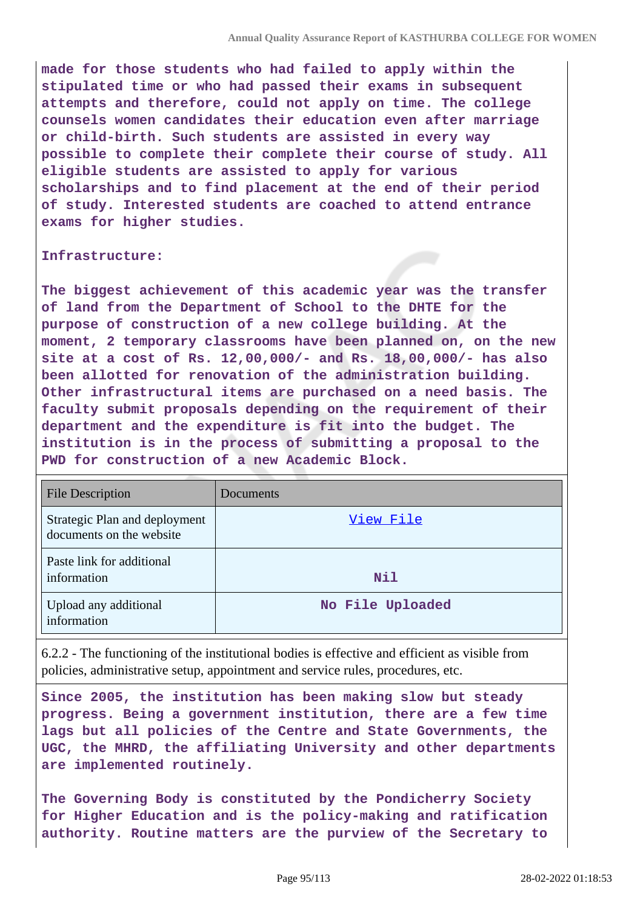made for those students who had failed to apply within the stipulated time or who had passed their exams in subsequent attempts and therefore, could not apply on time. The college counsels women candidates their education even after marriage or child-birth. Such students are assisted in every way possible to complete their complete their course of study. All eligible students are assisted to apply for various scholarships and to find placement at the end of their period of study. Interested students are coached to attend entrance exams for higher studies.

Infrastructure:

The biggest achievement of this academic year was the transfer of land from the Department of School to the DHTE for the purpose of construction of a new college building. At the moment, 2 temporary classrooms have been planned on, on the new site at a cost of Rs. 12,00,000/- and Rs. 18,00,000/- has also been allotted for renovation of the administration building. Other infrastructural items are purchased on a need basis. The faculty submit proposals depending on the requirement of their department and the expenditure is fit into the budget. The institution is in the process of submitting a proposal to the PWD for construction of a new Academic Block.

| File Description | Documents |
| --- | --- |
| Strategic Plan and deployment documents on the website | View File |
| Paste link for additional information | Nil |
| Upload any additional information | No File Uploaded |

6.2.2 - The functioning of the institutional bodies is effective and efficient as visible from policies, administrative setup, appointment and service rules, procedures, etc.

Since 2005, the institution has been making slow but steady progress. Being a government institution, there are a few time lags but all policies of the Centre and State Governments, the UGC, the MHRD, the affiliating University and other departments are implemented routinely.

The Governing Body is constituted by the Pondicherry Society for Higher Education and is the policy-making and ratification authority. Routine matters are the purview of the Secretary to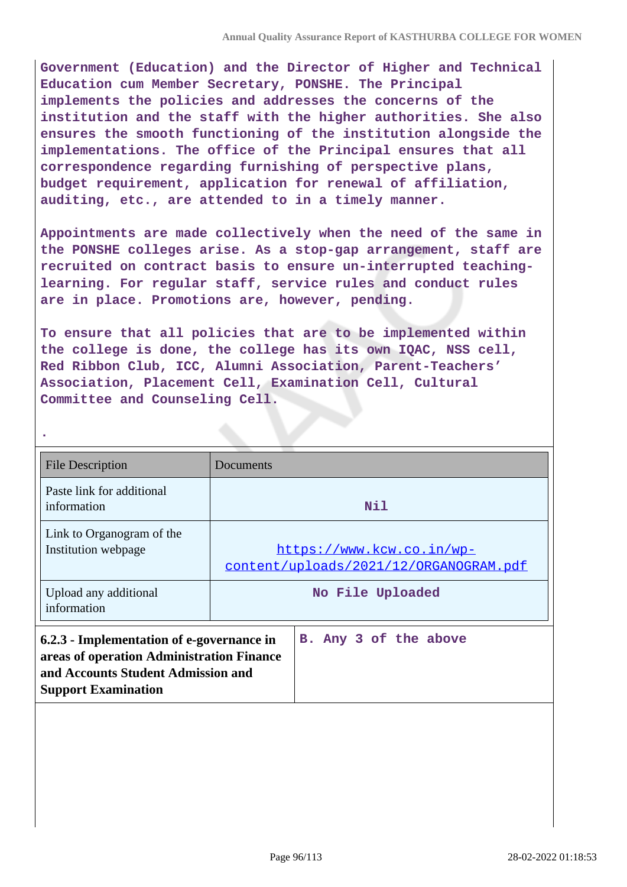**Government (Education) and the Director of Higher and Technical Education cum Member Secretary, PONSHE. The Principal implements the policies and addresses the concerns of the institution and the staff with the higher authorities. She also ensures the smooth functioning of the institution alongside the implementations. The office of the Principal ensures that all correspondence regarding furnishing of perspective plans, budget requirement, application for renewal of affiliation, auditing, etc., are attended to in a timely manner.**

**Appointments are made collectively when the need of the same in the PONSHE colleges arise. As a stop-gap arrangement, staff are recruited on contract basis to ensure un-interrupted teaching-learning. For regular staff, service rules and conduct rules are in place. Promotions are, however, pending.**

**To ensure that all policies that are to be implemented within the college is done, the college has its own IQAC, NSS cell, Red Ribbon Club, ICC, Alumni Association, Parent-Teachers' Association, Placement Cell, Examination Cell, Cultural Committee and Counseling Cell.**

.

| File Description | Documents |
|---|---|
| Paste link for additional information | **Nil** |
| Link to Organogram of the Institution webpage | https://www.kcw.co.in/wp-content/uploads/2021/12/ORGANOGRAM.pdf |
| Upload any additional information | **No File Uploaded** |

| **6.2.3 - Implementation of e-governance in areas of operation Administration Finance and Accounts Student Admission and Support Examination** | **B. Any 3 of the above** |
|---|---|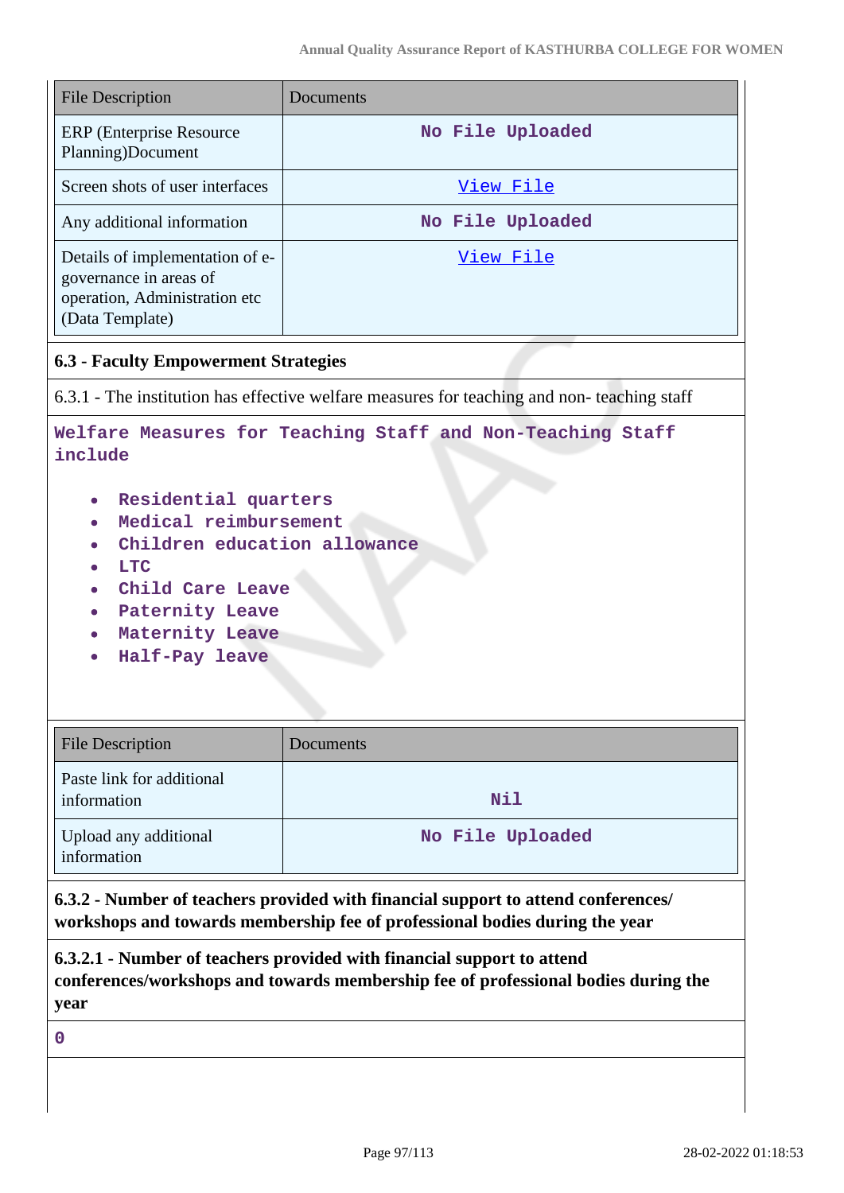| File Description | Documents |
| --- | --- |
| ERP (Enterprise Resource Planning)Document | No File Uploaded |
| Screen shots of user interfaces | View File |
| Any additional information | No File Uploaded |
| Details of implementation of e-governance in areas of operation, Administration etc (Data Template) | View File |

### 6.3 - Faculty Empowerment Strategies

6.3.1 - The institution has effective welfare measures for teaching and non- teaching staff

Welfare Measures for Teaching Staff and Non-Teaching Staff include

- Residential quarters
- Medical reimbursement
- Children education allowance
- LTC
- Child Care Leave
- Paternity Leave
- Maternity Leave
- Half-Pay leave

| File Description | Documents |
| --- | --- |
| Paste link for additional information | Nil |
| Upload any additional information | No File Uploaded |

**6.3.2 - Number of teachers provided with financial support to attend conferences/ workshops and towards membership fee of professional bodies during the year**

**6.3.2.1 - Number of teachers provided with financial support to attend conferences/workshops and towards membership fee of professional bodies during the year**

0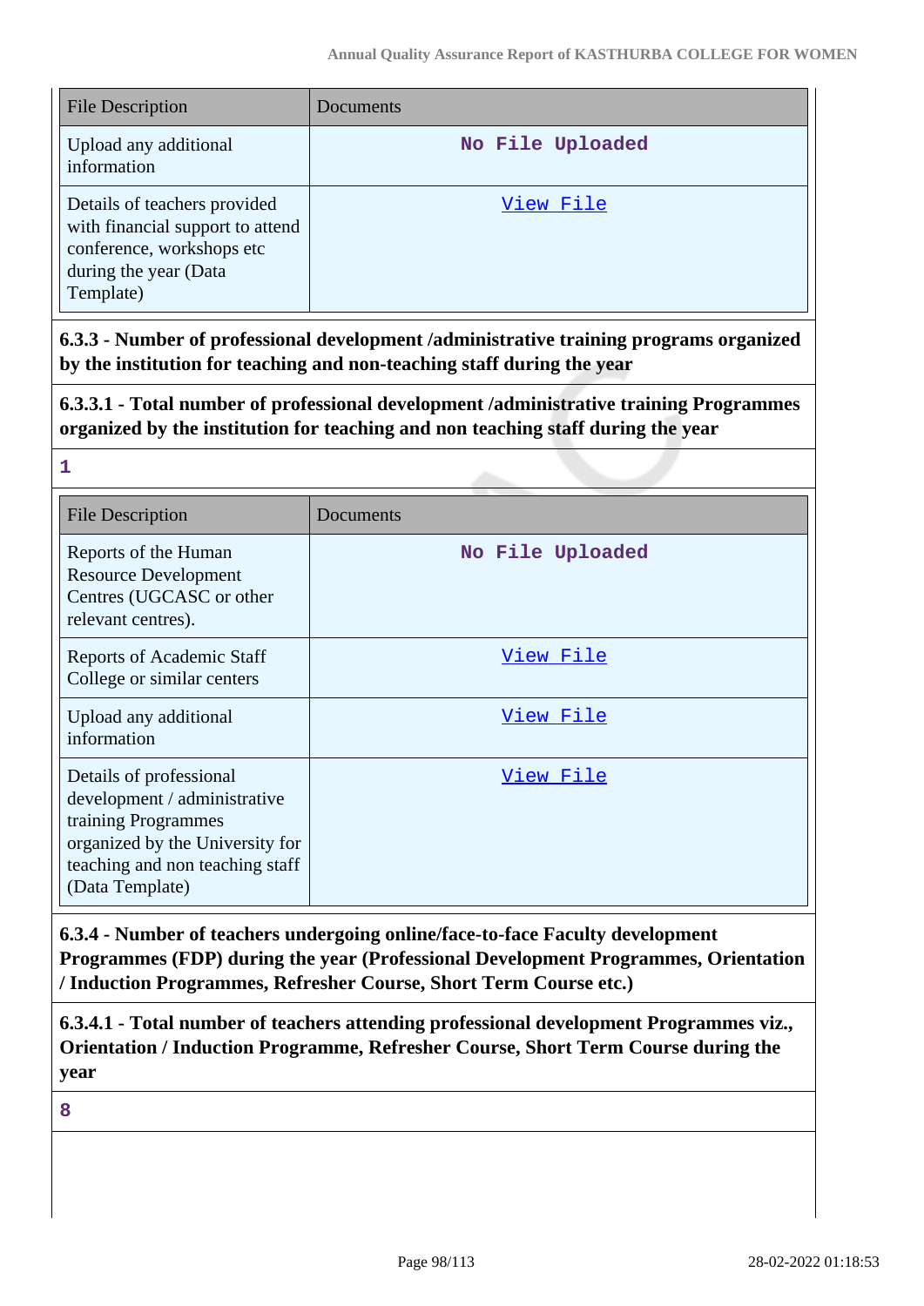| File Description | Documents |
|---|---|
| Upload any additional information | No File Uploaded |
| Details of teachers provided with financial support to attend conference, workshops etc during the year (Data Template) | View File |

**6.3.3 - Number of professional development /administrative training programs organized by the institution for teaching and non-teaching staff during the year**

**6.3.3.1 - Total number of professional development /administrative training Programmes organized by the institution for teaching and non teaching staff during the year**

**1**

| File Description | Documents |
|---|---|
| Reports of the Human Resource Development Centres (UGCASC or other relevant centres). | No File Uploaded |
| Reports of Academic Staff College or similar centers | View File |
| Upload any additional information | View File |
| Details of professional development / administrative training Programmes organized by the University for teaching and non teaching staff (Data Template) | View File |

**6.3.4 - Number of teachers undergoing online/face-to-face Faculty development Programmes (FDP) during the year (Professional Development Programmes, Orientation / Induction Programmes, Refresher Course, Short Term Course etc.)**

**6.3.4.1 - Total number of teachers attending professional development Programmes viz., Orientation / Induction Programme, Refresher Course, Short Term Course during the year**

**8**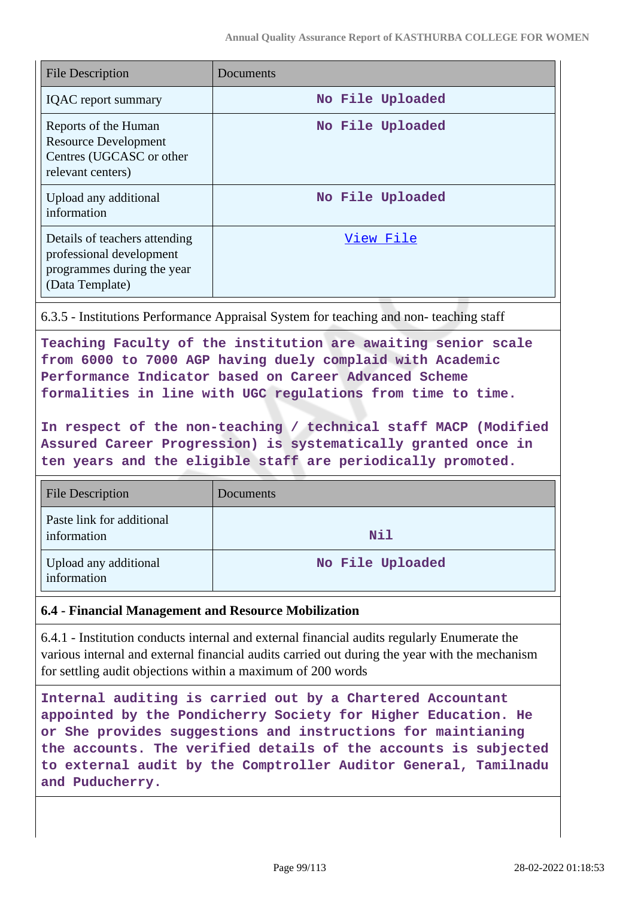| File Description | Documents |
|---|---|
| IQAC report summary | No File Uploaded |
| Reports of the Human Resource Development Centres (UGCASC or other relevant centers) | No File Uploaded |
| Upload any additional information | No File Uploaded |
| Details of teachers attending professional development programmes during the year (Data Template) | View File |

6.3.5 - Institutions Performance Appraisal System for teaching and non- teaching staff

**Teaching Faculty of the institution are awaiting senior scale from 6000 to 7000 AGP having duely complaid with Academic Performance Indicator based on Career Advanced Scheme formalities in line with UGC regulations from time to time.**

**In respect of the non-teaching / technical staff MACP (Modified Assured Career Progression) is systematically granted once in ten years and the eligible staff are periodically promoted.**

| File Description | Documents |
|---|---|
| Paste link for additional information | Nil |
| Upload any additional information | No File Uploaded |

**6.4 - Financial Management and Resource Mobilization**

6.4.1 - Institution conducts internal and external financial audits regularly Enumerate the various internal and external financial audits carried out during the year with the mechanism for settling audit objections within a maximum of 200 words

**Internal auditing is carried out by a Chartered Accountant appointed by the Pondicherry Society for Higher Education. He or She provides suggestions and instructions for maintianing the accounts. The verified details of the accounts is subjected to external audit by the Comptroller Auditor General, Tamilnadu and Puducherry.**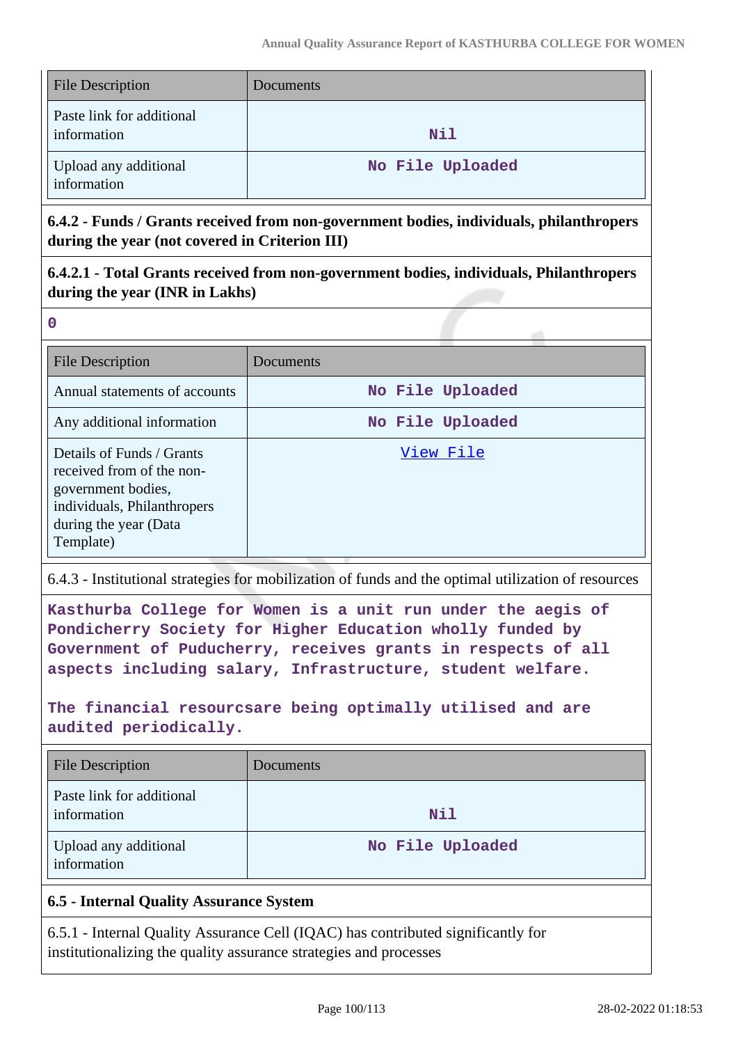| File Description | Documents |
|---|---|
| Paste link for additional information | Nil |
| Upload any additional information | No File Uploaded |

**6.4.2 - Funds / Grants received from non-government bodies, individuals, philanthropers during the year (not covered in Criterion III)**

**6.4.2.1 - Total Grants received from non-government bodies, individuals, Philanthropers during the year (INR in Lakhs)**

0

| File Description | Documents |
|---|---|
| Annual statements of accounts | No File Uploaded |
| Any additional information | No File Uploaded |
| Details of Funds / Grants received from the non-government bodies, individuals, Philanthropers during the year (Data Template) | View File |

6.4.3 - Institutional strategies for mobilization of funds and the optimal utilization of resources

Kasthurba College for Women is a unit run under the aegis of Pondicherry Society for Higher Education wholly funded by Government of Puducherry, receives grants in respects of all aspects including salary, Infrastructure, student welfare.

The financial resourcsare being optimally utilised and are audited periodically.

| File Description | Documents |
|---|---|
| Paste link for additional information | Nil |
| Upload any additional information | No File Uploaded |

**6.5 - Internal Quality Assurance System**

6.5.1 - Internal Quality Assurance Cell (IQAC) has contributed significantly for institutionalizing the quality assurance strategies and processes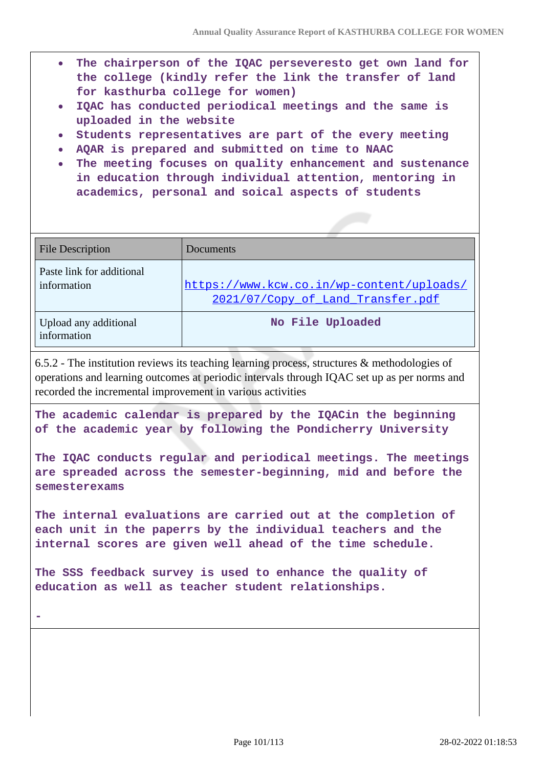- The chairperson of the IQAC perseveresto get own land for the college (kindly refer the link the transfer of land for kasthurba college for women)
- IQAC has conducted periodical meetings and the same is uploaded in the website
- Students representatives are part of the every meeting
- AQAR is prepared and submitted on time to NAAC
- The meeting focuses on quality enhancement and sustenance in education through individual attention, mentoring in academics, personal and soical aspects of students

| File Description | Documents |
| --- | --- |
| Paste link for additional information | https://www.kcw.co.in/wp-content/uploads/2021/07/Copy_of_Land_Transfer.pdf |
| Upload any additional information | No File Uploaded |

6.5.2 - The institution reviews its teaching learning process, structures & methodologies of operations and learning outcomes at periodic intervals through IQAC set up as per norms and recorded the incremental improvement in various activities

The academic calendar is prepared by the IQACin the beginning of the academic year by following the Pondicherry University

The IQAC conducts regular and periodical meetings. The meetings are spreaded across the semester-beginning, mid and before the semesterexams

The internal evaluations are carried out at the completion of each unit in the paperrs by the individual teachers and the internal scores are given well ahead of the time schedule.

The SSS feedback survey is used to enhance the quality of education as well as teacher student relationships.

-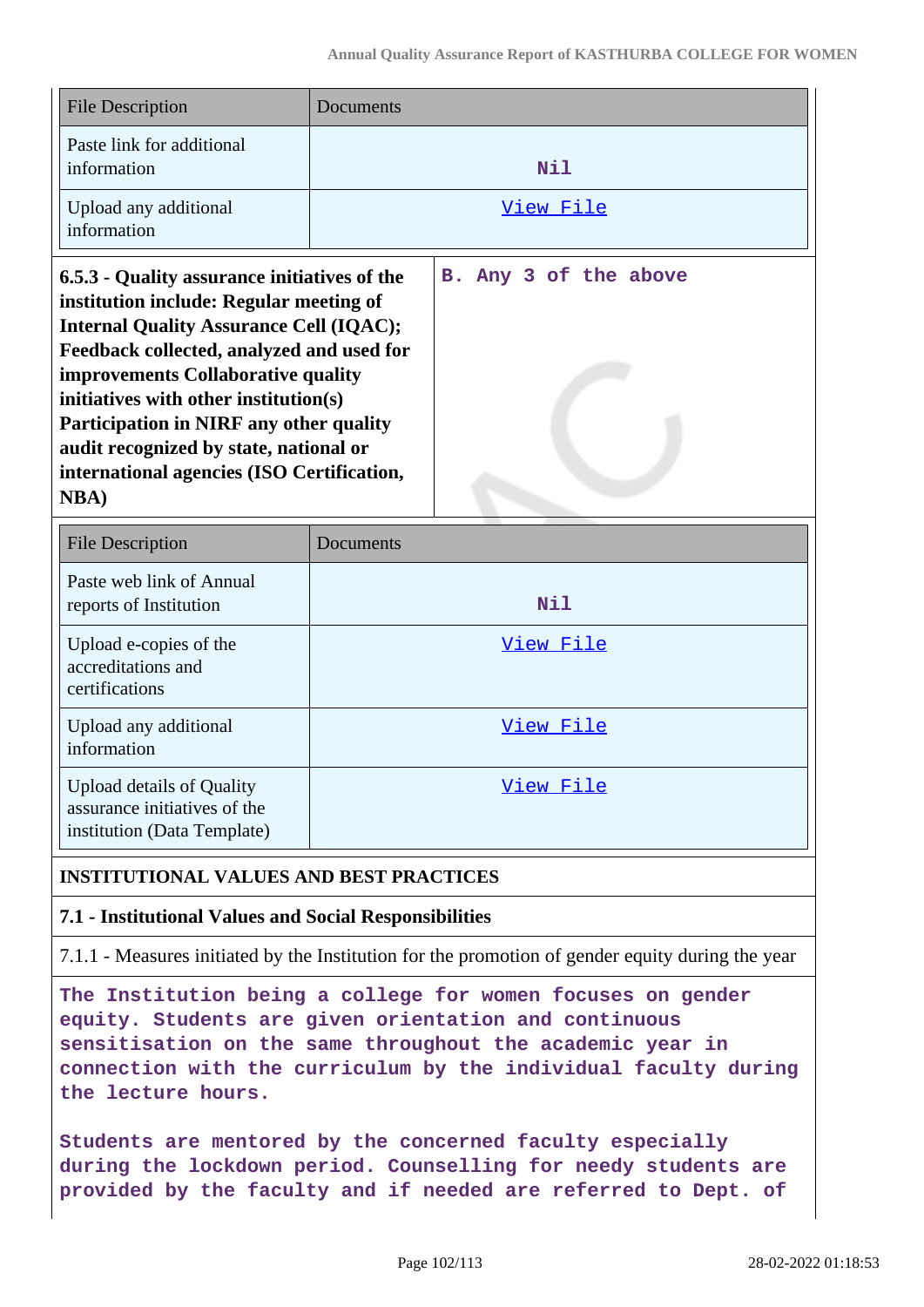| File Description | Documents |
| --- | --- |
| Paste link for additional information | Nil |
| Upload any additional information | View File |

| 6.5.3 - Quality assurance initiatives of the institution include: Regular meeting of Internal Quality Assurance Cell (IQAC); Feedback collected, analyzed and used for improvements Collaborative quality initiatives with other institution(s) Participation in NIRF any other quality audit recognized by state, national or international agencies (ISO Certification, NBA) | B. Any 3 of the above |
| --- | --- |

| File Description | Documents |
| --- | --- |
| Paste web link of Annual reports of Institution | Nil |
| Upload e-copies of the accreditations and certifications | View File |
| Upload any additional information | View File |
| Upload details of Quality assurance initiatives of the institution (Data Template) | View File |

## INSTITUTIONAL VALUES AND BEST PRACTICES

### 7.1 - Institutional Values and Social Responsibilities

7.1.1 - Measures initiated by the Institution for the promotion of gender equity during the year

The Institution being a college for women focuses on gender equity. Students are given orientation and continuous sensitisation on the same throughout the academic year in connection with the curriculum by the individual faculty during the lecture hours.

Students are mentored by the concerned faculty especially during the lockdown period. Counselling for needy students are provided by the faculty and if needed are referred to Dept. of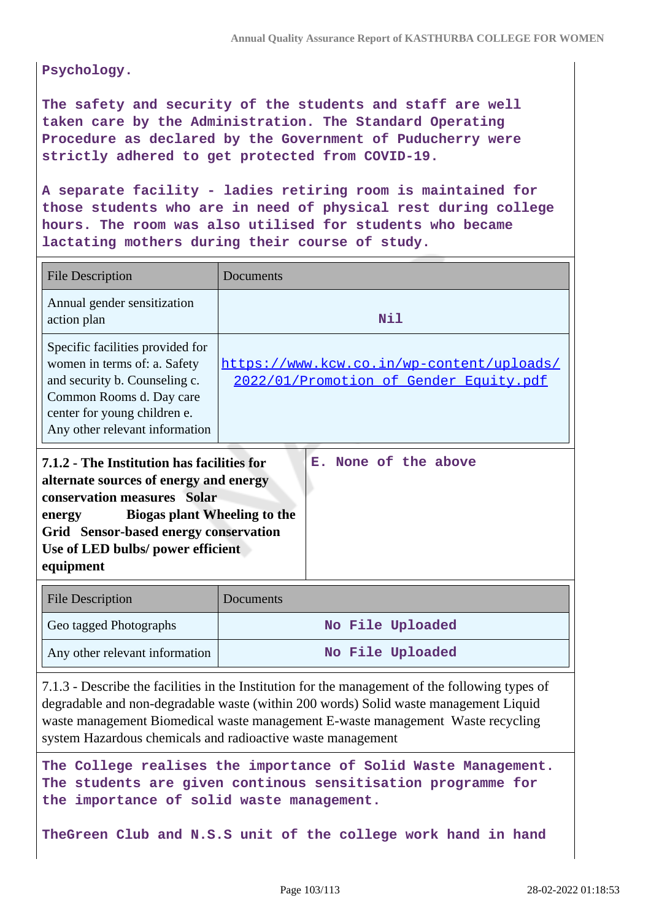Psychology.

The safety and security of the students and staff are well taken care by the Administration. The Standard Operating Procedure as declared by the Government of Puducherry were strictly adhered to get protected from COVID-19.

A separate facility - ladies retiring room is maintained for those students who are in need of physical rest during college hours. The room was also utilised for students who became lactating mothers during their course of study.

| File Description | Documents |
| --- | --- |
| Annual gender sensitization action plan | Nil |
| Specific facilities provided for women in terms of: a. Safety and security b. Counseling c. Common Rooms d. Day care center for young children e. Any other relevant information | https://www.kcw.co.in/wp-content/uploads/2022/01/Promotion_of_Gender_Equity.pdf |

| **7.1.2 - The Institution has facilities for alternate sources of energy and energy conservation measures Solar energy Biogas plant Wheeling to the Grid Sensor-based energy conservation Use of LED bulbs/ power efficient equipment** | E. None of the above |
| --- | --- |

| File Description | Documents |
| --- | --- |
| Geo tagged Photographs | No File Uploaded |
| Any other relevant information | No File Uploaded |

7.1.3 - Describe the facilities in the Institution for the management of the following types of degradable and non-degradable waste (within 200 words) Solid waste management Liquid waste management Biomedical waste management E-waste management Waste recycling system Hazardous chemicals and radioactive waste management

The College realises the importance of Solid Waste Management. The students are given continous sensitisation programme for the importance of solid waste management.

TheGreen Club and N.S.S unit of the college work hand in hand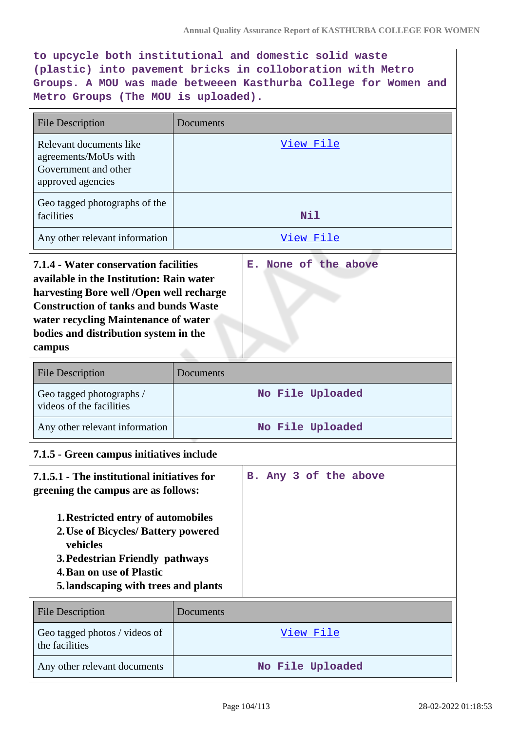to upcycle both institutional and domestic solid waste (plastic) into pavement bricks in colloboration with Metro Groups. A MOU was made betweeen Kasthurba College for Women and Metro Groups (The MOU is uploaded).

| File Description | Documents |
|---|---|
| Relevant documents like agreements/MoUs with Government and other approved agencies | View File |
| Geo tagged photographs of the facilities | Nil |
| Any other relevant information | View File |

**7.1.4 - Water conservation facilities available in the Institution: Rain water harvesting Bore well /Open well recharge Construction of tanks and bunds Waste water recycling Maintenance of water bodies and distribution system in the campus**

E. None of the above

| File Description | Documents |
|---|---|
| Geo tagged photographs / videos of the facilities | No File Uploaded |
| Any other relevant information | No File Uploaded |

**7.1.5 - Green campus initiatives include**

**7.1.5.1 - The institutional initiatives for greening the campus are as follows:**

1. **Restricted entry of automobiles**
2. **Use of Bicycles/ Battery powered vehicles**
3. **Pedestrian Friendly pathways**
4. **Ban on use of Plastic**
5. **landscaping with trees and plants**

B. Any 3 of the above

| File Description | Documents |
|---|---|
| Geo tagged photos / videos of the facilities | View File |
| Any other relevant documents | No File Uploaded |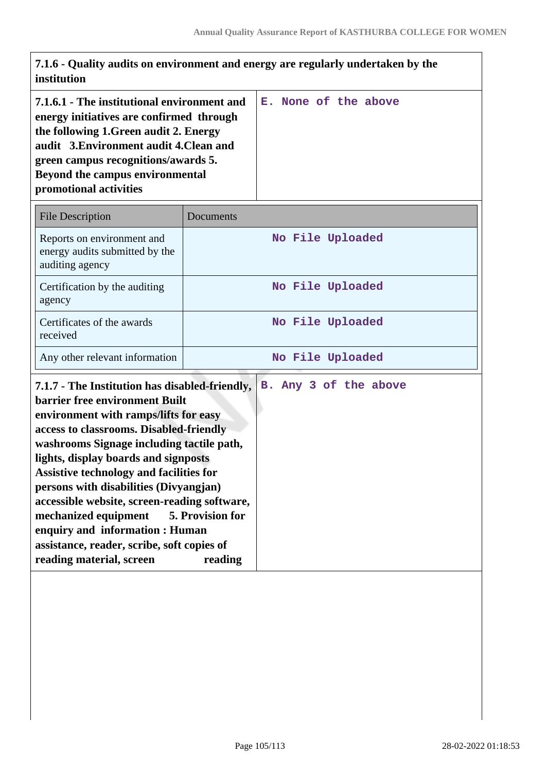**7.1.6 - Quality audits on environment and energy are regularly undertaken by the institution**

| **7.1.6.1 - The institutional environment and energy initiatives are confirmed through the following 1.Green audit 2. Energy audit 3.Environment audit 4.Clean and green campus recognitions/awards 5. Beyond the campus environmental promotional activities** | E. None of the above |
|---|---|

| File Description | Documents |
|---|---|
| Reports on environment and energy audits submitted by the auditing agency | No File Uploaded |
| Certification by the auditing agency | No File Uploaded |
| Certificates of the awards received | No File Uploaded |
| Any other relevant information | No File Uploaded |

| **7.1.7 - The Institution has disabled-friendly, barrier free environment Built environment with ramps/lifts for easy access to classrooms. Disabled-friendly washrooms Signage including tactile path, lights, display boards and signposts Assistive technology and facilities for persons with disabilities (Divyangjan) accessible website, screen-reading software, mechanized equipment 5. Provision for enquiry and information : Human assistance, reader, scribe, soft copies of reading material, screen reading** | B. Any 3 of the above |
|---|---|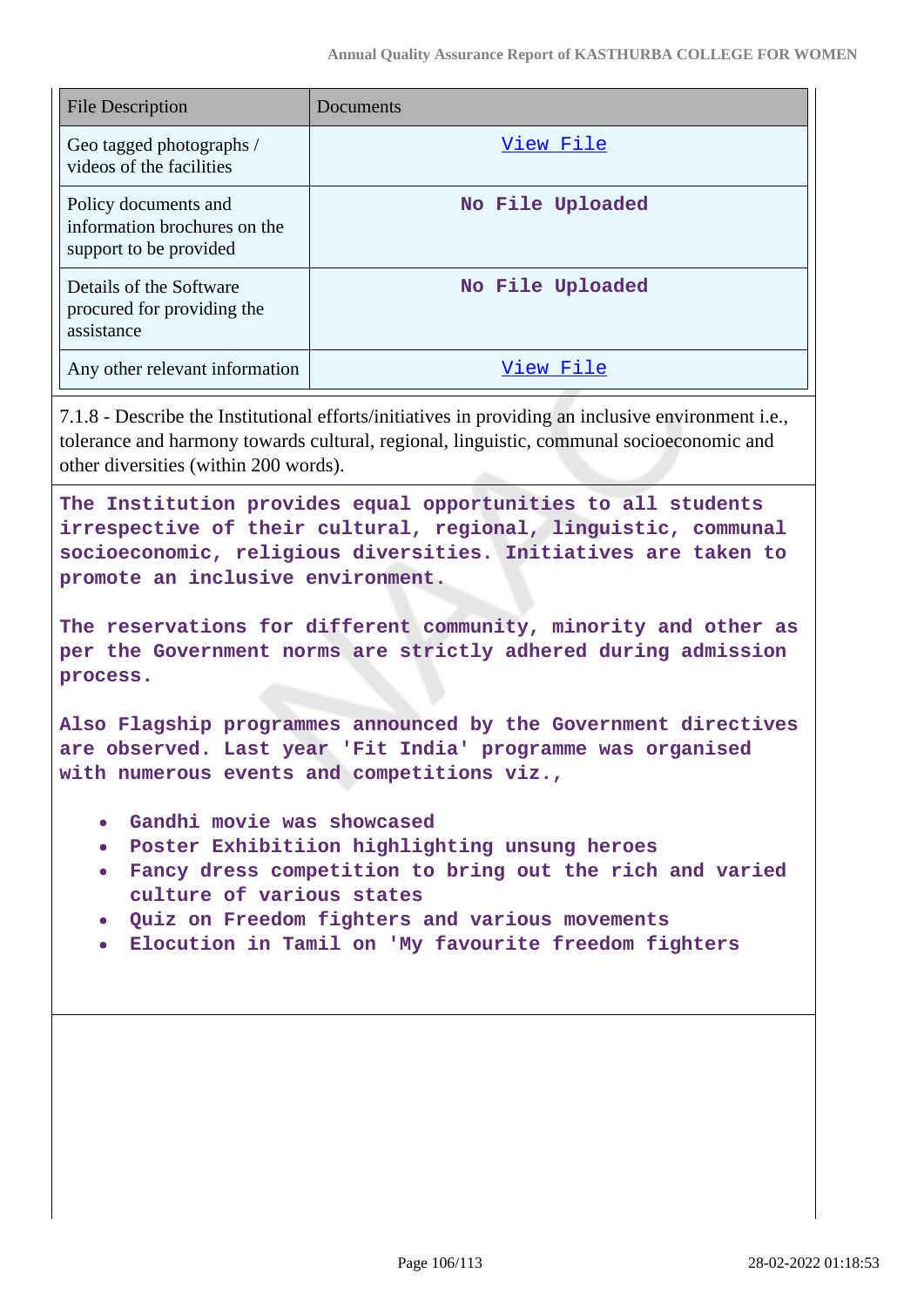| File Description | Documents |
|---|---|
| Geo tagged photographs / videos of the facilities | View File |
| Policy documents and information brochures on the support to be provided | No File Uploaded |
| Details of the Software procured for providing the assistance | No File Uploaded |
| Any other relevant information | View File |

7.1.8 - Describe the Institutional efforts/initiatives in providing an inclusive environment i.e., tolerance and harmony towards cultural, regional, linguistic, communal socioeconomic and other diversities (within 200 words).

**The Institution provides equal opportunities to all students irrespective of their cultural, regional, linguistic, communal socioeconomic, religious diversities. Initiatives are taken to promote an inclusive environment.**

**The reservations for different community, minority and other as per the Government norms are strictly adhered during admission process.**

**Also Flagship programmes announced by the Government directives are observed. Last year 'Fit India' programme was organised with numerous events and competitions viz.,**

- **Gandhi movie was showcased**
- **Poster Exhibitiion highlighting unsung heroes**
- **Fancy dress competition to bring out the rich and varied culture of various states**
- **Quiz on Freedom fighters and various movements**
- **Elocution in Tamil on 'My favourite freedom fighters**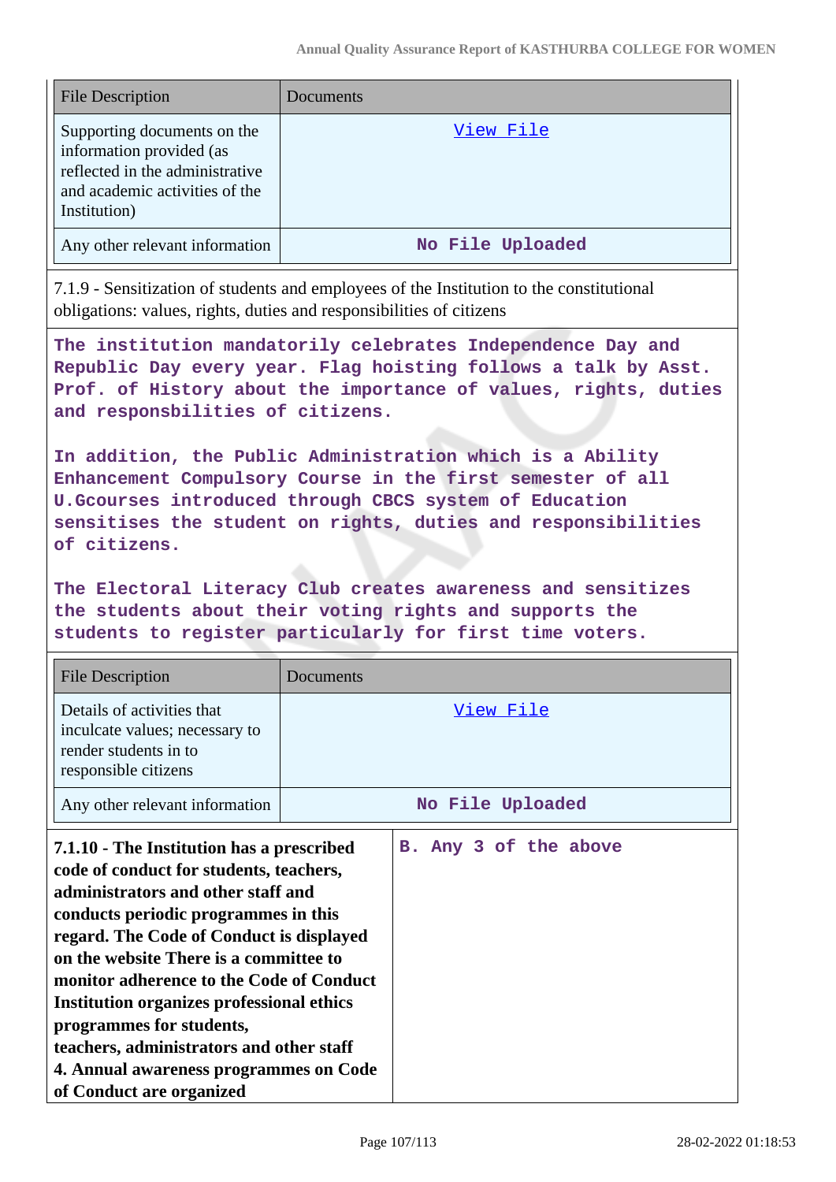| File Description | Documents |
|---|---|
| Supporting documents on the information provided (as reflected in the administrative and academic activities of the Institution) | View File |
| Any other relevant information | No File Uploaded |

7.1.9 - Sensitization of students and employees of the Institution to the constitutional obligations: values, rights, duties and responsibilities of citizens

The institution mandatorily celebrates Independence Day and Republic Day every year. Flag hoisting follows a talk by Asst. Prof. of History about the importance of values, rights, duties and responsbilities of citizens.

In addition, the Public Administration which is a Ability Enhancement Compulsory Course in the first semester of all U.Gcourses introduced through CBCS system of Education sensitises the student on rights, duties and responsibilities of citizens.

The Electoral Literacy Club creates awareness and sensitizes the students about their voting rights and supports the students to register particularly for first time voters.

| File Description | Documents |
|---|---|
| Details of activities that inculcate values; necessary to render students in to responsible citizens | View File |
| Any other relevant information | No File Uploaded |

| **7.1.10 - The Institution has a prescribed code of conduct for students, teachers, administrators and other staff and conducts periodic programmes in this regard. The Code of Conduct is displayed on the website There is a committee to monitor adherence to the Code of Conduct Institution organizes professional ethics programmes for students, teachers, administrators and other staff 4. Annual awareness programmes on Code of Conduct are organized** | B. Any 3 of the above |
|---|---|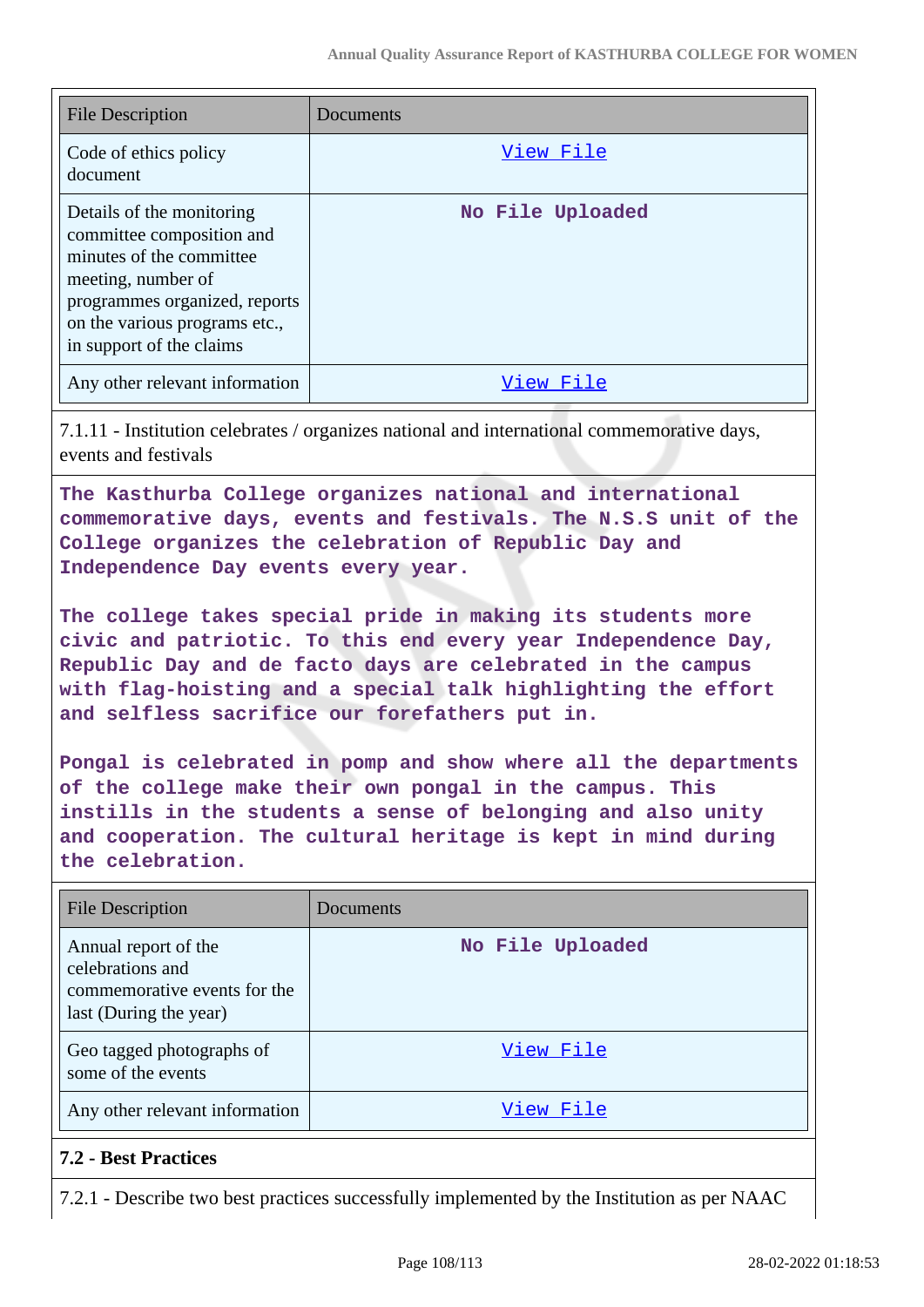| File Description | Documents |
| --- | --- |
| Code of ethics policy document | View File |
| Details of the monitoring committee composition and minutes of the committee meeting, number of programmes organized, reports on the various programs etc., in support of the claims | No File Uploaded |
| Any other relevant information | View File |

7.1.11 - Institution celebrates / organizes national and international commemorative days, events and festivals

**The Kasthurba College organizes national and international commemorative days, events and festivals. The N.S.S unit of the College organizes the celebration of Republic Day and Independence Day events every year.**

**The college takes special pride in making its students more civic and patriotic. To this end every year Independence Day, Republic Day and de facto days are celebrated in the campus with flag-hoisting and a special talk highlighting the effort and selfless sacrifice our forefathers put in.**

**Pongal is celebrated in pomp and show where all the departments of the college make their own pongal in the campus. This instills in the students a sense of belonging and also unity and cooperation. The cultural heritage is kept in mind during the celebration.**

| File Description | Documents |
| --- | --- |
| Annual report of the celebrations and commemorative events for the last (During the year) | No File Uploaded |
| Geo tagged photographs of some of the events | View File |
| Any other relevant information | View File |

## 7.2 - Best Practices

7.2.1 - Describe two best practices successfully implemented by the Institution as per NAAC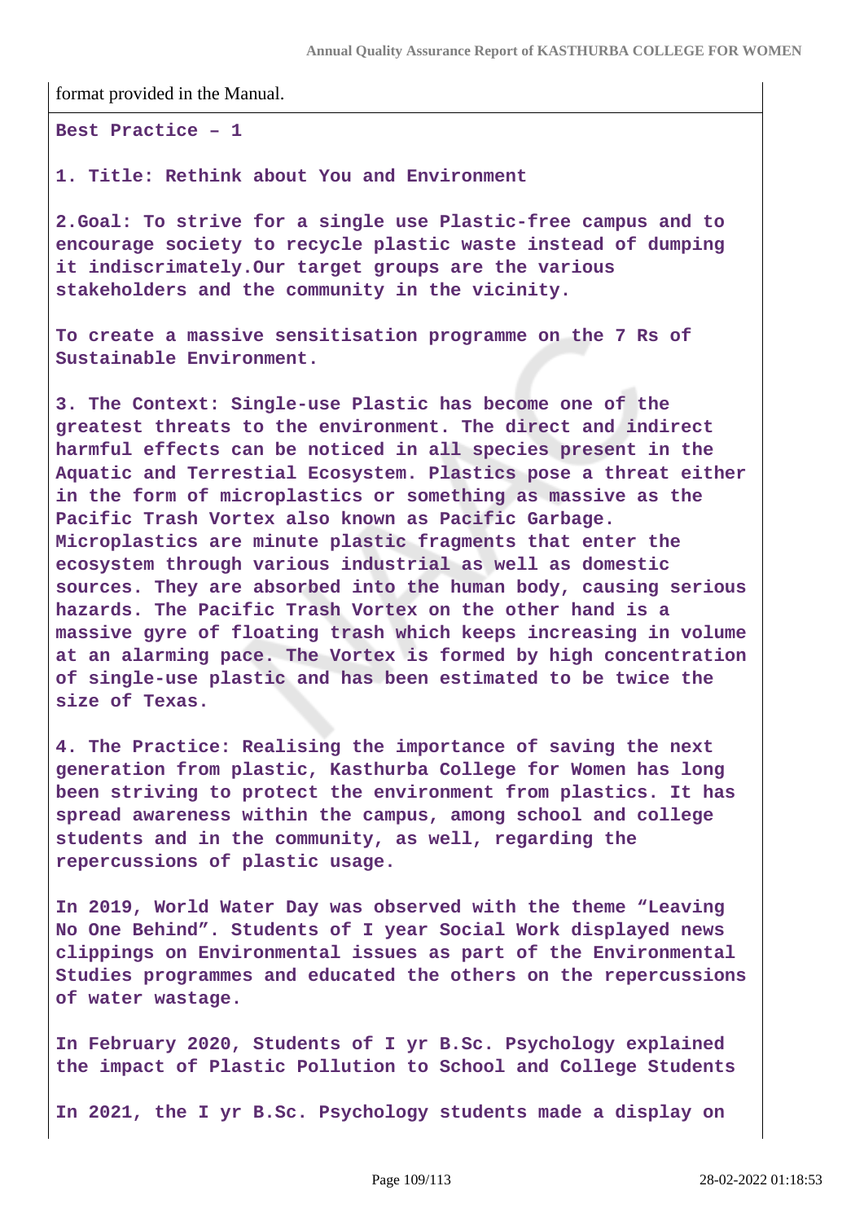format provided in the Manual.

**Best Practice – 1**

**1. Title: Rethink about You and Environment**

**2.Goal: To strive for a single use Plastic-free campus and to encourage society to recycle plastic waste instead of dumping it indiscrimately.Our target groups are the various stakeholders and the community in the vicinity.**

**To create a massive sensitisation programme on the 7 Rs of Sustainable Environment.**

**3. The Context: Single-use Plastic has become one of the greatest threats to the environment. The direct and indirect harmful effects can be noticed in all species present in the Aquatic and Terrestial Ecosystem. Plastics pose a threat either in the form of microplastics or something as massive as the Pacific Trash Vortex also known as Pacific Garbage. Microplastics are minute plastic fragments that enter the ecosystem through various industrial as well as domestic sources. They are absorbed into the human body, causing serious hazards. The Pacific Trash Vortex on the other hand is a massive gyre of floating trash which keeps increasing in volume at an alarming pace. The Vortex is formed by high concentration of single-use plastic and has been estimated to be twice the size of Texas.**

**4. The Practice: Realising the importance of saving the next generation from plastic, Kasthurba College for Women has long been striving to protect the environment from plastics. It has spread awareness within the campus, among school and college students and in the community, as well, regarding the repercussions of plastic usage.**

**In 2019, World Water Day was observed with the theme "Leaving No One Behind". Students of I year Social Work displayed news clippings on Environmental issues as part of the Environmental Studies programmes and educated the others on the repercussions of water wastage.**

**In February 2020, Students of I yr B.Sc. Psychology explained the impact of Plastic Pollution to School and College Students**

**In 2021, the I yr B.Sc. Psychology students made a display on**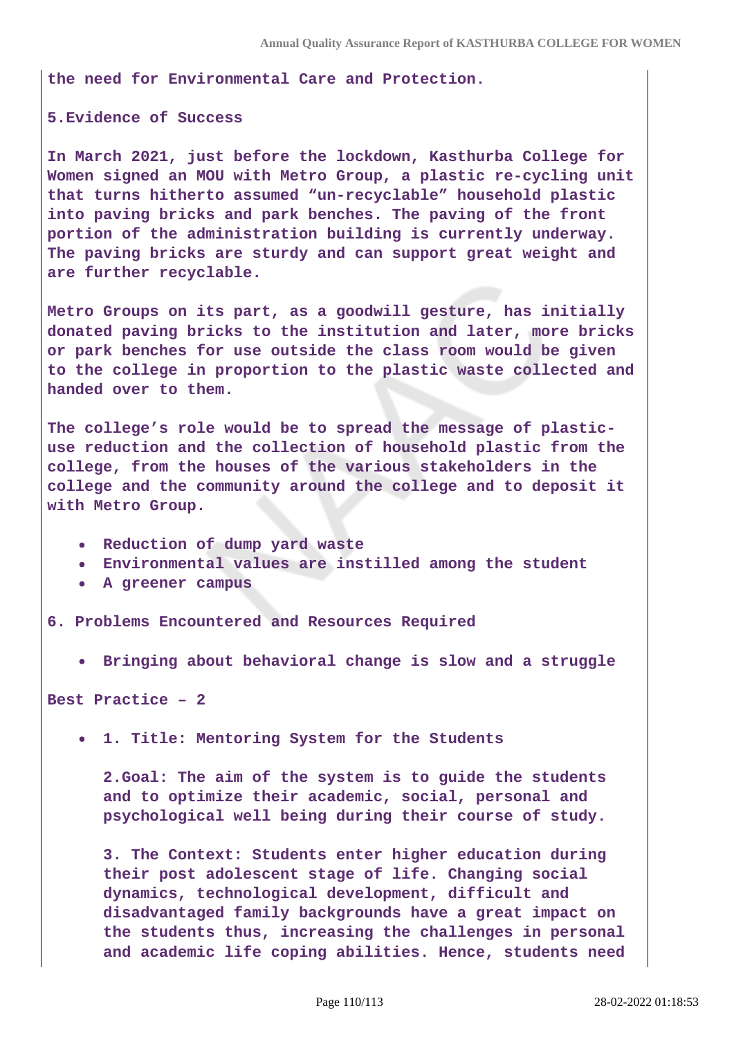the need for Environmental Care and Protection.

**5.Evidence of Success**

In March 2021, just before the lockdown, Kasthurba College for Women signed an MOU with Metro Group, a plastic re-cycling unit that turns hitherto assumed “un-recyclable” household plastic into paving bricks and park benches. The paving of the front portion of the administration building is currently underway. The paving bricks are sturdy and can support great weight and are further recyclable.

Metro Groups on its part, as a goodwill gesture, has initially donated paving bricks to the institution and later, more bricks or park benches for use outside the class room would be given to the college in proportion to the plastic waste collected and handed over to them.

The college’s role would be to spread the message of plastic-use reduction and the collection of household plastic from the college, from the houses of the various stakeholders in the college and the community around the college and to deposit it with Metro Group.

- Reduction of dump yard waste
- Environmental values are instilled among the student
- A greener campus

**6. Problems Encountered and Resources Required**

- Bringing about behavioral change is slow and a struggle

**Best Practice – 2**

- 1. Title: Mentoring System for the Students

  2.Goal: The aim of the system is to guide the students and to optimize their academic, social, personal and psychological well being during their course of study.

  3. The Context: Students enter higher education during their post adolescent stage of life. Changing social dynamics, technological development, difficult and disadvantaged family backgrounds have a great impact on the students thus, increasing the challenges in personal and academic life coping abilities. Hence, students need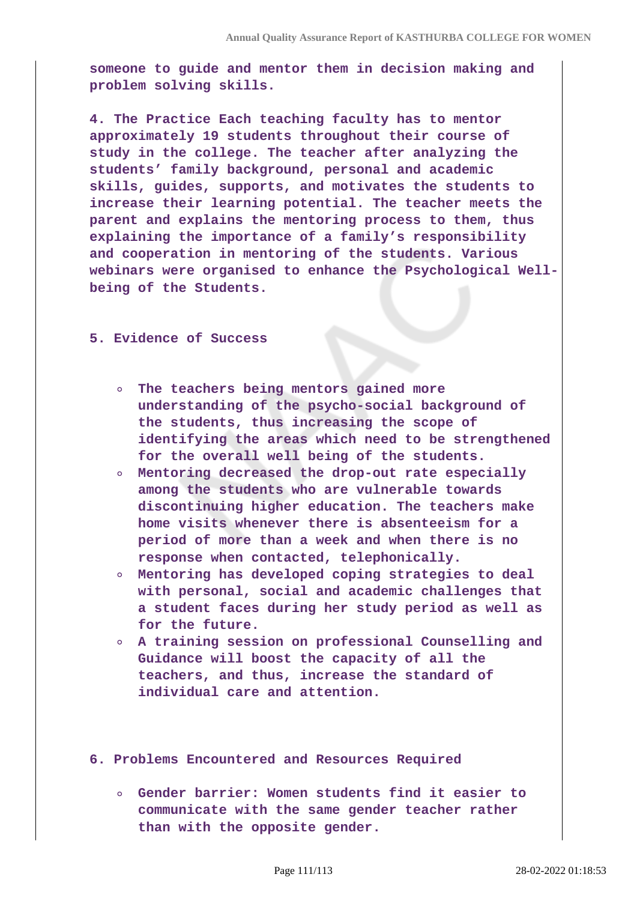**someone to guide and mentor them in decision making and problem solving skills.**

**4. The Practice Each teaching faculty has to mentor approximately 19 students throughout their course of study in the college. The teacher after analyzing the students' family background, personal and academic skills, guides, supports, and motivates the students to increase their learning potential. The teacher meets the parent and explains the mentoring process to them, thus explaining the importance of a family's responsibility and cooperation in mentoring of the students. Various webinars were organised to enhance the Psychological Well-being of the Students.**

**5. Evidence of Success**

- **The teachers being mentors gained more understanding of the psycho-social background of the students, thus increasing the scope of identifying the areas which need to be strengthened for the overall well being of the students.**
- **Mentoring decreased the drop-out rate especially among the students who are vulnerable towards discontinuing higher education. The teachers make home visits whenever there is absenteeism for a period of more than a week and when there is no response when contacted, telephonically.**
- **Mentoring has developed coping strategies to deal with personal, social and academic challenges that a student faces during her study period as well as for the future.**
- **A training session on professional Counselling and Guidance will boost the capacity of all the teachers, and thus, increase the standard of individual care and attention.**

**6. Problems Encountered and Resources Required**

- **Gender barrier: Women students find it easier to communicate with the same gender teacher rather than with the opposite gender.**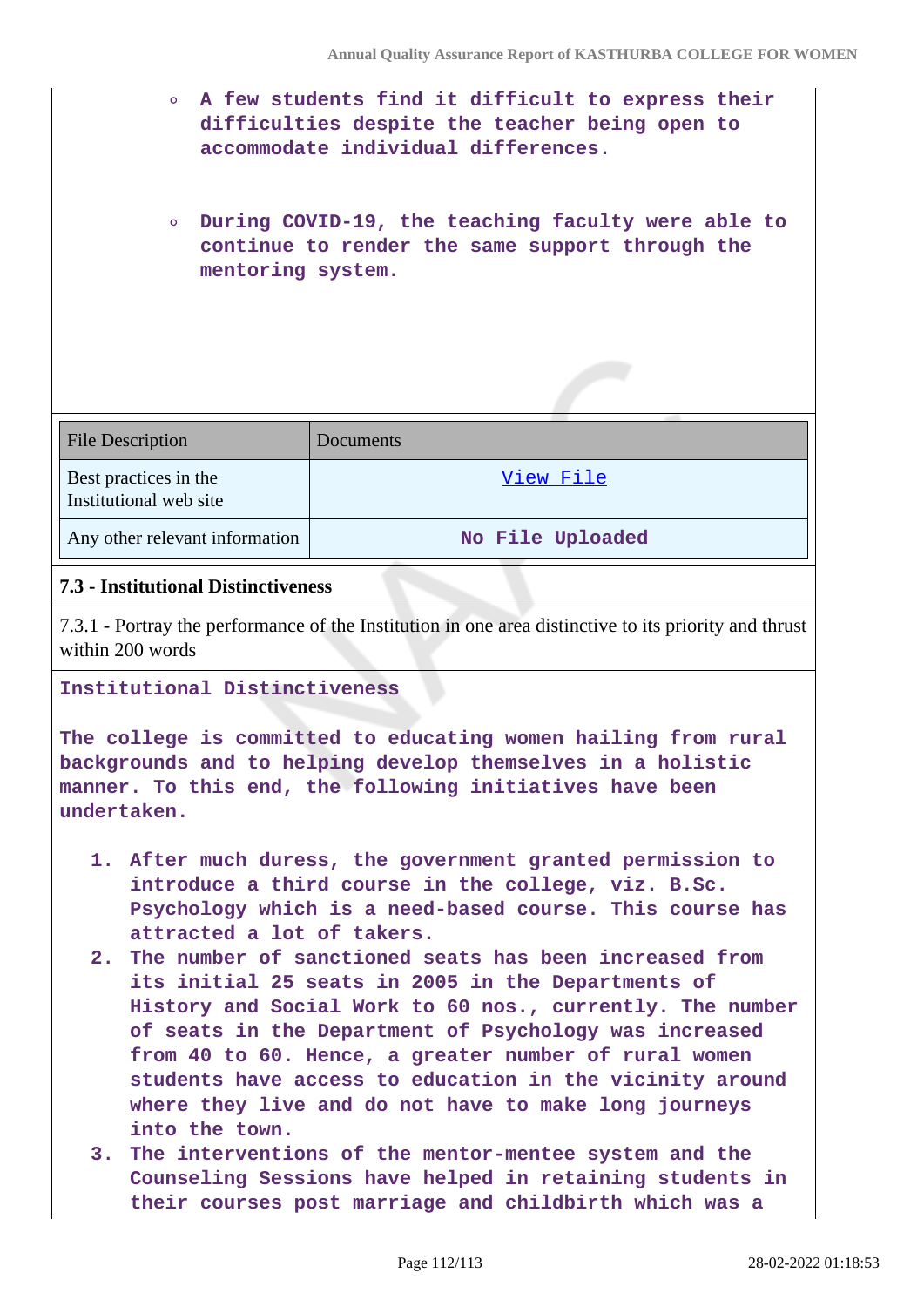- A few students find it difficult to express their difficulties despite the teacher being open to accommodate individual differences.

- During COVID-19, the teaching faculty were able to continue to render the same support through the mentoring system.

| File Description | Documents |
|---|---|
| Best practices in the Institutional web site | View File |
| Any other relevant information | No File Uploaded |

### 7.3 - Institutional Distinctiveness

7.3.1 - Portray the performance of the Institution in one area distinctive to its priority and thrust within 200 words

**Institutional Distinctiveness**

**The college is committed to educating women hailing from rural backgrounds and to helping develop themselves in a holistic manner. To this end, the following initiatives have been undertaken.**

1. After much duress, the government granted permission to introduce a third course in the college, viz. B.Sc. Psychology which is a need-based course. This course has attracted a lot of takers.
2. The number of sanctioned seats has been increased from its initial 25 seats in 2005 in the Departments of History and Social Work to 60 nos., currently. The number of seats in the Department of Psychology was increased from 40 to 60. Hence, a greater number of rural women students have access to education in the vicinity around where they live and do not have to make long journeys into the town.
3. The interventions of the mentor-mentee system and the Counseling Sessions have helped in retaining students in their courses post marriage and childbirth which was a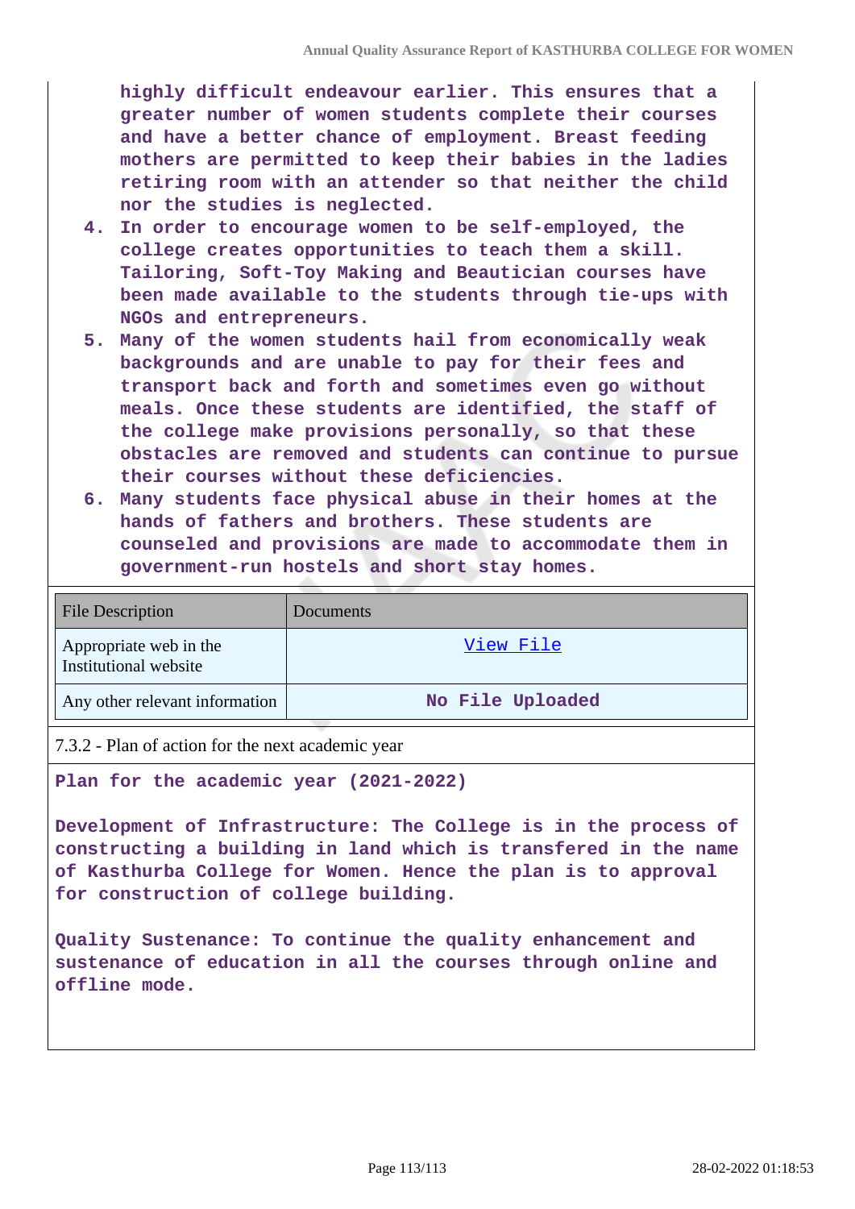highly difficult endeavour earlier. This ensures that a greater number of women students complete their courses and have a better chance of employment. Breast feeding mothers are permitted to keep their babies in the ladies retiring room with an attender so that neither the child nor the studies is neglected.

4. In order to encourage women to be self-employed, the college creates opportunities to teach them a skill. Tailoring, Soft-Toy Making and Beautician courses have been made available to the students through tie-ups with NGOs and entrepreneurs.
5. Many of the women students hail from economically weak backgrounds and are unable to pay for their fees and transport back and forth and sometimes even go without meals. Once these students are identified, the staff of the college make provisions personally, so that these obstacles are removed and students can continue to pursue their courses without these deficiencies.
6. Many students face physical abuse in their homes at the hands of fathers and brothers. These students are counseled and provisions are made to accommodate them in government-run hostels and short stay homes.

| File Description | Documents |
|---|---|
| Appropriate web in the Institutional website | View File |
| Any other relevant information | No File Uploaded |

7.3.2 - Plan of action for the next academic year

**Plan for the academic year (2021-2022)**

**Development of Infrastructure: The College is in the process of constructing a building in land which is transfered in the name of Kasthurba College for Women. Hence the plan is to approval for construction of college building.**

**Quality Sustenance: To continue the quality enhancement and sustenance of education in all the courses through online and offline mode.**